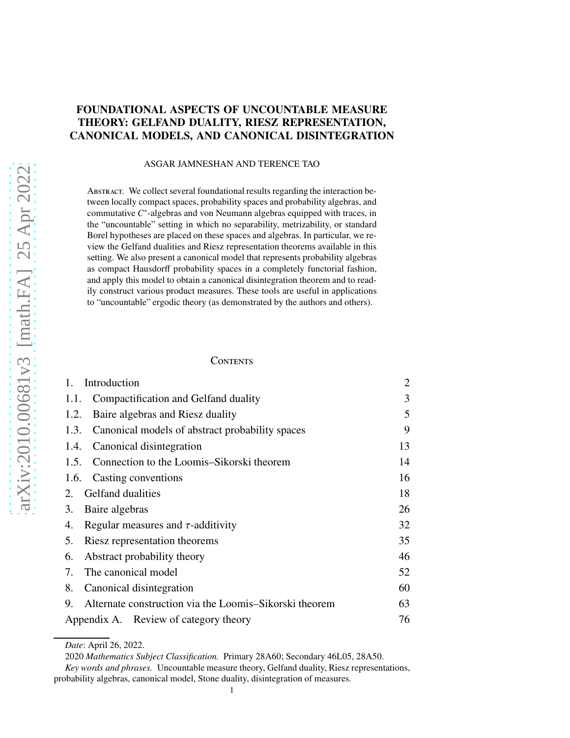# FOUNDATIONAL ASPECTS OF UNCOUNTABLE MEASURE THEORY: GELFAND DUALITY, RIESZ REPRESENTATION, CANONICAL MODELS, AND CANONICAL DISINTEGRATION

ASGAR JAMNESHAN AND TERENCE TAO

Abstract. We collect several foundational results regarding the interaction between locally compact spaces, probability spaces and probability algebras, and commutative $C^*$-algebras and von Neumann algebras equipped with traces, in the "uncountable" setting in which no separability, metrizability, or standard Borel hypotheses are placed on these spaces and algebras. In particular, we review the Gelfand dualities and Riesz representation theorems available in this setting. We also present a canonical model that represents probability algebras as compact Hausdorff probability spaces in a completely functorial fashion, and apply this model to obtain a canonical disintegration theorem and to readily construct various product measures. These tools are useful in applications to "uncountable" ergodic theory (as demonstrated by the authors and others).

Contents

| | | |
|---|---|---|
| 1. | Introduction | 2 |
| 1.1. | Compactification and Gelfand duality | 3 |
| 1.2. | Baire algebras and Riesz duality | 5 |
| 1.3. | Canonical models of abstract probability spaces | 9 |
| 1.4. | Canonical disintegration | 13 |
| 1.5. | Connection to the Loomis–Sikorski theorem | 14 |
| 1.6. | Casting conventions | 16 |
| 2. | Gelfand dualities | 18 |
| 3. | Baire algebras | 26 |
| 4. | Regular measures and $\tau$-additivity | 32 |
| 5. | Riesz representation theorems | 35 |
| 6. | Abstract probability theory | 46 |
| 7. | The canonical model | 52 |
| 8. | Canonical disintegration | 60 |
| 9. | Alternate construction via the Loomis–Sikorski theorem | 63 |
| Appendix A. | Review of category theory | 76 |

*Date*: April 26, 2022.

2020 *Mathematics Subject Classification.* Primary 28A60; Secondary 46L05, 28A50.

*Key words and phrases.* Uncountable measure theory, Gelfand duality, Riesz representations, probability algebras, canonical model, Stone duality, disintegration of measures.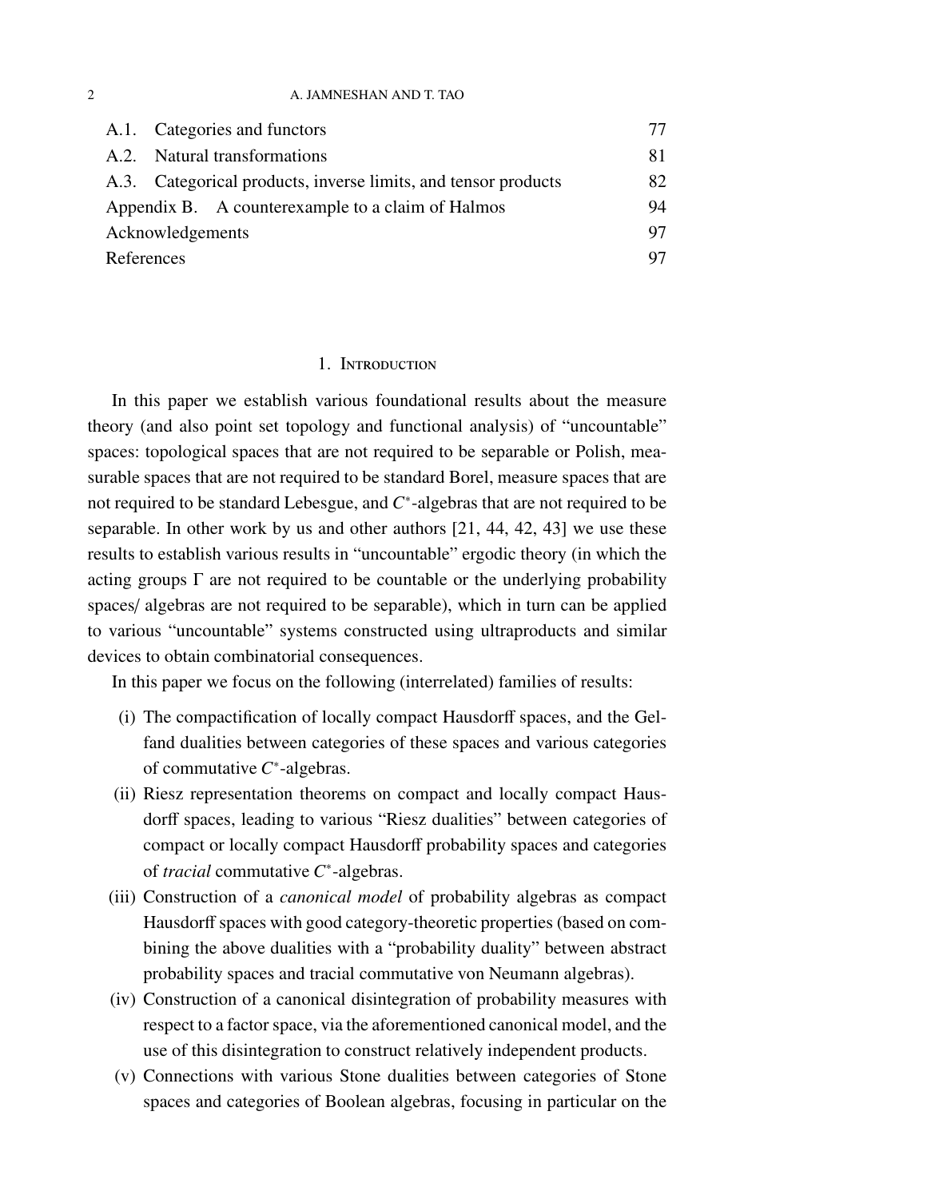| | |
|---|---|
| A.1. Categories and functors | 77 |
| A.2. Natural transformations | 81 |
| A.3. Categorical products, inverse limits, and tensor products | 82 |
| Appendix B. A counterexample to a claim of Halmos | 94 |
| Acknowledgements | 97 |
| References | 97 |

## 1. Introduction

In this paper we establish various foundational results about the measure theory (and also point set topology and functional analysis) of "uncountable" spaces: topological spaces that are not required to be separable or Polish, measurable spaces that are not required to be standard Borel, measure spaces that are not required to be standard Lebesgue, and $C^*$-algebras that are not required to be separable. In other work by us and other authors [21, 44, 42, 43] we use these results to establish various results in "uncountable" ergodic theory (in which the acting groups $\Gamma$ are not required to be countable or the underlying probability spaces/ algebras are not required to be separable), which in turn can be applied to various "uncountable" systems constructed using ultraproducts and similar devices to obtain combinatorial consequences.

In this paper we focus on the following (interrelated) families of results:

(i) The compactification of locally compact Hausdorff spaces, and the Gelfand dualities between categories of these spaces and various categories of commutative $C^*$-algebras.

(ii) Riesz representation theorems on compact and locally compact Hausdorff spaces, leading to various "Riesz dualities" between categories of compact or locally compact Hausdorff probability spaces and categories of *tracial* commutative $C^*$-algebras.

(iii) Construction of a *canonical model* of probability algebras as compact Hausdorff spaces with good category-theoretic properties (based on combining the above dualities with a "probability duality" between abstract probability spaces and tracial commutative von Neumann algebras).

(iv) Construction of a canonical disintegration of probability measures with respect to a factor space, via the aforementioned canonical model, and the use of this disintegration to construct relatively independent products.

(v) Connections with various Stone dualities between categories of Stone spaces and categories of Boolean algebras, focusing in particular on the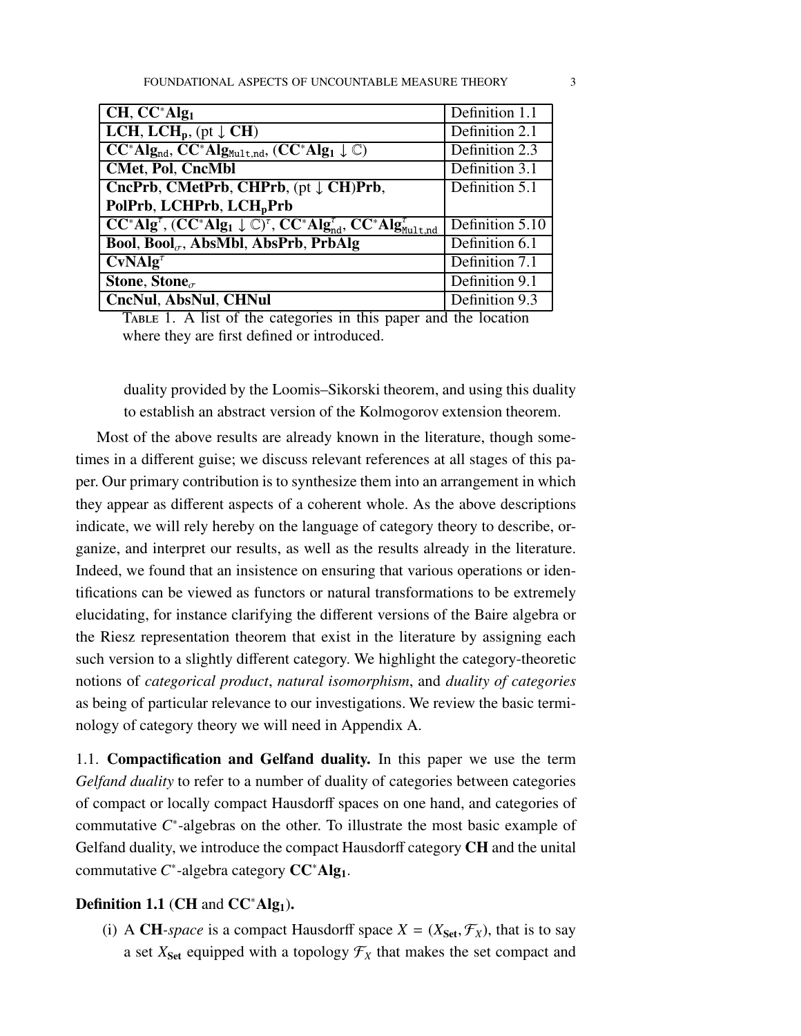| | |
|---|---|
| **CH**, $\mathbf{CC^*Alg_1}$ | Definition 1.1 |
| **LCH**, $\mathbf{LCH_p}$, (pt $\downarrow$ **CH**) | Definition 2.1 |
| $\mathbf{CC^*Alg_{nd}}$, $\mathbf{CC^*Alg_{\mathtt{Mult,nd}}}$, ($\mathbf{CC^*Alg_1} \downarrow \mathbb{C}$) | Definition 2.3 |
| **CMet**, **Pol**, **CncMbl** | Definition 3.1 |
| **CncPrb**, **CMetPrb**, **CHPrb**, (pt $\downarrow$ **CH**)**Prb**, **PolPrb**, **LCHPrb**, $\mathbf{LCH_pPrb}$ | Definition 5.1 |
| $\mathbf{CC^*Alg}^\tau$, $(\mathbf{CC^*Alg_1} \downarrow \mathbb{C})^\tau$, $\mathbf{CC^*Alg}^\tau_{\mathbf{nd}}$, $\mathbf{CC^*Alg}^\tau_{\mathtt{Mult,nd}}$ | Definition 5.10 |
| **Bool**, $\mathbf{Bool}_\sigma$, **AbsMbl**, **AbsPrb**, **PrbAlg** | Definition 6.1 |
| $\mathbf{CvNAlg}^\tau$ | Definition 7.1 |
| **Stone**, $\mathbf{Stone}_\sigma$ | Definition 9.1 |
| **CncNul**, **AbsNul**, **CHNul** | Definition 9.3 |

TABLE 1. A list of the categories in this paper and the location where they are first defined or introduced.

duality provided by the Loomis–Sikorski theorem, and using this duality to establish an abstract version of the Kolmogorov extension theorem.

Most of the above results are already known in the literature, though sometimes in a different guise; we discuss relevant references at all stages of this paper. Our primary contribution is to synthesize them into an arrangement in which they appear as different aspects of a coherent whole. As the above descriptions indicate, we will rely hereby on the language of category theory to describe, organize, and interpret our results, as well as the results already in the literature. Indeed, we found that an insistence on ensuring that various operations or identifications can be viewed as functors or natural transformations to be extremely elucidating, for instance clarifying the different versions of the Baire algebra or the Riesz representation theorem that exist in the literature by assigning each such version to a slightly different category. We highlight the category-theoretic notions of *categorical product*, *natural isomorphism*, and *duality of categories* as being of particular relevance to our investigations. We review the basic terminology of category theory we will need in Appendix A.

### 1.1. Compactification and Gelfand duality.

In this paper we use the term *Gelfand duality* to refer to a number of duality of categories between categories of compact or locally compact Hausdorff spaces on one hand, and categories of commutative $C^*$-algebras on the other. To illustrate the most basic example of Gelfand duality, we introduce the compact Hausdorff category **CH** and the unital commutative $C^*$-algebra category $\mathbf{CC^*Alg_1}$.

**Definition 1.1** (**CH** and $\mathbf{CC^*Alg_1}$).

(i) A **CH**-*space* is a compact Hausdorff space $X = (X_{\mathbf{Set}}, \mathcal{F}_X)$, that is to say a set $X_{\mathbf{Set}}$ equipped with a topology $\mathcal{F}_X$ that makes the set compact and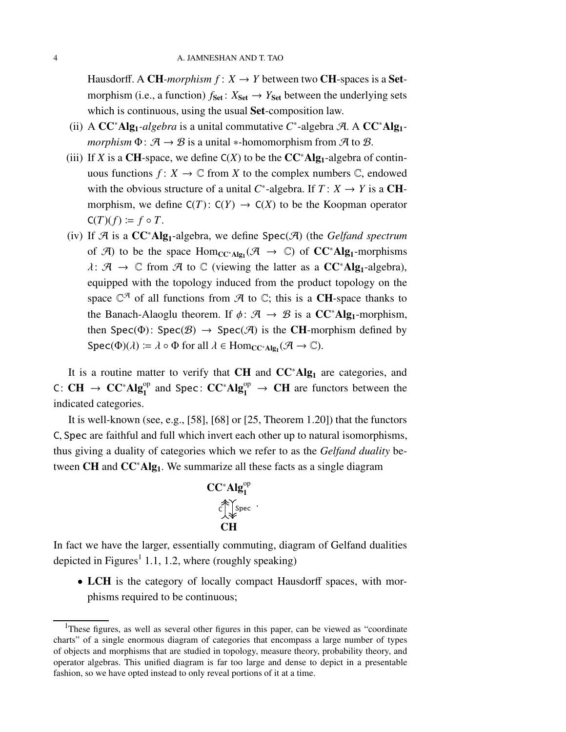Hausdorff. A **CH**-*morphism* $f\colon X \to Y$ between two **CH**-spaces is a **Set**-morphism (i.e., a function) $f_{\mathbf{Set}}\colon X_{\mathbf{Set}} \to Y_{\mathbf{Set}}$ between the underlying sets which is continuous, using the usual **Set**-composition law.

(ii) A $\mathbf{CC^*Alg_1}$-*algebra* is a unital commutative $C^*$-algebra $\mathcal{A}$. A $\mathbf{CC^*Alg_1}$-*morphism* $\Phi\colon \mathcal{A} \to \mathcal{B}$ is a unital $*$-homomorphism from $\mathcal{A}$ to $\mathcal{B}$.

(iii) If $X$ is a **CH**-space, we define $\mathsf{C}(X)$ to be the $\mathbf{CC^*Alg_1}$-algebra of continuous functions $f\colon X \to \mathbb{C}$ from $X$ to the complex numbers $\mathbb{C}$, endowed with the obvious structure of a unital $C^*$-algebra. If $T\colon X \to Y$ is a **CH**-morphism, we define $\mathsf{C}(T)\colon \mathsf{C}(Y) \to \mathsf{C}(X)$ to be the Koopman operator $\mathsf{C}(T)(f) := f \circ T$.

(iv) If $\mathcal{A}$ is a $\mathbf{CC^*Alg_1}$-algebra, we define $\mathsf{Spec}(\mathcal{A})$ (the *Gelfand spectrum* of $\mathcal{A}$) to be the space $\mathrm{Hom}_{\mathbf{CC^*Alg_1}}(\mathcal{A} \to \mathbb{C})$ of $\mathbf{CC^*Alg_1}$-morphisms $\lambda\colon \mathcal{A} \to \mathbb{C}$ from $\mathcal{A}$ to $\mathbb{C}$ (viewing the latter as a $\mathbf{CC^*Alg_1}$-algebra), equipped with the topology induced from the product topology on the space $\mathbb{C}^{\mathcal{A}}$ of all functions from $\mathcal{A}$ to $\mathbb{C}$; this is a **CH**-space thanks to the Banach-Alaoglu theorem. If $\phi\colon \mathcal{A} \to \mathcal{B}$ is a $\mathbf{CC^*Alg_1}$-morphism, then $\mathsf{Spec}(\Phi)\colon \mathsf{Spec}(\mathcal{B}) \to \mathsf{Spec}(\mathcal{A})$ is the **CH**-morphism defined by $\mathsf{Spec}(\Phi)(\lambda) := \lambda \circ \Phi$ for all $\lambda \in \mathrm{Hom}_{\mathbf{CC^*Alg_1}}(\mathcal{A} \to \mathbb{C})$.

It is a routine matter to verify that **CH** and $\mathbf{CC^*Alg_1}$ are categories, and $\mathsf{C}\colon \mathbf{CH} \to \mathbf{CC^*Alg_1^{op}}$ and $\mathsf{Spec}\colon \mathbf{CC^*Alg_1^{op}} \to \mathbf{CH}$ are functors between the indicated categories.

It is well-known (see, e.g., [58], [68] or [25, Theorem 1.20]) that the functors $\mathsf{C}, \mathsf{Spec}$ are faithful and full which invert each other up to natural isomorphisms, thus giving a duality of categories which we refer to as the *Gelfand duality* between **CH** and $\mathbf{CC^*Alg_1}$. We summarize all these facts as a single diagram

$$\begin{array}{c} \mathbf{CC^*Alg_1^{op}} \\ \mathsf{C}\big\uparrow\big\downarrow\mathsf{Spec} \\ \mathbf{CH} \end{array} .$$

In fact we have the larger, essentially commuting, diagram of Gelfand dualities depicted in Figures[1] 1.1, 1.2, where (roughly speaking)

- **LCH** is the category of locally compact Hausdorff spaces, with morphisms required to be continuous;

[1] These figures, as well as several other figures in this paper, can be viewed as "coordinate charts" of a single enormous diagram of categories that encompass a large number of types of objects and morphisms that are studied in topology, measure theory, probability theory, and operator algebras. This unified diagram is far too large and dense to depict in a presentable fashion, so we have opted instead to only reveal portions of it at a time.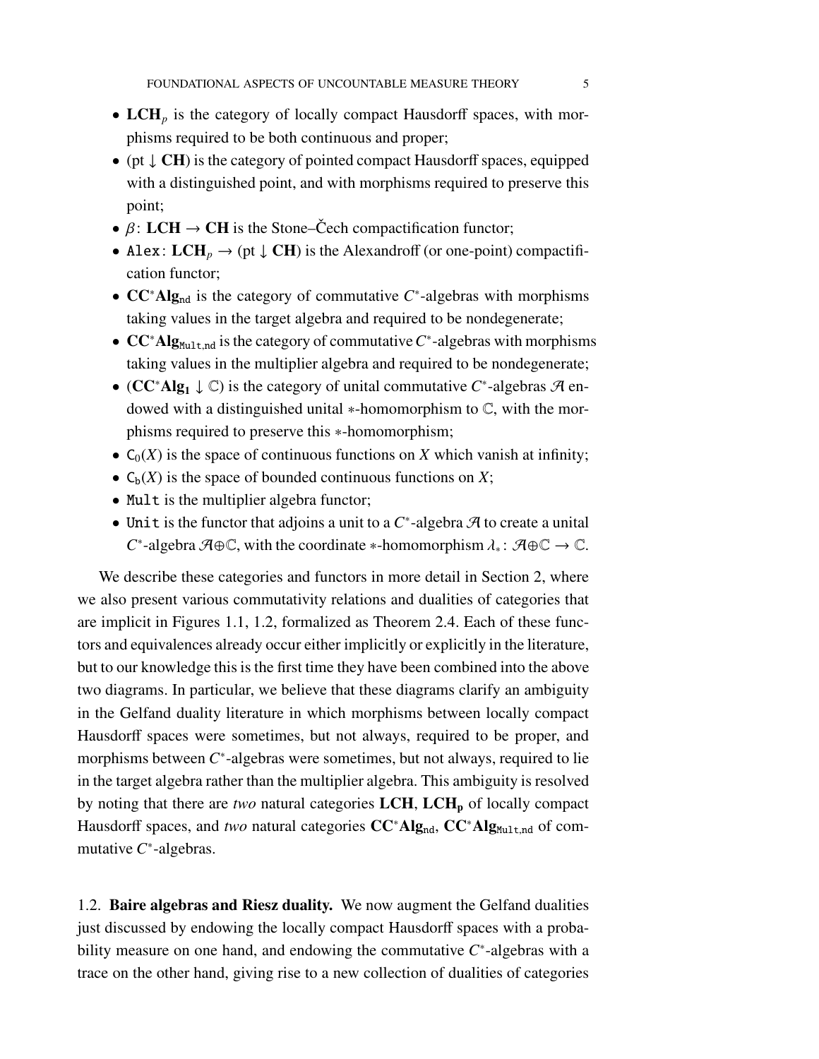- $\mathbf{LCH}_p$ is the category of locally compact Hausdorff spaces, with morphisms required to be both continuous and proper;
- $(\mathrm{pt} \downarrow \mathbf{CH})$ is the category of pointed compact Hausdorff spaces, equipped with a distinguished point, and with morphisms required to preserve this point;
- $\beta \colon \mathbf{LCH} \to \mathbf{CH}$ is the Stone–Čech compactification functor;
- $\mathtt{Alex} \colon \mathbf{LCH}_p \to (\mathrm{pt} \downarrow \mathbf{CH})$ is the Alexandroff (or one-point) compactification functor;
- $\mathbf{CC^*Alg}_{\mathtt{nd}}$ is the category of commutative $C^*$-algebras with morphisms taking values in the target algebra and required to be nondegenerate;
- $\mathbf{CC^*Alg}_{\mathtt{Mult,nd}}$ is the category of commutative $C^*$-algebras with morphisms taking values in the multiplier algebra and required to be nondegenerate;
- $(\mathbf{CC^*Alg_1} \downarrow \mathbb{C})$ is the category of unital commutative $C^*$-algebras $\mathcal{A}$ endowed with a distinguished unital $*$-homomorphism to $\mathbb{C}$, with the morphisms required to preserve this $*$-homomorphism;
- $\mathsf{C}_0(X)$ is the space of continuous functions on $X$ which vanish at infinity;
- $\mathsf{C}_\mathrm{b}(X)$ is the space of bounded continuous functions on $X$;
- $\mathtt{Mult}$ is the multiplier algebra functor;
- $\mathtt{Unit}$ is the functor that adjoins a unit to a $C^*$-algebra $\mathcal{A}$ to create a unital $C^*$-algebra $\mathcal{A} \oplus \mathbb{C}$, with the coordinate $*$-homomorphism $\lambda_* \colon \mathcal{A} \oplus \mathbb{C} \to \mathbb{C}$.

We describe these categories and functors in more detail in Section 2, where we also present various commutativity relations and dualities of categories that are implicit in Figures 1.1, 1.2, formalized as Theorem 2.4. Each of these functors and equivalences already occur either implicitly or explicitly in the literature, but to our knowledge this is the first time they have been combined into the above two diagrams. In particular, we believe that these diagrams clarify an ambiguity in the Gelfand duality literature in which morphisms between locally compact Hausdorff spaces were sometimes, but not always, required to be proper, and morphisms between $C^*$-algebras were sometimes, but not always, required to lie in the target algebra rather than the multiplier algebra. This ambiguity is resolved by noting that there are *two* natural categories $\mathbf{LCH}$, $\mathbf{LCH_p}$ of locally compact Hausdorff spaces, and *two* natural categories $\mathbf{CC^*Alg}_{\mathtt{nd}}$, $\mathbf{CC^*Alg}_{\mathtt{Mult,nd}}$ of commutative $C^*$-algebras.

1.2. **Baire algebras and Riesz duality.** We now augment the Gelfand dualities just discussed by endowing the locally compact Hausdorff spaces with a probability measure on one hand, and endowing the commutative $C^*$-algebras with a trace on the other hand, giving rise to a new collection of dualities of categories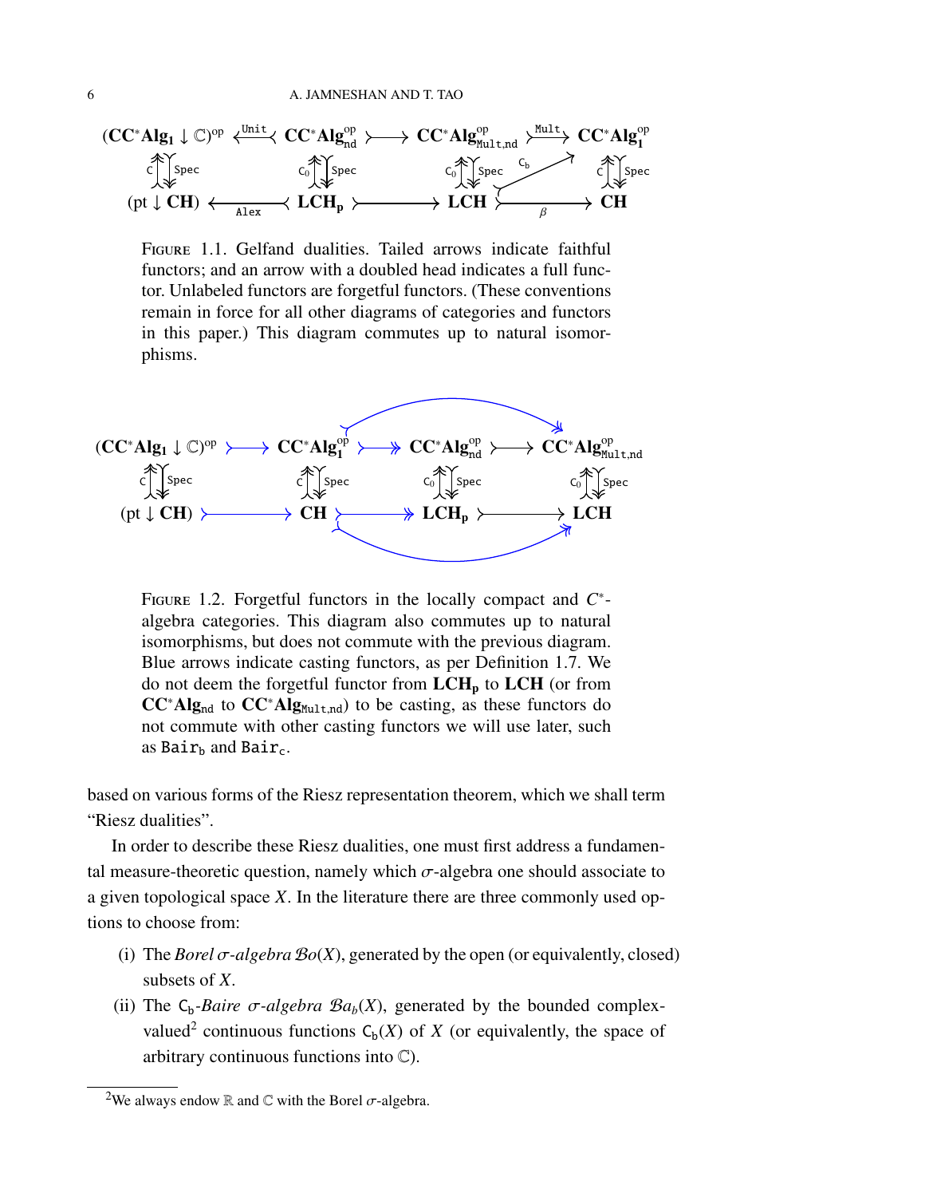$$
\begin{array}{ccccccc}
(\mathbf{CC^*Alg_1} \downarrow \mathbb{C})^{op} & \xleftarrow{\texttt{Unit}} & \mathbf{CC^*Alg}_{\mathtt{nd}}^{op} & \rightarrowtail & \mathbf{CC^*Alg}_{\mathtt{Mult,nd}}^{op} & \xrightarrow{\texttt{Mult}} & \mathbf{CC^*Alg_1}^{op} \\
\mathsf{C} \uparrow\downarrow \mathtt{Spec} & & \mathsf{C}_0 \uparrow\downarrow \mathtt{Spec} & & \mathsf{C}_0 \uparrow\downarrow \mathtt{Spec} \quad \nearrow \mathsf{C}_b & & \mathsf{C} \uparrow\downarrow \mathtt{Spec} \\
(\mathrm{pt} \downarrow \mathbf{CH}) & \xleftarrow{\texttt{Alex}} & \mathbf{LCH_p} & \rightarrowtail & \mathbf{LCH} & \xrightarrow{\beta} & \mathbf{CH}
\end{array}
$$

FIGURE 1.1. Gelfand dualities. Tailed arrows indicate faithful functors; and an arrow with a doubled head indicates a full functor. Unlabeled functors are forgetful functors. (These conventions remain in force for all other diagrams of categories and functors in this paper.) This diagram commutes up to natural isomorphisms.

$$
\begin{array}{ccccccc}
(\mathbf{CC^*Alg_1} \downarrow \mathbb{C})^{op} & \rightarrowtail & \mathbf{CC^*Alg_1}^{op} & \twoheadrightarrow & \mathbf{CC^*Alg}_{\mathtt{nd}}^{op} & \rightarrowtail & \mathbf{CC^*Alg}_{\mathtt{Mult,nd}}^{op} \\
\mathsf{C} \uparrow\downarrow \mathtt{Spec} & & \mathsf{C} \uparrow\downarrow \mathtt{Spec} & & \mathsf{C}_0 \uparrow\downarrow \mathtt{Spec} & & \mathsf{C}_0 \uparrow\downarrow \mathtt{Spec} \\
(\mathrm{pt} \downarrow \mathbf{CH}) & \rightarrowtail & \mathbf{CH} & \twoheadrightarrow & \mathbf{LCH_p} & \rightarrowtail & \mathbf{LCH}
\end{array}
$$

FIGURE 1.2. Forgetful functors in the locally compact and $C^*$-algebra categories. This diagram also commutes up to natural isomorphisms, but does not commute with the previous diagram. Blue arrows indicate casting functors, as per Definition 1.7. We do not deem the forgetful functor from $\mathbf{LCH_p}$ to $\mathbf{LCH}$ (or from $\mathbf{CC^*Alg}_{\mathtt{nd}}$ to $\mathbf{CC^*Alg}_{\mathtt{Mult,nd}}$) to be casting, as these functors do not commute with other casting functors we will use later, such as $\mathtt{Bair}_{\mathtt{b}}$ and $\mathtt{Bair}_{\mathtt{c}}$.

based on various forms of the Riesz representation theorem, which we shall term "Riesz dualities".

In order to describe these Riesz dualities, one must first address a fundamental measure-theoretic question, namely which $\sigma$-algebra one should associate to a given topological space $X$. In the literature there are three commonly used options to choose from:

(i) The *Borel $\sigma$-algebra* $\mathcal{B}o(X)$, generated by the open (or equivalently, closed) subsets of $X$.

(ii) The $\mathsf{C}_\mathsf{b}$*-Baire $\sigma$-algebra* $\mathcal{B}a_b(X)$, generated by the bounded complex-valued[2] continuous functions $\mathsf{C}_\mathsf{b}(X)$ of $X$ (or equivalently, the space of arbitrary continuous functions into $\mathbb{C}$).

[2] We always endow $\mathbb{R}$ and $\mathbb{C}$ with the Borel $\sigma$-algebra.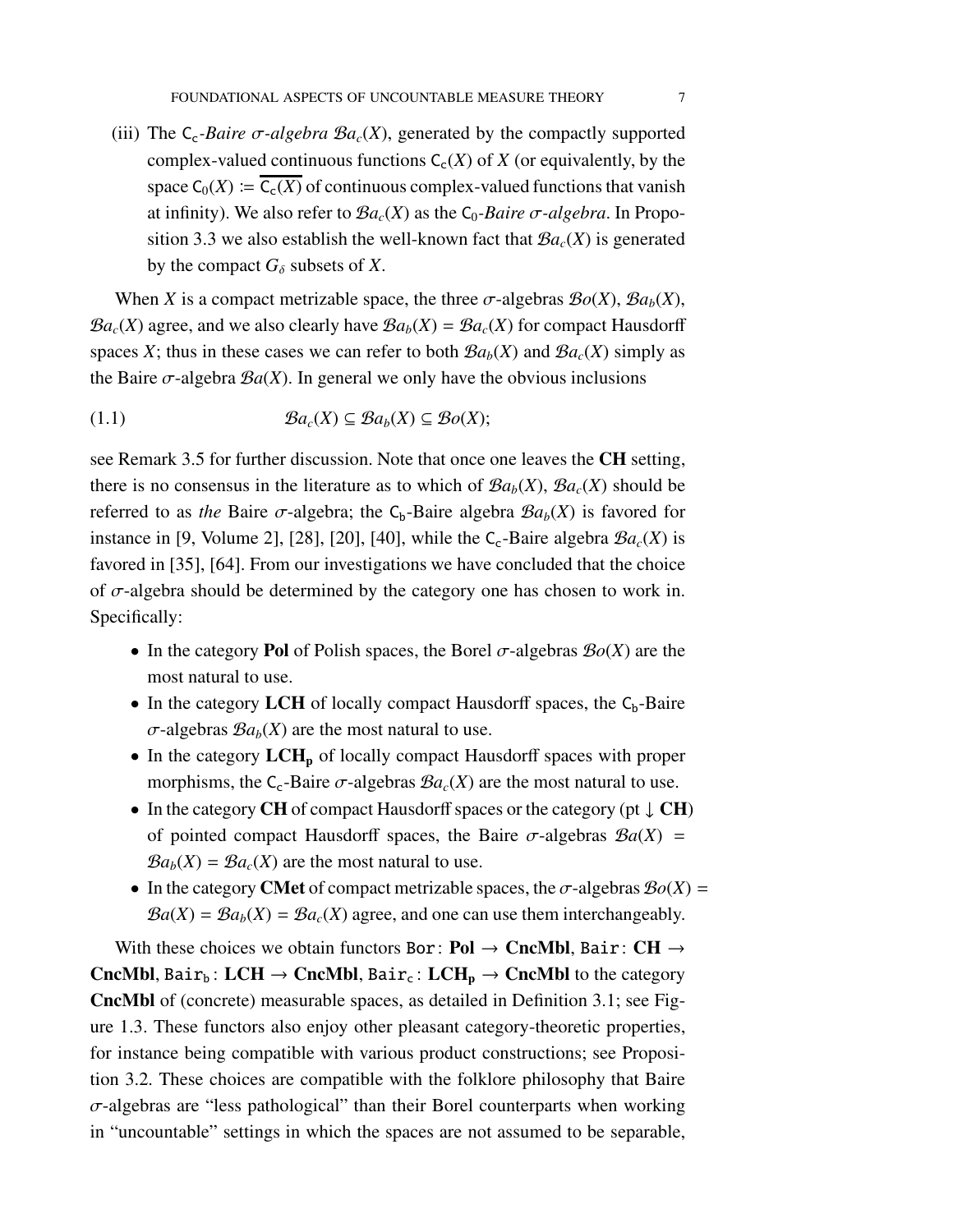(iii) The $\mathsf{C_c}$-*Baire σ-algebra* $\mathcal{B}a_c(X)$, generated by the compactly supported complex-valued continuous functions $\mathsf{C_c}(X)$ of $X$ (or equivalently, by the space $\mathsf{C}_0(X) := \overline{\mathsf{C_c}(X)}$ of continuous complex-valued functions that vanish at infinity). We also refer to $\mathcal{B}a_c(X)$ as the $\mathsf{C}_0$-*Baire σ-algebra*. In Proposition 3.3 we also establish the well-known fact that $\mathcal{B}a_c(X)$ is generated by the compact $G_\delta$ subsets of $X$.

When $X$ is a compact metrizable space, the three $\sigma$-algebras $\mathcal{B}o(X)$, $\mathcal{B}a_b(X)$, $\mathcal{B}a_c(X)$ agree, and we also clearly have $\mathcal{B}a_b(X) = \mathcal{B}a_c(X)$ for compact Hausdorff spaces $X$; thus in these cases we can refer to both $\mathcal{B}a_b(X)$ and $\mathcal{B}a_c(X)$ simply as the Baire $\sigma$-algebra $\mathcal{B}a(X)$. In general we only have the obvious inclusions

$$\mathcal{B}a_c(X) \subseteq \mathcal{B}a_b(X) \subseteq \mathcal{B}o(X); \tag{1.1}$$

see Remark 3.5 for further discussion. Note that once one leaves the **CH** setting, there is no consensus in the literature as to which of $\mathcal{B}a_b(X)$, $\mathcal{B}a_c(X)$ should be referred to as *the* Baire $\sigma$-algebra; the $\mathsf{C_b}$-Baire algebra $\mathcal{B}a_b(X)$ is favored for instance in [9, Volume 2], [28], [20], [40], while the $\mathsf{C_c}$-Baire algebra $\mathcal{B}a_c(X)$ is favored in [35], [64]. From our investigations we have concluded that the choice of $\sigma$-algebra should be determined by the category one has chosen to work in. Specifically:

- In the category **Pol** of Polish spaces, the Borel $\sigma$-algebras $\mathcal{B}o(X)$ are the most natural to use.
- In the category **LCH** of locally compact Hausdorff spaces, the $\mathsf{C_b}$-Baire $\sigma$-algebras $\mathcal{B}a_b(X)$ are the most natural to use.
- In the category $\mathbf{LCH_p}$ of locally compact Hausdorff spaces with proper morphisms, the $\mathsf{C_c}$-Baire $\sigma$-algebras $\mathcal{B}a_c(X)$ are the most natural to use.
- In the category **CH** of compact Hausdorff spaces or the category (pt $\downarrow$ **CH**) of pointed compact Hausdorff spaces, the Baire $\sigma$-algebras $\mathcal{B}a(X) = \mathcal{B}a_b(X) = \mathcal{B}a_c(X)$ are the most natural to use.
- In the category **CMet** of compact metrizable spaces, the $\sigma$-algebras $\mathcal{B}o(X) = \mathcal{B}a(X) = \mathcal{B}a_b(X) = \mathcal{B}a_c(X)$ agree, and one can use them interchangeably.

With these choices we obtain functors $\mathtt{Bor}\colon \mathbf{Pol} \to \mathbf{CncMbl}$, $\mathtt{Bair}\colon \mathbf{CH} \to \mathbf{CncMbl}$, $\mathtt{Bair_b}\colon \mathbf{LCH} \to \mathbf{CncMbl}$, $\mathtt{Bair_c}\colon \mathbf{LCH_p} \to \mathbf{CncMbl}$ to the category **CncMbl** of (concrete) measurable spaces, as detailed in Definition 3.1; see Figure 1.3. These functors also enjoy other pleasant category-theoretic properties, for instance being compatible with various product constructions; see Proposition 3.2. These choices are compatible with the folklore philosophy that Baire $\sigma$-algebras are "less pathological" than their Borel counterparts when working in "uncountable" settings in which the spaces are not assumed to be separable,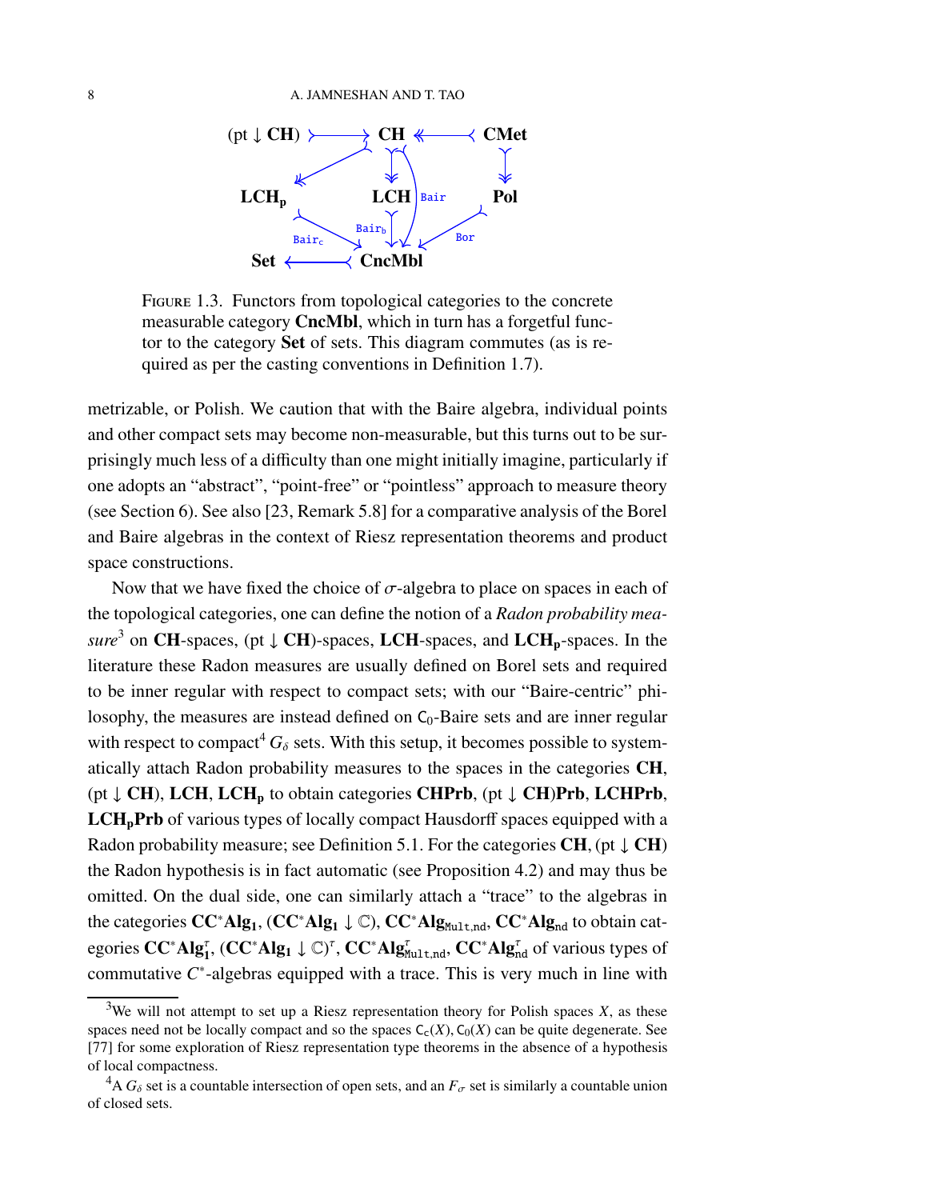Figure 1.3. Functors from topological categories to the concrete measurable category **CncMbl**, which in turn has a forgetful functor to the category **Set** of sets. This diagram commutes (as is required as per the casting conventions in Definition 1.7).

metrizable, or Polish. We caution that with the Baire algebra, individual points and other compact sets may become non-measurable, but this turns out to be surprisingly much less of a difficulty than one might initially imagine, particularly if one adopts an "abstract", "point-free" or "pointless" approach to measure theory (see Section 6). See also [23, Remark 5.8] for a comparative analysis of the Borel and Baire algebras in the context of Riesz representation theorems and product space constructions.

Now that we have fixed the choice of $\sigma$-algebra to place on spaces in each of the topological categories, one can define the notion of a *Radon probability measure*[3] on **CH**-spaces, (pt $\downarrow$ **CH**)-spaces, **LCH**-spaces, and $\mathbf{LCH_p}$-spaces. In the literature these Radon measures are usually defined on Borel sets and required to be inner regular with respect to compact sets; with our "Baire-centric" philosophy, the measures are instead defined on $\mathsf{C}_0$-Baire sets and are inner regular with respect to compact[4] $G_\delta$ sets. With this setup, it becomes possible to systematically attach Radon probability measures to the spaces in the categories **CH**, (pt $\downarrow$ **CH**), **LCH**, $\mathbf{LCH_p}$ to obtain categories **CHPrb**, (pt $\downarrow$ **CH**)**Prb**, **LCHPrb**, $\mathbf{LCH_pPrb}$ of various types of locally compact Hausdorff spaces equipped with a Radon probability measure; see Definition 5.1. For the categories **CH**, (pt $\downarrow$ **CH**) the Radon hypothesis is in fact automatic (see Proposition 4.2) and may thus be omitted. On the dual side, one can similarly attach a "trace" to the algebras in the categories $\mathbf{CC^*Alg_1}$, $(\mathbf{CC^*Alg_1} \downarrow \mathbb{C})$, $\mathbf{CC^*Alg}_{\mathtt{Mult,nd}}$, $\mathbf{CC^*Alg}_{\mathtt{nd}}$ to obtain categories $\mathbf{CC^*Alg_1^\tau}$, $(\mathbf{CC^*Alg_1} \downarrow \mathbb{C})^\tau$, $\mathbf{CC^*Alg}^\tau_{\mathtt{Mult,nd}}$, $\mathbf{CC^*Alg}^\tau_{\mathtt{nd}}$ of various types of commutative $C^*$-algebras equipped with a trace. This is very much in line with

[3] We will not attempt to set up a Riesz representation theory for Polish spaces $X$, as these spaces need not be locally compact and so the spaces $\mathsf{C}_c(X), \mathsf{C}_0(X)$ can be quite degenerate. See [77] for some exploration of Riesz representation type theorems in the absence of a hypothesis of local compactness.

[4] A $G_\delta$ set is a countable intersection of open sets, and an $F_\sigma$ set is similarly a countable union of closed sets.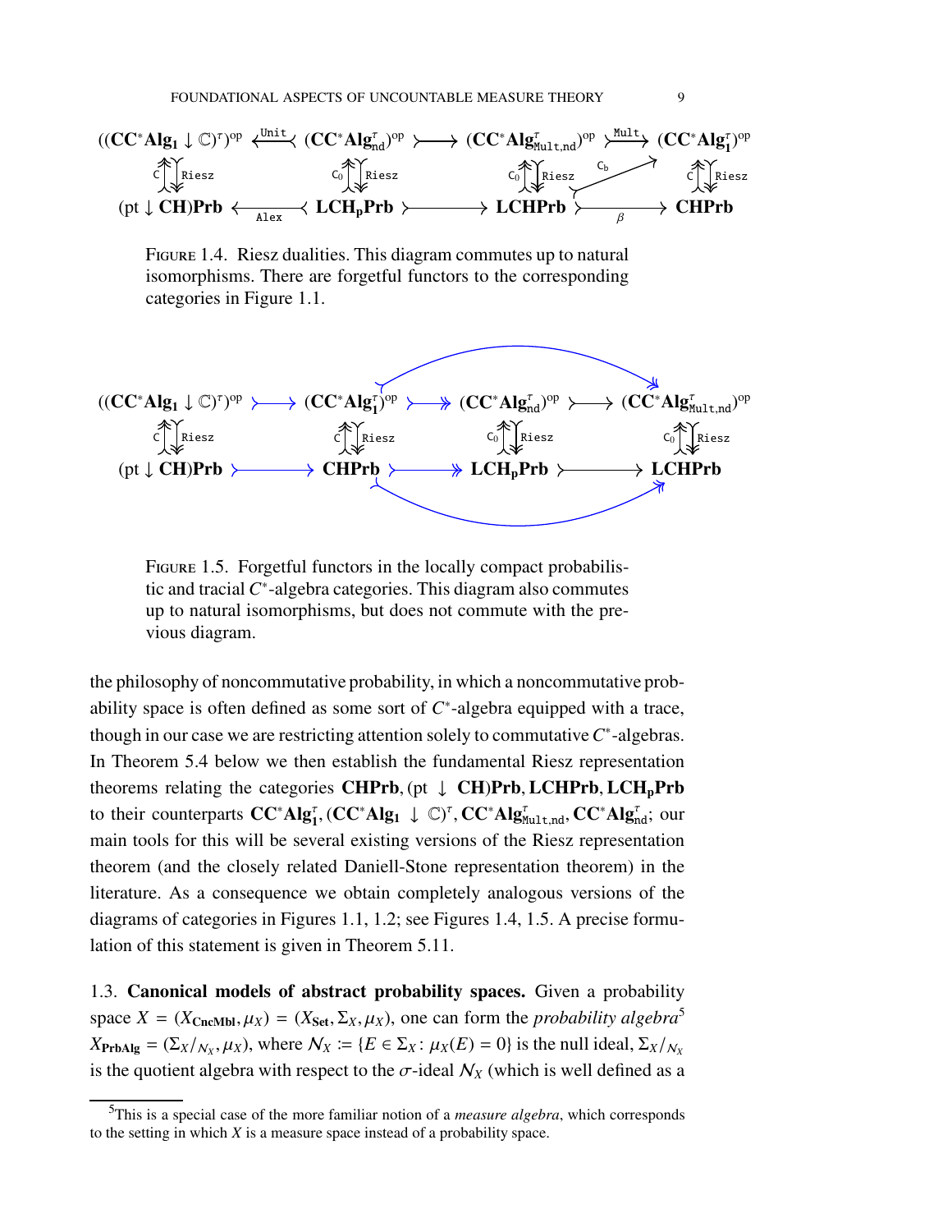$$
\begin{array}{ccccccc}
((\mathbf{CC^*Alg_1} \downarrow \mathbb{C})^\tau)^{\mathrm{op}} & \xleftarrow{\mathtt{Unit}} & (\mathbf{CC^*Alg}^\tau_{\mathtt{nd}})^{\mathrm{op}} & \rightarrowtail & (\mathbf{CC^*Alg}^\tau_{\mathtt{Mult,nd}})^{\mathrm{op}} & \xrightarrow{\mathtt{Mult}} & (\mathbf{CC^*Alg}^\tau_{\mathbf{1}})^{\mathrm{op}} \\
\mathtt{C} \Uparrow \Downarrow \mathtt{Riesz} & & \mathtt{C_0} \Uparrow \Downarrow \mathtt{Riesz} & & \mathtt{C_0} \Uparrow \Downarrow \mathtt{Riesz} \quad \nearrow \mathtt{C_b} & & \mathtt{C} \Uparrow \Downarrow \mathtt{Riesz} \\
(\mathrm{pt} \downarrow \mathbf{CH})\mathbf{Prb} & \xleftarrow{\mathtt{Alex}} & \mathbf{LCH_pPrb} & \rightarrowtail & \mathbf{LCHPrb} & \xrightarrow{\beta} & \mathbf{CHPrb}
\end{array}
$$

FIGURE 1.4. Riesz dualities. This diagram commutes up to natural isomorphisms. There are forgetful functors to the corresponding categories in Figure 1.1.

$$
\begin{array}{ccccccc}
((\mathbf{CC^*Alg_1} \downarrow \mathbb{C})^\tau)^{\mathrm{op}} & \rightarrowtail & (\mathbf{CC^*Alg_1}^\tau)^{\mathrm{op}} & \twoheadrightarrow & (\mathbf{CC^*Alg}^\tau_{\mathtt{nd}})^{\mathrm{op}} & \rightarrowtail & (\mathbf{CC^*Alg}^\tau_{\mathtt{Mult,nd}})^{\mathrm{op}} \\
\mathtt{C} \Uparrow \Downarrow \mathtt{Riesz} & & \mathtt{C} \Uparrow \Downarrow \mathtt{Riesz} & & \mathtt{C_0} \Uparrow \Downarrow \mathtt{Riesz} & & \mathtt{C_0} \Uparrow \Downarrow \mathtt{Riesz} \\
(\mathrm{pt} \downarrow \mathbf{CH})\mathbf{Prb} & \rightarrowtail & \mathbf{CHPrb} & \twoheadrightarrow & \mathbf{LCH_pPrb} & \rightarrowtail & \mathbf{LCHPrb}
\end{array}
$$

FIGURE 1.5. Forgetful functors in the locally compact probabilistic and tracial $C^*$-algebra categories. This diagram also commutes up to natural isomorphisms, but does not commute with the previous diagram.

the philosophy of noncommutative probability, in which a noncommutative probability space is often defined as some sort of $C^*$-algebra equipped with a trace, though in our case we are restricting attention solely to commutative $C^*$-algebras. In Theorem 5.4 below we then establish the fundamental Riesz representation theorems relating the categories $\mathbf{CHPrb}$, $(\mathrm{pt} \downarrow \mathbf{CH})\mathbf{Prb}$, $\mathbf{LCHPrb}$, $\mathbf{LCH_pPrb}$ to their counterparts $\mathbf{CC^*Alg_1^\tau}$, $(\mathbf{CC^*Alg_1} \downarrow \mathbb{C})^\tau$, $\mathbf{CC^*Alg}^\tau_{\mathtt{Mult,nd}}$, $\mathbf{CC^*Alg}^\tau_{\mathtt{nd}}$; our main tools for this will be several existing versions of the Riesz representation theorem (and the closely related Daniell-Stone representation theorem) in the literature. As a consequence we obtain completely analogous versions of the diagrams of categories in Figures 1.1, 1.2; see Figures 1.4, 1.5. A precise formulation of this statement is given in Theorem 5.11.

**1.3. Canonical models of abstract probability spaces.** Given a probability space $X = (X_{\mathbf{CncMbl}}, \mu_X) = (X_{\mathbf{Set}}, \Sigma_X, \mu_X)$, one can form the *probability algebra*[5] $X_{\mathbf{PrbAlg}} = (\Sigma_X/_{\mathcal{N}_X}, \mu_X)$, where $\mathcal{N}_X := \{E \in \Sigma_X : \mu_X(E) = 0\}$ is the null ideal, $\Sigma_X/_{\mathcal{N}_X}$ is the quotient algebra with respect to the $\sigma$-ideal $\mathcal{N}_X$ (which is well defined as a

[5] This is a special case of the more familiar notion of a *measure algebra*, which corresponds to the setting in which $X$ is a measure space instead of a probability space.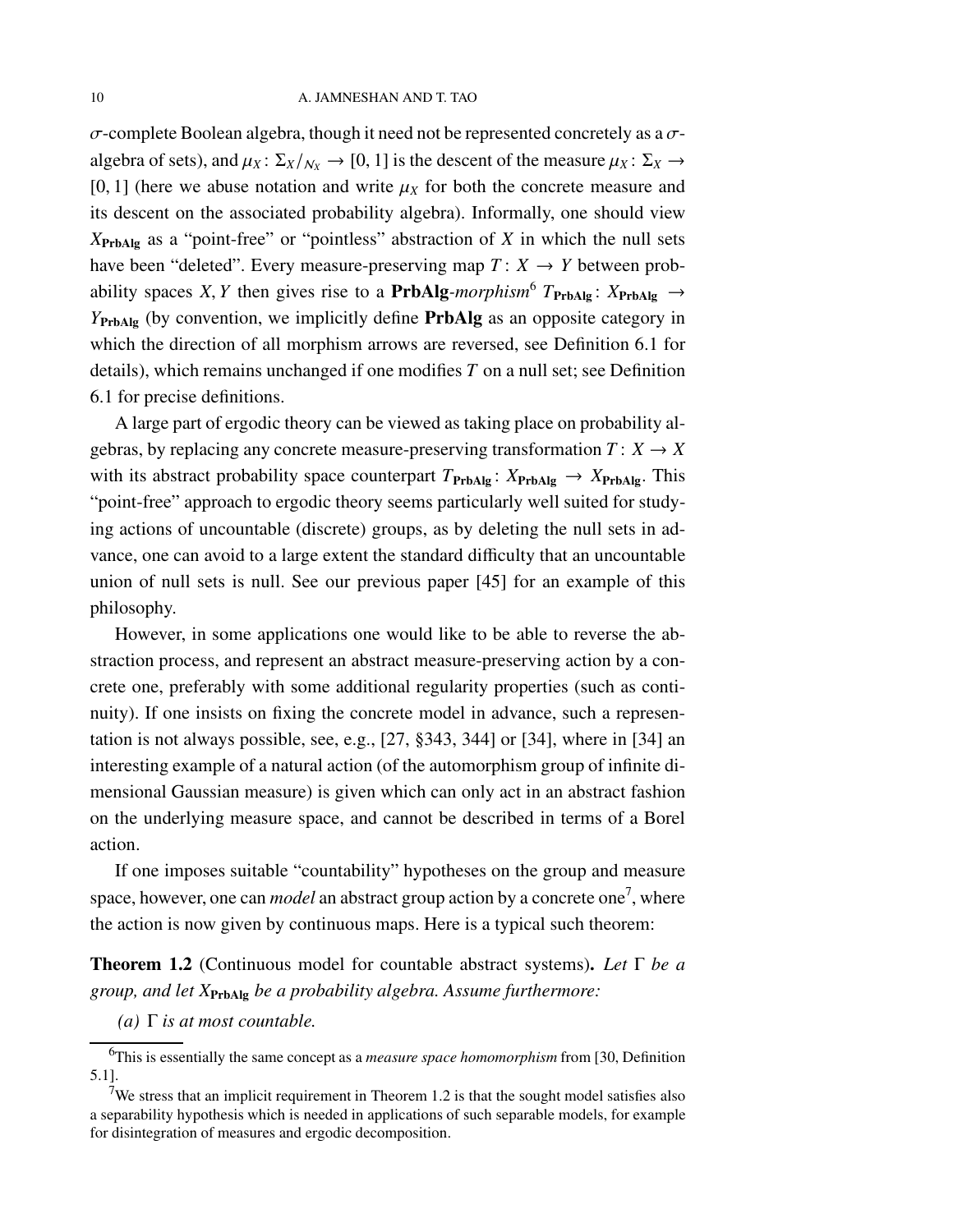$\sigma$-complete Boolean algebra, though it need not be represented concretely as a $\sigma$-algebra of sets), and $\mu_X \colon \Sigma_X/_{\mathcal{N}_X} \to [0,1]$ is the descent of the measure $\mu_X \colon \Sigma_X \to [0,1]$ (here we abuse notation and write $\mu_X$ for both the concrete measure and its descent on the associated probability algebra). Informally, one should view $X_{\mathbf{PrbAlg}}$ as a "point-free" or "pointless" abstraction of $X$ in which the null sets have been "deleted". Every measure-preserving map $T \colon X \to Y$ between probability spaces $X, Y$ then gives rise to a **PrbAlg**-*morphism*[6] $T_{\mathbf{PrbAlg}} \colon X_{\mathbf{PrbAlg}} \to Y_{\mathbf{PrbAlg}}$ (by convention, we implicitly define **PrbAlg** as an opposite category in which the direction of all morphism arrows are reversed, see Definition 6.1 for details), which remains unchanged if one modifies $T$ on a null set; see Definition 6.1 for precise definitions.

A large part of ergodic theory can be viewed as taking place on probability algebras, by replacing any concrete measure-preserving transformation $T \colon X \to X$ with its abstract probability space counterpart $T_{\mathbf{PrbAlg}} \colon X_{\mathbf{PrbAlg}} \to X_{\mathbf{PrbAlg}}$. This "point-free" approach to ergodic theory seems particularly well suited for studying actions of uncountable (discrete) groups, as by deleting the null sets in advance, one can avoid to a large extent the standard difficulty that an uncountable union of null sets is null. See our previous paper [45] for an example of this philosophy.

However, in some applications one would like to be able to reverse the abstraction process, and represent an abstract measure-preserving action by a concrete one, preferably with some additional regularity properties (such as continuity). If one insists on fixing the concrete model in advance, such a representation is not always possible, see, e.g., [27, §343, 344] or [34], where in [34] an interesting example of a natural action (of the automorphism group of infinite dimensional Gaussian measure) is given which can only act in an abstract fashion on the underlying measure space, and cannot be described in terms of a Borel action.

If one imposes suitable "countability" hypotheses on the group and measure space, however, one can *model* an abstract group action by a concrete one[7], where the action is now given by continuous maps. Here is a typical such theorem:

**Theorem 1.2** (Continuous model for countable abstract systems)**.** *Let $\Gamma$ be a group, and let $X_{\mathbf{PrbAlg}}$ be a probability algebra. Assume furthermore:*

*(a) $\Gamma$ is at most countable.*

---

[6] This is essentially the same concept as a *measure space homomorphism* from [30, Definition 5.1].

[7] We stress that an implicit requirement in Theorem 1.2 is that the sought model satisfies also a separability hypothesis which is needed in applications of such separable models, for example for disintegration of measures and ergodic decomposition.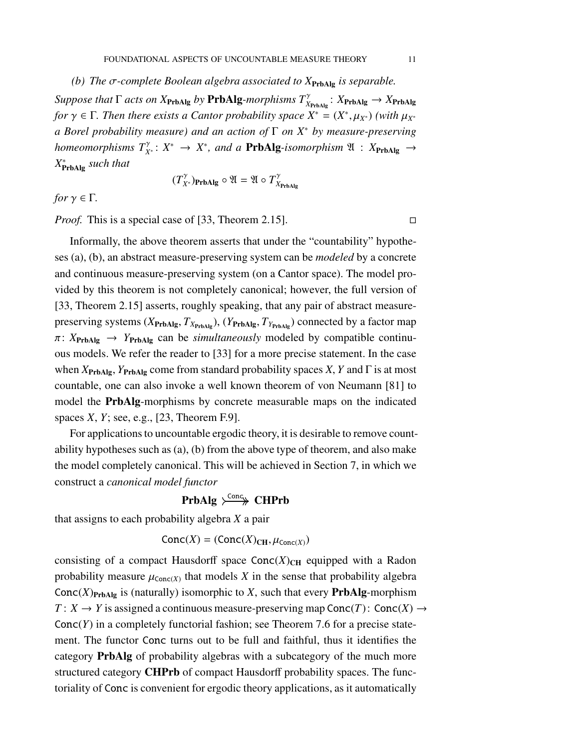*(b) The $\sigma$-complete Boolean algebra associated to $X_{\mathbf{PrbAlg}}$ is separable.*

*Suppose that $\Gamma$ acts on $X_{\mathbf{PrbAlg}}$ by* **PrbAlg**-*morphisms $T^{\gamma}_{X_{\mathbf{PrbAlg}}} \colon X_{\mathbf{PrbAlg}} \to X_{\mathbf{PrbAlg}}$ for $\gamma \in \Gamma$. Then there exists a Cantor probability space $X^* = (X^*, \mu_{X^*})$ (with $\mu_{X^*}$ a Borel probability measure) and an action of $\Gamma$ on $X^*$ by measure-preserving homeomorphisms $T^{\gamma}_{X^*} \colon X^* \to X^*$, and a* **PrbAlg**-*isomorphism $\mathfrak{A} : X_{\mathbf{PrbAlg}} \to X^*_{\mathbf{PrbAlg}}$ such that*

$$(T^{\gamma}_{X^*})_{\mathbf{PrbAlg}} \circ \mathfrak{A} = \mathfrak{A} \circ T^{\gamma}_{X_{\mathbf{PrbAlg}}}$$

*for $\gamma \in \Gamma$.*

*Proof.* This is a special case of [33, Theorem 2.15]. □

Informally, the above theorem asserts that under the "countability" hypotheses (a), (b), an abstract measure-preserving system can be *modeled* by a concrete and continuous measure-preserving system (on a Cantor space). The model provided by this theorem is not completely canonical; however, the full version of [33, Theorem 2.15] asserts, roughly speaking, that any pair of abstract measure-preserving systems $(X_{\mathbf{PrbAlg}}, T_{X_{\mathbf{PrbAlg}}})$, $(Y_{\mathbf{PrbAlg}}, T_{Y_{\mathbf{PrbAlg}}})$ connected by a factor map $\pi \colon X_{\mathbf{PrbAlg}} \to Y_{\mathbf{PrbAlg}}$ can be *simultaneously* modeled by compatible continuous models. We refer the reader to [33] for a more precise statement. In the case when $X_{\mathbf{PrbAlg}}, Y_{\mathbf{PrbAlg}}$ come from standard probability spaces $X, Y$ and $\Gamma$ is at most countable, one can also invoke a well known theorem of von Neumann [81] to model the **PrbAlg**-morphisms by concrete measurable maps on the indicated spaces $X, Y$; see, e.g., [23, Theorem F.9].

For applications to uncountable ergodic theory, it is desirable to remove countability hypotheses such as (a), (b) from the above type of theorem, and also make the model completely canonical. This will be achieved in Section 7, in which we construct a *canonical model functor*

$$\mathbf{PrbAlg} \overset{\mathsf{Conc}}{\rightarrowtail\!\!\!\twoheadrightarrow} \mathbf{CHPrb}$$

that assigns to each probability algebra $X$ a pair

$$\mathsf{Conc}(X) = (\mathsf{Conc}(X)_{\mathbf{CH}}, \mu_{\mathsf{Conc}(X)})$$

consisting of a compact Hausdorff space $\mathsf{Conc}(X)_{\mathbf{CH}}$ equipped with a Radon probability measure $\mu_{\mathsf{Conc}(X)}$ that models $X$ in the sense that probability algebra $\mathsf{Conc}(X)_{\mathbf{PrbAlg}}$ is (naturally) isomorphic to $X$, such that every **PrbAlg**-morphism $T \colon X \to Y$ is assigned a continuous measure-preserving map $\mathsf{Conc}(T) \colon \mathsf{Conc}(X) \to \mathsf{Conc}(Y)$ in a completely functorial fashion; see Theorem 7.6 for a precise statement. The functor $\mathsf{Conc}$ turns out to be full and faithful, thus it identifies the category **PrbAlg** of probability algebras with a subcategory of the much more structured category **CHPrb** of compact Hausdorff probability spaces. The functoriality of $\mathsf{Conc}$ is convenient for ergodic theory applications, as it automatically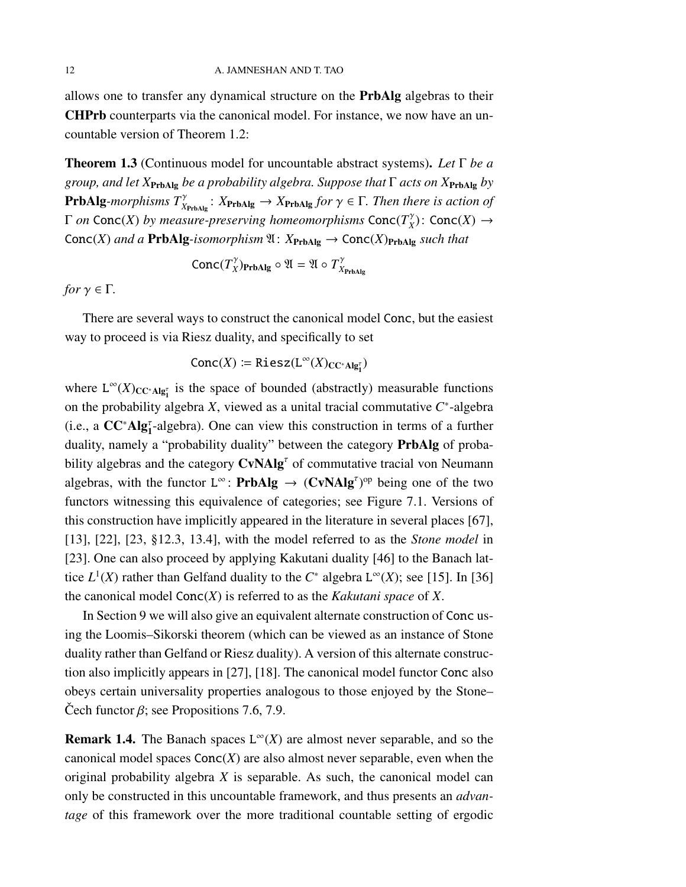allows one to transfer any dynamical structure on the **PrbAlg** algebras to their **CHPrb** counterparts via the canonical model. For instance, we now have an uncountable version of Theorem 1.2:

**Theorem 1.3** (Continuous model for uncountable abstract systems)**.** *Let $\Gamma$ be a group, and let $X_{\mathbf{PrbAlg}}$ be a probability algebra. Suppose that $\Gamma$ acts on $X_{\mathbf{PrbAlg}}$ by* **PrbAlg***-morphisms $T^{\gamma}_{X_{\mathbf{PrbAlg}}} \colon X_{\mathbf{PrbAlg}} \to X_{\mathbf{PrbAlg}}$ for $\gamma \in \Gamma$. Then there is action of $\Gamma$ on $\mathtt{Conc}(X)$ by measure-preserving homeomorphisms $\mathtt{Conc}(T^{\gamma}_{X}) \colon \mathtt{Conc}(X) \to \mathtt{Conc}(X)$ and a* **PrbAlg***-isomorphism $\mathfrak{A} \colon X_{\mathbf{PrbAlg}} \to \mathtt{Conc}(X)_{\mathbf{PrbAlg}}$ such that*

$$\mathtt{Conc}(T^{\gamma}_{X})_{\mathbf{PrbAlg}} \circ \mathfrak{A} = \mathfrak{A} \circ T^{\gamma}_{X_{\mathbf{PrbAlg}}}$$

*for $\gamma \in \Gamma$.*

There are several ways to construct the canonical model $\mathtt{Conc}$, but the easiest way to proceed is via Riesz duality, and specifically to set

$$\mathtt{Conc}(X) := \mathtt{Riesz}(\mathtt{L}^{\infty}(X)_{\mathbf{CC^*Alg^{\tau}_1}})$$

where $\mathtt{L}^{\infty}(X)_{\mathbf{CC^*Alg^{\tau}_1}}$ is the space of bounded (abstractly) measurable functions on the probability algebra $X$, viewed as a unital tracial commutative $C^*$-algebra (i.e., a $\mathbf{CC^*Alg^{\tau}_1}$-algebra). One can view this construction in terms of a further duality, namely a "probability duality" between the category **PrbAlg** of probability algebras and the category $\mathbf{CvNAlg}^{\tau}$ of commutative tracial von Neumann algebras, with the functor $\mathtt{L}^{\infty} \colon \mathbf{PrbAlg} \to (\mathbf{CvNAlg}^{\tau})^{\mathrm{op}}$ being one of the two functors witnessing this equivalence of categories; see Figure 7.1. Versions of this construction have implicitly appeared in the literature in several places [67], [13], [22], [23, §12.3, 13.4], with the model referred to as the *Stone model* in [23]. One can also proceed by applying Kakutani duality [46] to the Banach lattice $L^1(X)$ rather than Gelfand duality to the $C^*$ algebra $\mathtt{L}^{\infty}(X)$; see [15]. In [36] the canonical model $\mathtt{Conc}(X)$ is referred to as the *Kakutani space* of $X$.

In Section 9 we will also give an equivalent alternate construction of $\mathtt{Conc}$ using the Loomis–Sikorski theorem (which can be viewed as an instance of Stone duality rather than Gelfand or Riesz duality). A version of this alternate construction also implicitly appears in [27], [18]. The canonical model functor $\mathtt{Conc}$ also obeys certain universality properties analogous to those enjoyed by the Stone–Čech functor $\beta$; see Propositions 7.6, 7.9.

**Remark 1.4.** The Banach spaces $\mathtt{L}^{\infty}(X)$ are almost never separable, and so the canonical model spaces $\mathtt{Conc}(X)$ are also almost never separable, even when the original probability algebra $X$ is separable. As such, the canonical model can only be constructed in this uncountable framework, and thus presents an *advantage* of this framework over the more traditional countable setting of ergodic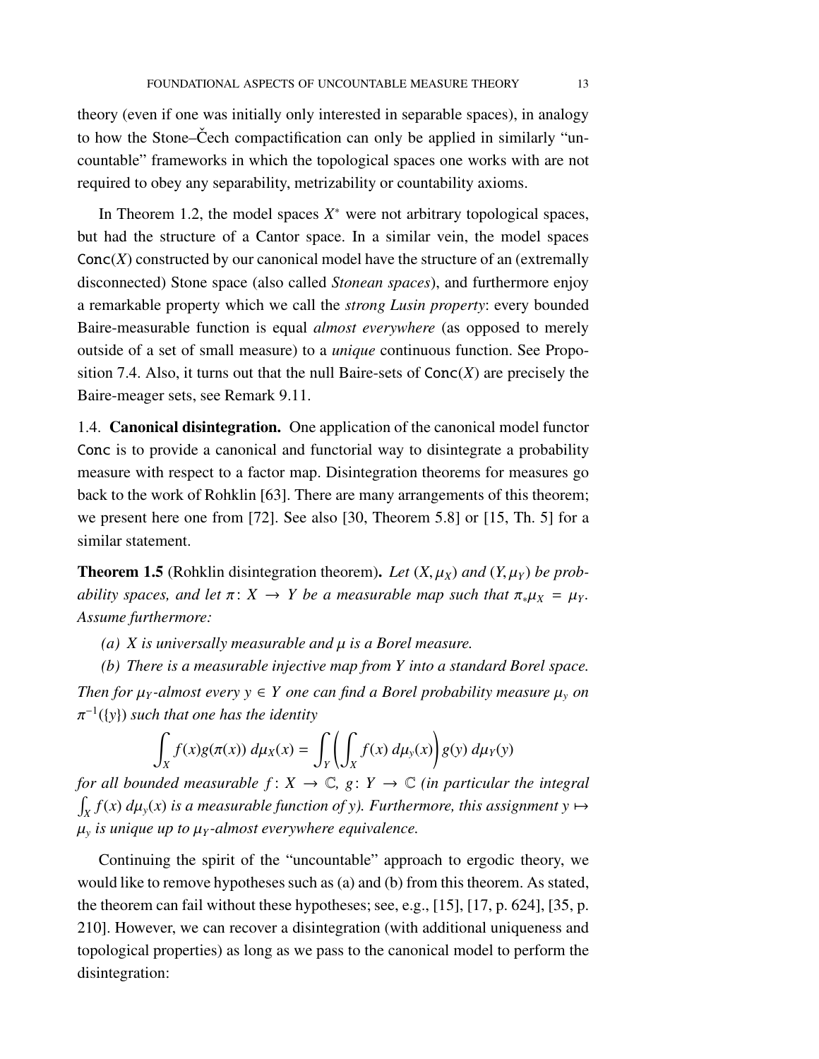theory (even if one was initially only interested in separable spaces), in analogy to how the Stone–Čech compactification can only be applied in similarly "uncountable" frameworks in which the topological spaces one works with are not required to obey any separability, metrizability or countability axioms.

In Theorem 1.2, the model spaces $X^*$ were not arbitrary topological spaces, but had the structure of a Cantor space. In a similar vein, the model spaces $\mathsf{Conc}(X)$ constructed by our canonical model have the structure of an (extremally disconnected) Stone space (also called *Stonean spaces*), and furthermore enjoy a remarkable property which we call the *strong Lusin property*: every bounded Baire-measurable function is equal *almost everywhere* (as opposed to merely outside of a set of small measure) to a *unique* continuous function. See Proposition 7.4. Also, it turns out that the null Baire-sets of $\mathsf{Conc}(X)$ are precisely the Baire-meager sets, see Remark 9.11.

1.4. **Canonical disintegration.** One application of the canonical model functor $\mathsf{Conc}$ is to provide a canonical and functorial way to disintegrate a probability measure with respect to a factor map. Disintegration theorems for measures go back to the work of Rohklin [63]. There are many arrangements of this theorem; we present here one from [72]. See also [30, Theorem 5.8] or [15, Th. 5] for a similar statement.

**Theorem 1.5** (Rohklin disintegration theorem)**.** *Let $(X, \mu_X)$ and $(Y, \mu_Y)$ be probability spaces, and let $\pi\colon X \to Y$ be a measurable map such that $\pi_*\mu_X = \mu_Y$. Assume furthermore:*

*(a) $X$ is universally measurable and $\mu$ is a Borel measure.*

*(b) There is a measurable injective map from $Y$ into a standard Borel space.*

*Then for $\mu_Y$-almost every $y \in Y$ one can find a Borel probability measure $\mu_y$ on $\pi^{-1}(\{y\})$ such that one has the identity*

$$\int_X f(x)g(\pi(x))\, d\mu_X(x) = \int_Y \left( \int_X f(x)\, d\mu_y(x) \right) g(y)\, d\mu_Y(y)$$

*for all bounded measurable $f\colon X \to \mathbb{C}$, $g\colon Y \to \mathbb{C}$ (in particular the integral $\int_X f(x)\, d\mu_y(x)$ is a measurable function of $y$). Furthermore, this assignment $y \mapsto \mu_y$ is unique up to $\mu_Y$-almost everywhere equivalence.*

Continuing the spirit of the "uncountable" approach to ergodic theory, we would like to remove hypotheses such as (a) and (b) from this theorem. As stated, the theorem can fail without these hypotheses; see, e.g., [15], [17, p. 624], [35, p. 210]. However, we can recover a disintegration (with additional uniqueness and topological properties) as long as we pass to the canonical model to perform the disintegration: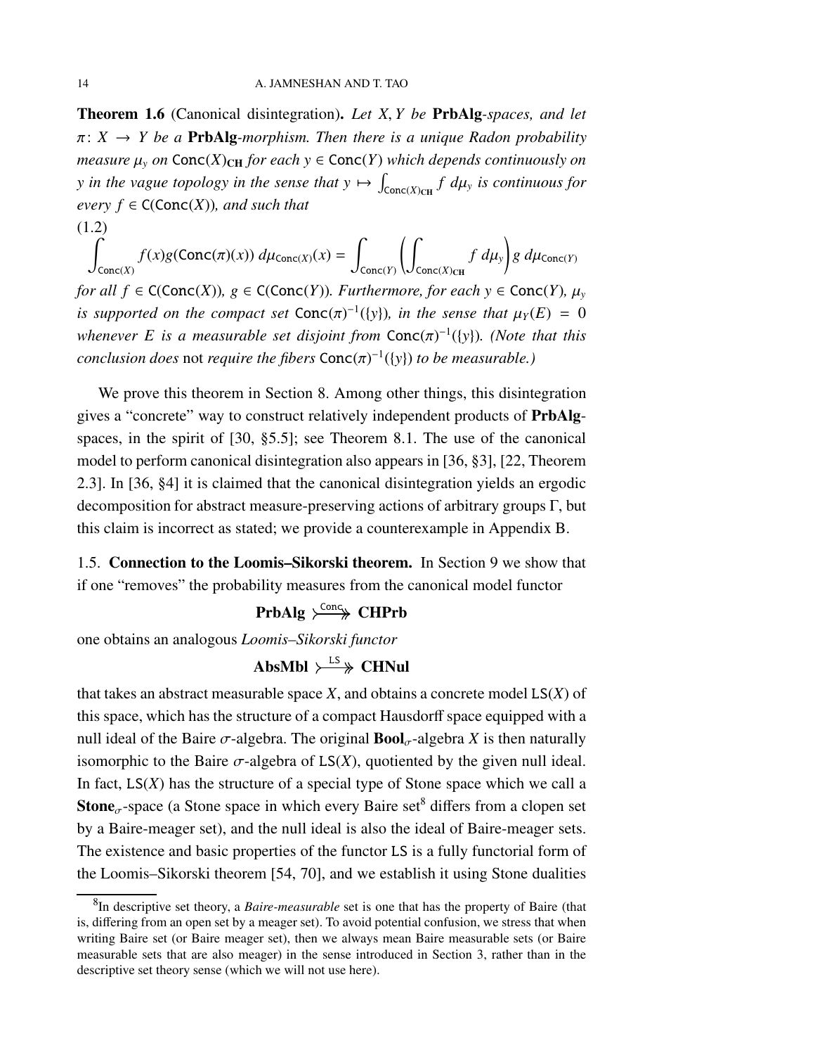**Theorem 1.6** (Canonical disintegration)**.** *Let $X, Y$ be* **PrbAlg**-*spaces, and let $\pi\colon X \to Y$ be a* **PrbAlg**-*morphism. Then there is a unique Radon probability measure $\mu_y$ on $\mathsf{Conc}(X)_{\mathbf{CH}}$ for each $y \in \mathsf{Conc}(Y)$ which depends continuously on $y$ in the vague topology in the sense that $y \mapsto \int_{\mathsf{Conc}(X)_{\mathbf{CH}}} f\, d\mu_y$ is continuous for every $f \in \mathsf{C}(\mathsf{Conc}(X))$, and such that*

(1.2)
$$\int_{\mathsf{Conc}(X)} f(x) g(\mathsf{Conc}(\pi)(x))\, d\mu_{\mathsf{Conc}(X)}(x) = \int_{\mathsf{Conc}(Y)} \left( \int_{\mathsf{Conc}(X)_{\mathbf{CH}}} f\, d\mu_y \right) g\, d\mu_{\mathsf{Conc}(Y)}$$

*for all $f \in \mathsf{C}(\mathsf{Conc}(X))$, $g \in \mathsf{C}(\mathsf{Conc}(Y))$. Furthermore, for each $y \in \mathsf{Conc}(Y)$, $\mu_y$ is supported on the compact set $\mathsf{Conc}(\pi)^{-1}(\{y\})$, in the sense that $\mu_Y(E) = 0$ whenever $E$ is a measurable set disjoint from $\mathsf{Conc}(\pi)^{-1}(\{y\})$. (Note that this conclusion does* not *require the fibers $\mathsf{Conc}(\pi)^{-1}(\{y\})$ to be measurable.)*

We prove this theorem in Section 8. Among other things, this disintegration gives a "concrete" way to construct relatively independent products of **PrbAlg**-spaces, in the spirit of [30, §5.5]; see Theorem 8.1. The use of the canonical model to perform canonical disintegration also appears in [36, §3], [22, Theorem 2.3]. In [36, §4] it is claimed that the canonical disintegration yields an ergodic decomposition for abstract measure-preserving actions of arbitrary groups $\Gamma$, but this claim is incorrect as stated; we provide a counterexample in Appendix B.

## 1.5. Connection to the Loomis–Sikorski theorem.

In Section 9 we show that if one "removes" the probability measures from the canonical model functor

$$\mathbf{PrbAlg} \overset{\mathsf{Conc}}{\rightarrowtail\!\!\!\twoheadrightarrow} \mathbf{CHPrb}$$

one obtains an analogous *Loomis–Sikorski functor*

$$\mathbf{AbsMbl} \overset{\mathsf{LS}}{\rightarrowtail\!\!\!\twoheadrightarrow} \mathbf{CHNul}$$

that takes an abstract measurable space $X$, and obtains a concrete model $\mathsf{LS}(X)$ of this space, which has the structure of a compact Hausdorff space equipped with a null ideal of the Baire $\sigma$-algebra. The original $\mathbf{Bool}_\sigma$-algebra $X$ is then naturally isomorphic to the Baire $\sigma$-algebra of $\mathsf{LS}(X)$, quotiented by the given null ideal. In fact, $\mathsf{LS}(X)$ has the structure of a special type of Stone space which we call a $\mathbf{Stone}_\sigma$-space (a Stone space in which every Baire set[8] differs from a clopen set by a Baire-meager set), and the null ideal is also the ideal of Baire-meager sets. The existence and basic properties of the functor $\mathsf{LS}$ is a fully functorial form of the Loomis–Sikorski theorem [54, 70], and we establish it using Stone dualities

[8] In descriptive set theory, a *Baire-measurable* set is one that has the property of Baire (that is, differing from an open set by a meager set). To avoid potential confusion, we stress that when writing Baire set (or Baire meager set), then we always mean Baire measurable sets (or Baire measurable sets that are also meager) in the sense introduced in Section 3, rather than in the descriptive set theory sense (which we will not use here).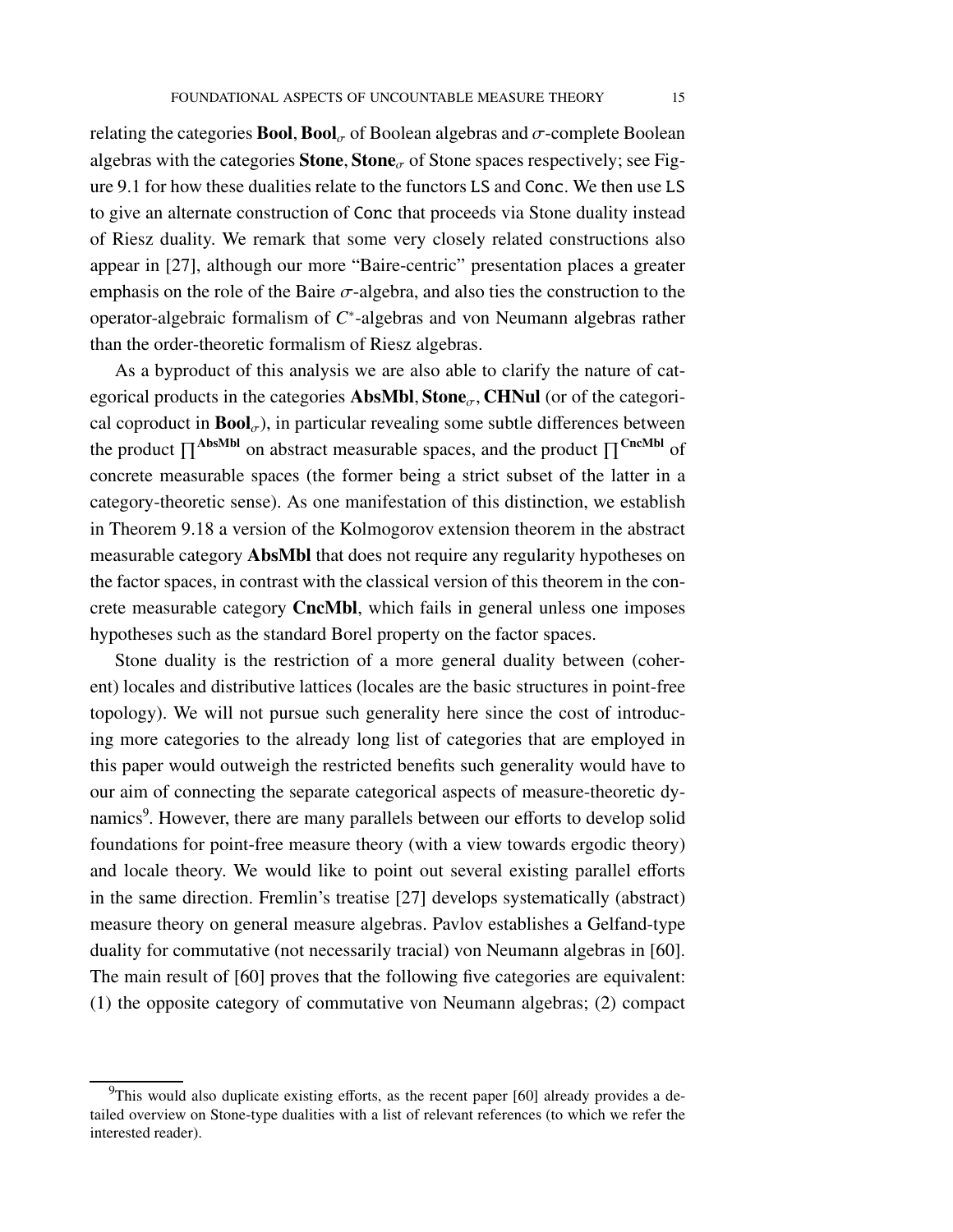relating the categories **Bool**, $\mathbf{Bool}_\sigma$ of Boolean algebras and $\sigma$-complete Boolean algebras with the categories **Stone**, $\mathbf{Stone}_\sigma$ of Stone spaces respectively; see Figure 9.1 for how these dualities relate to the functors $\mathsf{LS}$ and $\mathsf{Conc}$. We then use $\mathsf{LS}$ to give an alternate construction of $\mathsf{Conc}$ that proceeds via Stone duality instead of Riesz duality. We remark that some very closely related constructions also appear in [27], although our more "Baire-centric" presentation places a greater emphasis on the role of the Baire $\sigma$-algebra, and also ties the construction to the operator-algebraic formalism of $C^*$-algebras and von Neumann algebras rather than the order-theoretic formalism of Riesz algebras.

As a byproduct of this analysis we are also able to clarify the nature of categorical products in the categories **AbsMbl**, $\mathbf{Stone}_\sigma$, **CHNul** (or of the categorical coproduct in $\mathbf{Bool}_\sigma$), in particular revealing some subtle differences between the product $\prod^{\mathbf{AbsMbl}}$ on abstract measurable spaces, and the product $\prod^{\mathbf{CncMbl}}$ of concrete measurable spaces (the former being a strict subset of the latter in a category-theoretic sense). As one manifestation of this distinction, we establish in Theorem 9.18 a version of the Kolmogorov extension theorem in the abstract measurable category **AbsMbl** that does not require any regularity hypotheses on the factor spaces, in contrast with the classical version of this theorem in the concrete measurable category **CncMbl**, which fails in general unless one imposes hypotheses such as the standard Borel property on the factor spaces.

Stone duality is the restriction of a more general duality between (coherent) locales and distributive lattices (locales are the basic structures in point-free topology). We will not pursue such generality here since the cost of introducing more categories to the already long list of categories that are employed in this paper would outweigh the restricted benefits such generality would have to our aim of connecting the separate categorical aspects of measure-theoretic dynamics[9]. However, there are many parallels between our efforts to develop solid foundations for point-free measure theory (with a view towards ergodic theory) and locale theory. We would like to point out several existing parallel efforts in the same direction. Fremlin's treatise [27] develops systematically (abstract) measure theory on general measure algebras. Pavlov establishes a Gelfand-type duality for commutative (not necessarily tracial) von Neumann algebras in [60]. The main result of [60] proves that the following five categories are equivalent: (1) the opposite category of commutative von Neumann algebras; (2) compact

[9] This would also duplicate existing efforts, as the recent paper [60] already provides a detailed overview on Stone-type dualities with a list of relevant references (to which we refer the interested reader).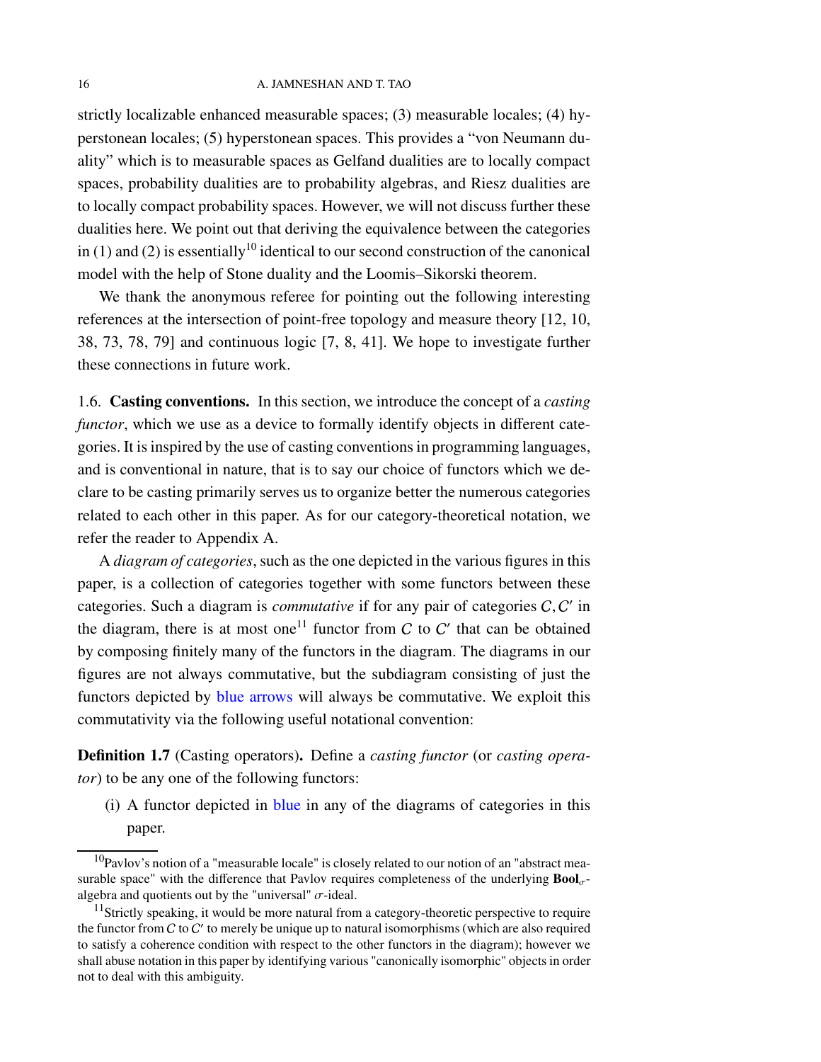strictly localizable enhanced measurable spaces; (3) measurable locales; (4) hyperstonean locales; (5) hyperstonean spaces. This provides a "von Neumann duality" which is to measurable spaces as Gelfand dualities are to locally compact spaces, probability dualities are to probability algebras, and Riesz dualities are to locally compact probability spaces. However, we will not discuss further these dualities here. We point out that deriving the equivalence between the categories in (1) and (2) is essentially[10] identical to our second construction of the canonical model with the help of Stone duality and the Loomis–Sikorski theorem.

We thank the anonymous referee for pointing out the following interesting references at the intersection of point-free topology and measure theory [12, 10, 38, 73, 78, 79] and continuous logic [7, 8, 41]. We hope to investigate further these connections in future work.

### 1.6. Casting conventions.

In this section, we introduce the concept of a *casting functor*, which we use as a device to formally identify objects in different categories. It is inspired by the use of casting conventions in programming languages, and is conventional in nature, that is to say our choice of functors which we declare to be casting primarily serves us to organize better the numerous categories related to each other in this paper. As for our category-theoretical notation, we refer the reader to Appendix A.

A *diagram of categories*, such as the one depicted in the various figures in this paper, is a collection of categories together with some functors between these categories. Such a diagram is *commutative* if for any pair of categories $C, C'$ in the diagram, there is at most one[11] functor from $C$ to $C'$ that can be obtained by composing finitely many of the functors in the diagram. The diagrams in our figures are not always commutative, but the subdiagram consisting of just the functors depicted by blue arrows will always be commutative. We exploit this commutativity via the following useful notational convention:

**Definition 1.7** (Casting operators)**.** Define a *casting functor* (or *casting operator*) to be any one of the following functors:

(i) A functor depicted in blue in any of the diagrams of categories in this paper.

---

[10] Pavlov's notion of a "measurable locale" is closely related to our notion of an "abstract measurable space" with the difference that Pavlov requires completeness of the underlying $\mathbf{Bool}_\sigma$-algebra and quotients out by the "universal" $\sigma$-ideal.

[11] Strictly speaking, it would be more natural from a category-theoretic perspective to require the functor from $C$ to $C'$ to merely be unique up to natural isomorphisms (which are also required to satisfy a coherence condition with respect to the other functors in the diagram); however we shall abuse notation in this paper by identifying various "canonically isomorphic" objects in order not to deal with this ambiguity.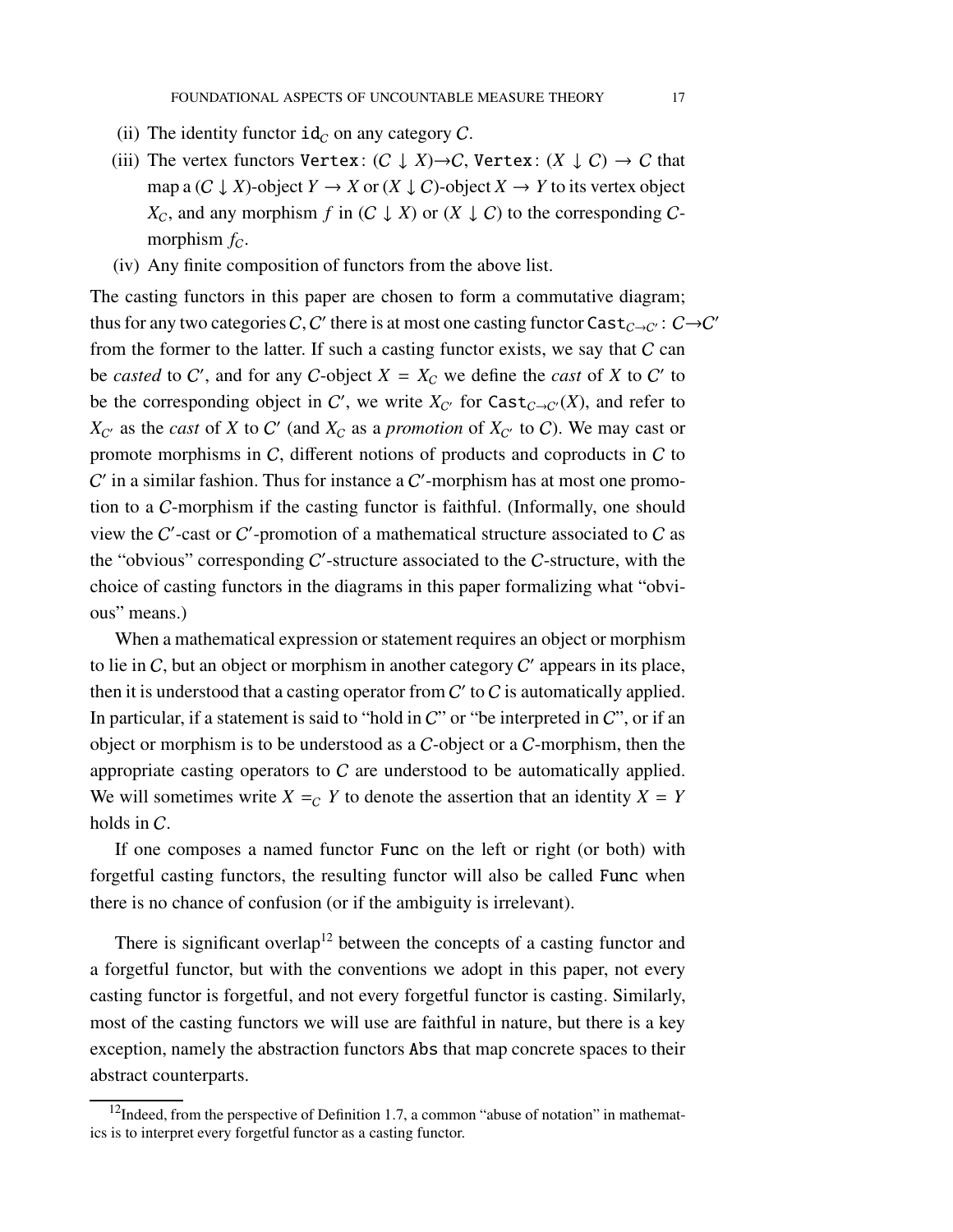(ii) The identity functor $\mathtt{id}_C$ on any category $C$.

(iii) The vertex functors $\mathtt{Vertex}\colon (C \downarrow X) \to C$, $\mathtt{Vertex}\colon (X \downarrow C) \to C$ that map a $(C \downarrow X)$-object $Y \to X$ or $(X \downarrow C)$-object $X \to Y$ to its vertex object $X_C$, and any morphism $f$ in $(C \downarrow X)$ or $(X \downarrow C)$ to the corresponding $C$-morphism $f_C$.

(iv) Any finite composition of functors from the above list.

The casting functors in this paper are chosen to form a commutative diagram; thus for any two categories $C, C'$ there is at most one casting functor $\mathtt{Cast}_{C \to C'}\colon C \to C'$ from the former to the latter. If such a casting functor exists, we say that $C$ can be *casted* to $C'$, and for any $C$-object $X = X_C$ we define the *cast* of $X$ to $C'$ to be the corresponding object in $C'$, we write $X_{C'}$ for $\mathtt{Cast}_{C \to C'}(X)$, and refer to $X_{C'}$ as the *cast* of $X$ to $C'$ (and $X_C$ as a *promotion* of $X_{C'}$ to $C$). We may cast or promote morphisms in $C$, different notions of products and coproducts in $C$ to $C'$ in a similar fashion. Thus for instance a $C'$-morphism has at most one promotion to a $C$-morphism if the casting functor is faithful. (Informally, one should view the $C'$-cast or $C'$-promotion of a mathematical structure associated to $C$ as the "obvious" corresponding $C'$-structure associated to the $C$-structure, with the choice of casting functors in the diagrams in this paper formalizing what "obvious" means.)

When a mathematical expression or statement requires an object or morphism to lie in $C$, but an object or morphism in another category $C'$ appears in its place, then it is understood that a casting operator from $C'$ to $C$ is automatically applied. In particular, if a statement is said to "hold in $C$" or "be interpreted in $C$", or if an object or morphism is to be understood as a $C$-object or a $C$-morphism, then the appropriate casting operators to $C$ are understood to be automatically applied. We will sometimes write $X =_C Y$ to denote the assertion that an identity $X = Y$ holds in $C$.

If one composes a named functor $\mathtt{Func}$ on the left or right (or both) with forgetful casting functors, the resulting functor will also be called $\mathtt{Func}$ when there is no chance of confusion (or if the ambiguity is irrelevant).

There is significant overlap[12] between the concepts of a casting functor and a forgetful functor, but with the conventions we adopt in this paper, not every casting functor is forgetful, and not every forgetful functor is casting. Similarly, most of the casting functors we will use are faithful in nature, but there is a key exception, namely the abstraction functors $\mathtt{Abs}$ that map concrete spaces to their abstract counterparts.

[12] Indeed, from the perspective of Definition 1.7, a common "abuse of notation" in mathematics is to interpret every forgetful functor as a casting functor.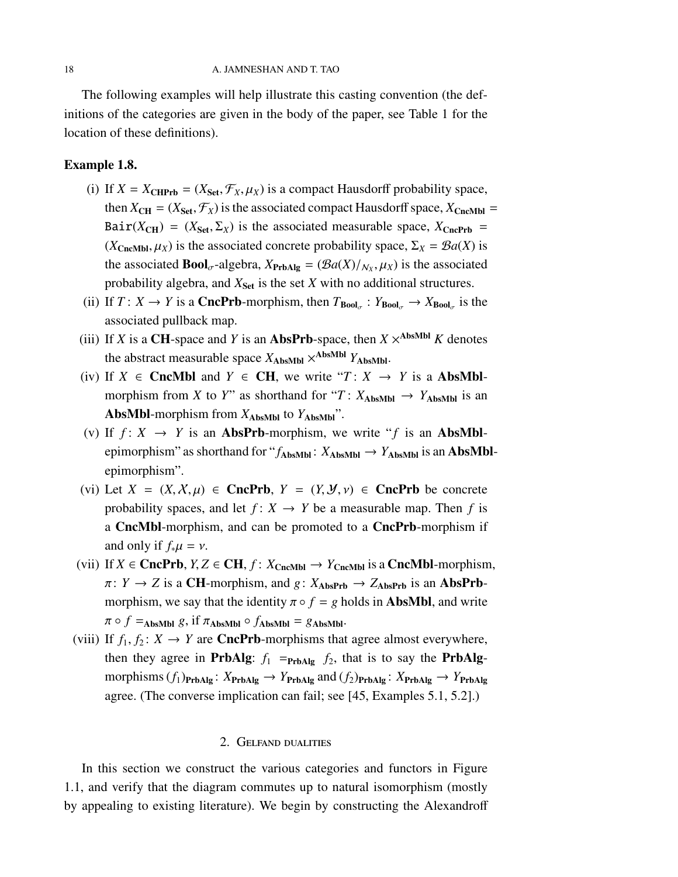The following examples will help illustrate this casting convention (the definitions of the categories are given in the body of the paper, see Table 1 for the location of these definitions).

**Example 1.8.**

(i) If $X = X_{\mathbf{CHPrb}} = (X_{\mathbf{Set}}, \mathcal{F}_X, \mu_X)$ is a compact Hausdorff probability space, then $X_{\mathbf{CH}} = (X_{\mathbf{Set}}, \mathcal{F}_X)$ is the associated compact Hausdorff space, $X_{\mathbf{CncMbl}} = \mathtt{Bair}(X_{\mathbf{CH}}) = (X_{\mathbf{Set}}, \Sigma_X)$ is the associated measurable space, $X_{\mathbf{CncPrb}} = (X_{\mathbf{CncMbl}}, \mu_X)$ is the associated concrete probability space, $\Sigma_X = \mathcal{B}a(X)$ is the associated $\mathbf{Bool}_\sigma$-algebra, $X_{\mathbf{PrbAlg}} = (\mathcal{B}a(X)/_{\mathcal{N}_X}, \mu_X)$ is the associated probability algebra, and $X_{\mathbf{Set}}$ is the set $X$ with no additional structures.

(ii) If $T \colon X \to Y$ is a **CncPrb**-morphism, then $T_{\mathbf{Bool}_\sigma} : Y_{\mathbf{Bool}_\sigma} \to X_{\mathbf{Bool}_\sigma}$ is the associated pullback map.

(iii) If $X$ is a **CH**-space and $Y$ is an **AbsPrb**-space, then $X \times^{\mathbf{AbsMbl}} K$ denotes the abstract measurable space $X_{\mathbf{AbsMbl}} \times^{\mathbf{AbsMbl}} Y_{\mathbf{AbsMbl}}$.

(iv) If $X \in$ **CncMbl** and $Y \in$ **CH**, we write "$T \colon X \to Y$ is an **AbsMbl**-morphism from $X$ to $Y$" as shorthand for "$T \colon X_{\mathbf{AbsMbl}} \to Y_{\mathbf{AbsMbl}}$ is an **AbsMbl**-morphism from $X_{\mathbf{AbsMbl}}$ to $Y_{\mathbf{AbsMbl}}$".

(v) If $f \colon X \to Y$ is an **AbsPrb**-morphism, we write "$f$ is an **AbsMbl**-epimorphism" as shorthand for "$f_{\mathbf{AbsMbl}} \colon X_{\mathbf{AbsMbl}} \to Y_{\mathbf{AbsMbl}}$ is an **AbsMbl**-epimorphism".

(vi) Let $X = (X, \mathcal{X}, \mu) \in$ **CncPrb**, $Y = (Y, \mathcal{Y}, \nu) \in$ **CncPrb** be concrete probability spaces, and let $f \colon X \to Y$ be a measurable map. Then $f$ is a **CncMbl**-morphism, and can be promoted to a **CncPrb**-morphism if and only if $f_* \mu = \nu$.

(vii) If $X \in$ **CncPrb**, $Y, Z \in$ **CH**, $f \colon X_{\mathbf{CncMbl}} \to Y_{\mathbf{CncMbl}}$ is a **CncMbl**-morphism, $\pi \colon Y \to Z$ is a **CH**-morphism, and $g \colon X_{\mathbf{AbsPrb}} \to Z_{\mathbf{AbsPrb}}$ is an **AbsPrb**-morphism, we say that the identity $\pi \circ f = g$ holds in **AbsMbl**, and write $\pi \circ f =_{\mathbf{AbsMbl}} g$, if $\pi_{\mathbf{AbsMbl}} \circ f_{\mathbf{AbsMbl}} = g_{\mathbf{AbsMbl}}$.

(viii) If $f_1, f_2 \colon X \to Y$ are **CncPrb**-morphisms that agree almost everywhere, then they agree in **PrbAlg**: $f_1 =_{\mathbf{PrbAlg}} f_2$, that is to say the **PrbAlg**-morphisms $(f_1)_{\mathbf{PrbAlg}} \colon X_{\mathbf{PrbAlg}} \to Y_{\mathbf{PrbAlg}}$ and $(f_2)_{\mathbf{PrbAlg}} \colon X_{\mathbf{PrbAlg}} \to Y_{\mathbf{PrbAlg}}$ agree. (The converse implication can fail; see [45, Examples 5.1, 5.2].)

## 2. Gelfand dualities

In this section we construct the various categories and functors in Figure 1.1, and verify that the diagram commutes up to natural isomorphism (mostly by appealing to existing literature). We begin by constructing the Alexandroff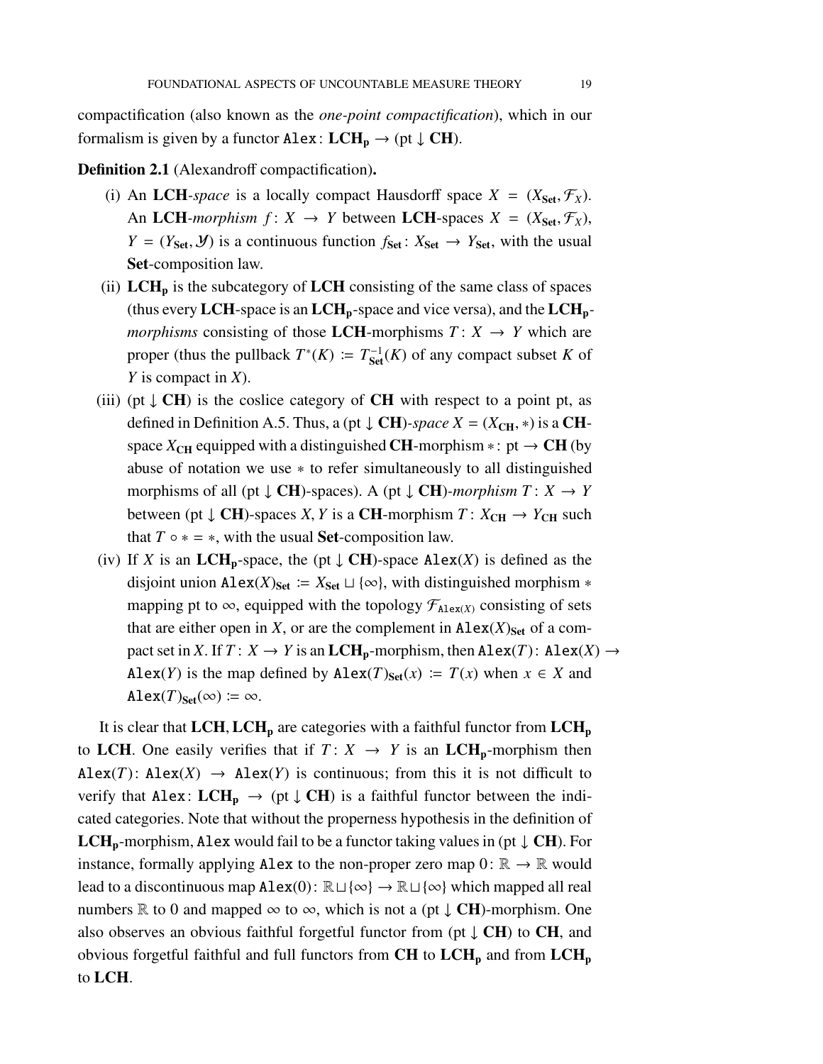compactification (also known as the *one-point compactification*), which in our formalism is given by a functor $\mathtt{Alex}\colon \mathbf{LCH_p} \to (\mathrm{pt} \downarrow \mathbf{CH})$.

**Definition 2.1** (Alexandroff compactification)**.**

(i) An $\mathbf{LCH}$-*space* is a locally compact Hausdorff space $X = (X_{\mathbf{Set}}, \mathcal{F}_X)$. An $\mathbf{LCH}$-*morphism* $f\colon X \to Y$ between $\mathbf{LCH}$-spaces $X = (X_{\mathbf{Set}}, \mathcal{F}_X)$, $Y = (Y_{\mathbf{Set}}, \mathcal{Y})$ is a continuous function $f_{\mathbf{Set}}\colon X_{\mathbf{Set}} \to Y_{\mathbf{Set}}$, with the usual $\mathbf{Set}$-composition law.

(ii) $\mathbf{LCH_p}$ is the subcategory of $\mathbf{LCH}$ consisting of the same class of spaces (thus every $\mathbf{LCH}$-space is an $\mathbf{LCH_p}$-space and vice versa), and the $\mathbf{LCH_p}$-*morphisms* consisting of those $\mathbf{LCH}$-morphisms $T\colon X \to Y$ which are proper (thus the pullback $T^*(K) \coloneqq T_{\mathbf{Set}}^{-1}(K)$ of any compact subset $K$ of $Y$ is compact in $X$).

(iii) $(\mathrm{pt} \downarrow \mathbf{CH})$ is the coslice category of $\mathbf{CH}$ with respect to a point pt, as defined in Definition A.5. Thus, a $(\mathrm{pt} \downarrow \mathbf{CH})$-*space* $X = (X_{\mathbf{CH}}, *)$ is a $\mathbf{CH}$-space $X_{\mathbf{CH}}$ equipped with a distinguished $\mathbf{CH}$-morphism $*\colon \mathrm{pt} \to \mathbf{CH}$ (by abuse of notation we use $*$ to refer simultaneously to all distinguished morphisms of all $(\mathrm{pt} \downarrow \mathbf{CH})$-spaces). A $(\mathrm{pt} \downarrow \mathbf{CH})$-*morphism* $T\colon X \to Y$ between $(\mathrm{pt} \downarrow \mathbf{CH})$-spaces $X, Y$ is a $\mathbf{CH}$-morphism $T\colon X_{\mathbf{CH}} \to Y_{\mathbf{CH}}$ such that $T \circ * = *$, with the usual $\mathbf{Set}$-composition law.

(iv) If $X$ is an $\mathbf{LCH_p}$-space, the $(\mathrm{pt} \downarrow \mathbf{CH})$-space $\mathtt{Alex}(X)$ is defined as the disjoint union $\mathtt{Alex}(X)_{\mathbf{Set}} \coloneqq X_{\mathbf{Set}} \sqcup \{\infty\}$, with distinguished morphism $*$ mapping pt to $\infty$, equipped with the topology $\mathcal{F}_{\mathtt{Alex}(X)}$ consisting of sets that are either open in $X$, or are the complement in $\mathtt{Alex}(X)_{\mathbf{Set}}$ of a compact set in $X$. If $T\colon X \to Y$ is an $\mathbf{LCH_p}$-morphism, then $\mathtt{Alex}(T)\colon \mathtt{Alex}(X) \to \mathtt{Alex}(Y)$ is the map defined by $\mathtt{Alex}(T)_{\mathbf{Set}}(x) \coloneqq T(x)$ when $x \in X$ and $\mathtt{Alex}(T)_{\mathbf{Set}}(\infty) \coloneqq \infty$.

It is clear that $\mathbf{LCH}, \mathbf{LCH_p}$ are categories with a faithful functor from $\mathbf{LCH_p}$ to $\mathbf{LCH}$. One easily verifies that if $T\colon X \to Y$ is an $\mathbf{LCH_p}$-morphism then $\mathtt{Alex}(T)\colon \mathtt{Alex}(X) \to \mathtt{Alex}(Y)$ is continuous; from this it is not difficult to verify that $\mathtt{Alex}\colon \mathbf{LCH_p} \to (\mathrm{pt} \downarrow \mathbf{CH})$ is a faithful functor between the indicated categories. Note that without the properness hypothesis in the definition of $\mathbf{LCH_p}$-morphism, $\mathtt{Alex}$ would fail to be a functor taking values in $(\mathrm{pt} \downarrow \mathbf{CH})$. For instance, formally applying $\mathtt{Alex}$ to the non-proper zero map $0\colon \mathbb{R} \to \mathbb{R}$ would lead to a discontinuous map $\mathtt{Alex}(0)\colon \mathbb{R} \sqcup \{\infty\} \to \mathbb{R} \sqcup \{\infty\}$ which mapped all real numbers $\mathbb{R}$ to 0 and mapped $\infty$ to $\infty$, which is not a $(\mathrm{pt} \downarrow \mathbf{CH})$-morphism. One also observes an obvious faithful forgetful functor from $(\mathrm{pt} \downarrow \mathbf{CH})$ to $\mathbf{CH}$, and obvious forgetful faithful and full functors from $\mathbf{CH}$ to $\mathbf{LCH_p}$ and from $\mathbf{LCH_p}$ to $\mathbf{LCH}$.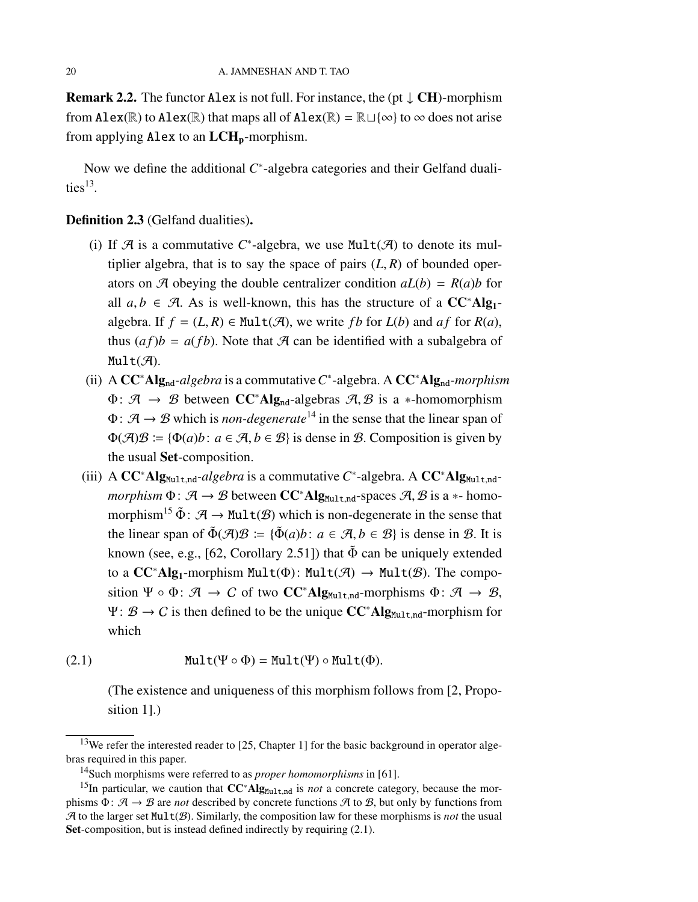**Remark 2.2.** The functor Alex is not full. For instance, the (pt $\downarrow$ **CH**)-morphism from $\mathtt{Alex}(\mathbb{R})$ to $\mathtt{Alex}(\mathbb{R})$ that maps all of $\mathtt{Alex}(\mathbb{R}) = \mathbb{R} \sqcup \{\infty\}$ to $\infty$ does not arise from applying Alex to an $\mathbf{LCH_p}$-morphism.

Now we define the additional $C^*$-algebra categories and their Gelfand dualities[13].

**Definition 2.3** (Gelfand dualities)**.**

(i) If $\mathcal{A}$ is a commutative $C^*$-algebra, we use $\mathtt{Mult}(\mathcal{A})$ to denote its multiplier algebra, that is to say the space of pairs $(L, R)$ of bounded operators on $\mathcal{A}$ obeying the double centralizer condition $aL(b) = R(a)b$ for all $a, b \in \mathcal{A}$. As is well-known, this has the structure of a $\mathbf{CC^*Alg_1}$-algebra. If $f = (L, R) \in \mathtt{Mult}(\mathcal{A})$, we write $fb$ for $L(b)$ and $af$ for $R(a)$, thus $(af)b = a(fb)$. Note that $\mathcal{A}$ can be identified with a subalgebra of $\mathtt{Mult}(\mathcal{A})$.

(ii) A $\mathbf{CC^*Alg}_{\mathrm{nd}}$-*algebra* is a commutative $C^*$-algebra. A $\mathbf{CC^*Alg}_{\mathrm{nd}}$-*morphism* $\Phi \colon \mathcal{A} \to \mathcal{B}$ between $\mathbf{CC^*Alg}_{\mathrm{nd}}$-algebras $\mathcal{A}, \mathcal{B}$ is a $*$-homomorphism $\Phi \colon \mathcal{A} \to \mathcal{B}$ which is *non-degenerate*[14] in the sense that the linear span of $\Phi(\mathcal{A})\mathcal{B} \coloneqq \{\Phi(a)b \colon a \in \mathcal{A}, b \in \mathcal{B}\}$ is dense in $\mathcal{B}$. Composition is given by the usual **Set**-composition.

(iii) A $\mathbf{CC^*Alg}_{\mathtt{Mult},\mathtt{nd}}$-*algebra* is a commutative $C^*$-algebra. A $\mathbf{CC^*Alg}_{\mathtt{Mult},\mathtt{nd}}$-*morphism* $\Phi \colon \mathcal{A} \to \mathcal{B}$ between $\mathbf{CC^*Alg}_{\mathtt{Mult},\mathtt{nd}}$-spaces $\mathcal{A}, \mathcal{B}$ is a $*$- homomorphism[15] $\tilde{\Phi} \colon \mathcal{A} \to \mathtt{Mult}(\mathcal{B})$ which is non-degenerate in the sense that the linear span of $\tilde{\Phi}(\mathcal{A})\mathcal{B} \coloneqq \{\tilde{\Phi}(a)b \colon a \in \mathcal{A}, b \in \mathcal{B}\}$ is dense in $\mathcal{B}$. It is known (see, e.g., [62, Corollary 2.51]) that $\tilde{\Phi}$ can be uniquely extended to a $\mathbf{CC^*Alg_1}$-morphism $\mathtt{Mult}(\Phi) \colon \mathtt{Mult}(\mathcal{A}) \to \mathtt{Mult}(\mathcal{B})$. The composition $\Psi \circ \Phi \colon \mathcal{A} \to \mathcal{C}$ of two $\mathbf{CC^*Alg}_{\mathtt{Mult},\mathtt{nd}}$-morphisms $\Phi \colon \mathcal{A} \to \mathcal{B}$, $\Psi \colon \mathcal{B} \to \mathcal{C}$ is then defined to be the unique $\mathbf{CC^*Alg}_{\mathtt{Mult},\mathtt{nd}}$-morphism for which

$$\mathtt{Mult}(\Psi \circ \Phi) = \mathtt{Mult}(\Psi) \circ \mathtt{Mult}(\Phi). \tag{2.1}$$

(The existence and uniqueness of this morphism follows from [2, Proposition 1].)

---

[13] We refer the interested reader to [25, Chapter 1] for the basic background in operator algebras required in this paper.

[14] Such morphisms were referred to as *proper homomorphisms* in [61].

[15] In particular, we caution that $\mathbf{CC^*Alg}_{\mathtt{Mult},\mathtt{nd}}$ is *not* a concrete category, because the morphisms $\Phi \colon \mathcal{A} \to \mathcal{B}$ are *not* described by concrete functions $\mathcal{A}$ to $\mathcal{B}$, but only by functions from $\mathcal{A}$ to the larger set $\mathtt{Mult}(\mathcal{B})$. Similarly, the composition law for these morphisms is *not* the usual **Set**-composition, but is instead defined indirectly by requiring (2.1).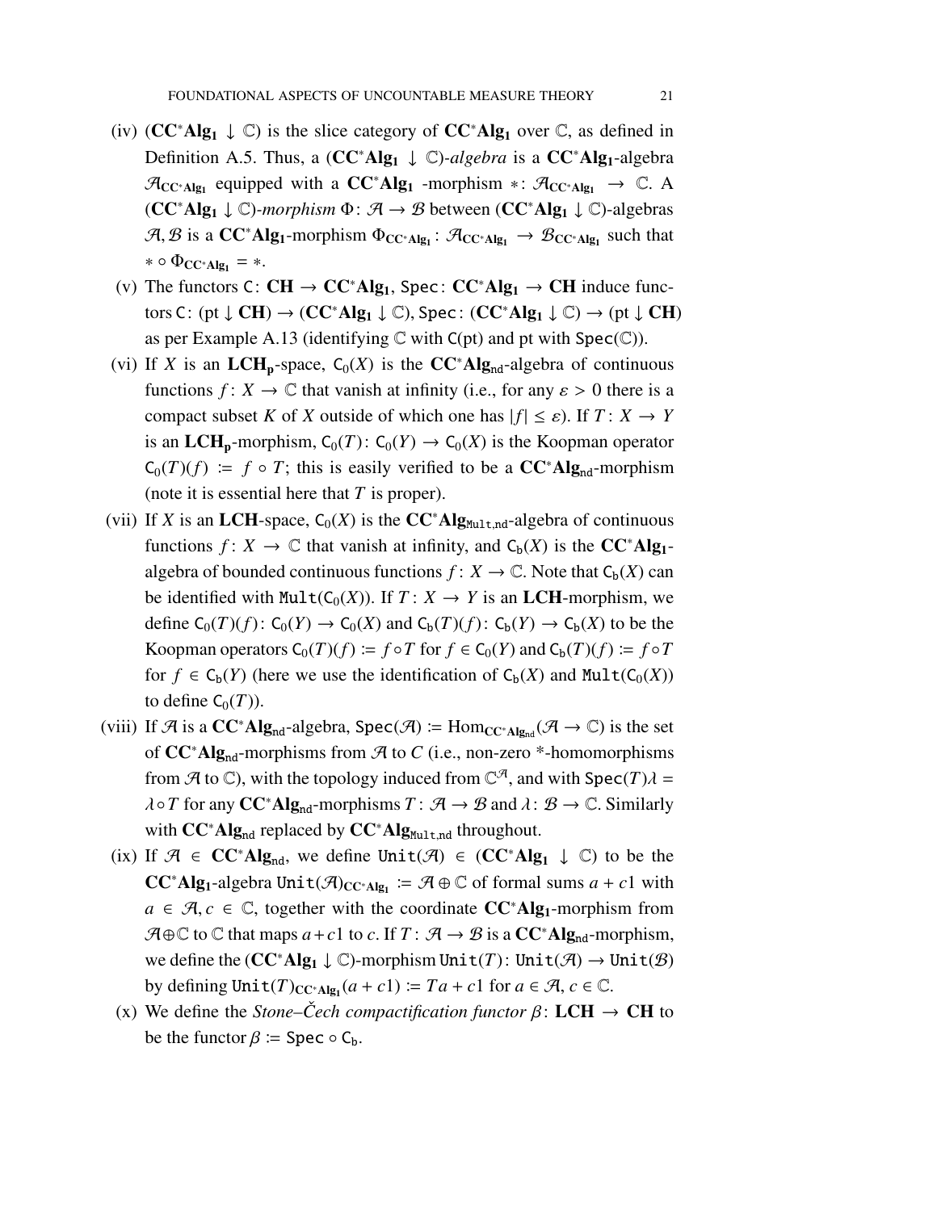(iv) $(\mathbf{CC^*Alg_1} \downarrow \mathbb{C})$ is the slice category of $\mathbf{CC^*Alg_1}$ over $\mathbb{C}$, as defined in Definition A.5. Thus, a $(\mathbf{CC^*Alg_1} \downarrow \mathbb{C})$*-algebra* is a $\mathbf{CC^*Alg_1}$-algebra $\mathcal{A}_{\mathbf{CC^*Alg_1}}$ equipped with a $\mathbf{CC^*Alg_1}$ -morphism $*\colon \mathcal{A}_{\mathbf{CC^*Alg_1}} \to \mathbb{C}$. A $(\mathbf{CC^*Alg_1} \downarrow \mathbb{C})$*-morphism* $\Phi\colon \mathcal{A} \to \mathcal{B}$ between $(\mathbf{CC^*Alg_1} \downarrow \mathbb{C})$-algebras $\mathcal{A}, \mathcal{B}$ is a $\mathbf{CC^*Alg_1}$-morphism $\Phi_{\mathbf{CC^*Alg_1}}\colon \mathcal{A}_{\mathbf{CC^*Alg_1}} \to \mathcal{B}_{\mathbf{CC^*Alg_1}}$ such that $* \circ \Phi_{\mathbf{CC^*Alg_1}} = *$.

(v) The functors $\mathsf{C}\colon \mathbf{CH} \to \mathbf{CC^*Alg_1}$, $\mathtt{Spec}\colon \mathbf{CC^*Alg_1} \to \mathbf{CH}$ induce functors $\mathsf{C}\colon (\mathrm{pt} \downarrow \mathbf{CH}) \to (\mathbf{CC^*Alg_1} \downarrow \mathbb{C})$, $\mathtt{Spec}\colon (\mathbf{CC^*Alg_1} \downarrow \mathbb{C}) \to (\mathrm{pt} \downarrow \mathbf{CH})$ as per Example A.13 (identifying $\mathbb{C}$ with $\mathsf{C}(\mathrm{pt})$ and pt with $\mathtt{Spec}(\mathbb{C})$).

(vi) If $X$ is an $\mathbf{LCH_p}$-space, $\mathsf{C}_0(X)$ is the $\mathbf{CC^*Alg_{nd}}$-algebra of continuous functions $f\colon X \to \mathbb{C}$ that vanish at infinity (i.e., for any $\varepsilon > 0$ there is a compact subset $K$ of $X$ outside of which one has $|f| \leq \varepsilon$). If $T\colon X \to Y$ is an $\mathbf{LCH_p}$-morphism, $\mathsf{C}_0(T)\colon \mathsf{C}_0(Y) \to \mathsf{C}_0(X)$ is the Koopman operator $\mathsf{C}_0(T)(f) := f \circ T$; this is easily verified to be a $\mathbf{CC^*Alg_{nd}}$-morphism (note it is essential here that $T$ is proper).

(vii) If $X$ is an $\mathbf{LCH}$-space, $\mathsf{C}_0(X)$ is the $\mathbf{CC^*Alg_{\mathtt{Mult},nd}}$-algebra of continuous functions $f\colon X \to \mathbb{C}$ that vanish at infinity, and $\mathsf{C}_b(X)$ is the $\mathbf{CC^*Alg_1}$-algebra of bounded continuous functions $f\colon X \to \mathbb{C}$. Note that $\mathsf{C}_b(X)$ can be identified with $\mathtt{Mult}(\mathsf{C}_0(X))$. If $T\colon X \to Y$ is an $\mathbf{LCH}$-morphism, we define $\mathsf{C}_0(T)(f)\colon \mathsf{C}_0(Y) \to \mathsf{C}_0(X)$ and $\mathsf{C}_b(T)(f)\colon \mathsf{C}_b(Y) \to \mathsf{C}_b(X)$ to be the Koopman operators $\mathsf{C}_0(T)(f) := f \circ T$ for $f \in \mathsf{C}_0(Y)$ and $\mathsf{C}_b(T)(f) := f \circ T$ for $f \in \mathsf{C}_b(Y)$ (here we use the identification of $\mathsf{C}_b(X)$ and $\mathtt{Mult}(\mathsf{C}_0(X))$ to define $\mathsf{C}_0(T)$).

(viii) If $\mathcal{A}$ is a $\mathbf{CC^*Alg_{nd}}$-algebra, $\mathtt{Spec}(\mathcal{A}) := \mathrm{Hom}_{\mathbf{CC^*Alg_{nd}}}(\mathcal{A} \to \mathbb{C})$ is the set of $\mathbf{CC^*Alg_{nd}}$-morphisms from $\mathcal{A}$ to $C$ (i.e., non-zero *-homomorphisms from $\mathcal{A}$ to $\mathbb{C}$), with the topology induced from $\mathbb{C}^{\mathcal{A}}$, and with $\mathtt{Spec}(T)\lambda = \lambda \circ T$ for any $\mathbf{CC^*Alg_{nd}}$-morphisms $T\colon \mathcal{A} \to \mathcal{B}$ and $\lambda\colon \mathcal{B} \to \mathbb{C}$. Similarly with $\mathbf{CC^*Alg_{nd}}$ replaced by $\mathbf{CC^*Alg_{\mathtt{Mult},nd}}$ throughout.

(ix) If $\mathcal{A} \in \mathbf{CC^*Alg_{nd}}$, we define $\mathtt{Unit}(\mathcal{A}) \in (\mathbf{CC^*Alg_1} \downarrow \mathbb{C})$ to be the $\mathbf{CC^*Alg_1}$-algebra $\mathtt{Unit}(\mathcal{A})_{\mathbf{CC^*Alg_1}} := \mathcal{A} \oplus \mathbb{C}$ of formal sums $a + c1$ with $a \in \mathcal{A}, c \in \mathbb{C}$, together with the coordinate $\mathbf{CC^*Alg_1}$-morphism from $\mathcal{A} \oplus \mathbb{C}$ to $\mathbb{C}$ that maps $a + c1$ to $c$. If $T\colon \mathcal{A} \to \mathcal{B}$ is a $\mathbf{CC^*Alg_{nd}}$-morphism, we define the $(\mathbf{CC^*Alg_1} \downarrow \mathbb{C})$-morphism $\mathtt{Unit}(T)\colon \mathtt{Unit}(\mathcal{A}) \to \mathtt{Unit}(\mathcal{B})$ by defining $\mathtt{Unit}(T)_{\mathbf{CC^*Alg_1}}(a + c1) := Ta + c1$ for $a \in \mathcal{A}$, $c \in \mathbb{C}$.

(x) We define the *Stone–Čech compactification functor* $\beta\colon \mathbf{LCH} \to \mathbf{CH}$ to be the functor $\beta := \mathtt{Spec} \circ \mathsf{C}_b$.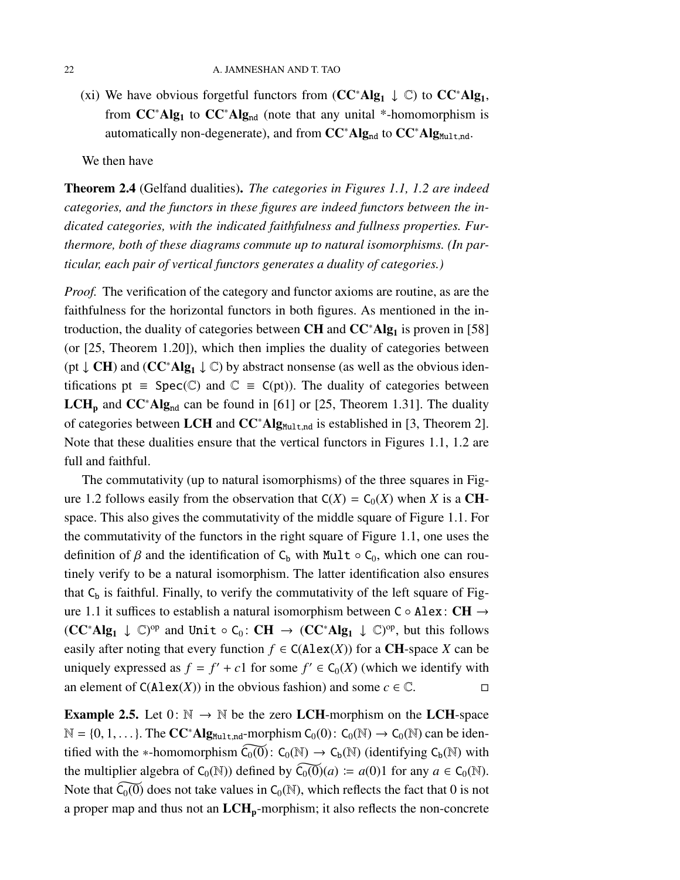(xi) We have obvious forgetful functors from $(\mathbf{CC^*Alg_1} \downarrow \mathbb{C})$ to $\mathbf{CC^*Alg_1}$, from $\mathbf{CC^*Alg_1}$ to $\mathbf{CC^*Alg_{nd}}$ (note that any unital *-homomorphism is automatically non-degenerate), and from $\mathbf{CC^*Alg_{nd}}$ to $\mathbf{CC^*Alg_{Mult,nd}}$.

We then have

**Theorem 2.4** (Gelfand dualities)**.** *The categories in Figures 1.1, 1.2 are indeed categories, and the functors in these figures are indeed functors between the indicated categories, with the indicated faithfulness and fullness properties. Furthermore, both of these diagrams commute up to natural isomorphisms. (In particular, each pair of vertical functors generates a duality of categories.)*

*Proof.* The verification of the category and functor axioms are routine, as are the faithfulness for the horizontal functors in both figures. As mentioned in the introduction, the duality of categories between $\mathbf{CH}$ and $\mathbf{CC^*Alg_1}$ is proven in [58] (or [25, Theorem 1.20]), which then implies the duality of categories between $(\mathrm{pt} \downarrow \mathbf{CH})$ and $(\mathbf{CC^*Alg_1} \downarrow \mathbb{C})$ by abstract nonsense (as well as the obvious identifications $\mathrm{pt} \equiv \mathtt{Spec}(\mathbb{C})$ and $\mathbb{C} \equiv \mathsf{C}(\mathrm{pt})$). The duality of categories between $\mathbf{LCH_p}$ and $\mathbf{CC^*Alg_{nd}}$ can be found in [61] or [25, Theorem 1.31]. The duality of categories between $\mathbf{LCH}$ and $\mathbf{CC^*Alg_{Mult,nd}}$ is established in [3, Theorem 2]. Note that these dualities ensure that the vertical functors in Figures 1.1, 1.2 are full and faithful.

The commutativity (up to natural isomorphisms) of the three squares in Figure 1.2 follows easily from the observation that $\mathsf{C}(X) = \mathsf{C}_0(X)$ when $X$ is a $\mathbf{CH}$-space. This also gives the commutativity of the middle square of Figure 1.1. For the commutativity of the functors in the right square of Figure 1.1, one uses the definition of $\beta$ and the identification of $\mathsf{C_b}$ with $\mathtt{Mult} \circ \mathsf{C}_0$, which one can routinely verify to be a natural isomorphism. The latter identification also ensures that $\mathsf{C_b}$ is faithful. Finally, to verify the commutativity of the left square of Figure 1.1 it suffices to establish a natural isomorphism between $\mathsf{C} \circ \mathtt{Alex} \colon \mathbf{CH} \to (\mathbf{CC^*Alg_1} \downarrow \mathbb{C})^{\mathrm{op}}$ and $\mathtt{Unit} \circ \mathsf{C}_0 \colon \mathbf{CH} \to (\mathbf{CC^*Alg_1} \downarrow \mathbb{C})^{\mathrm{op}}$, but this follows easily after noting that every function $f \in \mathsf{C}(\mathtt{Alex}(X))$ for a $\mathbf{CH}$-space $X$ can be uniquely expressed as $f = f' + c1$ for some $f' \in \mathsf{C}_0(X)$ (which we identify with an element of $\mathsf{C}(\mathtt{Alex}(X))$ in the obvious fashion) and some $c \in \mathbb{C}$. $\square$

**Example 2.5.** Let $0 \colon \mathbb{N} \to \mathbb{N}$ be the zero $\mathbf{LCH}$-morphism on the $\mathbf{LCH}$-space $\mathbb{N} = \{0, 1, \dots\}$. The $\mathbf{CC^*Alg_{Mult,nd}}$-morphism $\mathsf{C}_0(0) \colon \mathsf{C}_0(\mathbb{N}) \to \mathsf{C}_0(\mathbb{N})$ can be identified with the $*$-homomorphism $\widetilde{\mathsf{C}_0(0)} \colon \mathsf{C}_0(\mathbb{N}) \to \mathsf{C_b}(\mathbb{N})$ (identifying $\mathsf{C_b}(\mathbb{N})$ with the multiplier algebra of $\mathsf{C}_0(\mathbb{N})$) defined by $\widetilde{\mathsf{C}_0(0)}(a) \coloneqq a(0)1$ for any $a \in \mathsf{C}_0(\mathbb{N})$. Note that $\widetilde{\mathsf{C}_0(0)}$ does not take values in $\mathsf{C}_0(\mathbb{N})$, which reflects the fact that $0$ is not a proper map and thus not an $\mathbf{LCH_p}$-morphism; it also reflects the non-concrete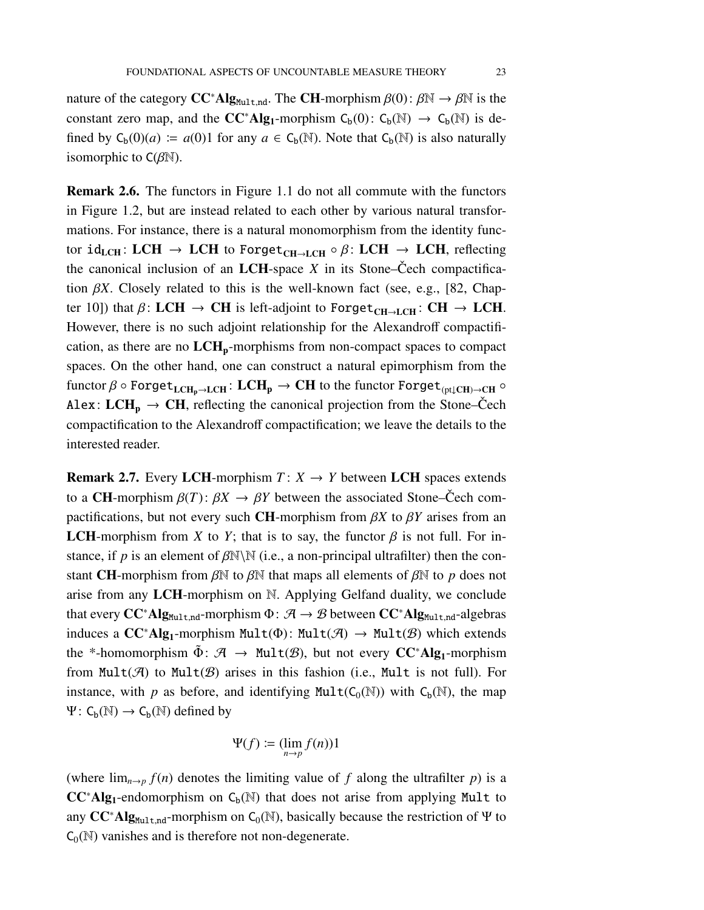nature of the category $\mathbf{CC^*Alg}_{\mathtt{Mult,nd}}$. The $\mathbf{CH}$-morphism $\beta(0)\colon \beta\mathbb{N} \to \beta\mathbb{N}$ is the constant zero map, and the $\mathbf{CC^*Alg_1}$-morphism $\mathsf{C_b}(0)\colon \mathsf{C_b}(\mathbb{N}) \to \mathsf{C_b}(\mathbb{N})$ is defined by $\mathsf{C_b}(0)(a) \coloneqq a(0)1$ for any $a \in \mathsf{C_b}(\mathbb{N})$. Note that $\mathsf{C_b}(\mathbb{N})$ is also naturally isomorphic to $\mathsf{C}(\beta\mathbb{N})$.

**Remark 2.6.** The functors in Figure 1.1 do not all commute with the functors in Figure 1.2, but are instead related to each other by various natural transformations. For instance, there is a natural monomorphism from the identity functor $\mathtt{id}_{\mathbf{LCH}}\colon \mathbf{LCH} \to \mathbf{LCH}$ to $\mathtt{Forget}_{\mathbf{CH}\to\mathbf{LCH}} \circ \beta\colon \mathbf{LCH} \to \mathbf{LCH}$, reflecting the canonical inclusion of an $\mathbf{LCH}$-space $X$ in its Stone–Čech compactification $\beta X$. Closely related to this is the well-known fact (see, e.g., [82, Chapter 10]) that $\beta\colon \mathbf{LCH} \to \mathbf{CH}$ is left-adjoint to $\mathtt{Forget}_{\mathbf{CH}\to\mathbf{LCH}}\colon \mathbf{CH} \to \mathbf{LCH}$. However, there is no such adjoint relationship for the Alexandroff compactification, as there are no $\mathbf{LCH_p}$-morphisms from non-compact spaces to compact spaces. On the other hand, one can construct a natural epimorphism from the functor $\beta \circ \mathtt{Forget}_{\mathbf{LCH_p}\to\mathbf{LCH}}\colon \mathbf{LCH_p} \to \mathbf{CH}$ to the functor $\mathtt{Forget}_{(\mathrm{pt}\downarrow\mathbf{CH})\to\mathbf{CH}} \circ \mathtt{Alex}\colon \mathbf{LCH_p} \to \mathbf{CH}$, reflecting the canonical projection from the Stone–Čech compactification to the Alexandroff compactification; we leave the details to the interested reader.

**Remark 2.7.** Every $\mathbf{LCH}$-morphism $T\colon X \to Y$ between $\mathbf{LCH}$ spaces extends to a $\mathbf{CH}$-morphism $\beta(T)\colon \beta X \to \beta Y$ between the associated Stone–Čech compactifications, but not every such $\mathbf{CH}$-morphism from $\beta X$ to $\beta Y$ arises from an $\mathbf{LCH}$-morphism from $X$ to $Y$; that is to say, the functor $\beta$ is not full. For instance, if $p$ is an element of $\beta\mathbb{N}\backslash\mathbb{N}$ (i.e., a non-principal ultrafilter) then the constant $\mathbf{CH}$-morphism from $\beta\mathbb{N}$ to $\beta\mathbb{N}$ that maps all elements of $\beta\mathbb{N}$ to $p$ does not arise from any $\mathbf{LCH}$-morphism on $\mathbb{N}$. Applying Gelfand duality, we conclude that every $\mathbf{CC^*Alg}_{\mathtt{Mult,nd}}$-morphism $\Phi\colon \mathcal{A} \to \mathcal{B}$ between $\mathbf{CC^*Alg}_{\mathtt{Mult,nd}}$-algebras induces a $\mathbf{CC^*Alg_1}$-morphism $\mathtt{Mult}(\Phi)\colon \mathtt{Mult}(\mathcal{A}) \to \mathtt{Mult}(\mathcal{B})$ which extends the *-homomorphism $\tilde{\Phi}\colon \mathcal{A} \to \mathtt{Mult}(\mathcal{B})$, but not every $\mathbf{CC^*Alg_1}$-morphism from $\mathtt{Mult}(\mathcal{A})$ to $\mathtt{Mult}(\mathcal{B})$ arises in this fashion (i.e., $\mathtt{Mult}$ is not full). For instance, with $p$ as before, and identifying $\mathtt{Mult}(\mathsf{C_0}(\mathbb{N}))$ with $\mathsf{C_b}(\mathbb{N})$, the map $\Psi\colon \mathsf{C_b}(\mathbb{N}) \to \mathsf{C_b}(\mathbb{N})$ defined by

$$\Psi(f) \coloneqq (\lim_{n\to p} f(n))1$$

(where $\lim_{n\to p} f(n)$ denotes the limiting value of $f$ along the ultrafilter $p$) is a $\mathbf{CC^*Alg_1}$-endomorphism on $\mathsf{C_b}(\mathbb{N})$ that does not arise from applying $\mathtt{Mult}$ to any $\mathbf{CC^*Alg}_{\mathtt{Mult,nd}}$-morphism on $\mathsf{C_0}(\mathbb{N})$, basically because the restriction of $\Psi$ to $\mathsf{C_0}(\mathbb{N})$ vanishes and is therefore not non-degenerate.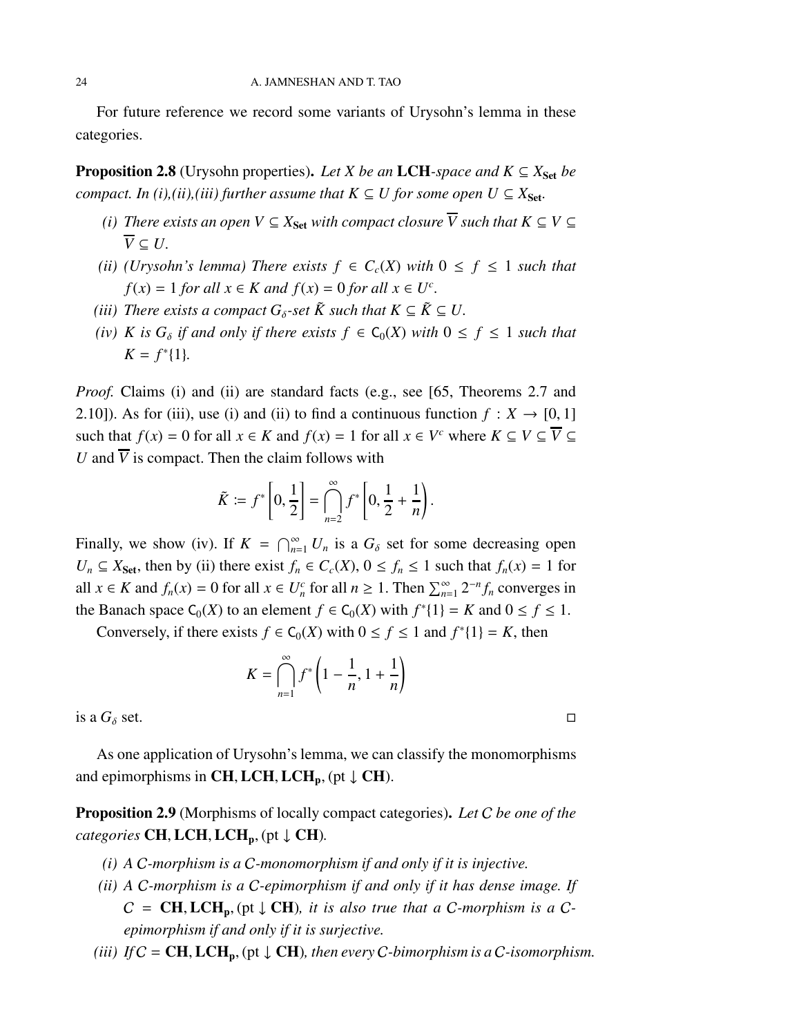For future reference we record some variants of Urysohn's lemma in these categories.

**Proposition 2.8** (Urysohn properties)**.** *Let $X$ be an* $\mathbf{LCH}$*-space and $K \subseteq X_{\mathbf{Set}}$ be compact. In (i),(ii),(iii) further assume that $K \subseteq U$ for some open $U \subseteq X_{\mathbf{Set}}$.*

- *(i) There exists an open $V \subseteq X_{\mathbf{Set}}$ with compact closure $\overline{V}$ such that $K \subseteq V \subseteq \overline{V} \subseteq U$.*
- *(ii) (Urysohn's lemma) There exists $f \in C_c(X)$ with $0 \leq f \leq 1$ such that $f(x) = 1$ for all $x \in K$ and $f(x) = 0$ for all $x \in U^c$.*
- *(iii) There exists a compact $G_\delta$-set $\tilde{K}$ such that $K \subseteq \tilde{K} \subseteq U$.*
- *(iv) $K$ is $G_\delta$ if and only if there exists $f \in \mathsf{C}_0(X)$ with $0 \leq f \leq 1$ such that $K = f^*\{1\}$.*

*Proof.* Claims (i) and (ii) are standard facts (e.g., see [65, Theorems 2.7 and 2.10]). As for (iii), use (i) and (ii) to find a continuous function $f : X \to [0,1]$ such that $f(x) = 0$ for all $x \in K$ and $f(x) = 1$ for all $x \in V^c$ where $K \subseteq V \subseteq \overline{V} \subseteq U$ and $\overline{V}$ is compact. Then the claim follows with

$$\tilde{K} := f^*\left[0, \frac{1}{2}\right] = \bigcap_{n=2}^{\infty} f^*\left[0, \frac{1}{2} + \frac{1}{n}\right).$$

Finally, we show (iv). If $K = \bigcap_{n=1}^{\infty} U_n$ is a $G_\delta$ set for some decreasing open $U_n \subseteq X_{\mathbf{Set}}$, then by (ii) there exist $f_n \in C_c(X)$, $0 \leq f_n \leq 1$ such that $f_n(x) = 1$ for all $x \in K$ and $f_n(x) = 0$ for all $x \in U_n^c$ for all $n \geq 1$. Then $\sum_{n=1}^{\infty} 2^{-n} f_n$ converges in the Banach space $\mathsf{C}_0(X)$ to an element $f \in \mathsf{C}_0(X)$ with $f^*\{1\} = K$ and $0 \leq f \leq 1$.

Conversely, if there exists $f \in \mathsf{C}_0(X)$ with $0 \leq f \leq 1$ and $f^*\{1\} = K$, then

$$K = \bigcap_{n=1}^{\infty} f^*\left(1 - \frac{1}{n}, 1 + \frac{1}{n}\right)$$

is a $G_\delta$ set. $\square$

As one application of Urysohn's lemma, we can classify the monomorphisms and epimorphisms in $\mathbf{CH}, \mathbf{LCH}, \mathbf{LCH_p}, (\mathrm{pt} \downarrow \mathbf{CH})$.

**Proposition 2.9** (Morphisms of locally compact categories)**.** *Let $\mathcal{C}$ be one of the categories $\mathbf{CH}, \mathbf{LCH}, \mathbf{LCH_p}, (\mathrm{pt} \downarrow \mathbf{CH})$.*

- *(i) A $\mathcal{C}$-morphism is a $\mathcal{C}$-monomorphism if and only if it is injective.*
- *(ii) A $\mathcal{C}$-morphism is a $\mathcal{C}$-epimorphism if and only if it has dense image. If $\mathcal{C} = \mathbf{CH}, \mathbf{LCH_p}, (\mathrm{pt} \downarrow \mathbf{CH})$, it is also true that a $\mathcal{C}$-morphism is a $\mathcal{C}$-epimorphism if and only if it is surjective.*
- *(iii) If $\mathcal{C} = \mathbf{CH}, \mathbf{LCH_p}, (\mathrm{pt} \downarrow \mathbf{CH})$, then every $\mathcal{C}$-bimorphism is a $\mathcal{C}$-isomorphism.*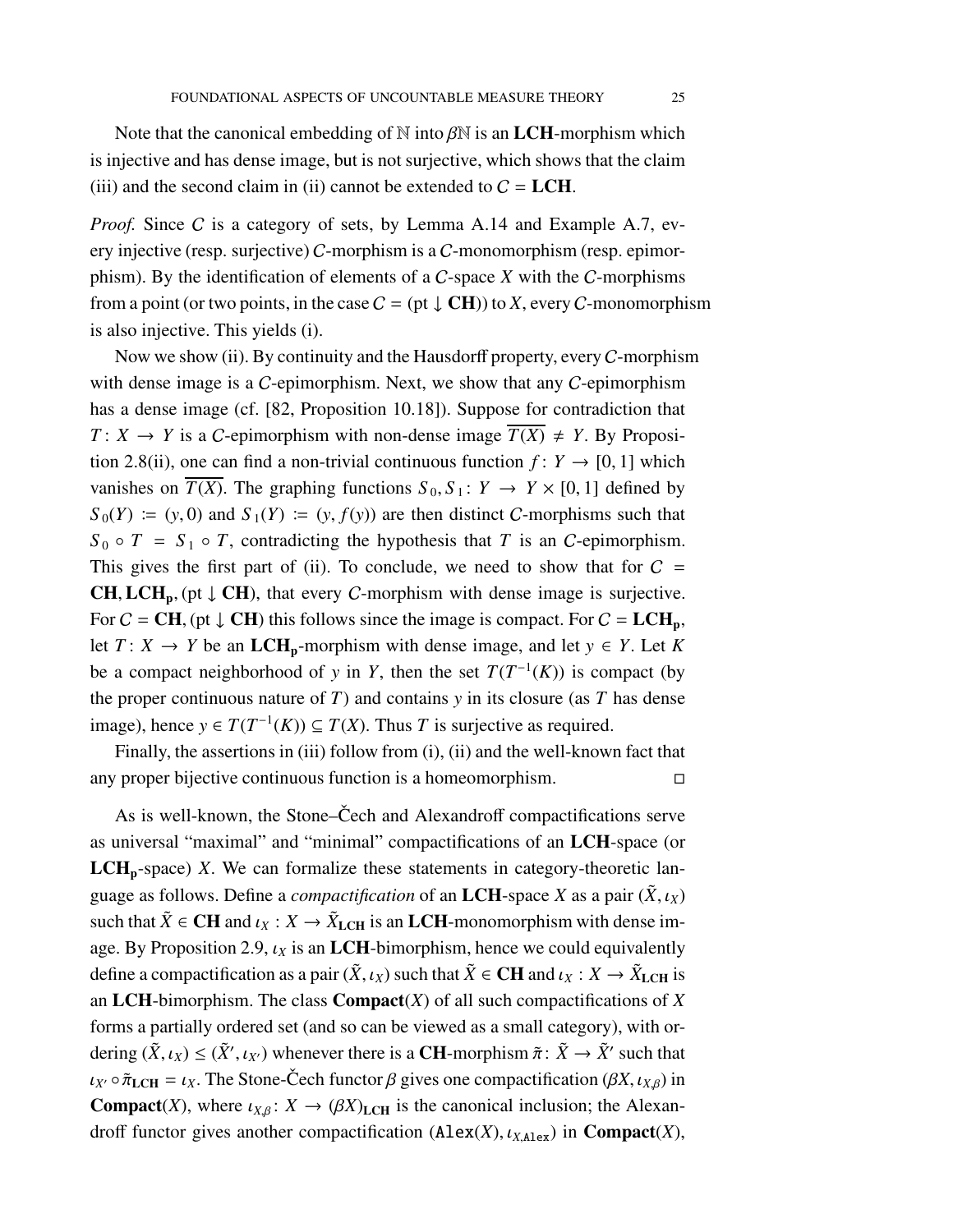Note that the canonical embedding of $\mathbb{N}$ into $\beta\mathbb{N}$ is an **LCH**-morphism which is injective and has dense image, but is not surjective, which shows that the claim (iii) and the second claim in (ii) cannot be extended to $\mathcal{C} = \mathbf{LCH}$.

*Proof.* Since $\mathcal{C}$ is a category of sets, by Lemma A.14 and Example A.7, every injective (resp. surjective) $\mathcal{C}$-morphism is a $\mathcal{C}$-monomorphism (resp. epimorphism). By the identification of elements of a $\mathcal{C}$-space $X$ with the $\mathcal{C}$-morphisms from a point (or two points, in the case $\mathcal{C} = (\mathrm{pt} \downarrow \mathbf{CH})$) to $X$, every $\mathcal{C}$-monomorphism is also injective. This yields (i).

Now we show (ii). By continuity and the Hausdorff property, every $\mathcal{C}$-morphism with dense image is a $\mathcal{C}$-epimorphism. Next, we show that any $\mathcal{C}$-epimorphism has a dense image (cf. [82, Proposition 10.18]). Suppose for contradiction that $T \colon X \to Y$ is a $\mathcal{C}$-epimorphism with non-dense image $\overline{T(X)} \neq Y$. By Proposition 2.8(ii), one can find a non-trivial continuous function $f \colon Y \to [0, 1]$ which vanishes on $\overline{T(X)}$. The graphing functions $S_0, S_1 \colon Y \to Y \times [0, 1]$ defined by $S_0(Y) := (y, 0)$ and $S_1(Y) := (y, f(y))$ are then distinct $\mathcal{C}$-morphisms such that $S_0 \circ T = S_1 \circ T$, contradicting the hypothesis that $T$ is an $\mathcal{C}$-epimorphism. This gives the first part of (ii). To conclude, we need to show that for $\mathcal{C} = \mathbf{CH}, \mathbf{LCH_p}, (\mathrm{pt} \downarrow \mathbf{CH})$, that every $\mathcal{C}$-morphism with dense image is surjective. For $\mathcal{C} = \mathbf{CH}, (\mathrm{pt} \downarrow \mathbf{CH})$ this follows since the image is compact. For $\mathcal{C} = \mathbf{LCH_p}$, let $T \colon X \to Y$ be an $\mathbf{LCH_p}$-morphism with dense image, and let $y \in Y$. Let $K$ be a compact neighborhood of $y$ in $Y$, then the set $T(T^{-1}(K))$ is compact (by the proper continuous nature of $T$) and contains $y$ in its closure (as $T$ has dense image), hence $y \in T(T^{-1}(K)) \subseteq T(X)$. Thus $T$ is surjective as required.

Finally, the assertions in (iii) follow from (i), (ii) and the well-known fact that any proper bijective continuous function is a homeomorphism. $\square$

As is well-known, the Stone–Čech and Alexandroff compactifications serve as universal "maximal" and "minimal" compactifications of an **LCH**-space (or $\mathbf{LCH_p}$-space) $X$. We can formalize these statements in category-theoretic language as follows. Define a *compactification* of an **LCH**-space $X$ as a pair $(\tilde{X}, \iota_X)$ such that $\tilde{X} \in \mathbf{CH}$ and $\iota_X \colon X \to \tilde{X}_{\mathbf{LCH}}$ is an **LCH**-monomorphism with dense image. By Proposition 2.9, $\iota_X$ is an **LCH**-bimorphism, hence we could equivalently define a compactification as a pair $(\tilde{X}, \iota_X)$ such that $\tilde{X} \in \mathbf{CH}$ and $\iota_X \colon X \to \tilde{X}_{\mathbf{LCH}}$ is an **LCH**-bimorphism. The class $\mathbf{Compact}(X)$ of all such compactifications of $X$ forms a partially ordered set (and so can be viewed as a small category), with ordering $(\tilde{X}, \iota_X) \leq (\tilde{X}', \iota_{X'})$ whenever there is a **CH**-morphism $\tilde{\pi} \colon \tilde{X} \to \tilde{X}'$ such that $\iota_{X'} \circ \tilde{\pi}_{\mathbf{LCH}} = \iota_X$. The Stone-Čech functor $\beta$ gives one compactification $(\beta X, \iota_{X,\beta})$ in $\mathbf{Compact}(X)$, where $\iota_{X,\beta} \colon X \to (\beta X)_{\mathbf{LCH}}$ is the canonical inclusion; the Alexandroff functor gives another compactification $(\mathtt{Alex}(X), \iota_{X,\mathtt{Alex}})$ in $\mathbf{Compact}(X)$,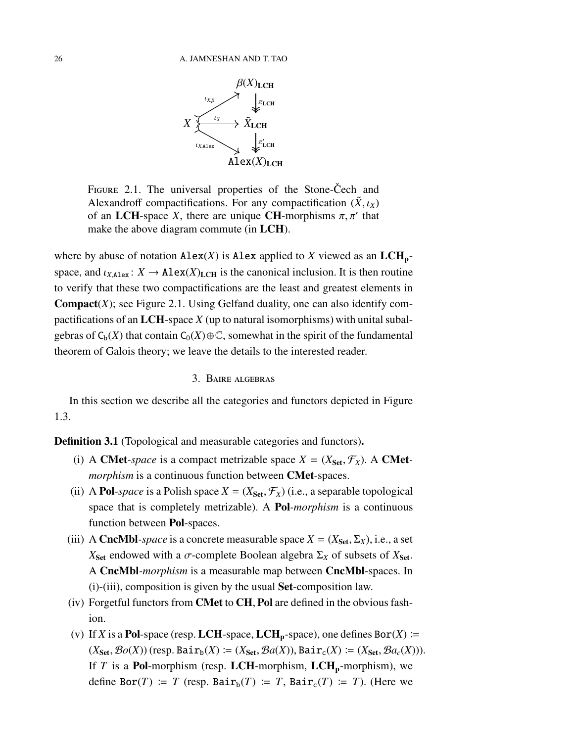$$
\begin{array}{ccc}
 & & \beta(X)_{\mathbf{LCH}} \\
 & \overset{\iota_{X,\beta}}{\nearrow} & \downarrow \pi_{\mathbf{LCH}} \\
X & \xrightarrow{\iota_X} & \tilde{X}_{\mathbf{LCH}} \\
 & \underset{\iota_{X,\mathtt{Alex}}}{\searrow} & \downarrow \pi'_{\mathbf{LCH}} \\
 & & \mathtt{Alex}(X)_{\mathbf{LCH}}
\end{array}
$$

FIGURE 2.1. The universal properties of the Stone-Čech and Alexandroff compactifications. For any compactification $(\tilde{X}, \iota_X)$ of an **LCH**-space $X$, there are unique **CH**-morphisms $\pi, \pi'$ that make the above diagram commute (in **LCH**).

where by abuse of notation $\mathtt{Alex}(X)$ is $\mathtt{Alex}$ applied to $X$ viewed as an $\mathbf{LCH_p}$-space, and $\iota_{X,\mathtt{Alex}} \colon X \to \mathtt{Alex}(X)_{\mathbf{LCH}}$ is the canonical inclusion. It is then routine to verify that these two compactifications are the least and greatest elements in **Compact**$(X)$; see Figure 2.1. Using Gelfand duality, one can also identify compactifications of an **LCH**-space $X$ (up to natural isomorphisms) with unital subalgebras of $\mathsf{C_b}(X)$ that contain $\mathsf{C_0}(X) \oplus \mathbb{C}$, somewhat in the spirit of the fundamental theorem of Galois theory; we leave the details to the interested reader.

## 3. Baire algebras

In this section we describe all the categories and functors depicted in Figure 1.3.

**Definition 3.1** (Topological and measurable categories and functors)**.**

(i) A **CMet**-*space* is a compact metrizable space $X = (X_{\mathbf{Set}}, \mathcal{F}_X)$. A **CMet**-*morphism* is a continuous function between **CMet**-spaces.

(ii) A **Pol**-*space* is a Polish space $X = (X_{\mathbf{Set}}, \mathcal{F}_X)$ (i.e., a separable topological space that is completely metrizable). A **Pol**-*morphism* is a continuous function between **Pol**-spaces.

(iii) A **CncMbl**-*space* is a concrete measurable space $X = (X_{\mathbf{Set}}, \Sigma_X)$, i.e., a set $X_{\mathbf{Set}}$ endowed with a $\sigma$-complete Boolean algebra $\Sigma_X$ of subsets of $X_{\mathbf{Set}}$. A **CncMbl**-*morphism* is a measurable map between **CncMbl**-spaces. In (i)-(iii), composition is given by the usual **Set**-composition law.

(iv) Forgetful functors from **CMet** to **CH**, **Pol** are defined in the obvious fashion.

(v) If $X$ is a **Pol**-space (resp. **LCH**-space, $\mathbf{LCH_p}$-space), one defines $\mathtt{Bor}(X) := (X_{\mathbf{Set}}, \mathcal{B}o(X))$ (resp. $\mathtt{Bair_b}(X) := (X_{\mathbf{Set}}, \mathcal{B}a(X))$, $\mathtt{Bair_c}(X) := (X_{\mathbf{Set}}, \mathcal{B}a_c(X))$). If $T$ is a **Pol**-morphism (resp. **LCH**-morphism, $\mathbf{LCH_p}$-morphism), we define $\mathtt{Bor}(T) := T$ (resp. $\mathtt{Bair_b}(T) := T$, $\mathtt{Bair_c}(T) := T$). (Here we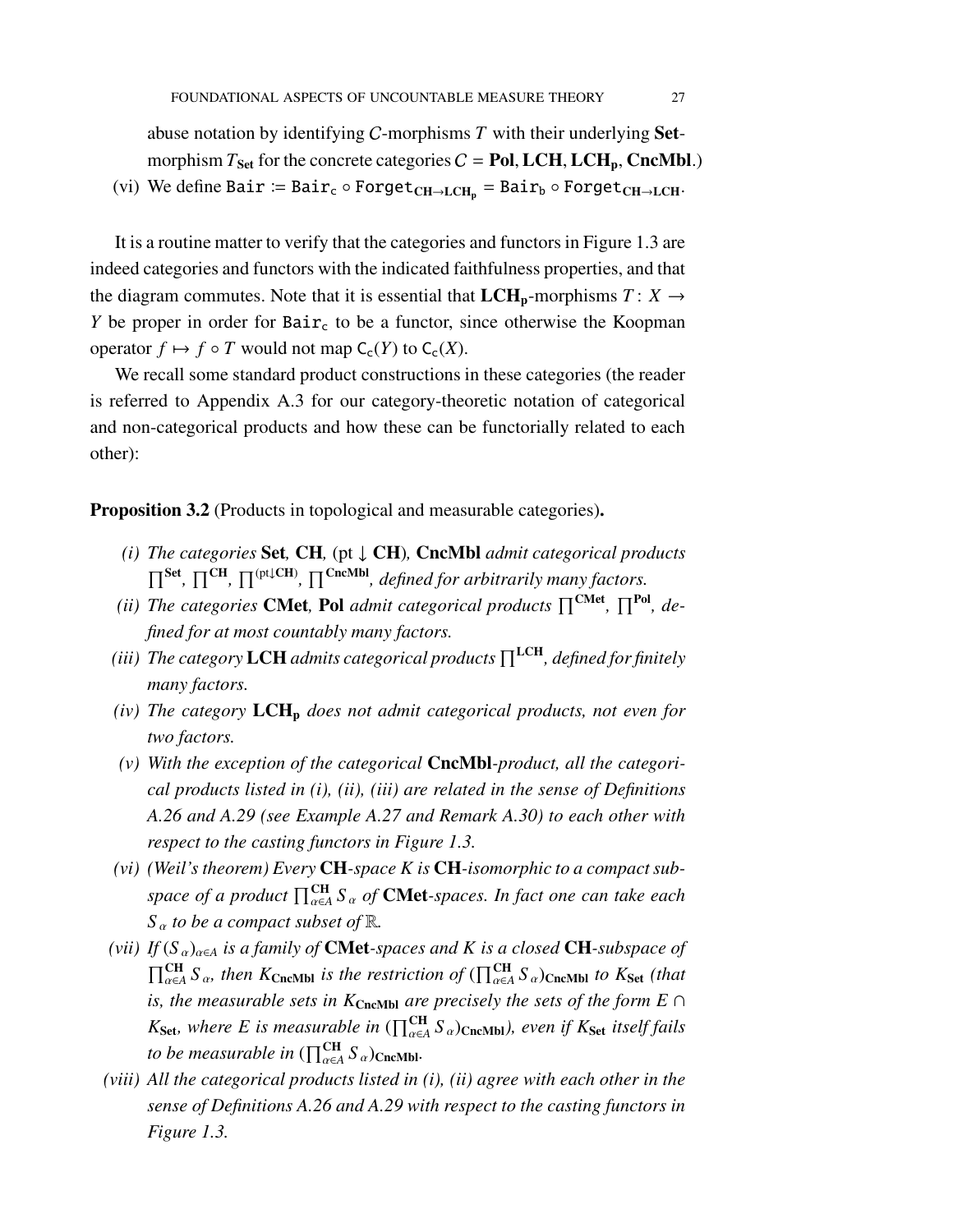abuse notation by identifying $\mathcal{C}$-morphisms $T$ with their underlying **Set**-morphism $T_{\mathbf{Set}}$ for the concrete categories $\mathcal{C} = \mathbf{Pol}, \mathbf{LCH}, \mathbf{LCH_p}, \mathbf{CncMbl}$.)

(vi) We define $\mathtt{Bair} := \mathtt{Bair_c} \circ \mathtt{Forget}_{\mathbf{CH}\to\mathbf{LCH_p}} = \mathtt{Bair_b} \circ \mathtt{Forget}_{\mathbf{CH}\to\mathbf{LCH}}$.

It is a routine matter to verify that the categories and functors in Figure 1.3 are indeed categories and functors with the indicated faithfulness properties, and that the diagram commutes. Note that it is essential that $\mathbf{LCH_p}$-morphisms $T: X \to Y$ be proper in order for $\mathtt{Bair_c}$ to be a functor, since otherwise the Koopman operator $f \mapsto f \circ T$ would not map $\mathsf{C_c}(Y)$ to $\mathsf{C_c}(X)$.

We recall some standard product constructions in these categories (the reader is referred to Appendix A.3 for our category-theoretic notation of categorical and non-categorical products and how these can be functorially related to each other):

**Proposition 3.2** (Products in topological and measurable categories)**.**

*(i) The categories* **Set***,* **CH***,* $(\mathrm{pt} \downarrow \mathbf{CH})$*,* **CncMbl** *admit categorical products* $\prod^{\mathbf{Set}}$*,* $\prod^{\mathbf{CH}}$*,* $\prod^{(\mathrm{pt}\downarrow\mathbf{CH})}$*,* $\prod^{\mathbf{CncMbl}}$*, defined for arbitrarily many factors.*

*(ii) The categories* **CMet***,* **Pol** *admit categorical products* $\prod^{\mathbf{CMet}}$*,* $\prod^{\mathbf{Pol}}$*, defined for at most countably many factors.*

*(iii) The category* **LCH** *admits categorical products* $\prod^{\mathbf{LCH}}$*, defined for finitely many factors.*

*(iv) The category* $\mathbf{LCH_p}$ *does not admit categorical products, not even for two factors.*

*(v) With the exception of the categorical* **CncMbl***-product, all the categorical products listed in (i), (ii), (iii) are related in the sense of Definitions A.26 and A.29 (see Example A.27 and Remark A.30) to each other with respect to the casting functors in Figure 1.3.*

*(vi) (Weil's theorem) Every* **CH***-space $K$ is* **CH***-isomorphic to a compact subspace of a product* $\prod^{\mathbf{CH}}_{\alpha\in A} S_\alpha$ *of* **CMet***-spaces. In fact one can take each $S_\alpha$ to be a compact subset of $\mathbb{R}$.*

*(vii) If $(S_\alpha)_{\alpha\in A}$ is a family of* **CMet***-spaces and $K$ is a closed* **CH***-subspace of* $\prod^{\mathbf{CH}}_{\alpha\in A} S_\alpha$*, then $K_{\mathbf{CncMbl}}$ is the restriction of $(\prod^{\mathbf{CH}}_{\alpha\in A} S_\alpha)_{\mathbf{CncMbl}}$ to $K_{\mathbf{Set}}$ (that is, the measurable sets in $K_{\mathbf{CncMbl}}$ are precisely the sets of the form $E \cap K_{\mathbf{Set}}$, where $E$ is measurable in $(\prod^{\mathbf{CH}}_{\alpha\in A} S_\alpha)_{\mathbf{CncMbl}}$), even if $K_{\mathbf{Set}}$ itself fails to be measurable in $(\prod^{\mathbf{CH}}_{\alpha\in A} S_\alpha)_{\mathbf{CncMbl}}$.*

*(viii) All the categorical products listed in (i), (ii) agree with each other in the sense of Definitions A.26 and A.29 with respect to the casting functors in Figure 1.3.*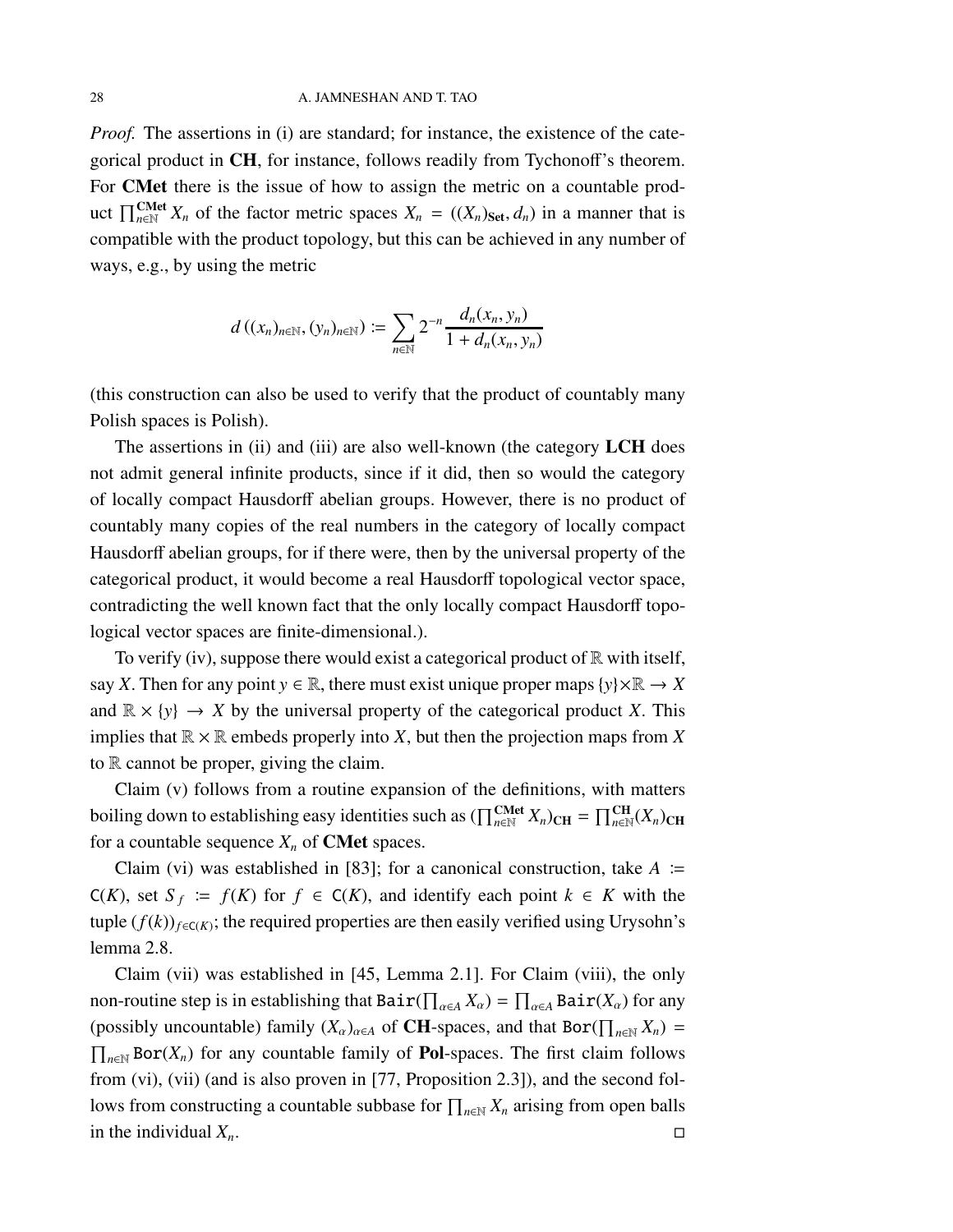*Proof.* The assertions in (i) are standard; for instance, the existence of the categorical product in **CH**, for instance, follows readily from Tychonoff's theorem. For **CMet** there is the issue of how to assign the metric on a countable product $\prod_{n\in\mathbb{N}}^{\mathbf{CMet}} X_n$ of the factor metric spaces $X_n = ((X_n)_{\mathbf{Set}}, d_n)$ in a manner that is compatible with the product topology, but this can be achieved in any number of ways, e.g., by using the metric

$$d\left((x_n)_{n\in\mathbb{N}}, (y_n)_{n\in\mathbb{N}}\right) := \sum_{n\in\mathbb{N}} 2^{-n} \frac{d_n(x_n, y_n)}{1 + d_n(x_n, y_n)}$$

(this construction can also be used to verify that the product of countably many Polish spaces is Polish).

The assertions in (ii) and (iii) are also well-known (the category **LCH** does not admit general infinite products, since if it did, then so would the category of locally compact Hausdorff abelian groups. However, there is no product of countably many copies of the real numbers in the category of locally compact Hausdorff abelian groups, for if there were, then by the universal property of the categorical product, it would become a real Hausdorff topological vector space, contradicting the well known fact that the only locally compact Hausdorff topological vector spaces are finite-dimensional.).

To verify (iv), suppose there would exist a categorical product of $\mathbb{R}$ with itself, say $X$. Then for any point $y \in \mathbb{R}$, there must exist unique proper maps $\{y\}\times\mathbb{R} \to X$ and $\mathbb{R} \times \{y\} \to X$ by the universal property of the categorical product $X$. This implies that $\mathbb{R}\times\mathbb{R}$ embeds properly into $X$, but then the projection maps from $X$ to $\mathbb{R}$ cannot be proper, giving the claim.

Claim (v) follows from a routine expansion of the definitions, with matters boiling down to establishing easy identities such as $(\prod_{n\in\mathbb{N}}^{\mathbf{CMet}} X_n)_{\mathbf{CH}} = \prod_{n\in\mathbb{N}}^{\mathbf{CH}}(X_n)_{\mathbf{CH}}$ for a countable sequence $X_n$ of **CMet** spaces.

Claim (vi) was established in [83]; for a canonical construction, take $A := \mathsf{C}(K)$, set $S_f := f(K)$ for $f \in \mathsf{C}(K)$, and identify each point $k \in K$ with the tuple $(f(k))_{f\in\mathsf{C}(K)}$; the required properties are then easily verified using Urysohn's lemma 2.8.

Claim (vii) was established in [45, Lemma 2.1]. For Claim (viii), the only non-routine step is in establishing that $\mathtt{Bair}(\prod_{\alpha\in A} X_\alpha) = \prod_{\alpha\in A} \mathtt{Bair}(X_\alpha)$ for any (possibly uncountable) family $(X_\alpha)_{\alpha\in A}$ of **CH**-spaces, and that $\mathtt{Bor}(\prod_{n\in\mathbb{N}} X_n) = \prod_{n\in\mathbb{N}} \mathtt{Bor}(X_n)$ for any countable family of **Pol**-spaces. The first claim follows from (vi), (vii) (and is also proven in [77, Proposition 2.3]), and the second follows from constructing a countable subbase for $\prod_{n\in\mathbb{N}} X_n$ arising from open balls in the individual $X_n$. ◻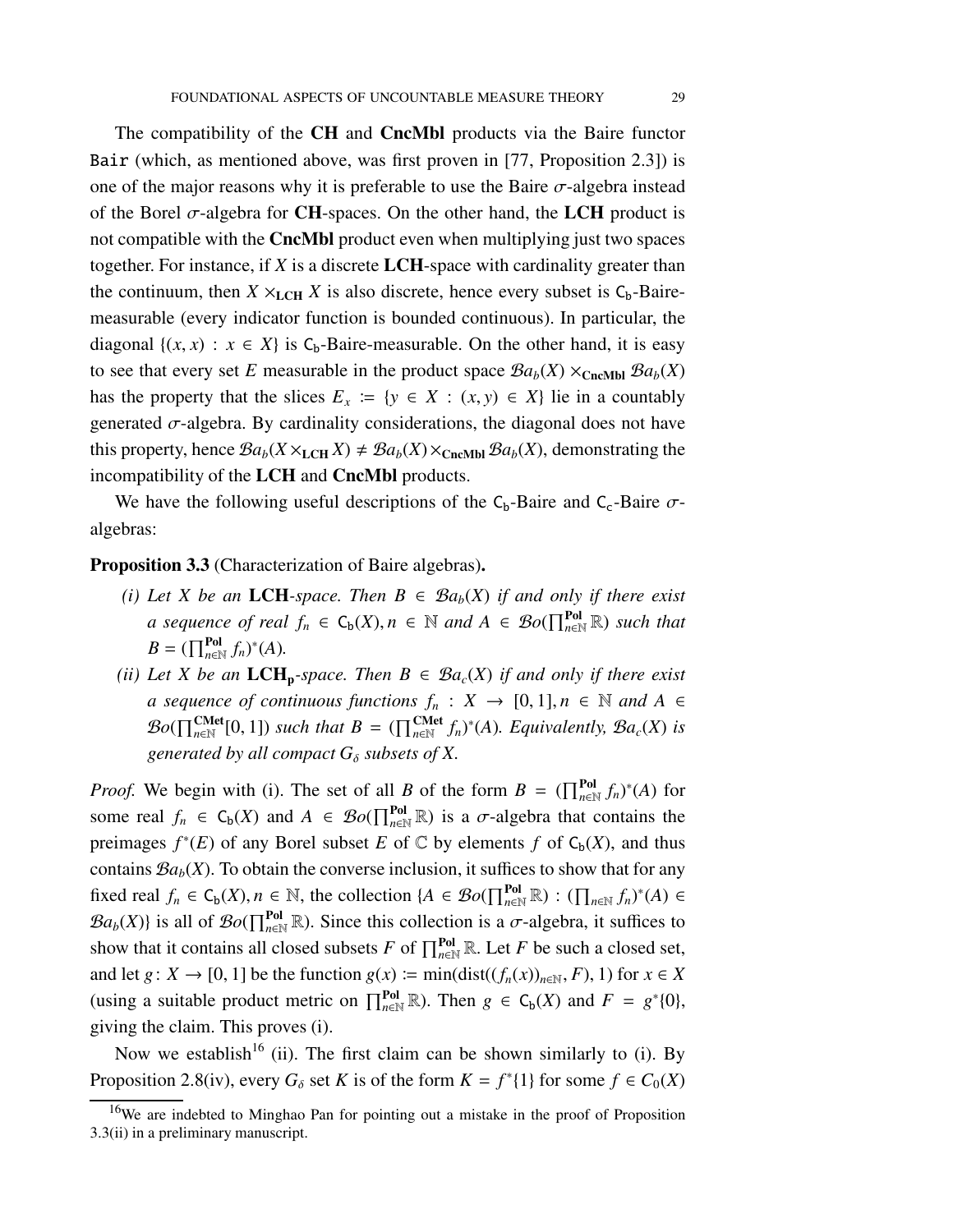The compatibility of the **CH** and **CncMbl** products via the Baire functor Bair (which, as mentioned above, was first proven in [77, Proposition 2.3]) is one of the major reasons why it is preferable to use the Baire $\sigma$-algebra instead of the Borel $\sigma$-algebra for **CH**-spaces. On the other hand, the **LCH** product is not compatible with the **CncMbl** product even when multiplying just two spaces together. For instance, if $X$ is a discrete **LCH**-space with cardinality greater than the continuum, then $X \times_{\mathbf{LCH}} X$ is also discrete, hence every subset is $\mathsf{C_b}$-Baire-measurable (every indicator function is bounded continuous). In particular, the diagonal $\{(x, x) : x \in X\}$ is $\mathsf{C_b}$-Baire-measurable. On the other hand, it is easy to see that every set $E$ measurable in the product space $\mathcal{B}a_b(X) \times_{\mathbf{CncMbl}} \mathcal{B}a_b(X)$ has the property that the slices $E_x := \{y \in X : (x, y) \in X\}$ lie in a countably generated $\sigma$-algebra. By cardinality considerations, the diagonal does not have this property, hence $\mathcal{B}a_b(X \times_{\mathbf{LCH}} X) \neq \mathcal{B}a_b(X) \times_{\mathbf{CncMbl}} \mathcal{B}a_b(X)$, demonstrating the incompatibility of the **LCH** and **CncMbl** products.

We have the following useful descriptions of the $\mathsf{C_b}$-Baire and $\mathsf{C_c}$-Baire $\sigma$-algebras:

**Proposition 3.3** (Characterization of Baire algebras)**.**

*(i) Let $X$ be an* **LCH***-space. Then $B \in \mathcal{B}a_b(X)$ if and only if there exist a sequence of real $f_n \in \mathsf{C_b}(X), n \in \mathbb{N}$ and $A \in \mathcal{B}o(\prod^{\mathbf{Pol}}_{n\in\mathbb{N}} \mathbb{R})$ such that $B = (\prod^{\mathbf{Pol}}_{n\in\mathbb{N}} f_n)^*(A)$.*

*(ii) Let $X$ be an* $\mathbf{LCH_p}$*-space. Then $B \in \mathcal{B}a_c(X)$ if and only if there exist a sequence of continuous functions $f_n : X \to [0, 1], n \in \mathbb{N}$ and $A \in \mathcal{B}o(\prod^{\mathbf{CMet}}_{n\in\mathbb{N}}[0, 1])$ such that $B = (\prod^{\mathbf{CMet}}_{n\in\mathbb{N}} f_n)^*(A)$. Equivalently, $\mathcal{B}a_c(X)$ is generated by all compact $G_\delta$ subsets of $X$.*

*Proof.* We begin with (i). The set of all $B$ of the form $B = (\prod^{\mathbf{Pol}}_{n\in\mathbb{N}} f_n)^*(A)$ for some real $f_n \in \mathsf{C_b}(X)$ and $A \in \mathcal{B}o(\prod^{\mathbf{Pol}}_{n\in\mathbb{N}} \mathbb{R})$ is a $\sigma$-algebra that contains the preimages $f^*(E)$ of any Borel subset $E$ of $\mathbb{C}$ by elements $f$ of $\mathsf{C_b}(X)$, and thus contains $\mathcal{B}a_b(X)$. To obtain the converse inclusion, it suffices to show that for any fixed real $f_n \in \mathsf{C_b}(X), n \in \mathbb{N}$, the collection $\{A \in \mathcal{B}o(\prod^{\mathbf{Pol}}_{n\in\mathbb{N}} \mathbb{R}) : (\prod_{n\in\mathbb{N}} f_n)^*(A) \in \mathcal{B}a_b(X)\}$ is all of $\mathcal{B}o(\prod^{\mathbf{Pol}}_{n\in\mathbb{N}} \mathbb{R})$. Since this collection is a $\sigma$-algebra, it suffices to show that it contains all closed subsets $F$ of $\prod^{\mathbf{Pol}}_{n\in\mathbb{N}} \mathbb{R}$. Let $F$ be such a closed set, and let $g \colon X \to [0, 1]$ be the function $g(x) := \min(\mathrm{dist}((f_n(x))_{n\in\mathbb{N}}, F), 1)$ for $x \in X$ (using a suitable product metric on $\prod^{\mathbf{Pol}}_{n\in\mathbb{N}} \mathbb{R}$). Then $g \in \mathsf{C_b}(X)$ and $F = g^*\{0\}$, giving the claim. This proves (i).

Now we establish[16] (ii). The first claim can be shown similarly to (i). By Proposition 2.8(iv), every $G_\delta$ set $K$ is of the form $K = f^*\{1\}$ for some $f \in C_0(X)$

[16] We are indebted to Minghao Pan for pointing out a mistake in the proof of Proposition 3.3(ii) in a preliminary manuscript.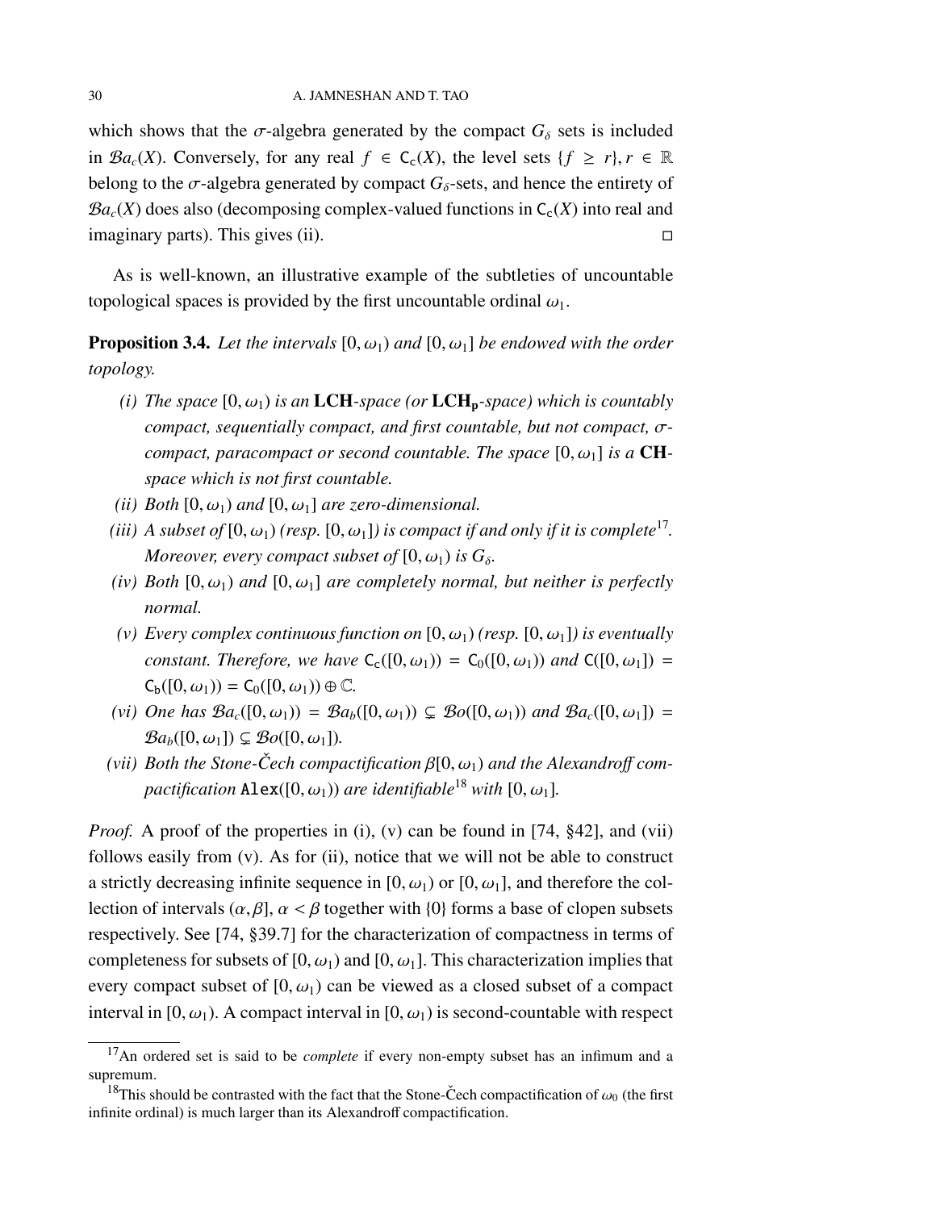which shows that the $\sigma$-algebra generated by the compact $G_\delta$ sets is included in $\mathcal{B}a_c(X)$. Conversely, for any real $f \in \mathsf{C}_\mathsf{c}(X)$, the level sets $\{f \geq r\}, r \in \mathbb{R}$ belong to the $\sigma$-algebra generated by compact $G_\delta$-sets, and hence the entirety of $\mathcal{B}a_c(X)$ does also (decomposing complex-valued functions in $\mathsf{C}_\mathsf{c}(X)$ into real and imaginary parts). This gives (ii). $\square$

As is well-known, an illustrative example of the subtleties of uncountable topological spaces is provided by the first uncountable ordinal $\omega_1$.

**Proposition 3.4.** *Let the intervals $[0, \omega_1)$ and $[0, \omega_1]$ be endowed with the order topology.*

- *(i) The space $[0, \omega_1)$ is an $\mathbf{LCH}$-space (or $\mathbf{LCH_p}$-space) which is countably compact, sequentially compact, and first countable, but not compact, $\sigma$-compact, paracompact or second countable. The space $[0, \omega_1]$ is a $\mathbf{CH}$-space which is not first countable.*
- *(ii) Both $[0, \omega_1)$ and $[0, \omega_1]$ are zero-dimensional.*
- *(iii) A subset of $[0, \omega_1)$ (resp. $[0, \omega_1]$) is compact if and only if it is complete[17]. Moreover, every compact subset of $[0, \omega_1)$ is $G_\delta$.*
- *(iv) Both $[0, \omega_1)$ and $[0, \omega_1]$ are completely normal, but neither is perfectly normal.*
- *(v) Every complex continuous function on $[0, \omega_1)$ (resp. $[0, \omega_1]$) is eventually constant. Therefore, we have $\mathsf{C}_\mathsf{c}([0, \omega_1)) = \mathsf{C}_0([0, \omega_1))$ and $\mathsf{C}([0, \omega_1]) = \mathsf{C}_\mathsf{b}([0, \omega_1)) = \mathsf{C}_0([0, \omega_1)) \oplus \mathbb{C}$.*
- *(vi) One has $\mathcal{B}a_c([0, \omega_1)) = \mathcal{B}a_b([0, \omega_1)) \subsetneq \mathcal{B}o([0, \omega_1))$ and $\mathcal{B}a_c([0, \omega_1]) = \mathcal{B}a_b([0, \omega_1]) \subsetneq \mathcal{B}o([0, \omega_1])$.*
- *(vii) Both the Stone-Čech compactification $\beta[0, \omega_1)$ and the Alexandroff compactification $\mathtt{Alex}([0, \omega_1))$ are identifiable[18] with $[0, \omega_1]$.*

*Proof.* A proof of the properties in (i), (v) can be found in [74, §42], and (vii) follows easily from (v). As for (ii), notice that we will not be able to construct a strictly decreasing infinite sequence in $[0, \omega_1)$ or $[0, \omega_1]$, and therefore the collection of intervals $(\alpha, \beta]$, $\alpha < \beta$ together with $\{0\}$ forms a base of clopen subsets respectively. See [74, §39.7] for the characterization of compactness in terms of completeness for subsets of $[0, \omega_1)$ and $[0, \omega_1]$. This characterization implies that every compact subset of $[0, \omega_1)$ can be viewed as a closed subset of a compact interval in $[0, \omega_1)$. A compact interval in $[0, \omega_1)$ is second-countable with respect

[17] An ordered set is said to be *complete* if every non-empty subset has an infimum and a supremum.

[18] This should be contrasted with the fact that the Stone-Čech compactification of $\omega_0$ (the first infinite ordinal) is much larger than its Alexandroff compactification.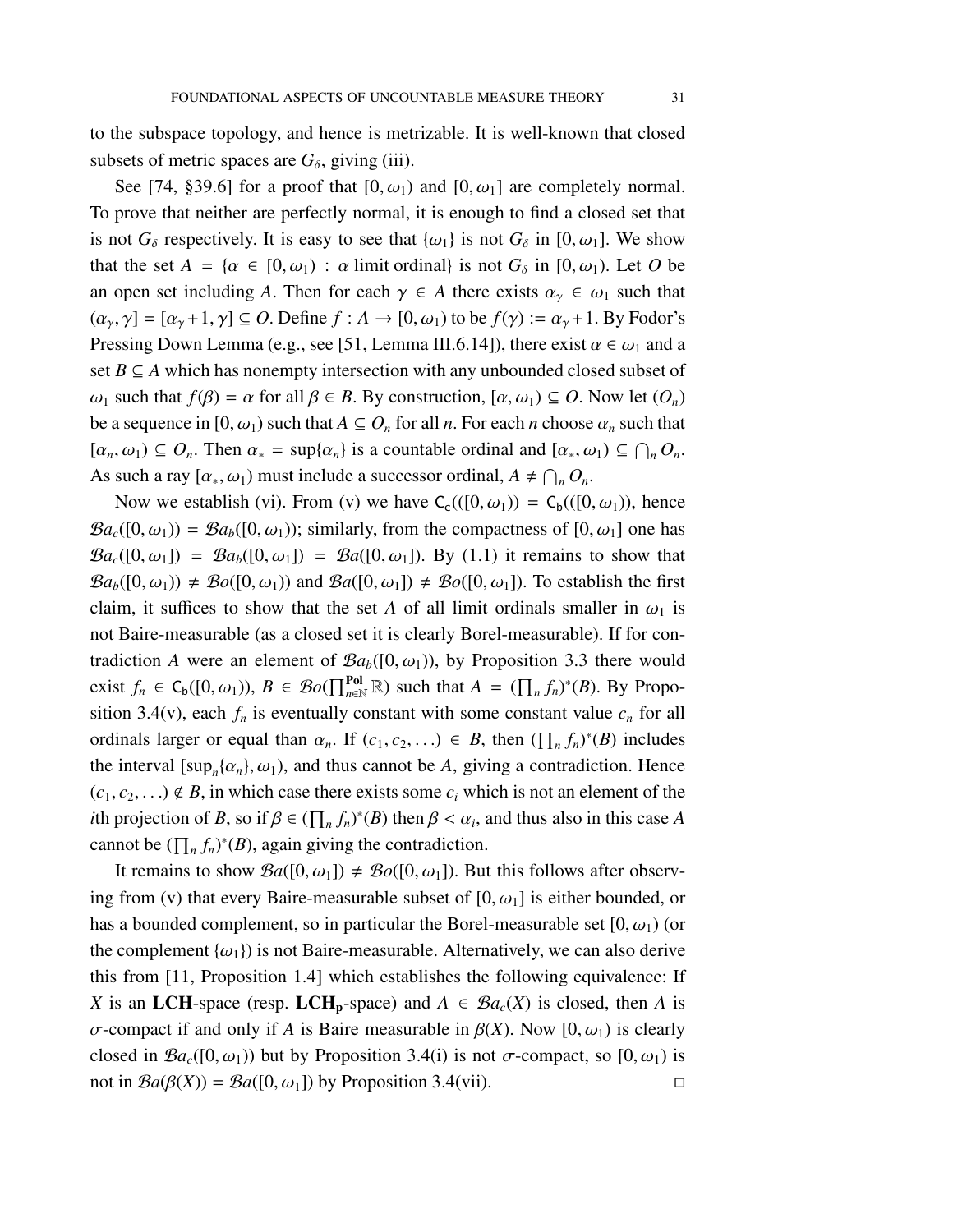to the subspace topology, and hence is metrizable. It is well-known that closed subsets of metric spaces are $G_\delta$, giving (iii).

See [74, §39.6] for a proof that $[0, \omega_1)$ and $[0, \omega_1]$ are completely normal. To prove that neither are perfectly normal, it is enough to find a closed set that is not $G_\delta$ respectively. It is easy to see that $\{\omega_1\}$ is not $G_\delta$ in $[0, \omega_1]$. We show that the set $A = \{\alpha \in [0, \omega_1) : \alpha \text{ limit ordinal}\}$ is not $G_\delta$ in $[0, \omega_1)$. Let $O$ be an open set including $A$. Then for each $\gamma \in A$ there exists $\alpha_\gamma \in \omega_1$ such that $(\alpha_\gamma, \gamma] = [\alpha_\gamma + 1, \gamma] \subseteq O$. Define $f : A \to [0, \omega_1)$ to be $f(\gamma) := \alpha_\gamma + 1$. By Fodor's Pressing Down Lemma (e.g., see [51, Lemma III.6.14]), there exist $\alpha \in \omega_1$ and a set $B \subseteq A$ which has nonempty intersection with any unbounded closed subset of $\omega_1$ such that $f(\beta) = \alpha$ for all $\beta \in B$. By construction, $[\alpha, \omega_1) \subseteq O$. Now let $(O_n)$ be a sequence in $[0, \omega_1)$ such that $A \subseteq O_n$ for all $n$. For each $n$ choose $\alpha_n$ such that $[\alpha_n, \omega_1) \subseteq O_n$. Then $\alpha_* = \sup\{\alpha_n\}$ is a countable ordinal and $[\alpha_*, \omega_1) \subseteq \bigcap_n O_n$. As such a ray $[\alpha_*, \omega_1)$ must include a successor ordinal, $A \neq \bigcap_n O_n$.

Now we establish (vi). From (v) we have $\mathsf{C_c}(([0, \omega_1)) = \mathsf{C_b}(([0, \omega_1))$, hence $\mathcal{B}a_c([0, \omega_1)) = \mathcal{B}a_b([0, \omega_1))$; similarly, from the compactness of $[0, \omega_1]$ one has $\mathcal{B}a_c([0, \omega_1]) = \mathcal{B}a_b([0, \omega_1]) = \mathcal{B}a([0, \omega_1])$. By (1.1) it remains to show that $\mathcal{B}a_b([0, \omega_1)) \neq \mathcal{B}o([0, \omega_1))$ and $\mathcal{B}a([0, \omega_1]) \neq \mathcal{B}o([0, \omega_1])$. To establish the first claim, it suffices to show that the set $A$ of all limit ordinals smaller in $\omega_1$ is not Baire-measurable (as a closed set it is clearly Borel-measurable). If for contradiction $A$ were an element of $\mathcal{B}a_b([0, \omega_1))$, by Proposition 3.3 there would exist $f_n \in \mathsf{C_b}([0, \omega_1))$, $B \in \mathcal{B}o(\prod_{n \in \mathbb{N}}^{\mathbf{Pol}} \mathbb{R})$ such that $A = (\prod_n f_n)^*(B)$. By Proposition 3.4(v), each $f_n$ is eventually constant with some constant value $c_n$ for all ordinals larger or equal than $\alpha_n$. If $(c_1, c_2, \ldots) \in B$, then $(\prod_n f_n)^*(B)$ includes the interval $[\sup_n\{\alpha_n\}, \omega_1)$, and thus cannot be $A$, giving a contradiction. Hence $(c_1, c_2, \ldots) \notin B$, in which case there exists some $c_i$ which is not an element of the $i$th projection of $B$, so if $\beta \in (\prod_n f_n)^*(B)$ then $\beta < \alpha_i$, and thus also in this case $A$ cannot be $(\prod_n f_n)^*(B)$, again giving the contradiction.

It remains to show $\mathcal{B}a([0, \omega_1]) \neq \mathcal{B}o([0, \omega_1])$. But this follows after observing from (v) that every Baire-measurable subset of $[0, \omega_1]$ is either bounded, or has a bounded complement, so in particular the Borel-measurable set $[0, \omega_1)$ (or the complement $\{\omega_1\}$) is not Baire-measurable. Alternatively, we can also derive this from [11, Proposition 1.4] which establishes the following equivalence: If $X$ is an **LCH**-space (resp. $\mathbf{LCH_p}$-space) and $A \in \mathcal{B}a_c(X)$ is closed, then $A$ is $\sigma$-compact if and only if $A$ is Baire measurable in $\beta(X)$. Now $[0, \omega_1)$ is clearly closed in $\mathcal{B}a_c([0, \omega_1))$ but by Proposition 3.4(i) is not $\sigma$-compact, so $[0, \omega_1)$ is not in $\mathcal{B}a(\beta(X)) = \mathcal{B}a([0, \omega_1])$ by Proposition 3.4(vii). □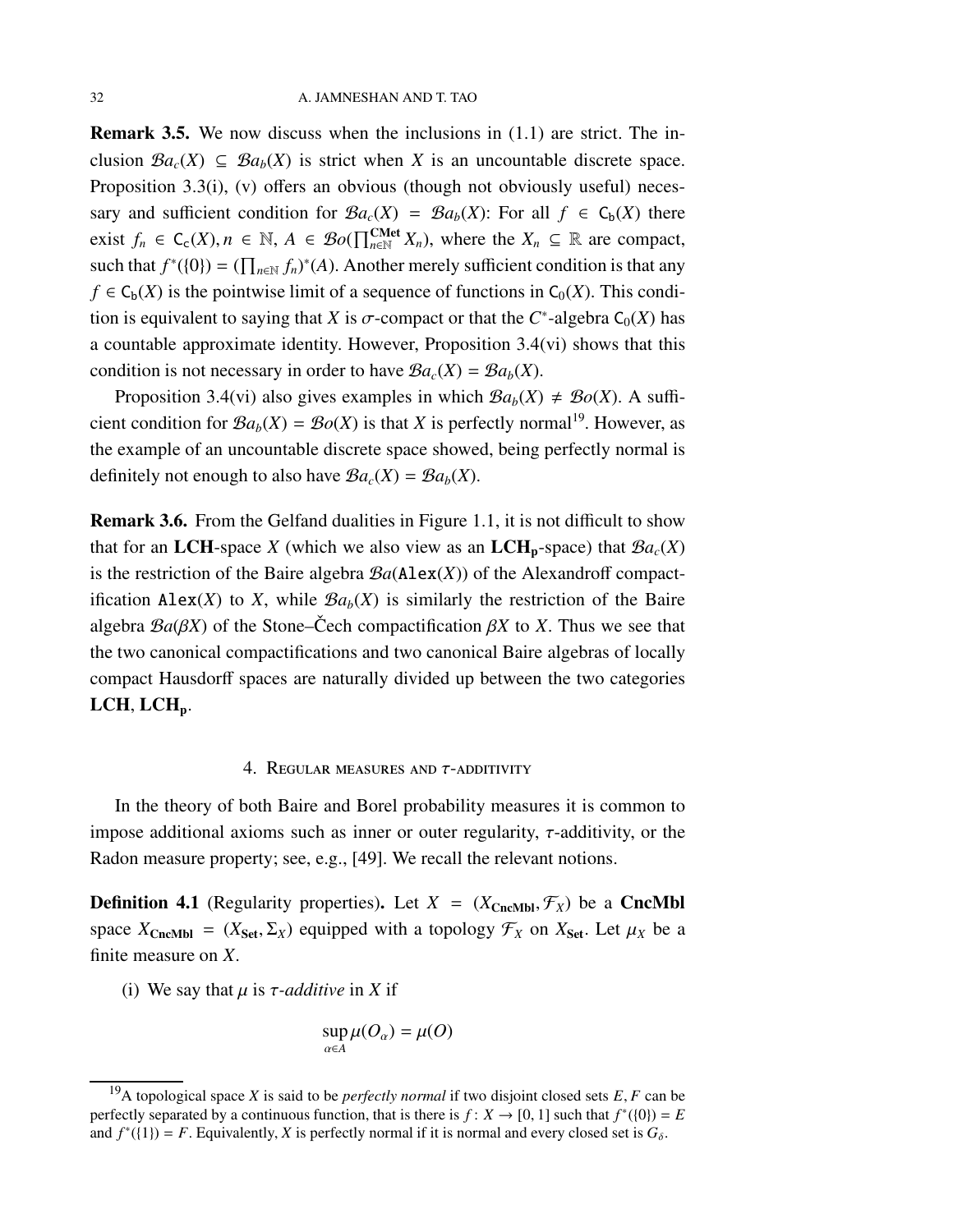**Remark 3.5.** We now discuss when the inclusions in (1.1) are strict. The inclusion $\mathcal{B}a_c(X) \subseteq \mathcal{B}a_b(X)$ is strict when $X$ is an uncountable discrete space. Proposition 3.3(i), (v) offers an obvious (though not obviously useful) necessary and sufficient condition for $\mathcal{B}a_c(X) = \mathcal{B}a_b(X)$: For all $f \in \mathsf{C_b}(X)$ there exist $f_n \in \mathsf{C_c}(X), n \in \mathbb{N}$, $A \in \mathcal{B}o(\prod^{\mathbf{CMet}}_{n\in\mathbb{N}} X_n)$, where the $X_n \subseteq \mathbb{R}$ are compact, such that $f^*(\{0\}) = (\prod_{n\in\mathbb{N}} f_n)^*(A)$. Another merely sufficient condition is that any $f \in \mathsf{C_b}(X)$ is the pointwise limit of a sequence of functions in $\mathsf{C_0}(X)$. This condition is equivalent to saying that $X$ is $\sigma$-compact or that the $C^*$-algebra $\mathsf{C_0}(X)$ has a countable approximate identity. However, Proposition 3.4(vi) shows that this condition is not necessary in order to have $\mathcal{B}a_c(X) = \mathcal{B}a_b(X)$.

Proposition 3.4(vi) also gives examples in which $\mathcal{B}a_b(X) \neq \mathcal{B}o(X)$. A sufficient condition for $\mathcal{B}a_b(X) = \mathcal{B}o(X)$ is that $X$ is perfectly normal[19]. However, as the example of an uncountable discrete space showed, being perfectly normal is definitely not enough to also have $\mathcal{B}a_c(X) = \mathcal{B}a_b(X)$.

**Remark 3.6.** From the Gelfand dualities in Figure 1.1, it is not difficult to show that for an **LCH**-space $X$ (which we also view as an $\mathbf{LCH_p}$-space) that $\mathcal{B}a_c(X)$ is the restriction of the Baire algebra $\mathcal{B}a(\mathtt{Alex}(X))$ of the Alexandroff compactification $\mathtt{Alex}(X)$ to $X$, while $\mathcal{B}a_b(X)$ is similarly the restriction of the Baire algebra $\mathcal{B}a(\beta X)$ of the Stone–Čech compactification $\beta X$ to $X$. Thus we see that the two canonical compactifications and two canonical Baire algebras of locally compact Hausdorff spaces are naturally divided up between the two categories **LCH**, $\mathbf{LCH_p}$.

## 4. Regular measures and $\tau$-additivity

In the theory of both Baire and Borel probability measures it is common to impose additional axioms such as inner or outer regularity, $\tau$-additivity, or the Radon measure property; see, e.g., [49]. We recall the relevant notions.

**Definition 4.1** (Regularity properties)**.** Let $X = (X_{\mathbf{CncMbl}}, \mathcal{F}_X)$ be a **CncMbl** space $X_{\mathbf{CncMbl}} = (X_{\mathbf{Set}}, \Sigma_X)$ equipped with a topology $\mathcal{F}_X$ on $X_{\mathbf{Set}}$. Let $\mu_X$ be a finite measure on $X$.

(i) We say that $\mu$ is *$\tau$-additive* in $X$ if

$$\sup_{\alpha\in A} \mu(O_\alpha) = \mu(O)$$

---

[19] A topological space $X$ is said to be *perfectly normal* if two disjoint closed sets $E, F$ can be perfectly separated by a continuous function, that is there is $f : X \to [0,1]$ such that $f^*(\{0\}) = E$ and $f^*(\{1\}) = F$. Equivalently, $X$ is perfectly normal if it is normal and every closed set is $G_\delta$.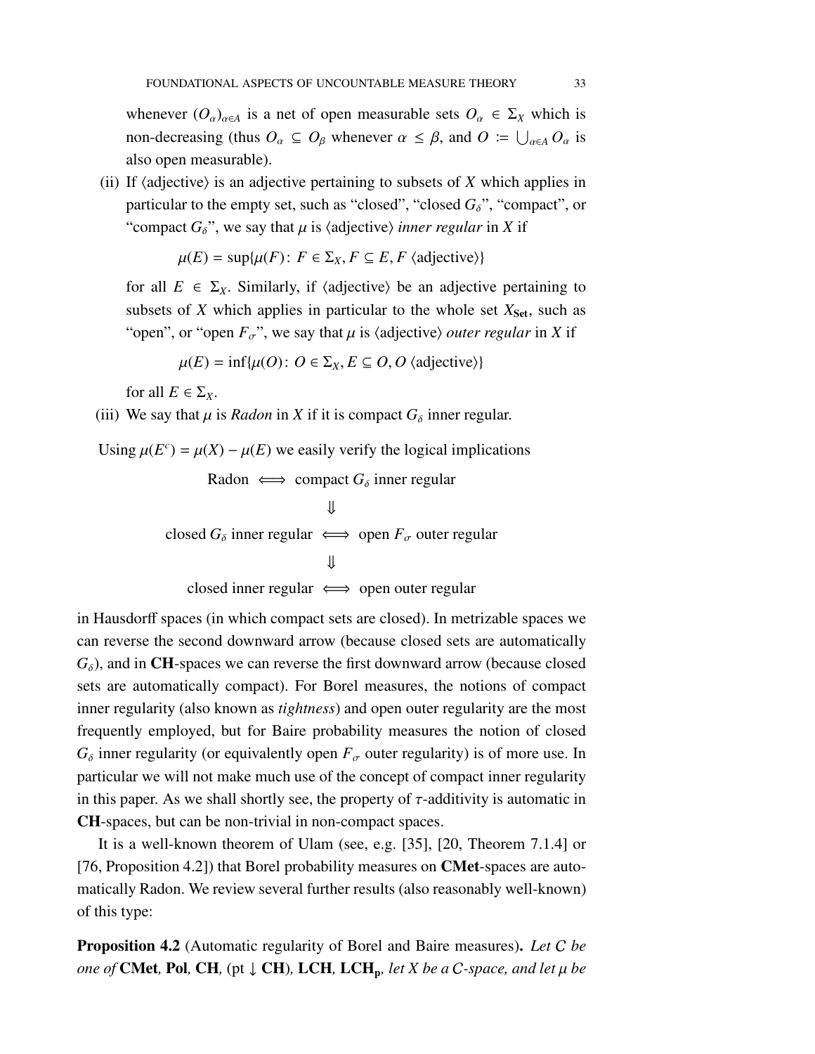whenever $(O_\alpha)_{\alpha \in A}$ is a net of open measurable sets $O_\alpha \in \Sigma_X$ which is non-decreasing (thus $O_\alpha \subseteq O_\beta$ whenever $\alpha \leq \beta$, and $O := \bigcup_{\alpha \in A} O_\alpha$ is also open measurable).

(ii) If ⟨adjective⟩ is an adjective pertaining to subsets of $X$ which applies in particular to the empty set, such as "closed", "closed $G_\delta$", "compact", or "compact $G_\delta$", we say that $\mu$ is ⟨adjective⟩ *inner regular* in $X$ if

$$\mu(E) = \sup\{\mu(F) \colon F \in \Sigma_X, F \subseteq E, F \text{ ⟨adjective⟩}\}$$

for all $E \in \Sigma_X$. Similarly, if ⟨adjective⟩ be an adjective pertaining to subsets of $X$ which applies in particular to the whole set $X_{\mathbf{Set}}$, such as "open", or "open $F_\sigma$", we say that $\mu$ is ⟨adjective⟩ *outer regular* in $X$ if

$$\mu(E) = \inf\{\mu(O) \colon O \in \Sigma_X, E \subseteq O, O \text{ ⟨adjective⟩}\}$$

for all $E \in \Sigma_X$.

(iii) We say that $\mu$ is *Radon* in $X$ if it is compact $G_\delta$ inner regular.

Using $\mu(E^c) = \mu(X) - \mu(E)$ we easily verify the logical implications

$$\begin{array}{ccc} & \text{Radon} \iff \text{compact } G_\delta \text{ inner regular} & \\ & \Downarrow & \\ \text{closed } G_\delta \text{ inner regular} & \iff & \text{open } F_\sigma \text{ outer regular} \\ & \Downarrow & \\ \text{closed inner regular} & \iff & \text{open outer regular} \end{array}$$

in Hausdorff spaces (in which compact sets are closed). In metrizable spaces we can reverse the second downward arrow (because closed sets are automatically $G_\delta$), and in **CH**-spaces we can reverse the first downward arrow (because closed sets are automatically compact). For Borel measures, the notions of compact inner regularity (also known as *tightness*) and open outer regularity are the most frequently employed, but for Baire probability measures the notion of closed $G_\delta$ inner regularity (or equivalently open $F_\sigma$ outer regularity) is of more use. In particular we will not make much use of the concept of compact inner regularity in this paper. As we shall shortly see, the property of $\tau$-additivity is automatic in **CH**-spaces, but can be non-trivial in non-compact spaces.

It is a well-known theorem of Ulam (see, e.g. [35], [20, Theorem 7.1.4] or [76, Proposition 4.2]) that Borel probability measures on **CMet**-spaces are automatically Radon. We review several further results (also reasonably well-known) of this type:

**Proposition 4.2** (Automatic regularity of Borel and Baire measures)**.** *Let $\mathcal{C}$ be one of* **CMet**, **Pol**, **CH**, (pt $\downarrow$ **CH**), **LCH**, $\mathbf{LCH_p}$, *let $X$ be a $\mathcal{C}$-space, and let $\mu$ be*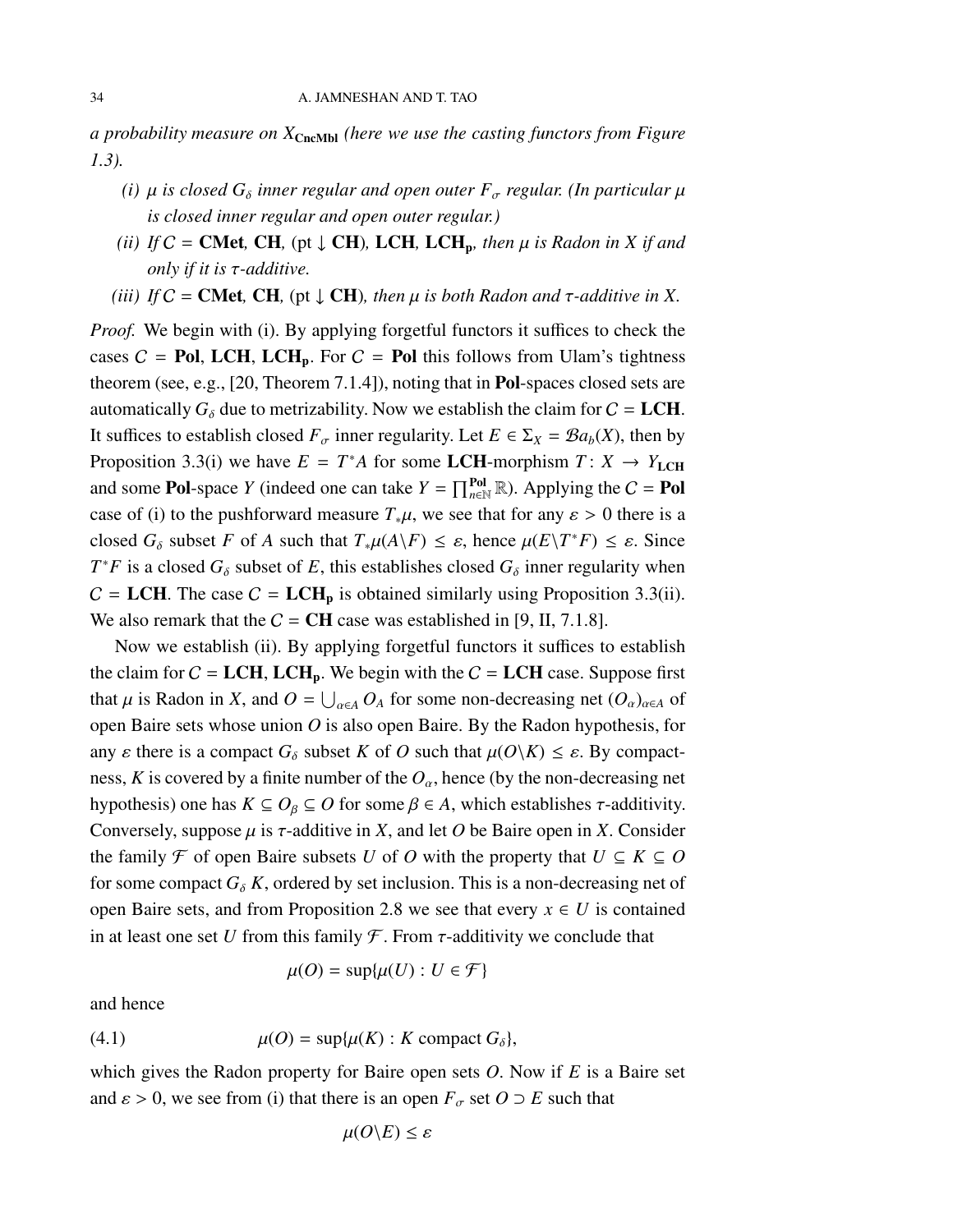*a probability measure on $X_{\mathbf{CncMbl}}$ (here we use the casting functors from Figure 1.3).*

- *(i) $\mu$ is closed $G_\delta$ inner regular and open outer $F_\sigma$ regular. (In particular $\mu$ is closed inner regular and open outer regular.)*
- *(ii) If $\mathcal{C} = \mathbf{CMet}$, $\mathbf{CH}$, $(\mathrm{pt} \downarrow \mathbf{CH})$, $\mathbf{LCH}$, $\mathbf{LCH_p}$, then $\mu$ is Radon in $X$ if and only if it is $\tau$-additive.*
- *(iii) If $\mathcal{C} = \mathbf{CMet}$, $\mathbf{CH}$, $(\mathrm{pt} \downarrow \mathbf{CH})$, then $\mu$ is both Radon and $\tau$-additive in $X$.*

*Proof.* We begin with (i). By applying forgetful functors it suffices to check the cases $\mathcal{C} = \mathbf{Pol}$, $\mathbf{LCH}$, $\mathbf{LCH_p}$. For $\mathcal{C} = \mathbf{Pol}$ this follows from Ulam's tightness theorem (see, e.g., [20, Theorem 7.1.4]), noting that in $\mathbf{Pol}$-spaces closed sets are automatically $G_\delta$ due to metrizability. Now we establish the claim for $\mathcal{C} = \mathbf{LCH}$. It suffices to establish closed $F_\sigma$ inner regularity. Let $E \in \Sigma_X = \mathcal{B}a_b(X)$, then by Proposition 3.3(i) we have $E = T^*A$ for some $\mathbf{LCH}$-morphism $T \colon X \to Y_{\mathbf{LCH}}$ and some $\mathbf{Pol}$-space $Y$ (indeed one can take $Y = \prod_{n\in\mathbb{N}}^{\mathbf{Pol}} \mathbb{R}$). Applying the $\mathcal{C} = \mathbf{Pol}$ case of (i) to the pushforward measure $T_*\mu$, we see that for any $\varepsilon > 0$ there is a closed $G_\delta$ subset $F$ of $A$ such that $T_*\mu(A \backslash F) \leq \varepsilon$, hence $\mu(E \backslash T^*F) \leq \varepsilon$. Since $T^*F$ is a closed $G_\delta$ subset of $E$, this establishes closed $G_\delta$ inner regularity when $\mathcal{C} = \mathbf{LCH}$. The case $\mathcal{C} = \mathbf{LCH_p}$ is obtained similarly using Proposition 3.3(ii). We also remark that the $\mathcal{C} = \mathbf{CH}$ case was established in [9, II, 7.1.8].

Now we establish (ii). By applying forgetful functors it suffices to establish the claim for $\mathcal{C} = \mathbf{LCH}$, $\mathbf{LCH_p}$. We begin with the $\mathcal{C} = \mathbf{LCH}$ case. Suppose first that $\mu$ is Radon in $X$, and $O = \bigcup_{\alpha \in A} O_A$ for some non-decreasing net $(O_\alpha)_{\alpha\in A}$ of open Baire sets whose union $O$ is also open Baire. By the Radon hypothesis, for any $\varepsilon$ there is a compact $G_\delta$ subset $K$ of $O$ such that $\mu(O \backslash K) \leq \varepsilon$. By compactness, $K$ is covered by a finite number of the $O_\alpha$, hence (by the non-decreasing net hypothesis) one has $K \subseteq O_\beta \subseteq O$ for some $\beta \in A$, which establishes $\tau$-additivity. Conversely, suppose $\mu$ is $\tau$-additive in $X$, and let $O$ be Baire open in $X$. Consider the family $\mathcal{F}$ of open Baire subsets $U$ of $O$ with the property that $U \subseteq K \subseteq O$ for some compact $G_\delta$ $K$, ordered by set inclusion. This is a non-decreasing net of open Baire sets, and from Proposition 2.8 we see that every $x \in U$ is contained in at least one set $U$ from this family $\mathcal{F}$. From $\tau$-additivity we conclude that

$$\mu(O) = \sup\{\mu(U) : U \in \mathcal{F}\}$$

and hence

$$\mu(O) = \sup\{\mu(K) : K \text{ compact } G_\delta\}, \tag{4.1}$$

which gives the Radon property for Baire open sets $O$. Now if $E$ is a Baire set and $\varepsilon > 0$, we see from (i) that there is an open $F_\sigma$ set $O \supset E$ such that

$$\mu(O \backslash E) \leq \varepsilon$$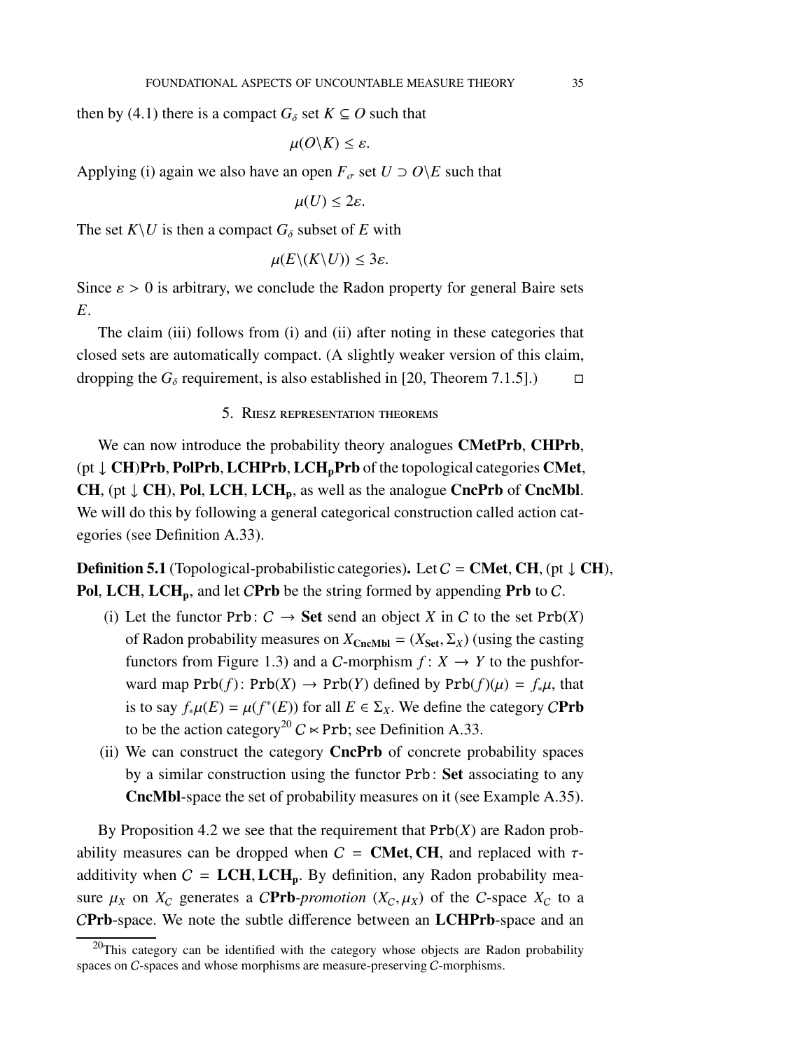then by (4.1) there is a compact $G_\delta$ set $K \subseteq O$ such that

$$\mu(O \backslash K) \leq \varepsilon.$$

Applying (i) again we also have an open $F_\sigma$ set $U \supset O \backslash E$ such that

$$\mu(U) \leq 2\varepsilon.$$

The set $K \backslash U$ is then a compact $G_\delta$ subset of $E$ with

$$\mu(E \backslash (K \backslash U)) \leq 3\varepsilon.$$

Since $\varepsilon > 0$ is arbitrary, we conclude the Radon property for general Baire sets $E$.

The claim (iii) follows from (i) and (ii) after noting in these categories that closed sets are automatically compact. (A slightly weaker version of this claim, dropping the $G_\delta$ requirement, is also established in [20, Theorem 7.1.5].) □

## 5. Riesz representation theorems

We can now introduce the probability theory analogues **CMetPrb**, **CHPrb**, (pt ↓ **CH**)**Prb**, **PolPrb**, **LCHPrb**, $\mathbf{LCH_pPrb}$ of the topological categories **CMet**, **CH**, (pt ↓ **CH**), **Pol**, **LCH**, $\mathbf{LCH_p}$, as well as the analogue **CncPrb** of **CncMbl**. We will do this by following a general categorical construction called action categories (see Definition A.33).

**Definition 5.1** (Topological-probabilistic categories)**.** Let $C =$ **CMet**, **CH**, (pt ↓ **CH**), **Pol**, **LCH**, $\mathbf{LCH_p}$, and let $C$**Prb** be the string formed by appending **Prb** to $C$.

(i) Let the functor $\mathtt{Prb}\colon C \to \mathbf{Set}$ send an object $X$ in $C$ to the set $\mathtt{Prb}(X)$ of Radon probability measures on $X_{\mathbf{CncMbl}} = (X_{\mathbf{Set}}, \Sigma_X)$ (using the casting functors from Figure 1.3) and a $C$-morphism $f\colon X \to Y$ to the pushforward map $\mathtt{Prb}(f)\colon \mathtt{Prb}(X) \to \mathtt{Prb}(Y)$ defined by $\mathtt{Prb}(f)(\mu) = f_*\mu$, that is to say $f_*\mu(E) = \mu(f^*(E))$ for all $E \in \Sigma_X$. We define the category $C$**Prb** to be the action category[20] $C \ltimes \mathtt{Prb}$; see Definition A.33.

(ii) We can construct the category **CncPrb** of concrete probability spaces by a similar construction using the functor $\mathtt{Prb}\colon$ **Set** associating to any **CncMbl**-space the set of probability measures on it (see Example A.35).

By Proposition 4.2 we see that the requirement that $\mathtt{Prb}(X)$ are Radon probability measures can be dropped when $C =$ **CMet**, **CH**, and replaced with $\tau$-additivity when $C =$ **LCH**, $\mathbf{LCH_p}$. By definition, any Radon probability measure $\mu_X$ on $X_C$ generates a $C$**Prb**-*promotion* $(X_C, \mu_X)$ of the $C$-space $X_C$ to a $C$**Prb**-space. We note the subtle difference between an **LCHPrb**-space and an

[20] This category can be identified with the category whose objects are Radon probability spaces on $C$-spaces and whose morphisms are measure-preserving $C$-morphisms.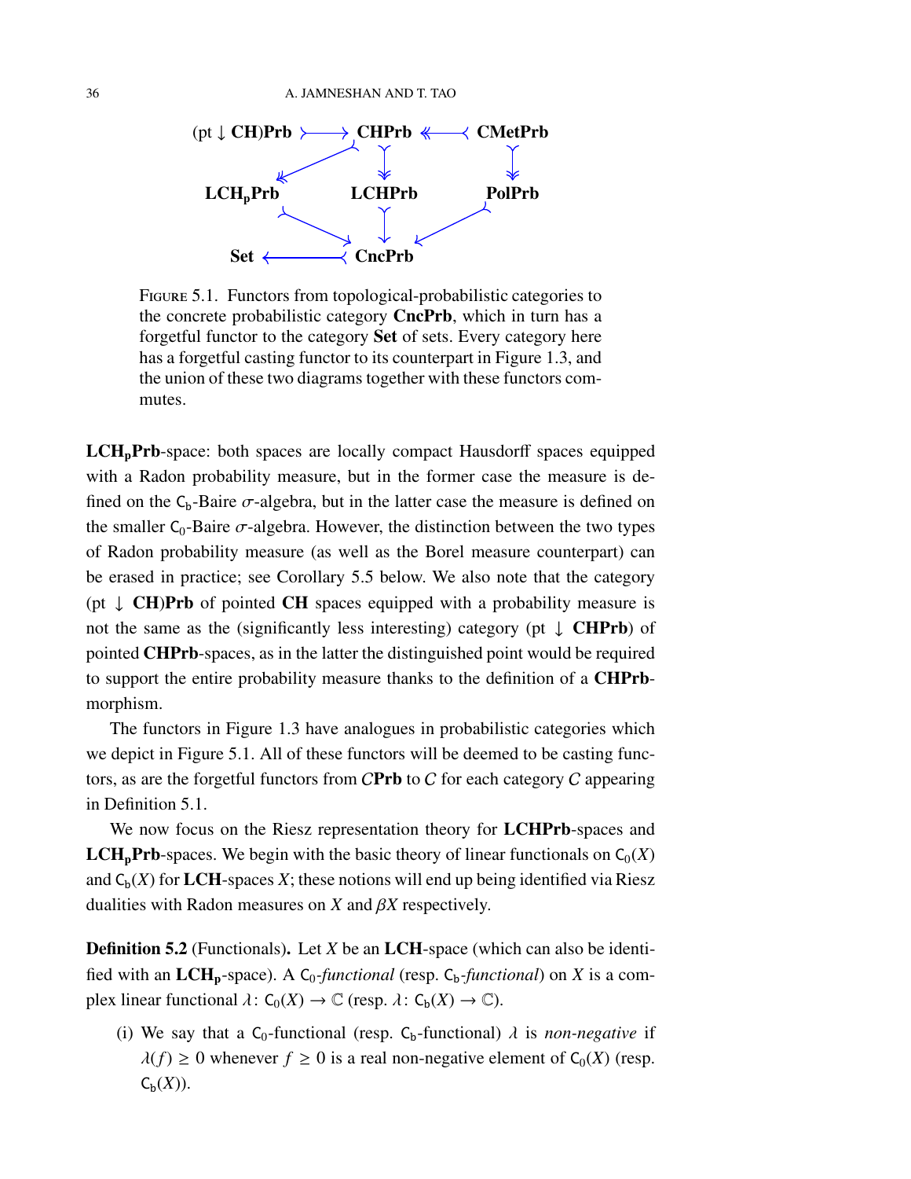FIGURE 5.1. Functors from topological-probabilistic categories to the concrete probabilistic category **CncPrb**, which in turn has a forgetful functor to the category **Set** of sets. Every category here has a forgetful casting functor to its counterpart in Figure 1.3, and the union of these two diagrams together with these functors commutes.

**LCH$_\mathbf{p}$Prb**-space: both spaces are locally compact Hausdorff spaces equipped with a Radon probability measure, but in the former case the measure is defined on the $\mathsf{C}_\mathsf{b}$-Baire $\sigma$-algebra, but in the latter case the measure is defined on the smaller $\mathsf{C}_0$-Baire $\sigma$-algebra. However, the distinction between the two types of Radon probability measure (as well as the Borel measure counterpart) can be erased in practice; see Corollary 5.5 below. We also note that the category (pt $\downarrow$ **CH**)**Prb** of pointed **CH** spaces equipped with a probability measure is not the same as the (significantly less interesting) category (pt $\downarrow$ **CHPrb**) of pointed **CHPrb**-spaces, as in the latter the distinguished point would be required to support the entire probability measure thanks to the definition of a **CHPrb**-morphism.

The functors in Figure 1.3 have analogues in probabilistic categories which we depict in Figure 5.1. All of these functors will be deemed to be casting functors, as are the forgetful functors from $\mathcal{C}$**Prb** to $\mathcal{C}$ for each category $\mathcal{C}$ appearing in Definition 5.1.

We now focus on the Riesz representation theory for **LCHPrb**-spaces and **LCH$_\mathbf{p}$Prb**-spaces. We begin with the basic theory of linear functionals on $\mathsf{C}_0(X)$ and $\mathsf{C}_\mathsf{b}(X)$ for **LCH**-spaces $X$; these notions will end up being identified via Riesz dualities with Radon measures on $X$ and $\beta X$ respectively.

**Definition 5.2** (Functionals)**.** Let $X$ be an **LCH**-space (which can also be identified with an **LCH$_\mathbf{p}$**-space). A $\mathsf{C}_0$-*functional* (resp. $\mathsf{C}_\mathsf{b}$-*functional*) on $X$ is a complex linear functional $\lambda\colon \mathsf{C}_0(X) \to \mathbb{C}$ (resp. $\lambda\colon \mathsf{C}_\mathsf{b}(X) \to \mathbb{C}$).

(i) We say that a $\mathsf{C}_0$-functional (resp. $\mathsf{C}_\mathsf{b}$-functional) $\lambda$ is *non-negative* if $\lambda(f) \geq 0$ whenever $f \geq 0$ is a real non-negative element of $\mathsf{C}_0(X)$ (resp. $\mathsf{C}_\mathsf{b}(X)$).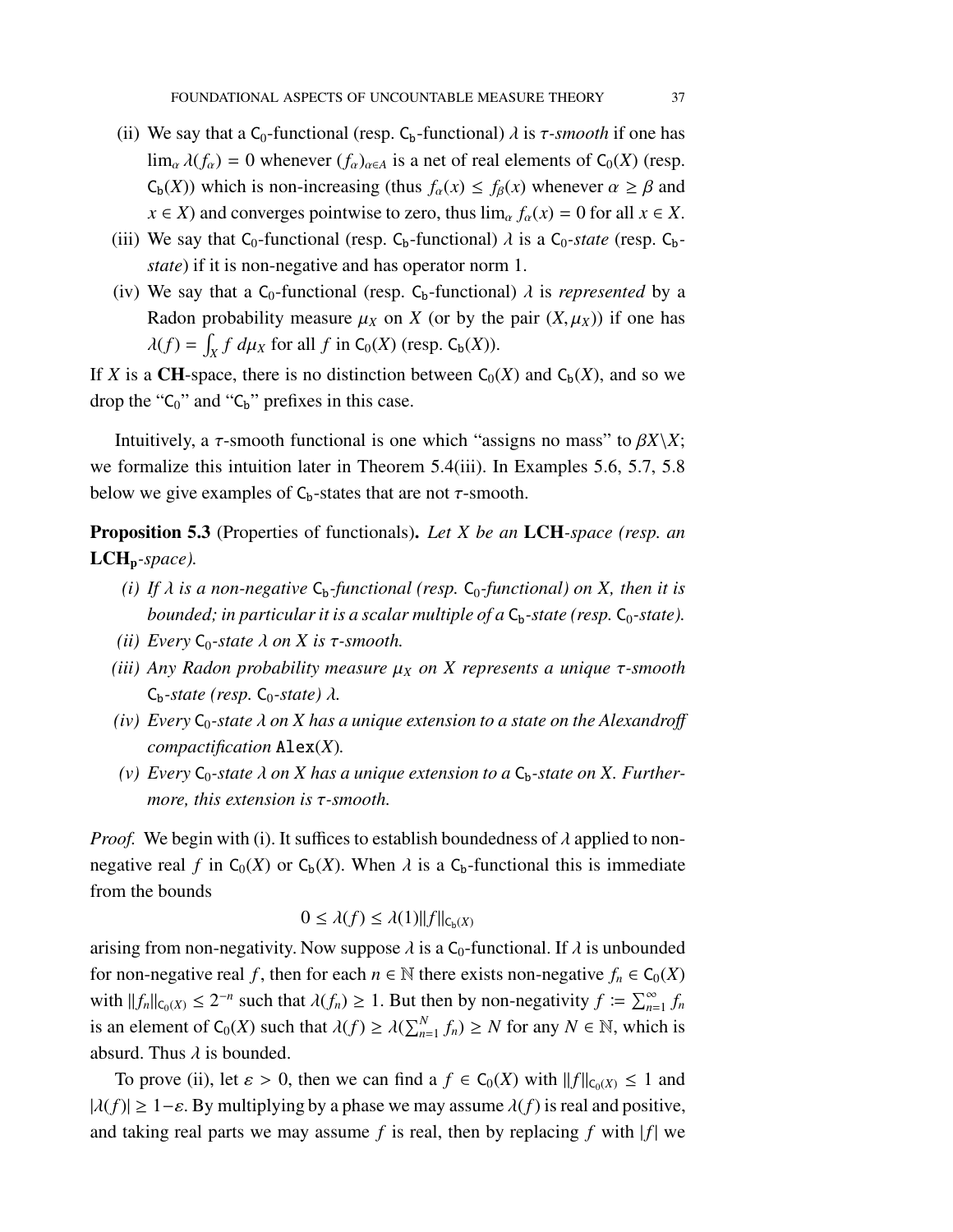(ii) We say that a $\mathsf{C}_0$-functional (resp. $\mathsf{C}_\mathsf{b}$-functional) $\lambda$ is *$\tau$-smooth* if one has $\lim_\alpha \lambda(f_\alpha) = 0$ whenever $(f_\alpha)_{\alpha \in A}$ is a net of real elements of $\mathsf{C}_0(X)$ (resp. $\mathsf{C}_\mathsf{b}(X)$) which is non-increasing (thus $f_\alpha(x) \leq f_\beta(x)$ whenever $\alpha \geq \beta$ and $x \in X$) and converges pointwise to zero, thus $\lim_\alpha f_\alpha(x) = 0$ for all $x \in X$.

(iii) We say that $\mathsf{C}_0$-functional (resp. $\mathsf{C}_\mathsf{b}$-functional) $\lambda$ is a *$\mathsf{C}_0$-state* (resp. *$\mathsf{C}_\mathsf{b}$-state*) if it is non-negative and has operator norm 1.

(iv) We say that a $\mathsf{C}_0$-functional (resp. $\mathsf{C}_\mathsf{b}$-functional) $\lambda$ is *represented* by a Radon probability measure $\mu_X$ on $X$ (or by the pair $(X, \mu_X)$) if one has $\lambda(f) = \int_X f \, d\mu_X$ for all $f$ in $\mathsf{C}_0(X)$ (resp. $\mathsf{C}_\mathsf{b}(X)$).

If $X$ is a **CH**-space, there is no distinction between $\mathsf{C}_0(X)$ and $\mathsf{C}_\mathsf{b}(X)$, and so we drop the "$\mathsf{C}_0$" and "$\mathsf{C}_\mathsf{b}$" prefixes in this case.

Intuitively, a $\tau$-smooth functional is one which "assigns no mass" to $\beta X \backslash X$; we formalize this intuition later in Theorem 5.4(iii). In Examples 5.6, 5.7, 5.8 below we give examples of $\mathsf{C}_\mathsf{b}$-states that are not $\tau$-smooth.

**Proposition 5.3** (Properties of functionals)**.** *Let $X$ be an* **LCH***-space (resp. an* $\mathbf{LCH_p}$*-space).*

*(i) If $\lambda$ is a non-negative $\mathsf{C}_\mathsf{b}$-functional (resp. $\mathsf{C}_0$-functional) on $X$, then it is bounded; in particular it is a scalar multiple of a $\mathsf{C}_\mathsf{b}$-state (resp. $\mathsf{C}_0$-state).*

*(ii) Every $\mathsf{C}_0$-state $\lambda$ on $X$ is $\tau$-smooth.*

*(iii) Any Radon probability measure $\mu_X$ on $X$ represents a unique $\tau$-smooth $\mathsf{C}_\mathsf{b}$-state (resp. $\mathsf{C}_0$-state) $\lambda$.*

*(iv) Every $\mathsf{C}_0$-state $\lambda$ on $X$ has a unique extension to a state on the Alexandroff compactification* $\mathtt{Alex}(X)$*.*

*(v) Every $\mathsf{C}_0$-state $\lambda$ on $X$ has a unique extension to a $\mathsf{C}_\mathsf{b}$-state on $X$. Furthermore, this extension is $\tau$-smooth.*

*Proof.* We begin with (i). It suffices to establish boundedness of $\lambda$ applied to non-negative real $f$ in $\mathsf{C}_0(X)$ or $\mathsf{C}_\mathsf{b}(X)$. When $\lambda$ is a $\mathsf{C}_\mathsf{b}$-functional this is immediate from the bounds

$$0 \leq \lambda(f) \leq \lambda(1) \|f\|_{\mathsf{C}_\mathsf{b}(X)}$$

arising from non-negativity. Now suppose $\lambda$ is a $\mathsf{C}_0$-functional. If $\lambda$ is unbounded for non-negative real $f$, then for each $n \in \mathbb{N}$ there exists non-negative $f_n \in \mathsf{C}_0(X)$ with $\|f_n\|_{\mathsf{C}_0(X)} \leq 2^{-n}$ such that $\lambda(f_n) \geq 1$. But then by non-negativity $f := \sum_{n=1}^\infty f_n$ is an element of $\mathsf{C}_0(X)$ such that $\lambda(f) \geq \lambda(\sum_{n=1}^N f_n) \geq N$ for any $N \in \mathbb{N}$, which is absurd. Thus $\lambda$ is bounded.

To prove (ii), let $\varepsilon > 0$, then we can find a $f \in \mathsf{C}_0(X)$ with $\|f\|_{\mathsf{C}_0(X)} \leq 1$ and $|\lambda(f)| \geq 1 - \varepsilon$. By multiplying by a phase we may assume $\lambda(f)$ is real and positive, and taking real parts we may assume $f$ is real, then by replacing $f$ with $|f|$ we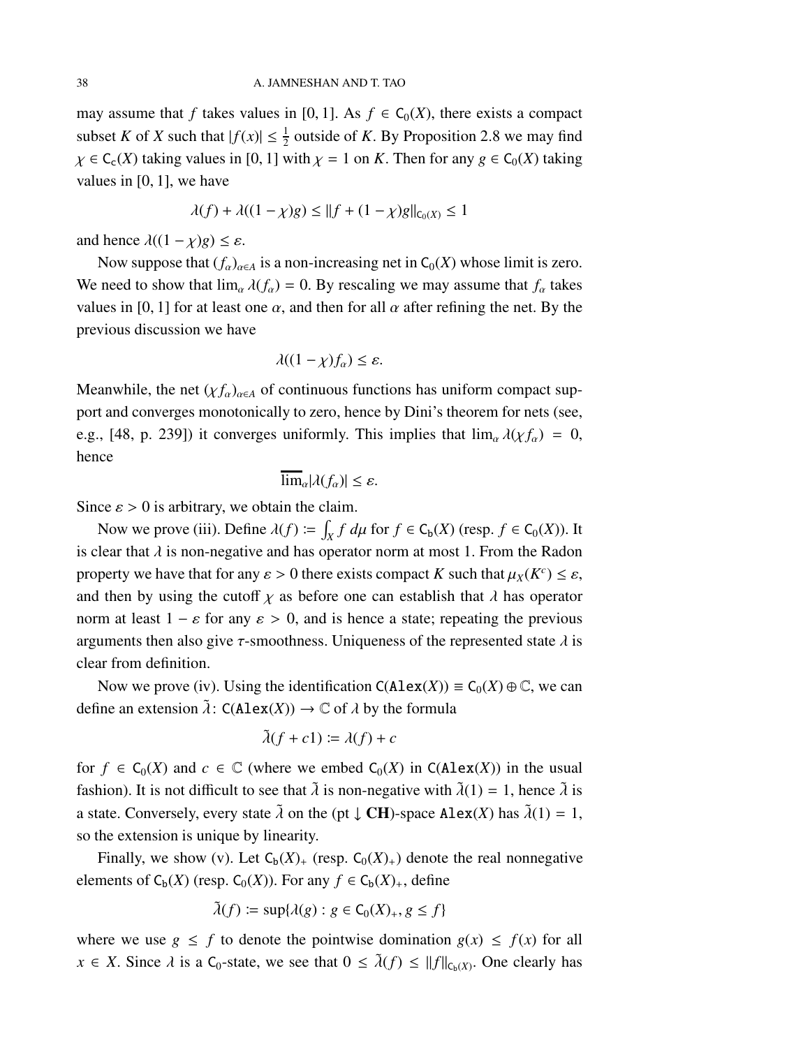may assume that $f$ takes values in $[0, 1]$. As $f \in \mathsf{C}_0(X)$, there exists a compact subset $K$ of $X$ such that $|f(x)| \leq \frac{1}{2}$ outside of $K$. By Proposition 2.8 we may find $\chi \in \mathsf{C}_\mathsf{c}(X)$ taking values in $[0, 1]$ with $\chi = 1$ on $K$. Then for any $g \in \mathsf{C}_0(X)$ taking values in $[0, 1]$, we have

$$\lambda(f) + \lambda((1-\chi)g) \leq \|f + (1-\chi)g\|_{\mathsf{C}_0(X)} \leq 1$$

and hence $\lambda((1-\chi)g) \leq \varepsilon$.

Now suppose that $(f_\alpha)_{\alpha \in A}$ is a non-increasing net in $\mathsf{C}_0(X)$ whose limit is zero. We need to show that $\lim_\alpha \lambda(f_\alpha) = 0$. By rescaling we may assume that $f_\alpha$ takes values in $[0, 1]$ for at least one $\alpha$, and then for all $\alpha$ after refining the net. By the previous discussion we have

$$\lambda((1-\chi)f_\alpha) \leq \varepsilon.$$

Meanwhile, the net $(\chi f_\alpha)_{\alpha \in A}$ of continuous functions has uniform compact support and converges monotonically to zero, hence by Dini's theorem for nets (see, e.g., [48, p. 239]) it converges uniformly. This implies that $\lim_\alpha \lambda(\chi f_\alpha) = 0$, hence

$$\overline{\lim}_\alpha |\lambda(f_\alpha)| \leq \varepsilon.$$

Since $\varepsilon > 0$ is arbitrary, we obtain the claim.

Now we prove (iii). Define $\lambda(f) := \int_X f \, d\mu$ for $f \in \mathsf{C}_\mathsf{b}(X)$ (resp. $f \in \mathsf{C}_0(X)$). It is clear that $\lambda$ is non-negative and has operator norm at most 1. From the Radon property we have that for any $\varepsilon > 0$ there exists compact $K$ such that $\mu_X(K^c) \leq \varepsilon$, and then by using the cutoff $\chi$ as before one can establish that $\lambda$ has operator norm at least $1 - \varepsilon$ for any $\varepsilon > 0$, and is hence a state; repeating the previous arguments then also give $\tau$-smoothness. Uniqueness of the represented state $\lambda$ is clear from definition.

Now we prove (iv). Using the identification $\mathsf{C}(\mathtt{Alex}(X)) \equiv \mathsf{C}_0(X) \oplus \mathbb{C}$, we can define an extension $\tilde{\lambda} \colon \mathsf{C}(\mathtt{Alex}(X)) \to \mathbb{C}$ of $\lambda$ by the formula

$$\tilde{\lambda}(f + c1) := \lambda(f) + c$$

for $f \in \mathsf{C}_0(X)$ and $c \in \mathbb{C}$ (where we embed $\mathsf{C}_0(X)$ in $\mathsf{C}(\mathtt{Alex}(X))$ in the usual fashion). It is not difficult to see that $\tilde{\lambda}$ is non-negative with $\tilde{\lambda}(1) = 1$, hence $\tilde{\lambda}$ is a state. Conversely, every state $\tilde{\lambda}$ on the $(\mathrm{pt} \downarrow \mathbf{CH})$-space $\mathtt{Alex}(X)$ has $\tilde{\lambda}(1) = 1$, so the extension is unique by linearity.

Finally, we show (v). Let $\mathsf{C}_\mathsf{b}(X)_+$ (resp. $\mathsf{C}_0(X)_+$) denote the real nonnegative elements of $\mathsf{C}_\mathsf{b}(X)$ (resp. $\mathsf{C}_0(X)$). For any $f \in \mathsf{C}_\mathsf{b}(X)_+$, define

$$\tilde{\lambda}(f) := \sup\{\lambda(g) : g \in \mathsf{C}_0(X)_+, g \leq f\}$$

where we use $g \leq f$ to denote the pointwise domination $g(x) \leq f(x)$ for all $x \in X$. Since $\lambda$ is a $\mathsf{C}_0$-state, we see that $0 \leq \tilde{\lambda}(f) \leq \|f\|_{\mathsf{C}_\mathsf{b}(X)}$. One clearly has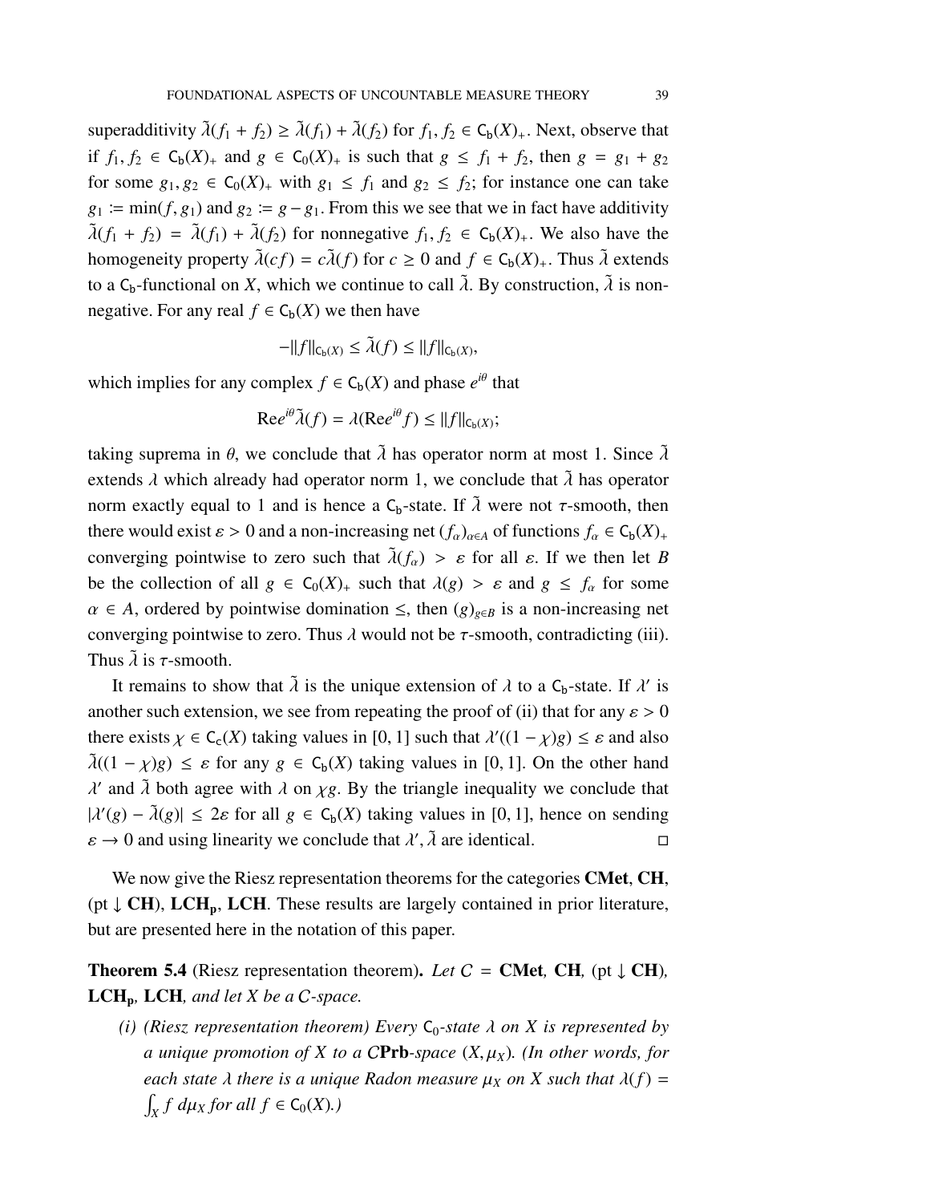superadditivity $\tilde{\lambda}(f_1 + f_2) \geq \tilde{\lambda}(f_1) + \tilde{\lambda}(f_2)$ for $f_1, f_2 \in \mathsf{C_b}(X)_+$. Next, observe that if $f_1, f_2 \in \mathsf{C_b}(X)_+$ and $g \in \mathsf{C_0}(X)_+$ is such that $g \leq f_1 + f_2$, then $g = g_1 + g_2$ for some $g_1, g_2 \in \mathsf{C_0}(X)_+$ with $g_1 \leq f_1$ and $g_2 \leq f_2$; for instance one can take $g_1 := \min(f, g_1)$ and $g_2 := g - g_1$. From this we see that we in fact have additivity $\tilde{\lambda}(f_1 + f_2) = \tilde{\lambda}(f_1) + \tilde{\lambda}(f_2)$ for nonnegative $f_1, f_2 \in \mathsf{C_b}(X)_+$. We also have the homogeneity property $\tilde{\lambda}(cf) = c\tilde{\lambda}(f)$ for $c \geq 0$ and $f \in \mathsf{C_b}(X)_+$. Thus $\tilde{\lambda}$ extends to a $\mathsf{C_b}$-functional on $X$, which we continue to call $\tilde{\lambda}$. By construction, $\tilde{\lambda}$ is nonnegative. For any real $f \in \mathsf{C_b}(X)$ we then have

$$-\|f\|_{\mathsf{C_b}(X)} \leq \tilde{\lambda}(f) \leq \|f\|_{\mathsf{C_b}(X)},$$

which implies for any complex $f \in \mathsf{C_b}(X)$ and phase $e^{i\theta}$ that

$$\mathrm{Re} e^{i\theta}\tilde{\lambda}(f) = \lambda(\mathrm{Re} e^{i\theta} f) \leq \|f\|_{\mathsf{C_b}(X)};$$

taking suprema in $\theta$, we conclude that $\tilde{\lambda}$ has operator norm at most 1. Since $\tilde{\lambda}$ extends $\lambda$ which already had operator norm 1, we conclude that $\tilde{\lambda}$ has operator norm exactly equal to 1 and is hence a $\mathsf{C_b}$-state. If $\tilde{\lambda}$ were not $\tau$-smooth, then there would exist $\varepsilon > 0$ and a non-increasing net $(f_\alpha)_{\alpha \in A}$ of functions $f_\alpha \in \mathsf{C_b}(X)_+$ converging pointwise to zero such that $\tilde{\lambda}(f_\alpha) > \varepsilon$ for all $\varepsilon$. If we then let $B$ be the collection of all $g \in \mathsf{C_0}(X)_+$ such that $\lambda(g) > \varepsilon$ and $g \leq f_\alpha$ for some $\alpha \in A$, ordered by pointwise domination $\leq$, then $(g)_{g \in B}$ is a non-increasing net converging pointwise to zero. Thus $\lambda$ would not be $\tau$-smooth, contradicting (iii). Thus $\tilde{\lambda}$ is $\tau$-smooth.

It remains to show that $\tilde{\lambda}$ is the unique extension of $\lambda$ to a $\mathsf{C_b}$-state. If $\lambda'$ is another such extension, we see from repeating the proof of (ii) that for any $\varepsilon > 0$ there exists $\chi \in \mathsf{C_c}(X)$ taking values in $[0, 1]$ such that $\lambda'((1 - \chi)g) \leq \varepsilon$ and also $\tilde{\lambda}((1 - \chi)g) \leq \varepsilon$ for any $g \in \mathsf{C_b}(X)$ taking values in $[0, 1]$. On the other hand $\lambda'$ and $\tilde{\lambda}$ both agree with $\lambda$ on $\chi g$. By the triangle inequality we conclude that $|\lambda'(g) - \tilde{\lambda}(g)| \leq 2\varepsilon$ for all $g \in \mathsf{C_b}(X)$ taking values in $[0, 1]$, hence on sending $\varepsilon \to 0$ and using linearity we conclude that $\lambda', \tilde{\lambda}$ are identical. ◻

We now give the Riesz representation theorems for the categories **CMet**, **CH**, (pt ↓ **CH**), $\mathbf{LCH_p}$, **LCH**. These results are largely contained in prior literature, but are presented here in the notation of this paper.

**Theorem 5.4** (Riesz representation theorem)**.** *Let $\mathcal{C}$ =* **CMet***,* **CH***, (pt ↓* **CH***),* $\mathbf{LCH_p}$*,* **LCH***, and let $X$ be a $\mathcal{C}$-space.*

*(i) (Riesz representation theorem) Every $\mathsf{C_0}$-state $\lambda$ on $X$ is represented by a unique promotion of $X$ to a $\mathcal{C}$***Prb***-space $(X, \mu_X)$. (In other words, for each state $\lambda$ there is a unique Radon measure $\mu_X$ on $X$ such that $\lambda(f) = \int_X f \, d\mu_X$ for all $f \in \mathsf{C_0}(X)$.)*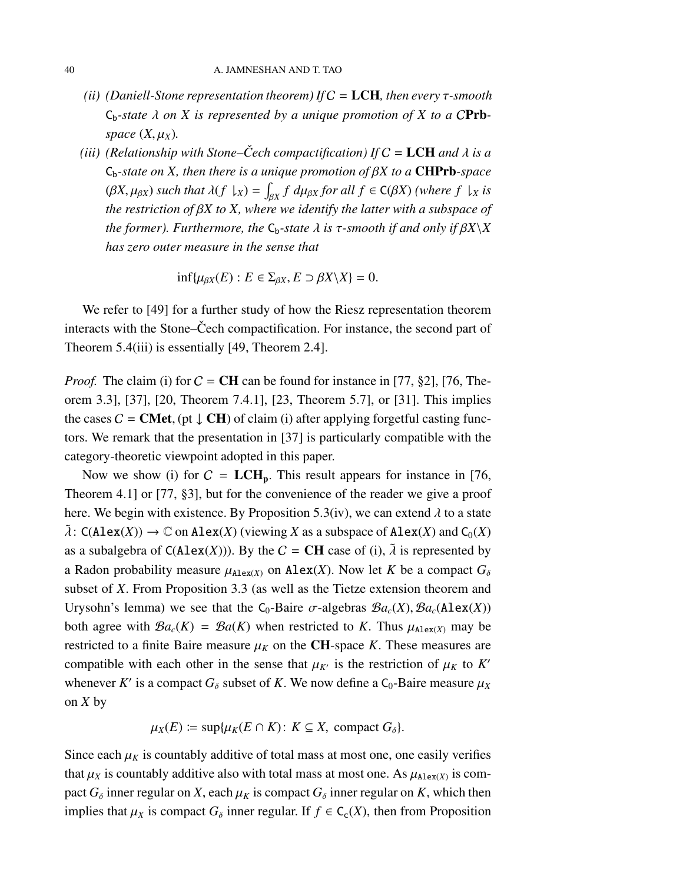*(ii) (Daniell-Stone representation theorem) If $\mathcal{C} = \mathbf{LCH}$, then every $\tau$-smooth $\mathsf{C_b}$-state $\lambda$ on $X$ is represented by a unique promotion of $X$ to a $\mathcal{C}\mathbf{Prb}$-space $(X, \mu_X)$.*

*(iii) (Relationship with Stone–Čech compactification) If $\mathcal{C} = \mathbf{LCH}$ and $\lambda$ is a $\mathsf{C_b}$-state on $X$, then there is a unique promotion of $\beta X$ to a $\mathbf{CHPrb}$-space $(\beta X, \mu_{\beta X})$ such that $\lambda(f\downharpoonright_X) = \int_{\beta X} f\, d\mu_{\beta X}$ for all $f \in \mathsf{C}(\beta X)$ (where $f\downharpoonright_X$ is the restriction of $\beta X$ to $X$, where we identify the latter with a subspace of the former). Furthermore, the $\mathsf{C_b}$-state $\lambda$ is $\tau$-smooth if and only if $\beta X \backslash X$ has zero outer measure in the sense that*

$$\inf\{\mu_{\beta X}(E) : E \in \Sigma_{\beta X}, E \supset \beta X \backslash X\} = 0.$$

We refer to [49] for a further study of how the Riesz representation theorem interacts with the Stone–Čech compactification. For instance, the second part of Theorem 5.4(iii) is essentially [49, Theorem 2.4].

*Proof.* The claim (i) for $\mathcal{C} = \mathbf{CH}$ can be found for instance in [77, §2], [76, Theorem 3.3], [37], [20, Theorem 7.4.1], [23, Theorem 5.7], or [31]. This implies the cases $\mathcal{C} = \mathbf{CMet}, (\mathrm{pt} \downarrow \mathbf{CH})$ of claim (i) after applying forgetful casting functors. We remark that the presentation in [37] is particularly compatible with the category-theoretic viewpoint adopted in this paper.

Now we show (i) for $\mathcal{C} = \mathbf{LCH_p}$. This result appears for instance in [76, Theorem 4.1] or [77, §3], but for the convenience of the reader we give a proof here. We begin with existence. By Proposition 5.3(iv), we can extend $\lambda$ to a state $\tilde{\lambda} \colon \mathsf{C}(\mathtt{Alex}(X)) \to \mathbb{C}$ on $\mathtt{Alex}(X)$ (viewing $X$ as a subspace of $\mathtt{Alex}(X)$ and $\mathsf{C_0}(X)$ as a subalgebra of $\mathsf{C}(\mathtt{Alex}(X))$). By the $\mathcal{C} = \mathbf{CH}$ case of (i), $\tilde{\lambda}$ is represented by a Radon probability measure $\mu_{\mathtt{Alex}(X)}$ on $\mathtt{Alex}(X)$. Now let $K$ be a compact $G_\delta$ subset of $X$. From Proposition 3.3 (as well as the Tietze extension theorem and Urysohn's lemma) we see that the $\mathsf{C_0}$-Baire $\sigma$-algebras $\mathcal{B}a_c(X), \mathcal{B}a_c(\mathtt{Alex}(X))$ both agree with $\mathcal{B}a_c(K) = \mathcal{B}a(K)$ when restricted to $K$. Thus $\mu_{\mathtt{Alex}(X)}$ may be restricted to a finite Baire measure $\mu_K$ on the $\mathbf{CH}$-space $K$. These measures are compatible with each other in the sense that $\mu_{K'}$ is the restriction of $\mu_K$ to $K'$ whenever $K'$ is a compact $G_\delta$ subset of $K$. We now define a $\mathsf{C_0}$-Baire measure $\mu_X$ on $X$ by

$$\mu_X(E) \coloneqq \sup\{\mu_K(E \cap K) \colon K \subseteq X, \text{ compact } G_\delta\}.$$

Since each $\mu_K$ is countably additive of total mass at most one, one easily verifies that $\mu_X$ is countably additive also with total mass at most one. As $\mu_{\mathtt{Alex}(X)}$ is compact $G_\delta$ inner regular on $X$, each $\mu_K$ is compact $G_\delta$ inner regular on $K$, which then implies that $\mu_X$ is compact $G_\delta$ inner regular. If $f \in \mathsf{C_c}(X)$, then from Proposition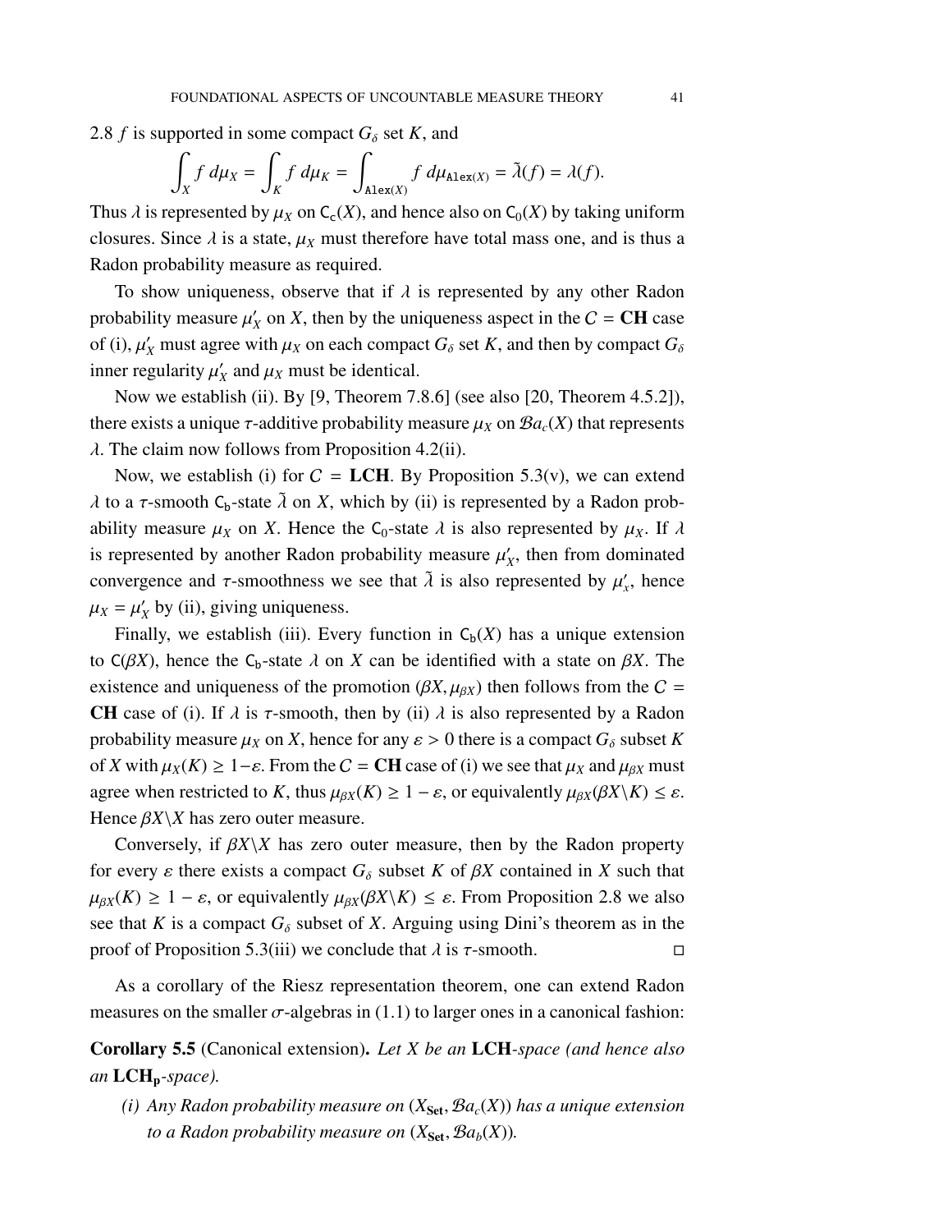2.8 $f$ is supported in some compact $G_\delta$ set $K$, and

$$\int_X f\, d\mu_X = \int_K f\, d\mu_K = \int_{\mathtt{Alex}(X)} f\, d\mu_{\mathtt{Alex}(X)} = \tilde{\lambda}(f) = \lambda(f).$$

Thus $\lambda$ is represented by $\mu_X$ on $\mathsf{C_c}(X)$, and hence also on $\mathsf{C_0}(X)$ by taking uniform closures. Since $\lambda$ is a state, $\mu_X$ must therefore have total mass one, and is thus a Radon probability measure as required.

To show uniqueness, observe that if $\lambda$ is represented by any other Radon probability measure $\mu'_X$ on $X$, then by the uniqueness aspect in the $C = \mathbf{CH}$ case of (i), $\mu'_X$ must agree with $\mu_X$ on each compact $G_\delta$ set $K$, and then by compact $G_\delta$ inner regularity $\mu'_X$ and $\mu_X$ must be identical.

Now we establish (ii). By [9, Theorem 7.8.6] (see also [20, Theorem 4.5.2]), there exists a unique $\tau$-additive probability measure $\mu_X$ on $\mathcal{B}a_c(X)$ that represents $\lambda$. The claim now follows from Proposition 4.2(ii).

Now, we establish (i) for $C = \mathbf{LCH}$. By Proposition 5.3(v), we can extend $\lambda$ to a $\tau$-smooth $\mathsf{C_b}$-state $\tilde{\lambda}$ on $X$, which by (ii) is represented by a Radon probability measure $\mu_X$ on $X$. Hence the $\mathsf{C_0}$-state $\lambda$ is also represented by $\mu_X$. If $\lambda$ is represented by another Radon probability measure $\mu'_X$, then from dominated convergence and $\tau$-smoothness we see that $\tilde{\lambda}$ is also represented by $\mu'_x$, hence $\mu_X = \mu'_X$ by (ii), giving uniqueness.

Finally, we establish (iii). Every function in $\mathsf{C_b}(X)$ has a unique extension to $\mathsf{C}(\beta X)$, hence the $\mathsf{C_b}$-state $\lambda$ on $X$ can be identified with a state on $\beta X$. The existence and uniqueness of the promotion $(\beta X, \mu_{\beta X})$ then follows from the $C = \mathbf{CH}$ case of (i). If $\lambda$ is $\tau$-smooth, then by (ii) $\lambda$ is also represented by a Radon probability measure $\mu_X$ on $X$, hence for any $\varepsilon > 0$ there is a compact $G_\delta$ subset $K$ of $X$ with $\mu_X(K) \geq 1-\varepsilon$. From the $C = \mathbf{CH}$ case of (i) we see that $\mu_X$ and $\mu_{\beta X}$ must agree when restricted to $K$, thus $\mu_{\beta X}(K) \geq 1 - \varepsilon$, or equivalently $\mu_{\beta X}(\beta X \backslash K) \leq \varepsilon$. Hence $\beta X \backslash X$ has zero outer measure.

Conversely, if $\beta X \backslash X$ has zero outer measure, then by the Radon property for every $\varepsilon$ there exists a compact $G_\delta$ subset $K$ of $\beta X$ contained in $X$ such that $\mu_{\beta X}(K) \geq 1 - \varepsilon$, or equivalently $\mu_{\beta X}(\beta X \backslash K) \leq \varepsilon$. From Proposition 2.8 we also see that $K$ is a compact $G_\delta$ subset of $X$. Arguing using Dini's theorem as in the proof of Proposition 5.3(iii) we conclude that $\lambda$ is $\tau$-smooth. □

As a corollary of the Riesz representation theorem, one can extend Radon measures on the smaller $\sigma$-algebras in (1.1) to larger ones in a canonical fashion:

**Corollary 5.5** (Canonical extension)**.** *Let $X$ be an* **LCH***-space (and hence also an* $\mathbf{LCH_p}$*-space).*

*(i) Any Radon probability measure on $(X_{\mathbf{Set}}, \mathcal{B}a_c(X))$ has a unique extension to a Radon probability measure on $(X_{\mathbf{Set}}, \mathcal{B}a_b(X))$.*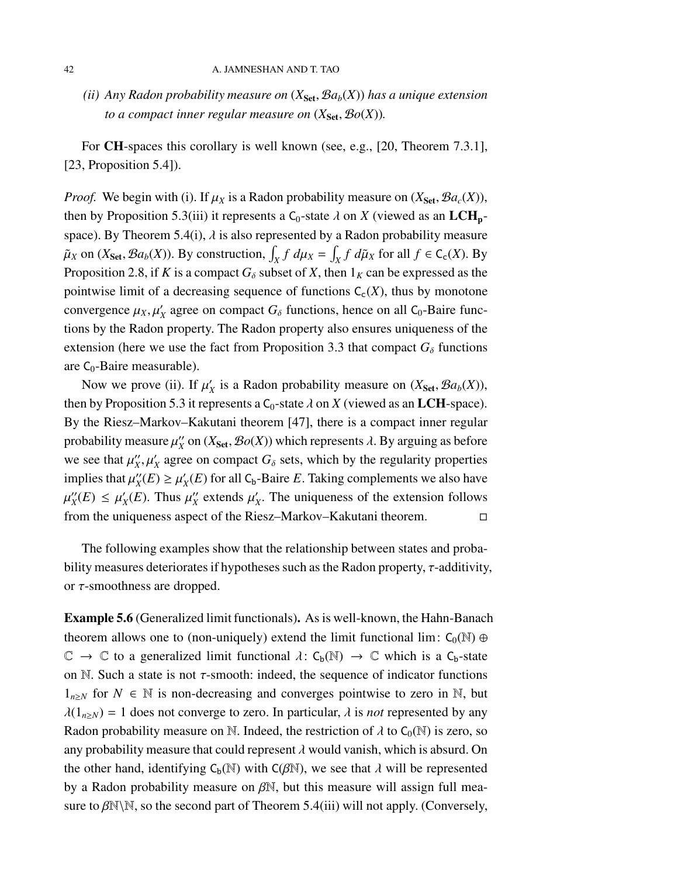*(ii) Any Radon probability measure on $(X_{\mathbf{Set}}, \mathcal{B}a_b(X))$ has a unique extension to a compact inner regular measure on $(X_{\mathbf{Set}}, \mathcal{B}o(X))$.*

For **CH**-spaces this corollary is well known (see, e.g., [20, Theorem 7.3.1], [23, Proposition 5.4]).

*Proof.* We begin with (i). If $\mu_X$ is a Radon probability measure on $(X_{\mathbf{Set}}, \mathcal{B}a_c(X))$, then by Proposition 5.3(iii) it represents a $\mathsf{C}_0$-state $\lambda$ on $X$ (viewed as an $\mathbf{LCH_p}$-space). By Theorem 5.4(i), $\lambda$ is also represented by a Radon probability measure $\tilde{\mu}_X$ on $(X_{\mathbf{Set}}, \mathcal{B}a_b(X))$. By construction, $\int_X f\, d\mu_X = \int_X f\, d\tilde{\mu}_X$ for all $f \in \mathsf{C}_c(X)$. By Proposition 2.8, if $K$ is a compact $G_\delta$ subset of $X$, then $1_K$ can be expressed as the pointwise limit of a decreasing sequence of functions $\mathsf{C}_c(X)$, thus by monotone convergence $\mu_X, \mu'_X$ agree on compact $G_\delta$ functions, hence on all $\mathsf{C}_0$-Baire functions by the Radon property. The Radon property also ensures uniqueness of the extension (here we use the fact from Proposition 3.3 that compact $G_\delta$ functions are $\mathsf{C}_0$-Baire measurable).

Now we prove (ii). If $\mu'_X$ is a Radon probability measure on $(X_{\mathbf{Set}}, \mathcal{B}a_b(X))$, then by Proposition 5.3 it represents a $\mathsf{C}_0$-state $\lambda$ on $X$ (viewed as an **LCH**-space). By the Riesz–Markov–Kakutani theorem [47], there is a compact inner regular probability measure $\mu''_X$ on $(X_{\mathbf{Set}}, \mathcal{B}o(X))$ which represents $\lambda$. By arguing as before we see that $\mu''_X, \mu'_X$ agree on compact $G_\delta$ sets, which by the regularity properties implies that $\mu''_X(E) \geq \mu'_X(E)$ for all $\mathsf{C}_b$-Baire $E$. Taking complements we also have $\mu''_X(E) \leq \mu'_X(E)$. Thus $\mu''_X$ extends $\mu'_X$. The uniqueness of the extension follows from the uniqueness aspect of the Riesz–Markov–Kakutani theorem. □

The following examples show that the relationship between states and probability measures deteriorates if hypotheses such as the Radon property, $\tau$-additivity, or $\tau$-smoothness are dropped.

**Example 5.6** (Generalized limit functionals)**.** As is well-known, the Hahn-Banach theorem allows one to (non-uniquely) extend the limit functional $\lim\colon \mathsf{C}_0(\mathbb{N}) \oplus \mathbb{C} \to \mathbb{C}$ to a generalized limit functional $\lambda\colon \mathsf{C}_b(\mathbb{N}) \to \mathbb{C}$ which is a $\mathsf{C}_b$-state on $\mathbb{N}$. Such a state is not $\tau$-smooth: indeed, the sequence of indicator functions $1_{n \geq N}$ for $N \in \mathbb{N}$ is non-decreasing and converges pointwise to zero in $\mathbb{N}$, but $\lambda(1_{n \geq N}) = 1$ does not converge to zero. In particular, $\lambda$ is *not* represented by any Radon probability measure on $\mathbb{N}$. Indeed, the restriction of $\lambda$ to $\mathsf{C}_0(\mathbb{N})$ is zero, so any probability measure that could represent $\lambda$ would vanish, which is absurd. On the other hand, identifying $\mathsf{C}_b(\mathbb{N})$ with $\mathsf{C}(\beta\mathbb{N})$, we see that $\lambda$ will be represented by a Radon probability measure on $\beta\mathbb{N}$, but this measure will assign full measure to $\beta\mathbb{N}\backslash\mathbb{N}$, so the second part of Theorem 5.4(iii) will not apply. (Conversely,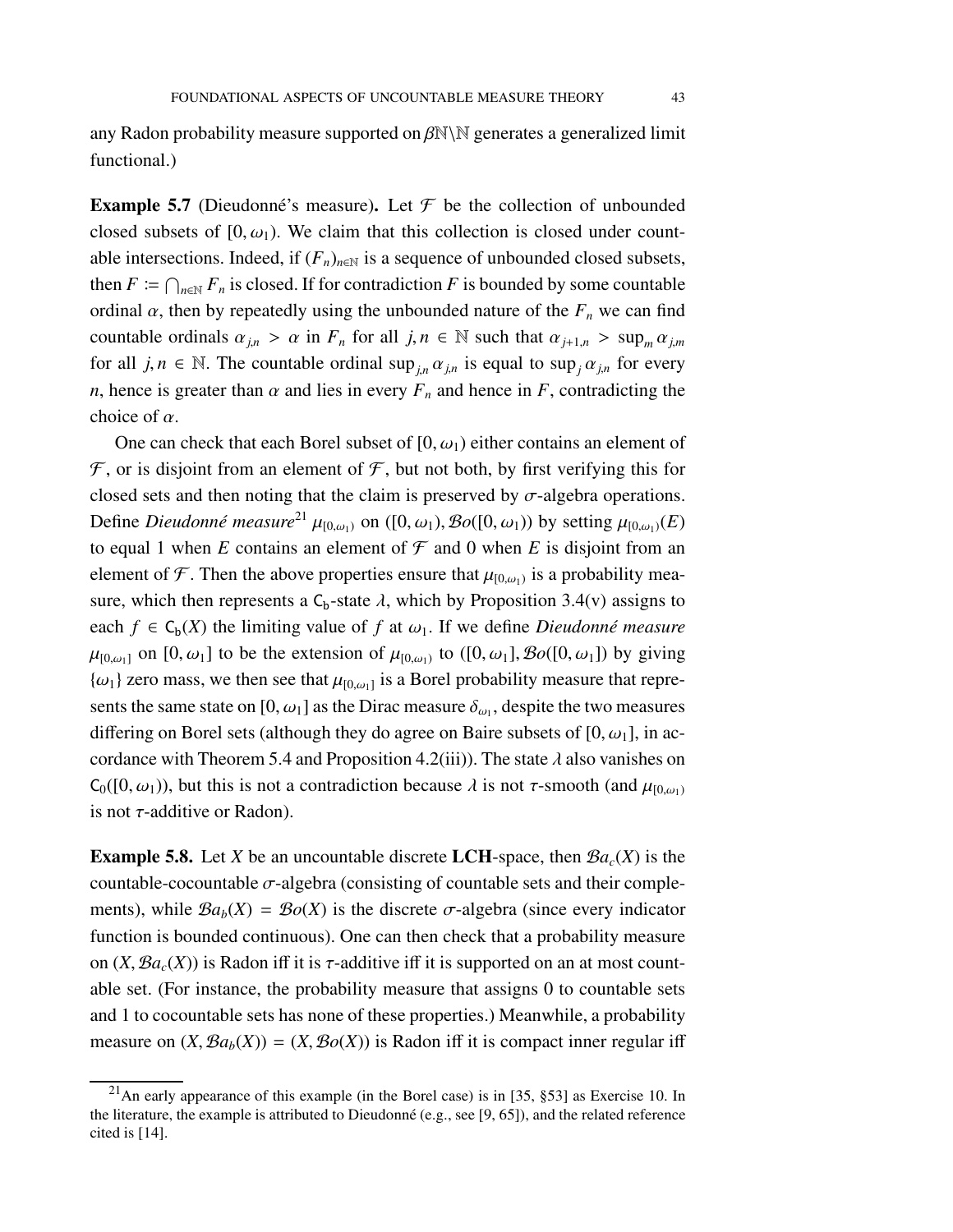any Radon probability measure supported on $\beta\mathbb{N}\backslash\mathbb{N}$ generates a generalized limit functional.)

**Example 5.7** (Dieudonné's measure)**.** Let $\mathcal{F}$ be the collection of unbounded closed subsets of $[0, \omega_1)$. We claim that this collection is closed under countable intersections. Indeed, if $(F_n)_{n\in\mathbb{N}}$ is a sequence of unbounded closed subsets, then $F := \bigcap_{n\in\mathbb{N}} F_n$ is closed. If for contradiction $F$ is bounded by some countable ordinal $\alpha$, then by repeatedly using the unbounded nature of the $F_n$ we can find countable ordinals $\alpha_{j,n} > \alpha$ in $F_n$ for all $j, n \in \mathbb{N}$ such that $\alpha_{j+1,n} > \sup_m \alpha_{j,m}$ for all $j, n \in \mathbb{N}$. The countable ordinal $\sup_{j,n} \alpha_{j,n}$ is equal to $\sup_j \alpha_{j,n}$ for every $n$, hence is greater than $\alpha$ and lies in every $F_n$ and hence in $F$, contradicting the choice of $\alpha$.

One can check that each Borel subset of $[0, \omega_1)$ either contains an element of $\mathcal{F}$, or is disjoint from an element of $\mathcal{F}$, but not both, by first verifying this for closed sets and then noting that the claim is preserved by $\sigma$-algebra operations. Define *Dieudonné measure*[21] $\mu_{[0,\omega_1)}$ on $([0, \omega_1), \mathcal{B}o([0, \omega_1))$ by setting $\mu_{[0,\omega_1)}(E)$ to equal 1 when $E$ contains an element of $\mathcal{F}$ and 0 when $E$ is disjoint from an element of $\mathcal{F}$. Then the above properties ensure that $\mu_{[0,\omega_1)}$ is a probability measure, which then represents a $\mathsf{C_b}$-state $\lambda$, which by Proposition 3.4(v) assigns to each $f \in \mathsf{C_b}(X)$ the limiting value of $f$ at $\omega_1$. If we define *Dieudonné measure* $\mu_{[0,\omega_1]}$ on $[0, \omega_1]$ to be the extension of $\mu_{[0,\omega_1)}$ to $([0, \omega_1], \mathcal{B}o([0, \omega_1])$ by giving $\{\omega_1\}$ zero mass, we then see that $\mu_{[0,\omega_1]}$ is a Borel probability measure that represents the same state on $[0, \omega_1]$ as the Dirac measure $\delta_{\omega_1}$, despite the two measures differing on Borel sets (although they do agree on Baire subsets of $[0, \omega_1]$, in accordance with Theorem 5.4 and Proposition 4.2(iii)). The state $\lambda$ also vanishes on $\mathsf{C_0}([0, \omega_1))$, but this is not a contradiction because $\lambda$ is not $\tau$-smooth (and $\mu_{[0,\omega_1)}$ is not $\tau$-additive or Radon).

**Example 5.8.** Let $X$ be an uncountable discrete **LCH**-space, then $\mathcal{B}a_c(X)$ is the countable-cocountable $\sigma$-algebra (consisting of countable sets and their complements), while $\mathcal{B}a_b(X) = \mathcal{B}o(X)$ is the discrete $\sigma$-algebra (since every indicator function is bounded continuous). One can then check that a probability measure on $(X, \mathcal{B}a_c(X))$ is Radon iff it is $\tau$-additive iff it is supported on an at most countable set. (For instance, the probability measure that assigns 0 to countable sets and 1 to cocountable sets has none of these properties.) Meanwhile, a probability measure on $(X, \mathcal{B}a_b(X)) = (X, \mathcal{B}o(X))$ is Radon iff it is compact inner regular iff

---

[21] An early appearance of this example (in the Borel case) is in [35, §53] as Exercise 10. In the literature, the example is attributed to Dieudonné (e.g., see [9, 65]), and the related reference cited is [14].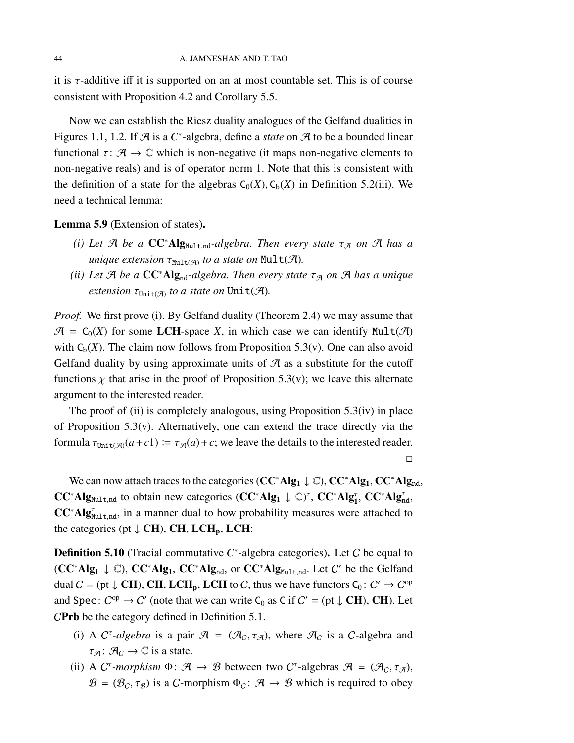it is $\tau$-additive iff it is supported on an at most countable set. This is of course consistent with Proposition 4.2 and Corollary 5.5.

Now we can establish the Riesz duality analogues of the Gelfand dualities in Figures 1.1, 1.2. If $\mathcal{A}$ is a $C^*$-algebra, define a *state* on $\mathcal{A}$ to be a bounded linear functional $\tau \colon \mathcal{A} \to \mathbb{C}$ which is non-negative (it maps non-negative elements to non-negative reals) and is of operator norm 1. Note that this is consistent with the definition of a state for the algebras $\mathsf{C}_0(X), \mathsf{C}_\mathsf{b}(X)$ in Definition 5.2(iii). We need a technical lemma:

**Lemma 5.9** (Extension of states)**.**

*(i) Let $\mathcal{A}$ be a $\mathbf{CC^*Alg}_{\mathtt{Mult,nd}}$-algebra. Then every state $\tau_\mathcal{A}$ on $\mathcal{A}$ has a unique extension $\tau_{\mathtt{Mult}(\mathcal{A})}$ to a state on $\mathtt{Mult}(\mathcal{A})$.*

*(ii) Let $\mathcal{A}$ be a $\mathbf{CC^*Alg}_{\mathtt{nd}}$-algebra. Then every state $\tau_\mathcal{A}$ on $\mathcal{A}$ has a unique extension $\tau_{\mathtt{Unit}(\mathcal{A})}$ to a state on $\mathtt{Unit}(\mathcal{A})$.*

*Proof.* We first prove (i). By Gelfand duality (Theorem 2.4) we may assume that $\mathcal{A} = \mathsf{C}_0(X)$ for some **LCH**-space $X$, in which case we can identify $\mathtt{Mult}(\mathcal{A})$ with $\mathsf{C}_\mathsf{b}(X)$. The claim now follows from Proposition 5.3(v). One can also avoid Gelfand duality by using approximate units of $\mathcal{A}$ as a substitute for the cutoff functions $\chi$ that arise in the proof of Proposition 5.3(v); we leave this alternate argument to the interested reader.

The proof of (ii) is completely analogous, using Proposition 5.3(iv) in place of Proposition 5.3(v). Alternatively, one can extend the trace directly via the formula $\tau_{\mathtt{Unit}(\mathcal{A})}(a + c1) := \tau_\mathcal{A}(a) + c$; we leave the details to the interested reader. □

We can now attach traces to the categories $(\mathbf{CC^*Alg_1} \downarrow \mathbb{C})$, $\mathbf{CC^*Alg_1}$, $\mathbf{CC^*Alg}_{\mathtt{nd}}$, $\mathbf{CC^*Alg}_{\mathtt{Mult,nd}}$ to obtain new categories $(\mathbf{CC^*Alg_1} \downarrow \mathbb{C})^\tau$, $\mathbf{CC^*Alg_1^\tau}$, $\mathbf{CC^*Alg}^\tau_{\mathtt{nd}}$, $\mathbf{CC^*Alg}^\tau_{\mathtt{Mult,nd}}$, in a manner dual to how probability measures were attached to the categories $(\mathrm{pt} \downarrow \mathbf{CH})$, $\mathbf{CH}$, $\mathbf{LCH_p}$, $\mathbf{LCH}$:

**Definition 5.10** (Tracial commutative $C^*$-algebra categories)**.** Let $\mathcal{C}$ be equal to $(\mathbf{CC^*Alg_1} \downarrow \mathbb{C})$, $\mathbf{CC^*Alg_1}$, $\mathbf{CC^*Alg}_{\mathtt{nd}}$, or $\mathbf{CC^*Alg}_{\mathtt{Mult,nd}}$. Let $\mathcal{C}'$ be the Gelfand dual $\mathcal{C} = (\mathrm{pt} \downarrow \mathbf{CH})$, $\mathbf{CH}$, $\mathbf{LCH_p}$, $\mathbf{LCH}$ to $\mathcal{C}$, thus we have functors $\mathsf{C}_0 \colon \mathcal{C}' \to \mathcal{C}^{\mathrm{op}}$ and $\mathtt{Spec} \colon \mathcal{C}^{\mathrm{op}} \to \mathcal{C}'$ (note that we can write $\mathsf{C}_0$ as $\mathsf{C}$ if $\mathcal{C}' = (\mathrm{pt} \downarrow \mathbf{CH}), \mathbf{CH}$). Let $\mathcal{C}\mathbf{Prb}$ be the category defined in Definition 5.1.

(i) A $\mathcal{C}^\tau$*-algebra* is a pair $\mathcal{A} = (\mathcal{A}_\mathcal{C}, \tau_\mathcal{A})$, where $\mathcal{A}_\mathcal{C}$ is a $\mathcal{C}$-algebra and $\tau_\mathcal{A} \colon \mathcal{A}_\mathcal{C} \to \mathbb{C}$ is a state.

(ii) A $\mathcal{C}^\tau$*-morphism* $\Phi \colon \mathcal{A} \to \mathcal{B}$ between two $\mathcal{C}^\tau$-algebras $\mathcal{A} = (\mathcal{A}_\mathcal{C}, \tau_\mathcal{A})$, $\mathcal{B} = (\mathcal{B}_\mathcal{C}, \tau_\mathcal{B})$ is a $\mathcal{C}$-morphism $\Phi_\mathcal{C} \colon \mathcal{A} \to \mathcal{B}$ which is required to obey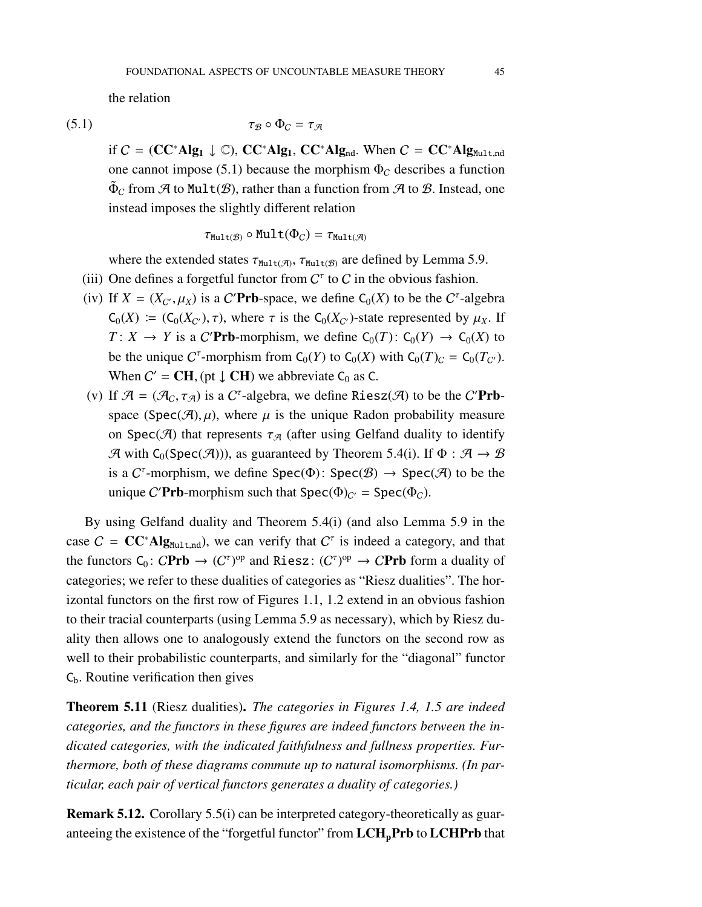the relation

$$\tau_{\mathcal{B}} \circ \Phi_{\mathcal{C}} = \tau_{\mathcal{A}} \tag{5.1}$$

if $\mathcal{C} = (\mathbf{CC^*Alg_1} \downarrow \mathbb{C})$, $\mathbf{CC^*Alg_1}$, $\mathbf{CC^*Alg_{nd}}$. When $\mathcal{C} = \mathbf{CC^*Alg}_{\mathtt{Mult,nd}}$ one cannot impose (5.1) because the morphism $\Phi_{\mathcal{C}}$ describes a function $\tilde{\Phi}_{\mathcal{C}}$ from $\mathcal{A}$ to $\mathtt{Mult}(\mathcal{B})$, rather than a function from $\mathcal{A}$ to $\mathcal{B}$. Instead, one instead imposes the slightly different relation

$$\tau_{\mathtt{Mult}(\mathcal{B})} \circ \mathtt{Mult}(\Phi_{\mathcal{C}}) = \tau_{\mathtt{Mult}(\mathcal{A})}$$

where the extended states $\tau_{\mathtt{Mult}(\mathcal{A})}, \tau_{\mathtt{Mult}(\mathcal{B})}$ are defined by Lemma 5.9.

(iii) One defines a forgetful functor from $\mathcal{C}^\tau$ to $\mathcal{C}$ in the obvious fashion.

(iv) If $X = (X_{\mathcal{C}'}, \mu_X)$ is a $\mathcal{C}'\mathbf{Prb}$-space, we define $\mathsf{C}_0(X)$ to be the $\mathcal{C}^\tau$-algebra $\mathsf{C}_0(X) := (\mathsf{C}_0(X_{\mathcal{C}'}), \tau)$, where $\tau$ is the $\mathsf{C}_0(X_{\mathcal{C}'})$-state represented by $\mu_X$. If $T \colon X \to Y$ is a $\mathcal{C}'\mathbf{Prb}$-morphism, we define $\mathsf{C}_0(T) \colon \mathsf{C}_0(Y) \to \mathsf{C}_0(X)$ to be the unique $\mathcal{C}^\tau$-morphism from $\mathsf{C}_0(Y)$ to $\mathsf{C}_0(X)$ with $\mathsf{C}_0(T)_{\mathcal{C}} = \mathsf{C}_0(T_{\mathcal{C}'})$. When $\mathcal{C}' = \mathbf{CH}, (\mathrm{pt} \downarrow \mathbf{CH})$ we abbreviate $\mathsf{C}_0$ as $\mathsf{C}$.

(v) If $\mathcal{A} = (\mathcal{A}_{\mathcal{C}}, \tau_{\mathcal{A}})$ is a $\mathcal{C}^\tau$-algebra, we define $\mathtt{Riesz}(\mathcal{A})$ to be the $\mathcal{C}'\mathbf{Prb}$-space $(\mathtt{Spec}(\mathcal{A}), \mu)$, where $\mu$ is the unique Radon probability measure on $\mathtt{Spec}(\mathcal{A})$ that represents $\tau_{\mathcal{A}}$ (after using Gelfand duality to identify $\mathcal{A}$ with $\mathsf{C}_0(\mathtt{Spec}(\mathcal{A}))$), as guaranteed by Theorem 5.4(i). If $\Phi : \mathcal{A} \to \mathcal{B}$ is a $\mathcal{C}^\tau$-morphism, we define $\mathtt{Spec}(\Phi) \colon \mathtt{Spec}(\mathcal{B}) \to \mathtt{Spec}(\mathcal{A})$ to be the unique $\mathcal{C}'\mathbf{Prb}$-morphism such that $\mathtt{Spec}(\Phi)_{\mathcal{C}'} = \mathtt{Spec}(\Phi_{\mathcal{C}})$.

By using Gelfand duality and Theorem 5.4(i) (and also Lemma 5.9 in the case $\mathcal{C} = \mathbf{CC^*Alg}_{\mathtt{Mult,nd}}$), we can verify that $\mathcal{C}^\tau$ is indeed a category, and that the functors $\mathsf{C}_0 \colon \mathcal{C}\mathbf{Prb} \to (\mathcal{C}^\tau)^{\mathrm{op}}$ and $\mathtt{Riesz} \colon (\mathcal{C}^\tau)^{\mathrm{op}} \to \mathcal{C}\mathbf{Prb}$ form a duality of categories; we refer to these dualities of categories as "Riesz dualities". The horizontal functors on the first row of Figures 1.1, 1.2 extend in an obvious fashion to their tracial counterparts (using Lemma 5.9 as necessary), which by Riesz duality then allows one to analogously extend the functors on the second row as well to their probabilistic counterparts, and similarly for the "diagonal" functor $\mathsf{C_b}$. Routine verification then gives

**Theorem 5.11** (Riesz dualities). *The categories in Figures 1.4, 1.5 are indeed categories, and the functors in these figures are indeed functors between the indicated categories, with the indicated faithfulness and fullness properties. Furthermore, both of these diagrams commute up to natural isomorphisms. (In particular, each pair of vertical functors generates a duality of categories.)*

**Remark 5.12.** Corollary 5.5(i) can be interpreted category-theoretically as guaranteeing the existence of the "forgetful functor" from $\mathbf{LCH_pPrb}$ to $\mathbf{LCHPrb}$ that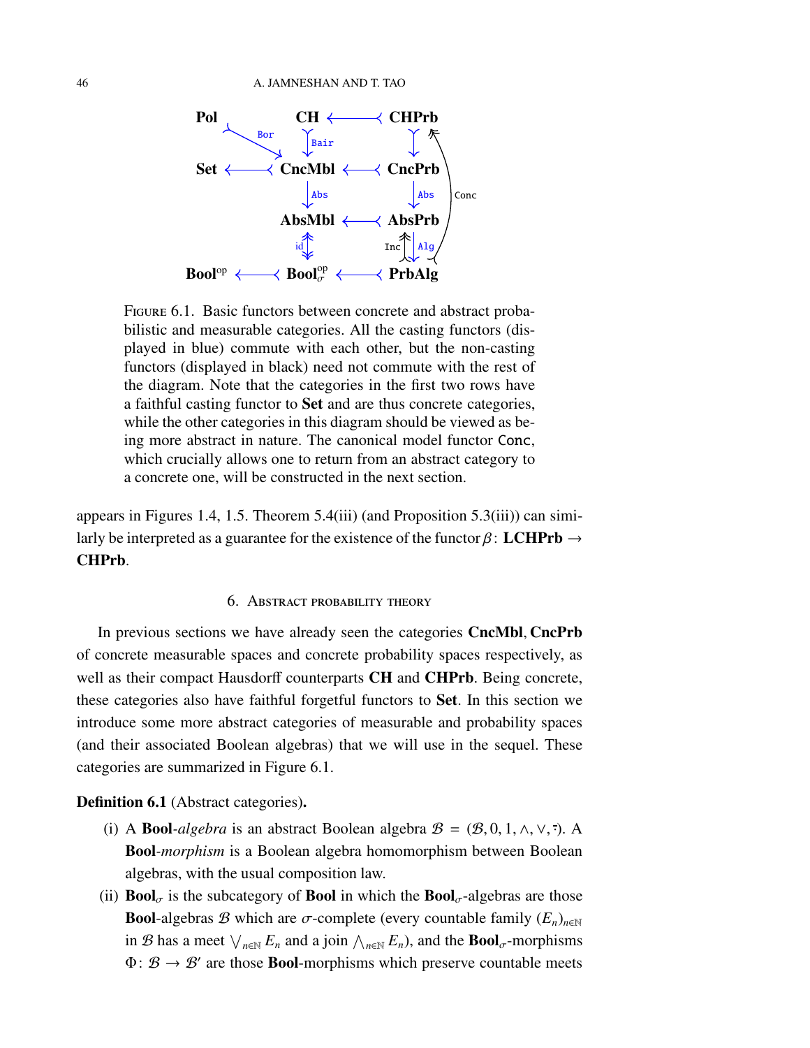**Pol** **CH** ⟵ **CHPrb**

**Set** ⟵ **CncMbl** ⟵ **CncPrb**

**AbsMbl** ⟵ **AbsPrb**

**Bool**$^{\text{op}}$ ⟵ **Bool**$_\sigma^{\text{op}}$ ⟵ **PrbAlg**

FIGURE 6.1. Basic functors between concrete and abstract probabilistic and measurable categories. All the casting functors (displayed in blue) commute with each other, but the non-casting functors (displayed in black) need not commute with the rest of the diagram. Note that the categories in the first two rows have a faithful casting functor to **Set** and are thus concrete categories, while the other categories in this diagram should be viewed as being more abstract in nature. The canonical model functor Conc, which crucially allows one to return from an abstract category to a concrete one, will be constructed in the next section.

appears in Figures 1.4, 1.5. Theorem 5.4(iii) (and Proposition 5.3(iii)) can similarly be interpreted as a guarantee for the existence of the functor $\beta$: **LCHPrb** → **CHPrb**.

## 6. Abstract probability theory

In previous sections we have already seen the categories **CncMbl**, **CncPrb** of concrete measurable spaces and concrete probability spaces respectively, as well as their compact Hausdorff counterparts **CH** and **CHPrb**. Being concrete, these categories also have faithful forgetful functors to **Set**. In this section we introduce some more abstract categories of measurable and probability spaces (and their associated Boolean algebras) that we will use in the sequel. These categories are summarized in Figure 6.1.

**Definition 6.1** (Abstract categories)**.**

(i) A **Bool**-*algebra* is an abstract Boolean algebra $\mathcal{B} = (\mathcal{B}, 0, 1, \wedge, \vee, \bar{\cdot})$. A **Bool**-*morphism* is a Boolean algebra homomorphism between Boolean algebras, with the usual composition law.

(ii) **Bool**$_\sigma$ is the subcategory of **Bool** in which the **Bool**$_\sigma$-algebras are those **Bool**-algebras $\mathcal{B}$ which are $\sigma$-complete (every countable family $(E_n)_{n\in\mathbb{N}}$ in $\mathcal{B}$ has a meet $\bigvee_{n\in\mathbb{N}} E_n$ and a join $\bigwedge_{n\in\mathbb{N}} E_n$), and the **Bool**$_\sigma$-morphisms $\Phi \colon \mathcal{B} \to \mathcal{B}'$ are those **Bool**-morphisms which preserve countable meets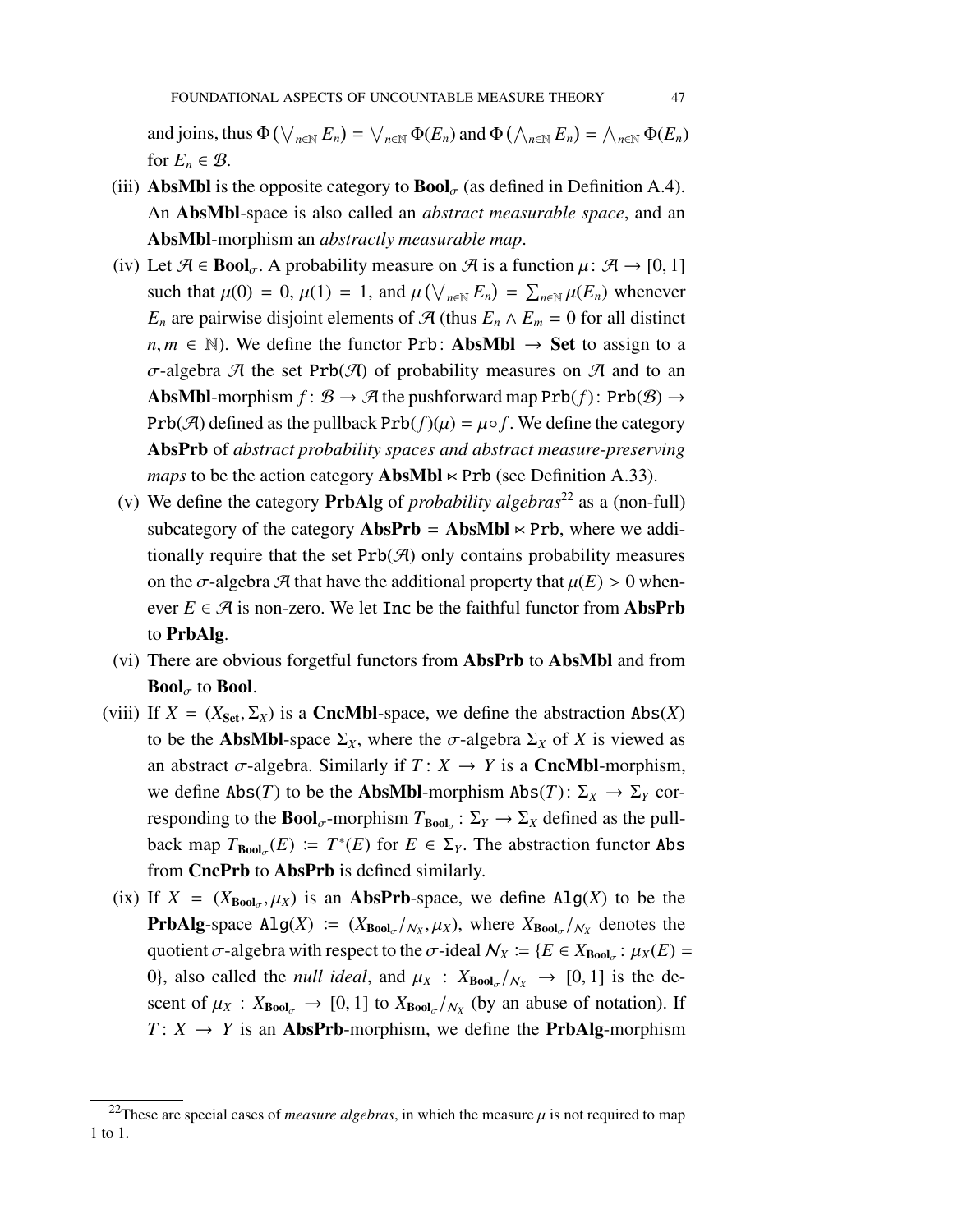and joins, thus $\Phi\left(\bigvee_{n\in\mathbb{N}} E_n\right) = \bigvee_{n\in\mathbb{N}} \Phi(E_n)$ and $\Phi\left(\bigwedge_{n\in\mathbb{N}} E_n\right) = \bigwedge_{n\in\mathbb{N}} \Phi(E_n)$ for $E_n \in \mathcal{B}$.

(iii) **AbsMbl** is the opposite category to $\mathbf{Bool}_\sigma$ (as defined in Definition A.4). An **AbsMbl**-space is also called an *abstract measurable space*, and an **AbsMbl**-morphism an *abstractly measurable map*.

(iv) Let $\mathcal{A} \in \mathbf{Bool}_\sigma$. A probability measure on $\mathcal{A}$ is a function $\mu\colon \mathcal{A} \to [0,1]$ such that $\mu(0) = 0$, $\mu(1) = 1$, and $\mu\left(\bigvee_{n\in\mathbb{N}} E_n\right) = \sum_{n\in\mathbb{N}} \mu(E_n)$ whenever $E_n$ are pairwise disjoint elements of $\mathcal{A}$ (thus $E_n \wedge E_m = 0$ for all distinct $n, m \in \mathbb{N}$). We define the functor $\mathtt{Prb}\colon \mathbf{AbsMbl} \to \mathbf{Set}$ to assign to a $\sigma$-algebra $\mathcal{A}$ the set $\mathtt{Prb}(\mathcal{A})$ of probability measures on $\mathcal{A}$ and to an **AbsMbl**-morphism $f\colon \mathcal{B} \to \mathcal{A}$ the pushforward map $\mathtt{Prb}(f)\colon \mathtt{Prb}(\mathcal{B}) \to \mathtt{Prb}(\mathcal{A})$ defined as the pullback $\mathtt{Prb}(f)(\mu) = \mu \circ f$. We define the category **AbsPrb** of *abstract probability spaces and abstract measure-preserving maps* to be the action category $\mathbf{AbsMbl} \ltimes \mathtt{Prb}$ (see Definition A.33).

(v) We define the category **PrbAlg** of *probability algebras*[22] as a (non-full) subcategory of the category $\mathbf{AbsPrb} = \mathbf{AbsMbl} \ltimes \mathtt{Prb}$, where we additionally require that the set $\mathtt{Prb}(\mathcal{A})$ only contains probability measures on the $\sigma$-algebra $\mathcal{A}$ that have the additional property that $\mu(E) > 0$ whenever $E \in \mathcal{A}$ is non-zero. We let $\mathtt{Inc}$ be the faithful functor from **AbsPrb** to **PrbAlg**.

(vi) There are obvious forgetful functors from **AbsPrb** to **AbsMbl** and from $\mathbf{Bool}_\sigma$ to **Bool**.

(viii) If $X = (X_{\mathbf{Set}}, \Sigma_X)$ is a **CncMbl**-space, we define the abstraction $\mathtt{Abs}(X)$ to be the **AbsMbl**-space $\Sigma_X$, where the $\sigma$-algebra $\Sigma_X$ of $X$ is viewed as an abstract $\sigma$-algebra. Similarly if $T\colon X \to Y$ is a **CncMbl**-morphism, we define $\mathtt{Abs}(T)$ to be the **AbsMbl**-morphism $\mathtt{Abs}(T)\colon \Sigma_X \to \Sigma_Y$ corresponding to the $\mathbf{Bool}_\sigma$-morphism $T_{\mathbf{Bool}_\sigma}\colon \Sigma_Y \to \Sigma_X$ defined as the pullback map $T_{\mathbf{Bool}_\sigma}(E) \coloneqq T^*(E)$ for $E \in \Sigma_Y$. The abstraction functor $\mathtt{Abs}$ from **CncPrb** to **AbsPrb** is defined similarly.

(ix) If $X = (X_{\mathbf{Bool}_\sigma}, \mu_X)$ is an **AbsPrb**-space, we define $\mathtt{Alg}(X)$ to be the **PrbAlg**-space $\mathtt{Alg}(X) \coloneqq (X_{\mathbf{Bool}_\sigma}/_{\mathcal{N}_X}, \mu_X)$, where $X_{\mathbf{Bool}_\sigma}/_{\mathcal{N}_X}$ denotes the quotient $\sigma$-algebra with respect to the $\sigma$-ideal $\mathcal{N}_X \coloneqq \{E \in X_{\mathbf{Bool}_\sigma} : \mu_X(E) = 0\}$, also called the *null ideal*, and $\mu_X : X_{\mathbf{Bool}_\sigma}/_{\mathcal{N}_X} \to [0,1]$ is the descent of $\mu_X : X_{\mathbf{Bool}_\sigma} \to [0,1]$ to $X_{\mathbf{Bool}_\sigma}/_{\mathcal{N}_X}$ (by an abuse of notation). If $T\colon X \to Y$ is an **AbsPrb**-morphism, we define the **PrbAlg**-morphism

[22] These are special cases of *measure algebras*, in which the measure $\mu$ is not required to map 1 to 1.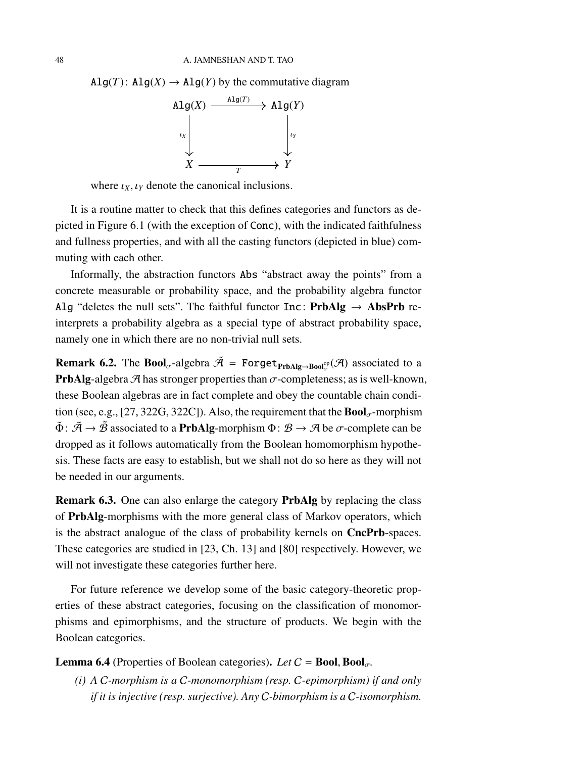$\mathtt{Alg}(T)\colon \mathtt{Alg}(X) \to \mathtt{Alg}(Y)$ by the commutative diagram

$$\begin{array}{ccc} \mathtt{Alg}(X) & \xrightarrow{\mathtt{Alg}(T)} & \mathtt{Alg}(Y) \\ \downarrow{\scriptstyle \iota_X} & & \downarrow{\scriptstyle \iota_Y} \\ X & \xrightarrow[T]{} & Y \end{array}$$

where $\iota_X, \iota_Y$ denote the canonical inclusions.

It is a routine matter to check that this defines categories and functors as depicted in Figure 6.1 (with the exception of $\mathtt{Conc}$), with the indicated faithfulness and fullness properties, and with all the casting functors (depicted in blue) commuting with each other.

Informally, the abstraction functors $\mathtt{Abs}$ "abstract away the points" from a concrete measurable or probability space, and the probability algebra functor $\mathtt{Alg}$ "deletes the null sets". The faithful functor $\mathtt{Inc}\colon \mathbf{PrbAlg} \to \mathbf{AbsPrb}$ reinterprets a probability algebra as a special type of abstract probability space, namely one in which there are no non-trivial null sets.

**Remark 6.2.** The $\mathbf{Bool}_\sigma$-algebra $\tilde{\mathcal{A}} = \mathtt{Forget}_{\mathbf{PrbAlg}\to\mathbf{Bool}_\sigma^{\mathrm{op}}}(\mathcal{A})$ associated to a $\mathbf{PrbAlg}$-algebra $\mathcal{A}$ has stronger properties than $\sigma$-completeness; as is well-known, these Boolean algebras are in fact complete and obey the countable chain condition (see, e.g., [27, 322G, 322C]). Also, the requirement that the $\mathbf{Bool}_\sigma$-morphism $\tilde{\Phi}\colon \tilde{\mathcal{A}} \to \tilde{\mathcal{B}}$ associated to a $\mathbf{PrbAlg}$-morphism $\Phi\colon \mathcal{B} \to \mathcal{A}$ be $\sigma$-complete can be dropped as it follows automatically from the Boolean homomorphism hypothesis. These facts are easy to establish, but we shall not do so here as they will not be needed in our arguments.

**Remark 6.3.** One can also enlarge the category $\mathbf{PrbAlg}$ by replacing the class of $\mathbf{PrbAlg}$-morphisms with the more general class of Markov operators, which is the abstract analogue of the class of probability kernels on $\mathbf{CncPrb}$-spaces. These categories are studied in [23, Ch. 13] and [80] respectively. However, we will not investigate these categories further here.

For future reference we develop some of the basic category-theoretic properties of these abstract categories, focusing on the classification of monomorphisms and epimorphisms, and the structure of products. We begin with the Boolean categories.

**Lemma 6.4** (Properties of Boolean categories)**.** *Let $C = \mathbf{Bool}, \mathbf{Bool}_\sigma$.*

*(i) A $C$-morphism is a $C$-monomorphism (resp. $C$-epimorphism) if and only if it is injective (resp. surjective). Any $C$-bimorphism is a $C$-isomorphism.*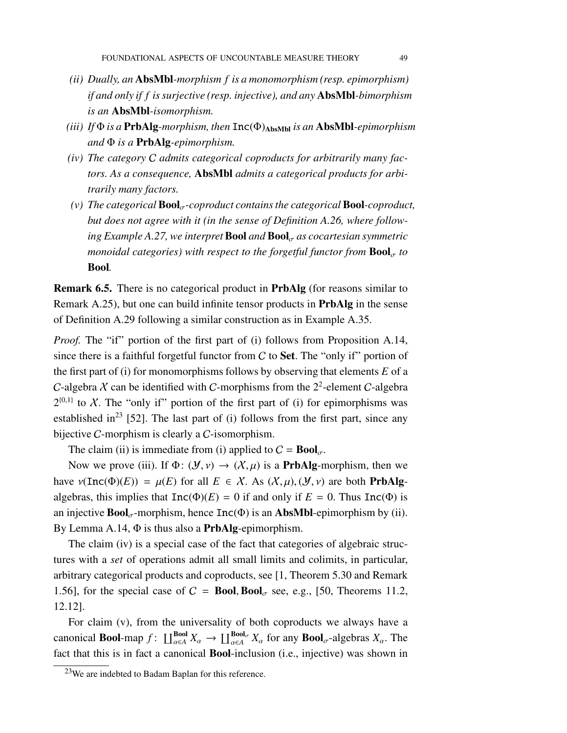*(ii) Dually, an* **AbsMbl***-morphism $f$ is a monomorphism (resp. epimorphism) if and only if $f$ is surjective (resp. injective), and any* **AbsMbl***-bimorphism is an* **AbsMbl***-isomorphism.*

*(iii) If $\Phi$ is a* **PrbAlg***-morphism, then $\mathtt{Inc}(\Phi)_{\mathbf{AbsMbl}}$ is an* **AbsMbl***-epimorphism and $\Phi$ is a* **PrbAlg***-epimorphism.*

*(iv) The category $C$ admits categorical coproducts for arbitrarily many factors. As a consequence,* **AbsMbl** *admits a categorical products for arbitrarily many factors.*

*(v) The categorical* $\mathbf{Bool}_\sigma$*-coproduct contains the categorical* **Bool***-coproduct, but does not agree with it (in the sense of Definition A.26, where following Example A.27, we interpret* **Bool** *and* $\mathbf{Bool}_\sigma$ *as cocartesian symmetric monoidal categories) with respect to the forgetful functor from* $\mathbf{Bool}_\sigma$ *to* **Bool***.*

**Remark 6.5.** There is no categorical product in **PrbAlg** (for reasons similar to Remark A.25), but one can build infinite tensor products in **PrbAlg** in the sense of Definition A.29 following a similar construction as in Example A.35.

*Proof.* The "if" portion of the first part of (i) follows from Proposition A.14, since there is a faithful forgetful functor from $C$ to **Set**. The "only if" portion of the first part of (i) for monomorphisms follows by observing that elements $E$ of a $C$-algebra $\mathcal{X}$ can be identified with $C$-morphisms from the $2^2$-element $C$-algebra $2^{\{0,1\}}$ to $\mathcal{X}$. The "only if" portion of the first part of (i) for epimorphisms was established in[23] [52]. The last part of (i) follows from the first part, since any bijective $C$-morphism is clearly a $C$-isomorphism.

The claim (ii) is immediate from (i) applied to $C = \mathbf{Bool}_\sigma$.

Now we prove (iii). If $\Phi\colon (\mathcal{Y}, \nu) \to (\mathcal{X}, \mu)$ is a **PrbAlg**-morphism, then we have $\nu(\mathtt{Inc}(\Phi)(E)) = \mu(E)$ for all $E \in \mathcal{X}$. As $(\mathcal{X}, \mu), (\mathcal{Y}, \nu)$ are both **PrbAlg**-algebras, this implies that $\mathtt{Inc}(\Phi)(E) = 0$ if and only if $E = 0$. Thus $\mathtt{Inc}(\Phi)$ is an injective $\mathbf{Bool}_\sigma$-morphism, hence $\mathtt{Inc}(\Phi)$ is an **AbsMbl**-epimorphism by (ii). By Lemma A.14, $\Phi$ is thus also a **PrbAlg**-epimorphism.

The claim (iv) is a special case of the fact that categories of algebraic structures with a *set* of operations admit all small limits and colimits, in particular, arbitrary categorical products and coproducts, see [1, Theorem 5.30 and Remark 1.56], for the special case of $C = \mathbf{Bool}, \mathbf{Bool}_\sigma$ see, e.g., [50, Theorems 11.2, 12.12].

For claim (v), from the universality of both coproducts we always have a canonical **Bool**-map $f\colon \coprod_{\alpha\in A}^{\mathbf{Bool}} X_\alpha \to \coprod_{\alpha\in A}^{\mathbf{Bool}_\sigma} X_\alpha$ for any $\mathbf{Bool}_\sigma$-algebras $X_\alpha$. The fact that this is in fact a canonical **Bool**-inclusion (i.e., injective) was shown in

[23] We are indebted to Badam Baplan for this reference.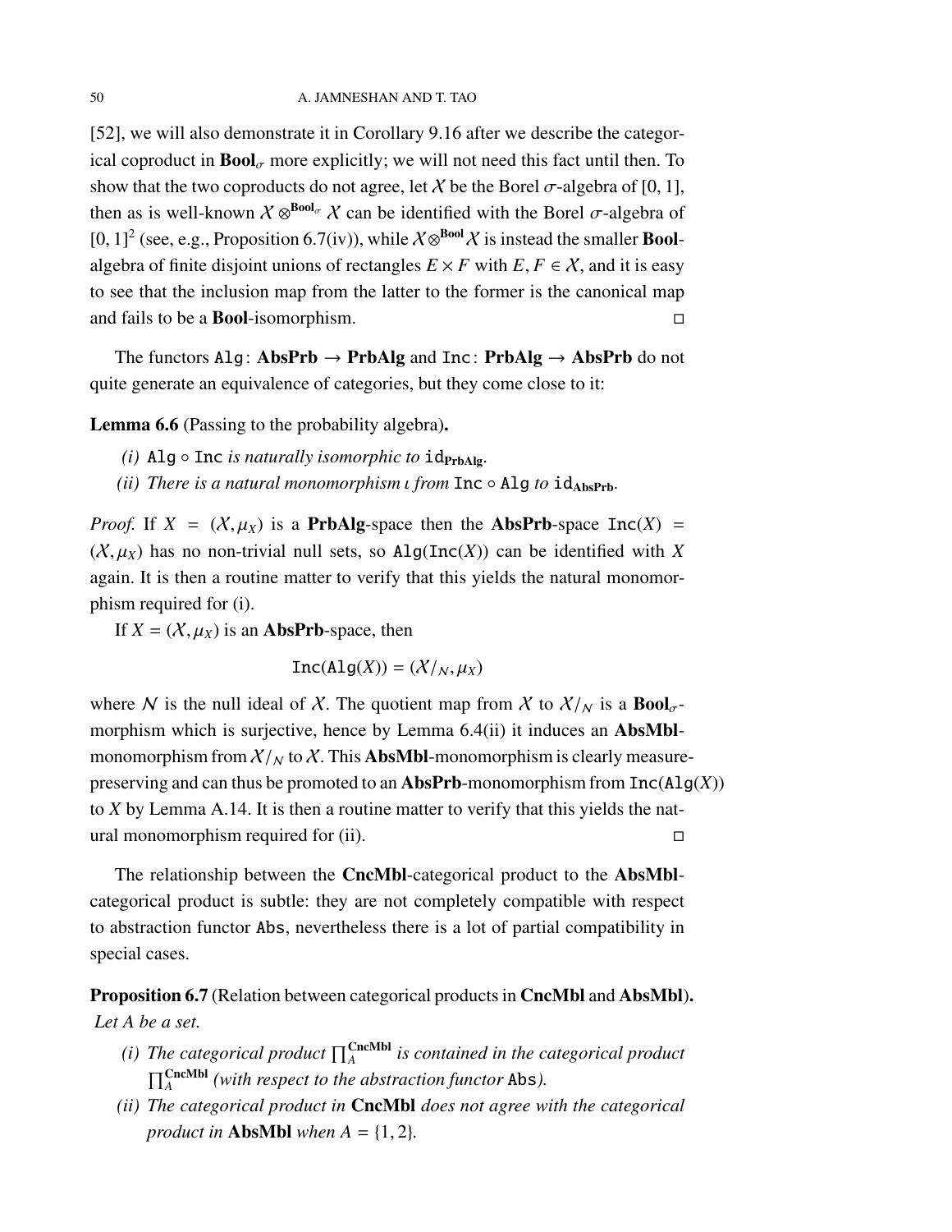[52], we will also demonstrate it in Corollary 9.16 after we describe the categorical coproduct in $\mathbf{Bool}_\sigma$ more explicitly; we will not need this fact until then. To show that the two coproducts do not agree, let $\mathcal{X}$ be the Borel $\sigma$-algebra of $[0,1]$, then as is well-known $\mathcal{X} \otimes^{\mathbf{Bool}_\sigma} \mathcal{X}$ can be identified with the Borel $\sigma$-algebra of $[0,1]^2$ (see, e.g., Proposition 6.7(iv)), while $\mathcal{X} \otimes^{\mathbf{Bool}} \mathcal{X}$ is instead the smaller **Bool**-algebra of finite disjoint unions of rectangles $E \times F$ with $E, F \in \mathcal{X}$, and it is easy to see that the inclusion map from the latter to the former is the canonical map and fails to be a **Bool**-isomorphism. □

The functors $\mathtt{Alg}\colon \mathbf{AbsPrb} \to \mathbf{PrbAlg}$ and $\mathtt{Inc}\colon \mathbf{PrbAlg} \to \mathbf{AbsPrb}$ do not quite generate an equivalence of categories, but they come close to it:

**Lemma 6.6** (Passing to the probability algebra)**.**

*(i)* $\mathtt{Alg} \circ \mathtt{Inc}$ *is naturally isomorphic to* $\mathtt{id}_{\mathbf{PrbAlg}}$*.*

*(ii) There is a natural monomorphism* $\iota$ *from* $\mathtt{Inc} \circ \mathtt{Alg}$ *to* $\mathtt{id}_{\mathbf{AbsPrb}}$*.*

*Proof.* If $X = (\mathcal{X}, \mu_X)$ is a **PrbAlg**-space then the **AbsPrb**-space $\mathtt{Inc}(X) = (\mathcal{X}, \mu_X)$ has no non-trivial null sets, so $\mathtt{Alg}(\mathtt{Inc}(X))$ can be identified with $X$ again. It is then a routine matter to verify that this yields the natural monomorphism required for (i).

If $X = (\mathcal{X}, \mu_X)$ is an **AbsPrb**-space, then

$$\mathtt{Inc}(\mathtt{Alg}(X)) = (\mathcal{X}/_{\mathcal{N}}, \mu_X)$$

where $\mathcal{N}$ is the null ideal of $\mathcal{X}$. The quotient map from $\mathcal{X}$ to $\mathcal{X}/_{\mathcal{N}}$ is a $\mathbf{Bool}_\sigma$-morphism which is surjective, hence by Lemma 6.4(ii) it induces an **AbsMbl**-monomorphism from $\mathcal{X}/_{\mathcal{N}}$ to $\mathcal{X}$. This **AbsMbl**-monomorphism is clearly measure-preserving and can thus be promoted to an **AbsPrb**-monomorphism from $\mathtt{Inc}(\mathtt{Alg}(X))$ to $X$ by Lemma A.14. It is then a routine matter to verify that this yields the natural monomorphism required for (ii). □

The relationship between the **CncMbl**-categorical product to the **AbsMbl**-categorical product is subtle: they are not completely compatible with respect to abstraction functor $\mathtt{Abs}$, nevertheless there is a lot of partial compatibility in special cases.

**Proposition 6.7** (Relation between categorical products in **CncMbl** and **AbsMbl**)**.** *Let $A$ be a set.*

*(i) The categorical product* $\prod_A^{\mathbf{CncMbl}}$ *is contained in the categorical product* $\prod_A^{\mathbf{CncMbl}}$ *(with respect to the abstraction functor* $\mathtt{Abs}$*).*

*(ii) The categorical product in* **CncMbl** *does not agree with the categorical product in* **AbsMbl** *when* $A = \{1,2\}$*.*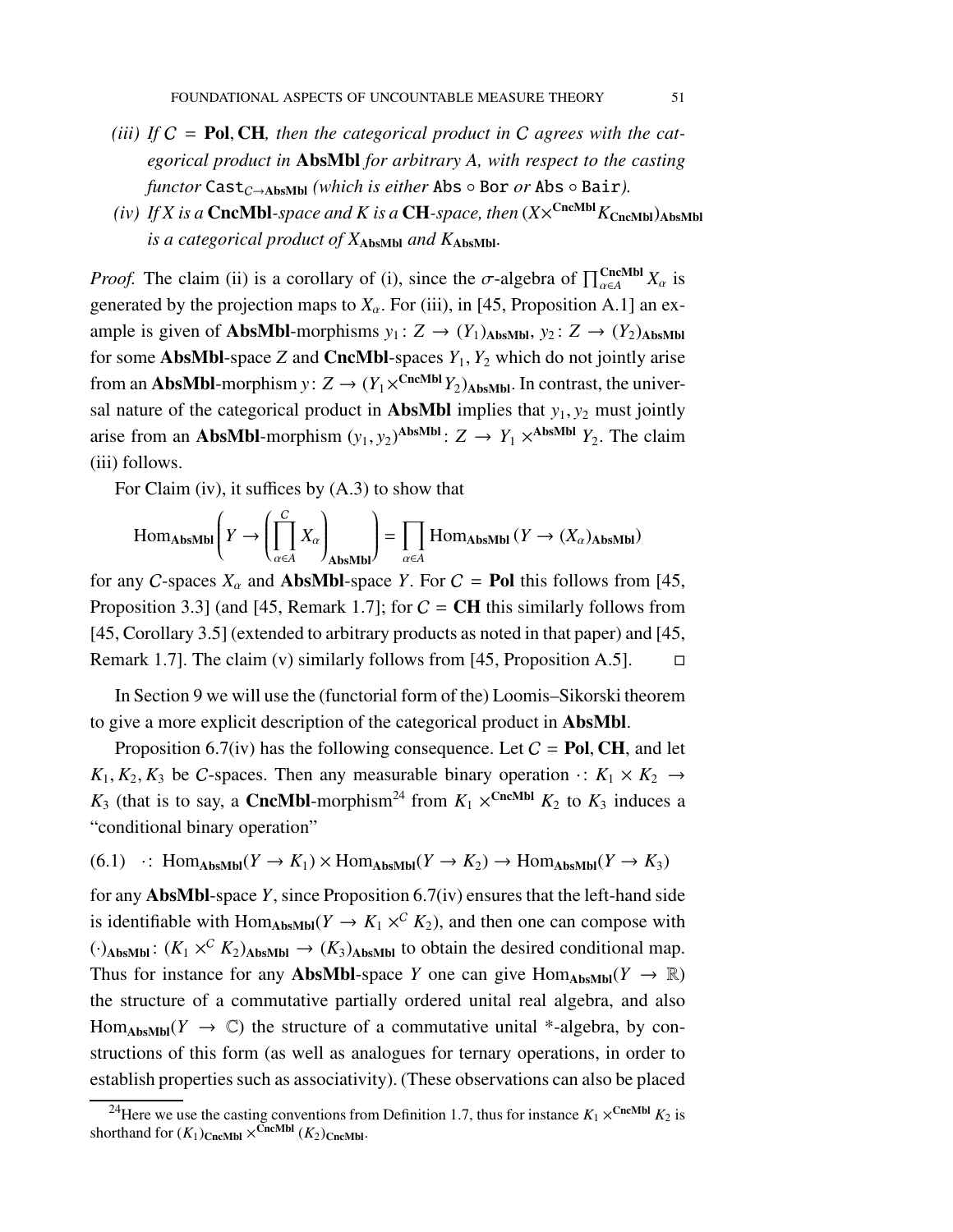*(iii) If $C = \mathbf{Pol}, \mathbf{CH}$, then the categorical product in $C$ agrees with the categorical product in* **AbsMbl** *for arbitrary $A$, with respect to the casting functor $\mathtt{Cast}_{C\to\mathbf{AbsMbl}}$ (which is either $\mathtt{Abs}\circ\mathtt{Bor}$ or $\mathtt{Abs}\circ\mathtt{Bair}$).*

*(iv) If $X$ is a* **CncMbl***-space and $K$ is a* **CH***-space, then $(X\times^{\mathbf{CncMbl}}K_{\mathbf{CncMbl}})_{\mathbf{AbsMbl}}$ is a categorical product of $X_{\mathbf{AbsMbl}}$ and $K_{\mathbf{AbsMbl}}$.*

*Proof.* The claim (ii) is a corollary of (i), since the $\sigma$-algebra of $\prod_{\alpha\in A}^{\mathbf{CncMbl}} X_\alpha$ is generated by the projection maps to $X_\alpha$. For (iii), in [45, Proposition A.1] an example is given of **AbsMbl**-morphisms $y_1\colon Z\to (Y_1)_{\mathbf{AbsMbl}}$, $y_2\colon Z\to (Y_2)_{\mathbf{AbsMbl}}$ for some **AbsMbl**-space $Z$ and **CncMbl**-spaces $Y_1, Y_2$ which do not jointly arise from an **AbsMbl**-morphism $y\colon Z\to (Y_1\times^{\mathbf{CncMbl}}Y_2)_{\mathbf{AbsMbl}}$. In contrast, the universal nature of the categorical product in **AbsMbl** implies that $y_1, y_2$ must jointly arise from an **AbsMbl**-morphism $(y_1,y_2)^{\mathbf{AbsMbl}}\colon Z\to Y_1\times^{\mathbf{AbsMbl}}Y_2$. The claim (iii) follows.

For Claim (iv), it suffices by (A.3) to show that

$$\mathrm{Hom}_{\mathbf{AbsMbl}}\left(Y\to\left(\prod_{\alpha\in A}^{C}X_\alpha\right)_{\mathbf{AbsMbl}}\right)=\prod_{\alpha\in A}\mathrm{Hom}_{\mathbf{AbsMbl}}\left(Y\to (X_\alpha)_{\mathbf{AbsMbl}}\right)$$

for any $C$-spaces $X_\alpha$ and **AbsMbl**-space $Y$. For $C=\mathbf{Pol}$ this follows from [45, Proposition 3.3] (and [45, Remark 1.7]; for $C=\mathbf{CH}$ this similarly follows from [45, Corollary 3.5] (extended to arbitrary products as noted in that paper) and [45, Remark 1.7]. The claim (v) similarly follows from [45, Proposition A.5]. □

In Section 9 we will use the (functorial form of the) Loomis–Sikorski theorem to give a more explicit description of the categorical product in **AbsMbl**.

Proposition 6.7(iv) has the following consequence. Let $C=\mathbf{Pol}, \mathbf{CH}$, and let $K_1, K_2, K_3$ be $C$-spaces. Then any measurable binary operation $\cdot\colon K_1\times K_2\to K_3$ (that is to say, a **CncMbl**-morphism[24] from $K_1\times^{\mathbf{CncMbl}}K_2$ to $K_3$ induces a "conditional binary operation"

$$\cdot\colon\ \mathrm{Hom}_{\mathbf{AbsMbl}}(Y\to K_1)\times\mathrm{Hom}_{\mathbf{AbsMbl}}(Y\to K_2)\to\mathrm{Hom}_{\mathbf{AbsMbl}}(Y\to K_3) \tag{6.1}$$

for any **AbsMbl**-space $Y$, since Proposition 6.7(iv) ensures that the left-hand side is identifiable with $\mathrm{Hom}_{\mathbf{AbsMbl}}(Y\to K_1\times^{C}K_2)$, and then one can compose with $(\cdot)_{\mathbf{AbsMbl}}\colon (K_1\times^C K_2)_{\mathbf{AbsMbl}}\to (K_3)_{\mathbf{AbsMbl}}$ to obtain the desired conditional map. Thus for instance for any **AbsMbl**-space $Y$ one can give $\mathrm{Hom}_{\mathbf{AbsMbl}}(Y\to\mathbb{R})$ the structure of a commutative partially ordered unital real algebra, and also $\mathrm{Hom}_{\mathbf{AbsMbl}}(Y\to\mathbb{C})$ the structure of a commutative unital *-algebra, by constructions of this form (as well as analogues for ternary operations, in order to establish properties such as associativity). (These observations can also be placed

[24] Here we use the casting conventions from Definition 1.7, thus for instance $K_1\times^{\mathbf{CncMbl}}K_2$ is shorthand for $(K_1)_{\mathbf{CncMbl}}\times^{\mathbf{CncMbl}}(K_2)_{\mathbf{CncMbl}}$.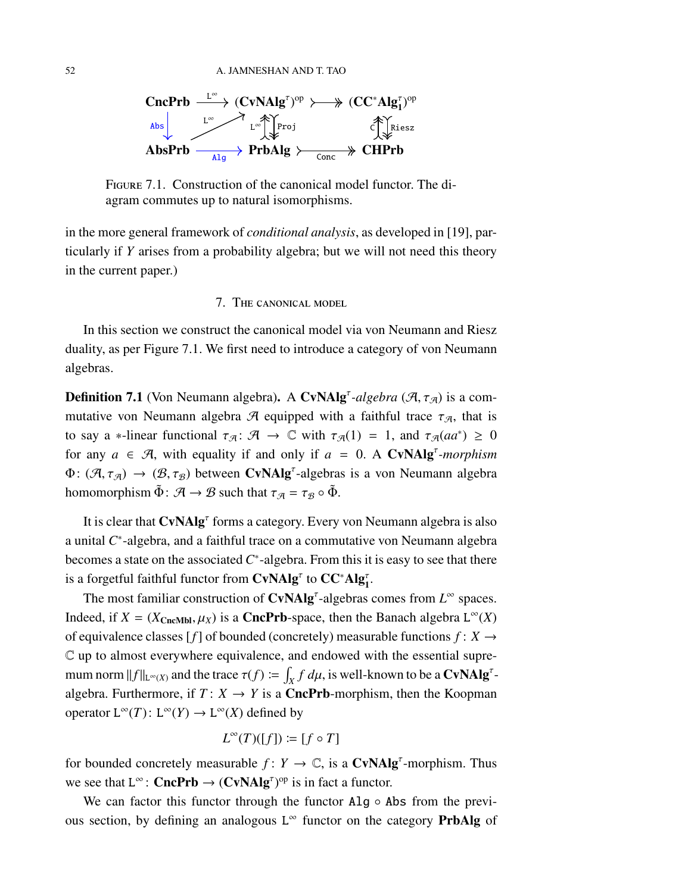$$\begin{array}{ccccc}
\mathbf{CncPrb} & \xrightarrow{\mathsf{L}^\infty} & (\mathbf{CvNAlg}^\tau)^{\mathrm{op}} & \rightarrowtail\!\!\!\twoheadrightarrow & (\mathbf{CC^*Alg}_1^\tau)^{\mathrm{op}} \\
\downarrow{\scriptstyle \mathtt{Abs}} & \nearrow{\scriptstyle \mathsf{L}^\infty} & {\scriptstyle \mathsf{L}^\infty}\uparrow\downarrow{\scriptstyle \mathtt{Proj}} & & {\scriptstyle \mathtt{C}}\uparrow\downarrow{\scriptstyle \mathtt{Riesz}} \\
\mathbf{AbsPrb} & \xrightarrow[\mathtt{Alg}]{} & \mathbf{PrbAlg} & \xrightarrow[\mathtt{Conc}]{} & \mathbf{CHPrb}
\end{array}$$

FIGURE 7.1. Construction of the canonical model functor. The diagram commutes up to natural isomorphisms.

in the more general framework of *conditional analysis*, as developed in [19], particularly if $Y$ arises from a probability algebra; but we will not need this theory in the current paper.)

## 7. The canonical model

In this section we construct the canonical model via von Neumann and Riesz duality, as per Figure 7.1. We first need to introduce a category of von Neumann algebras.

**Definition 7.1** (Von Neumann algebra)**.** A $\mathbf{CvNAlg}^\tau$*-algebra* $(\mathcal{A}, \tau_\mathcal{A})$ is a commutative von Neumann algebra $\mathcal{A}$ equipped with a faithful trace $\tau_\mathcal{A}$, that is to say a $*$-linear functional $\tau_\mathcal{A}\colon \mathcal{A} \to \mathbb{C}$ with $\tau_\mathcal{A}(1) = 1$, and $\tau_\mathcal{A}(aa^*) \geq 0$ for any $a \in \mathcal{A}$, with equality if and only if $a = 0$. A $\mathbf{CvNAlg}^\tau$*-morphism* $\Phi\colon (\mathcal{A}, \tau_\mathcal{A}) \to (\mathcal{B}, \tau_\mathcal{B})$ between $\mathbf{CvNAlg}^\tau$-algebras is a von Neumann algebra homomorphism $\tilde{\Phi}\colon \mathcal{A} \to \mathcal{B}$ such that $\tau_\mathcal{A} = \tau_\mathcal{B} \circ \tilde{\Phi}$.

It is clear that $\mathbf{CvNAlg}^\tau$ forms a category. Every von Neumann algebra is also a unital $C^*$-algebra, and a faithful trace on a commutative von Neumann algebra becomes a state on the associated $C^*$-algebra. From this it is easy to see that there is a forgetful faithful functor from $\mathbf{CvNAlg}^\tau$ to $\mathbf{CC^*Alg}_1^\tau$.

The most familiar construction of $\mathbf{CvNAlg}^\tau$-algebras comes from $L^\infty$ spaces. Indeed, if $X = (X_{\mathbf{CncMbl}}, \mu_X)$ is a $\mathbf{CncPrb}$-space, then the Banach algebra $\mathsf{L}^\infty(X)$ of equivalence classes $[f]$ of bounded (concretely) measurable functions $f\colon X \to \mathbb{C}$ up to almost everywhere equivalence, and endowed with the essential supremum norm $\|f\|_{\mathsf{L}^\infty(X)}$ and the trace $\tau(f) \coloneqq \int_X f\, d\mu$, is well-known to be a $\mathbf{CvNAlg}^\tau$-algebra. Furthermore, if $T\colon X \to Y$ is a $\mathbf{CncPrb}$-morphism, then the Koopman operator $\mathsf{L}^\infty(T)\colon \mathsf{L}^\infty(Y) \to \mathsf{L}^\infty(X)$ defined by

$$L^\infty(T)([f]) \coloneqq [f \circ T]$$

for bounded concretely measurable $f\colon Y \to \mathbb{C}$, is a $\mathbf{CvNAlg}^\tau$-morphism. Thus we see that $\mathsf{L}^\infty\colon \mathbf{CncPrb} \to (\mathbf{CvNAlg}^\tau)^{\mathrm{op}}$ is in fact a functor.

We can factor this functor through the functor $\mathtt{Alg} \circ \mathtt{Abs}$ from the previous section, by defining an analogous $\mathsf{L}^\infty$ functor on the category $\mathbf{PrbAlg}$ of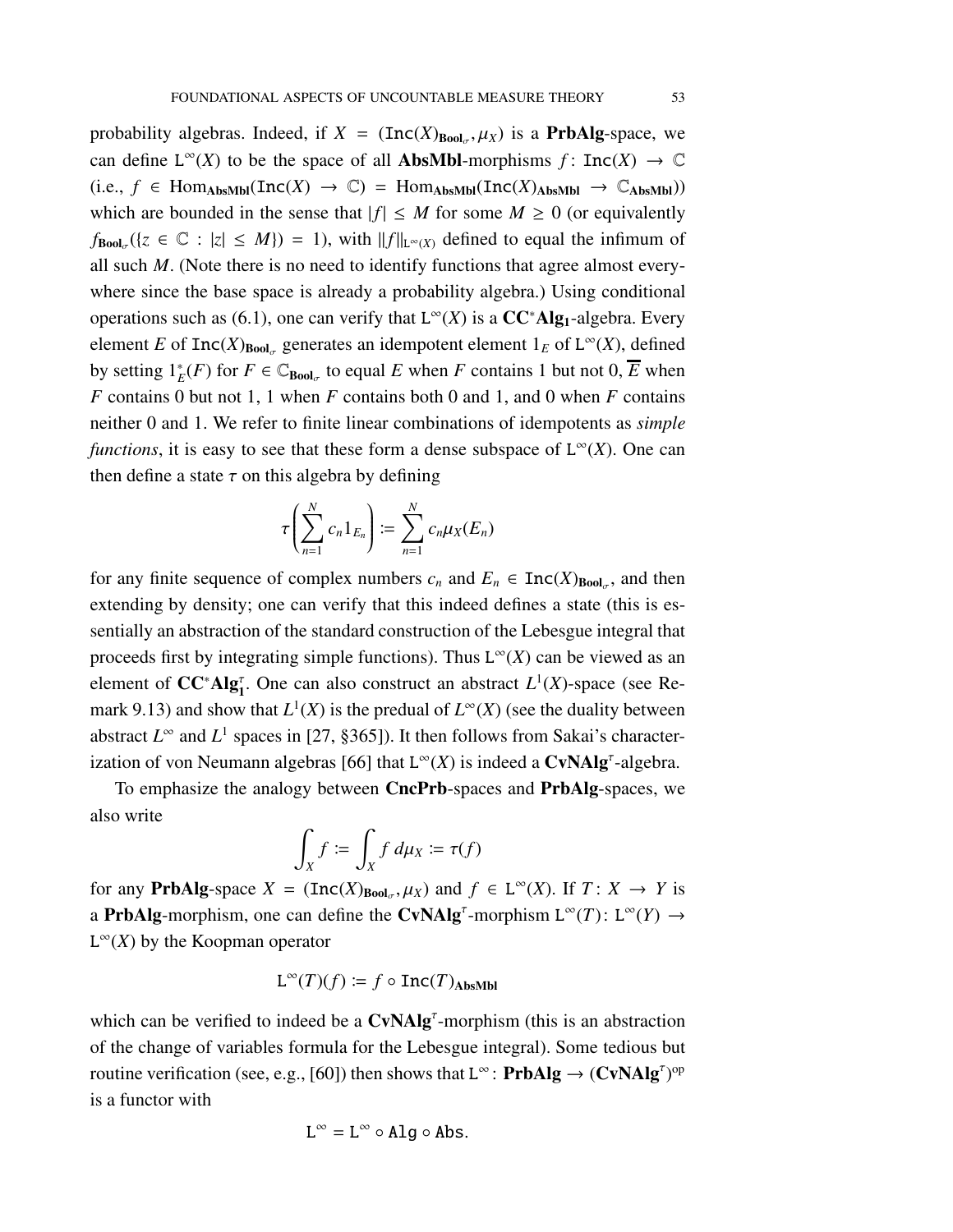probability algebras. Indeed, if $X = (\mathtt{Inc}(X)_{\mathbf{Bool}_\sigma}, \mu_X)$ is a **PrbAlg**-space, we can define $\mathtt{L}^\infty(X)$ to be the space of all **AbsMbl**-morphisms $f \colon \mathtt{Inc}(X) \to \mathbb{C}$ (i.e., $f \in \mathrm{Hom}_{\mathbf{AbsMbl}}(\mathtt{Inc}(X) \to \mathbb{C}) = \mathrm{Hom}_{\mathbf{AbsMbl}}(\mathtt{Inc}(X)_{\mathbf{AbsMbl}} \to \mathbb{C}_{\mathbf{AbsMbl}})$) which are bounded in the sense that $|f| \leq M$ for some $M \geq 0$ (or equivalently $f_{\mathbf{Bool}_\sigma}(\{z \in \mathbb{C} : |z| \leq M\}) = 1$), with $\|f\|_{\mathtt{L}^\infty(X)}$ defined to equal the infimum of all such $M$. (Note there is no need to identify functions that agree almost everywhere since the base space is already a probability algebra.) Using conditional operations such as (6.1), one can verify that $\mathtt{L}^\infty(X)$ is a $\mathbf{CC^*Alg_1}$-algebra. Every element $E$ of $\mathtt{Inc}(X)_{\mathbf{Bool}_\sigma}$ generates an idempotent element $1_E$ of $\mathtt{L}^\infty(X)$, defined by setting $1_E^*(F)$ for $F \in \mathbb{C}_{\mathbf{Bool}_\sigma}$ to equal $E$ when $F$ contains 1 but not 0, $\overline{E}$ when $F$ contains 0 but not 1, 1 when $F$ contains both 0 and 1, and 0 when $F$ contains neither 0 and 1. We refer to finite linear combinations of idempotents as *simple functions*, it is easy to see that these form a dense subspace of $\mathtt{L}^\infty(X)$. One can then define a state $\tau$ on this algebra by defining

$$\tau\left(\sum_{n=1}^{N} c_n 1_{E_n}\right) := \sum_{n=1}^{N} c_n \mu_X(E_n)$$

for any finite sequence of complex numbers $c_n$ and $E_n \in \mathtt{Inc}(X)_{\mathbf{Bool}_\sigma}$, and then extending by density; one can verify that this indeed defines a state (this is essentially an abstraction of the standard construction of the Lebesgue integral that proceeds first by integrating simple functions). Thus $\mathtt{L}^\infty(X)$ can be viewed as an element of $\mathbf{CC^*Alg_1^\tau}$. One can also construct an abstract $L^1(X)$-space (see Remark 9.13) and show that $L^1(X)$ is the predual of $L^\infty(X)$ (see the duality between abstract $L^\infty$ and $L^1$ spaces in [27, §365]). It then follows from Sakai's characterization of von Neumann algebras [66] that $\mathtt{L}^\infty(X)$ is indeed a $\mathbf{CvNAlg^\tau}$-algebra.

To emphasize the analogy between **CncPrb**-spaces and **PrbAlg**-spaces, we also write

$$\int_X f := \int_X f \, d\mu_X := \tau(f)$$

for any **PrbAlg**-space $X = (\mathtt{Inc}(X)_{\mathbf{Bool}_\sigma}, \mu_X)$ and $f \in \mathtt{L}^\infty(X)$. If $T \colon X \to Y$ is a **PrbAlg**-morphism, one can define the $\mathbf{CvNAlg^\tau}$-morphism $\mathtt{L}^\infty(T) \colon \mathtt{L}^\infty(Y) \to \mathtt{L}^\infty(X)$ by the Koopman operator

$$\mathtt{L}^\infty(T)(f) := f \circ \mathtt{Inc}(T)_{\mathbf{AbsMbl}}$$

which can be verified to indeed be a $\mathbf{CvNAlg^\tau}$-morphism (this is an abstraction of the change of variables formula for the Lebesgue integral). Some tedious but routine verification (see, e.g., [60]) then shows that $\mathtt{L}^\infty \colon \mathbf{PrbAlg} \to (\mathbf{CvNAlg^\tau})^{\mathrm{op}}$ is a functor with

$$\mathtt{L}^\infty = \mathtt{L}^\infty \circ \mathtt{Alg} \circ \mathtt{Abs}.$$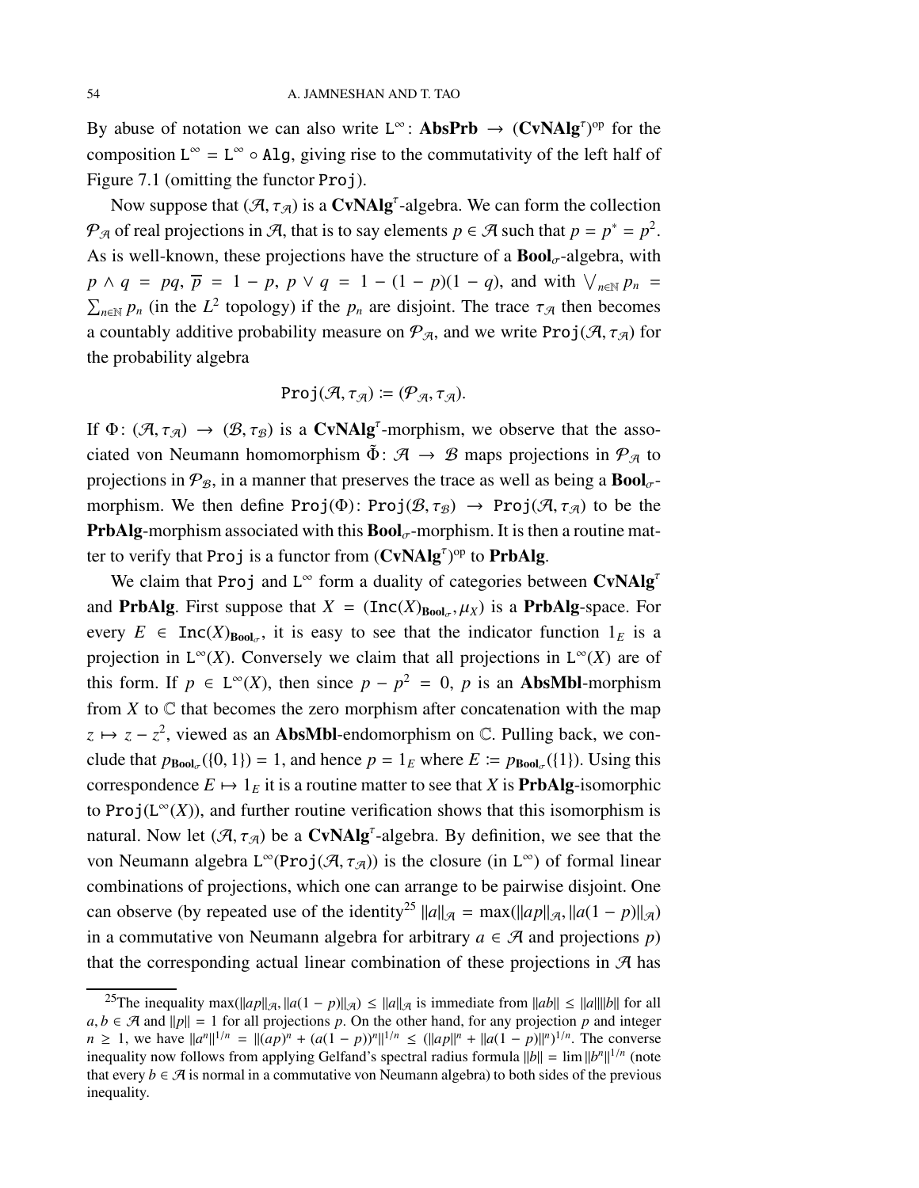By abuse of notation we can also write $\mathtt{L}^\infty \colon \mathbf{AbsPrb} \to (\mathbf{CvNAlg}^\tau)^{\mathrm{op}}$ for the composition $\mathtt{L}^\infty = \mathtt{L}^\infty \circ \mathtt{Alg}$, giving rise to the commutativity of the left half of Figure 7.1 (omitting the functor $\mathtt{Proj}$).

Now suppose that $(\mathcal{A}, \tau_{\mathcal{A}})$ is a $\mathbf{CvNAlg}^\tau$-algebra. We can form the collection $\mathcal{P}_{\mathcal{A}}$ of real projections in $\mathcal{A}$, that is to say elements $p \in \mathcal{A}$ such that $p = p^* = p^2$. As is well-known, these projections have the structure of a $\mathbf{Bool}_\sigma$-algebra, with $p \wedge q = pq$, $\overline{p} = 1 - p$, $p \vee q = 1 - (1-p)(1-q)$, and with $\bigvee_{n \in \mathbb{N}} p_n = \sum_{n \in \mathbb{N}} p_n$ (in the $L^2$ topology) if the $p_n$ are disjoint. The trace $\tau_{\mathcal{A}}$ then becomes a countably additive probability measure on $\mathcal{P}_{\mathcal{A}}$, and we write $\mathtt{Proj}(\mathcal{A}, \tau_{\mathcal{A}})$ for the probability algebra

$$\mathtt{Proj}(\mathcal{A}, \tau_{\mathcal{A}}) \coloneqq (\mathcal{P}_{\mathcal{A}}, \tau_{\mathcal{A}}).$$

If $\Phi \colon (\mathcal{A}, \tau_{\mathcal{A}}) \to (\mathcal{B}, \tau_{\mathcal{B}})$ is a $\mathbf{CvNAlg}^\tau$-morphism, we observe that the associated von Neumann homomorphism $\tilde{\Phi} \colon \mathcal{A} \to \mathcal{B}$ maps projections in $\mathcal{P}_{\mathcal{A}}$ to projections in $\mathcal{P}_{\mathcal{B}}$, in a manner that preserves the trace as well as being a $\mathbf{Bool}_\sigma$-morphism. We then define $\mathtt{Proj}(\Phi) \colon \mathtt{Proj}(\mathcal{B}, \tau_{\mathcal{B}}) \to \mathtt{Proj}(\mathcal{A}, \tau_{\mathcal{A}})$ to be the $\mathbf{PrbAlg}$-morphism associated with this $\mathbf{Bool}_\sigma$-morphism. It is then a routine matter to verify that $\mathtt{Proj}$ is a functor from $(\mathbf{CvNAlg}^\tau)^{\mathrm{op}}$ to $\mathbf{PrbAlg}$.

We claim that $\mathtt{Proj}$ and $\mathtt{L}^\infty$ form a duality of categories between $\mathbf{CvNAlg}^\tau$ and $\mathbf{PrbAlg}$. First suppose that $X = (\mathtt{Inc}(X)_{\mathbf{Bool}_\sigma}, \mu_X)$ is a $\mathbf{PrbAlg}$-space. For every $E \in \mathtt{Inc}(X)_{\mathbf{Bool}_\sigma}$, it is easy to see that the indicator function $1_E$ is a projection in $\mathtt{L}^\infty(X)$. Conversely we claim that all projections in $\mathtt{L}^\infty(X)$ are of this form. If $p \in \mathtt{L}^\infty(X)$, then since $p - p^2 = 0$, $p$ is an $\mathbf{AbsMbl}$-morphism from $X$ to $\mathbb{C}$ that becomes the zero morphism after concatenation with the map $z \mapsto z - z^2$, viewed as an $\mathbf{AbsMbl}$-endomorphism on $\mathbb{C}$. Pulling back, we conclude that $p_{\mathbf{Bool}_\sigma}(\{0,1\}) = 1$, and hence $p = 1_E$ where $E \coloneqq p_{\mathbf{Bool}_\sigma}(\{1\})$. Using this correspondence $E \mapsto 1_E$ it is a routine matter to see that $X$ is $\mathbf{PrbAlg}$-isomorphic to $\mathtt{Proj}(\mathtt{L}^\infty(X))$, and further routine verification shows that this isomorphism is natural. Now let $(\mathcal{A}, \tau_{\mathcal{A}})$ be a $\mathbf{CvNAlg}^\tau$-algebra. By definition, we see that the von Neumann algebra $\mathtt{L}^\infty(\mathtt{Proj}(\mathcal{A}, \tau_{\mathcal{A}}))$ is the closure (in $\mathtt{L}^\infty$) of formal linear combinations of projections, which one can arrange to be pairwise disjoint. One can observe (by repeated use of the identity[25] $\|a\|_{\mathcal{A}} = \max(\|ap\|_{\mathcal{A}}, \|a(1-p)\|_{\mathcal{A}})$ in a commutative von Neumann algebra for arbitrary $a \in \mathcal{A}$ and projections $p$) that the corresponding actual linear combination of these projections in $\mathcal{A}$ has

---

[25]The inequality $\max(\|ap\|_{\mathcal{A}}, \|a(1-p)\|_{\mathcal{A}}) \le \|a\|_{\mathcal{A}}$ is immediate from $\|ab\| \le \|a\|\|b\|$ for all $a, b \in \mathcal{A}$ and $\|p\| = 1$ for all projections $p$. On the other hand, for any projection $p$ and integer $n \ge 1$, we have $\|a^n\|^{1/n} = \|(ap)^n + (a(1-p))^n\|^{1/n} \le (\|ap\|^n + \|a(1-p)\|^n)^{1/n}$. The converse inequality now follows from applying Gelfand's spectral radius formula $\|b\| = \lim \|b^n\|^{1/n}$ (note that every $b \in \mathcal{A}$ is normal in a commutative von Neumann algebra) to both sides of the previous inequality.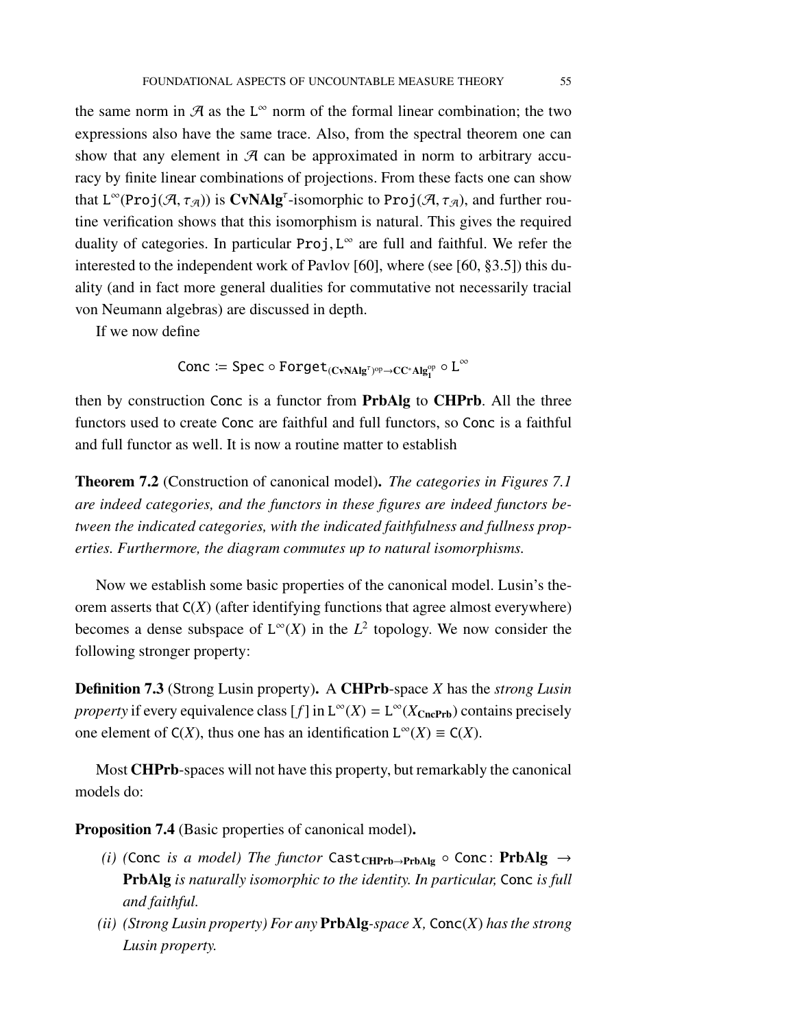the same norm in $\mathcal{A}$ as the $\mathtt{L}^\infty$ norm of the formal linear combination; the two expressions also have the same trace. Also, from the spectral theorem one can show that any element in $\mathcal{A}$ can be approximated in norm to arbitrary accuracy by finite linear combinations of projections. From these facts one can show that $\mathtt{L}^\infty(\mathtt{Proj}(\mathcal{A}, \tau_{\mathcal{A}}))$ is $\mathbf{CvNAlg}^\tau$-isomorphic to $\mathtt{Proj}(\mathcal{A}, \tau_{\mathcal{A}})$, and further routine verification shows that this isomorphism is natural. This gives the required duality of categories. In particular $\mathtt{Proj}, \mathtt{L}^\infty$ are full and faithful. We refer the interested to the independent work of Pavlov [60], where (see [60, §3.5]) this duality (and in fact more general dualities for commutative not necessarily tracial von Neumann algebras) are discussed in depth.

If we now define

$$\mathtt{Conc} := \mathtt{Spec} \circ \mathtt{Forget}_{(\mathbf{CvNAlg}^\tau)^{\mathrm{op}} \to \mathbf{CC^*Alg}_1^{\mathrm{op}}} \circ \mathtt{L}^\infty$$

then by construction $\mathtt{Conc}$ is a functor from **PrbAlg** to **CHPrb**. All the three functors used to create $\mathtt{Conc}$ are faithful and full functors, so $\mathtt{Conc}$ is a faithful and full functor as well. It is now a routine matter to establish

**Theorem 7.2** (Construction of canonical model)**.** *The categories in Figures 7.1 are indeed categories, and the functors in these figures are indeed functors between the indicated categories, with the indicated faithfulness and fullness properties. Furthermore, the diagram commutes up to natural isomorphisms.*

Now we establish some basic properties of the canonical model. Lusin's theorem asserts that $\mathtt{C}(X)$ (after identifying functions that agree almost everywhere) becomes a dense subspace of $\mathtt{L}^\infty(X)$ in the $L^2$ topology. We now consider the following stronger property:

**Definition 7.3** (Strong Lusin property)**.** A **CHPrb**-space $X$ has the *strong Lusin property* if every equivalence class $[f]$ in $\mathtt{L}^\infty(X) = \mathtt{L}^\infty(X_{\mathbf{CncPrb}})$ contains precisely one element of $\mathtt{C}(X)$, thus one has an identification $\mathtt{L}^\infty(X) \equiv \mathtt{C}(X)$.

Most **CHPrb**-spaces will not have this property, but remarkably the canonical models do:

**Proposition 7.4** (Basic properties of canonical model)**.**

- *(i) ($\mathtt{Conc}$ is a model) The functor $\mathtt{Cast}_{\mathbf{CHPrb} \to \mathbf{PrbAlg}} \circ \mathtt{Conc} \colon \mathbf{PrbAlg} \to \mathbf{PrbAlg}$ is naturally isomorphic to the identity. In particular, $\mathtt{Conc}$ is full and faithful.*
- *(ii) (Strong Lusin property) For any **PrbAlg**-space $X$, $\mathtt{Conc}(X)$ has the strong Lusin property.*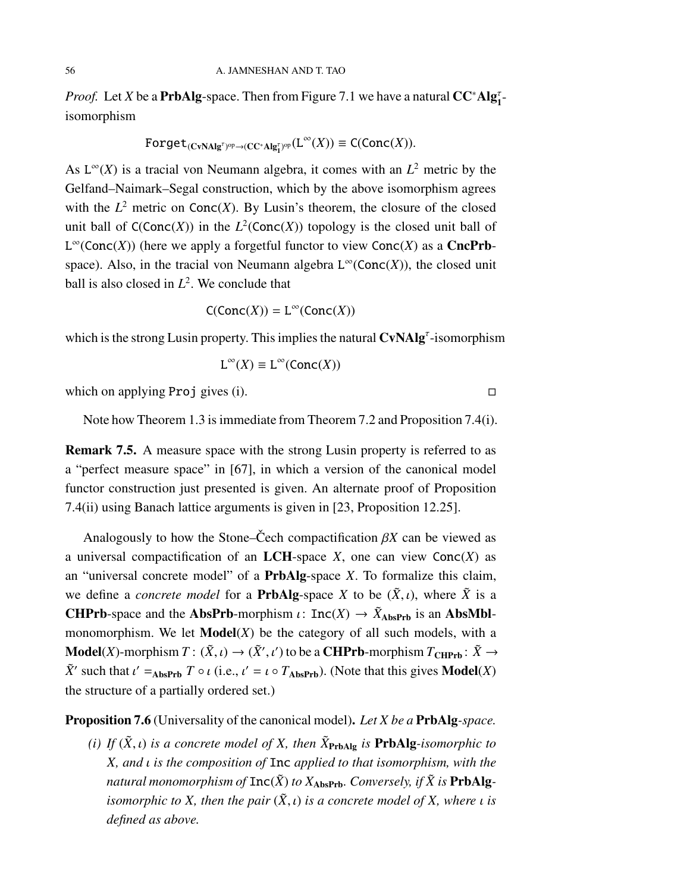*Proof.* Let $X$ be a **PrbAlg**-space. Then from Figure 7.1 we have a natural $\mathbf{CC^*Alg_1^\tau}$-isomorphism

$$\mathtt{Forget}_{(\mathbf{CvNAlg}^\tau)^{op}\to(\mathbf{CC^*Alg_1^\tau})^{op}}(\mathsf{L}^\infty(X)) \equiv \mathsf{C}(\mathtt{Conc}(X)).$$

As $\mathsf{L}^\infty(X)$ is a tracial von Neumann algebra, it comes with an $L^2$ metric by the Gelfand–Naimark–Segal construction, which by the above isomorphism agrees with the $L^2$ metric on $\mathtt{Conc}(X)$. By Lusin's theorem, the closure of the closed unit ball of $\mathsf{C}(\mathtt{Conc}(X))$ in the $L^2(\mathtt{Conc}(X))$ topology is the closed unit ball of $\mathsf{L}^\infty(\mathtt{Conc}(X))$ (here we apply a forgetful functor to view $\mathtt{Conc}(X)$ as a **CncPrb**-space). Also, in the tracial von Neumann algebra $\mathsf{L}^\infty(\mathtt{Conc}(X))$, the closed unit ball is also closed in $L^2$. We conclude that

$$\mathsf{C}(\mathtt{Conc}(X)) = \mathsf{L}^\infty(\mathtt{Conc}(X))$$

which is the strong Lusin property. This implies the natural $\mathbf{CvNAlg}^\tau$-isomorphism

$$\mathsf{L}^\infty(X) \equiv \mathsf{L}^\infty(\mathtt{Conc}(X))$$

which on applying $\mathtt{Proj}$ gives (i). $\square$

Note how Theorem 1.3 is immediate from Theorem 7.2 and Proposition 7.4(i).

**Remark 7.5.** A measure space with the strong Lusin property is referred to as a "perfect measure space" in [67], in which a version of the canonical model functor construction just presented is given. An alternate proof of Proposition 7.4(ii) using Banach lattice arguments is given in [23, Proposition 12.25].

Analogously to how the Stone–Čech compactification $\beta X$ can be viewed as a universal compactification of an **LCH**-space $X$, one can view $\mathtt{Conc}(X)$ as an "universal concrete model" of a **PrbAlg**-space $X$. To formalize this claim, we define a *concrete model* for a **PrbAlg**-space $X$ to be $(\tilde{X}, \iota)$, where $\tilde{X}$ is a **CHPrb**-space and the **AbsPrb**-morphism $\iota\colon \mathtt{Inc}(X) \to \tilde{X}_{\mathbf{AbsPrb}}$ is an **AbsMbl**-monomorphism. We let $\mathbf{Model}(X)$ be the category of all such models, with a $\mathbf{Model}(X)$-morphism $T : (\tilde{X}, \iota) \to (\tilde{X}', \iota')$ to be a **CHPrb**-morphism $T_{\mathbf{CHPrb}}\colon \tilde{X} \to \tilde{X}'$ such that $\iota' =_{\mathbf{AbsPrb}} T \circ \iota$ (i.e., $\iota' = \iota \circ T_{\mathbf{AbsPrb}}$). (Note that this gives $\mathbf{Model}(X)$ the structure of a partially ordered set.)

**Proposition 7.6** (Universality of the canonical model)**.** *Let $X$ be a* **PrbAlg**-*space.*

*(i) If $(\tilde{X}, \iota)$ is a concrete model of $X$, then $\tilde{X}_{\mathbf{PrbAlg}}$ is* **PrbAlg**-*isomorphic to $X$, and $\iota$ is the composition of* $\mathtt{Inc}$ *applied to that isomorphism, with the natural monomorphism of $\mathtt{Inc}(\tilde{X})$ to $X_{\mathbf{AbsPrb}}$. Conversely, if $\tilde{X}$ is* **PrbAlg**-*isomorphic to $X$, then the pair $(\tilde{X}, \iota)$ is a concrete model of $X$, where $\iota$ is defined as above.*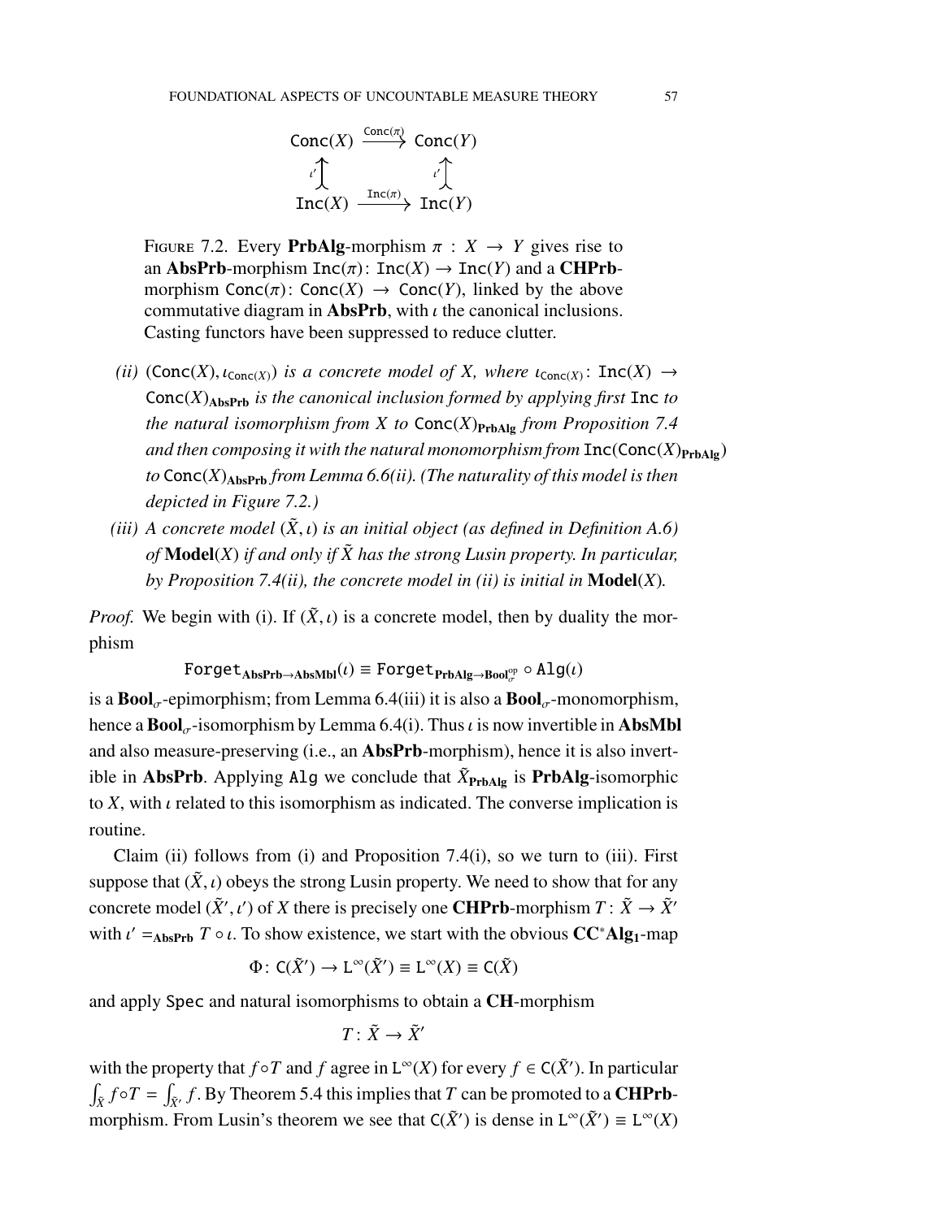$$
\begin{array}{ccc}
\mathtt{Conc}(X) & \xrightarrow{\mathtt{Conc}(\pi)} & \mathtt{Conc}(Y) \\
\uparrow{\scriptstyle\iota'} & & \uparrow{\scriptstyle\iota'} \\
\mathtt{Inc}(X) & \xrightarrow{\mathtt{Inc}(\pi)} & \mathtt{Inc}(Y)
\end{array}
$$

Figure 7.2. Every **PrbAlg**-morphism $\pi : X \to Y$ gives rise to an **AbsPrb**-morphism $\mathtt{Inc}(\pi) \colon \mathtt{Inc}(X) \to \mathtt{Inc}(Y)$ and a **CHPrb**-morphism $\mathtt{Conc}(\pi) \colon \mathtt{Conc}(X) \to \mathtt{Conc}(Y)$, linked by the above commutative diagram in **AbsPrb**, with $\iota$ the canonical inclusions. Casting functors have been suppressed to reduce clutter.

*(ii)* $(\mathtt{Conc}(X), \iota_{\mathtt{Conc}(X)})$ *is a concrete model of X, where* $\iota_{\mathtt{Conc}(X)} \colon \mathtt{Inc}(X) \to \mathtt{Conc}(X)_{\mathbf{AbsPrb}}$ *is the canonical inclusion formed by applying first* $\mathtt{Inc}$ *to the natural isomorphism from X to* $\mathtt{Conc}(X)_{\mathbf{PrbAlg}}$ *from Proposition 7.4 and then composing it with the natural monomorphism from* $\mathtt{Inc}(\mathtt{Conc}(X)_{\mathbf{PrbAlg}})$ *to* $\mathtt{Conc}(X)_{\mathbf{AbsPrb}}$ *from Lemma 6.6(ii). (The naturality of this model is then depicted in Figure 7.2.)*

*(iii) A concrete model* $(\tilde{X}, \iota)$ *is an initial object (as defined in Definition A.6) of* **Model**$(X)$ *if and only if* $\tilde{X}$ *has the strong Lusin property. In particular, by Proposition 7.4(ii), the concrete model in (ii) is initial in* **Model**$(X)$*.*

*Proof.* We begin with (i). If $(\tilde{X}, \iota)$ is a concrete model, then by duality the morphism

$$
\mathtt{Forget}_{\mathbf{AbsPrb}\to\mathbf{AbsMbl}}(\iota) \equiv \mathtt{Forget}_{\mathbf{PrbAlg}\to\mathbf{Bool}_\sigma^{\mathrm{op}}} \circ \mathtt{Alg}(\iota)
$$

is a $\mathbf{Bool}_\sigma$-epimorphism; from Lemma 6.4(iii) it is also a $\mathbf{Bool}_\sigma$-monomorphism, hence a $\mathbf{Bool}_\sigma$-isomorphism by Lemma 6.4(i). Thus $\iota$ is now invertible in **AbsMbl** and also measure-preserving (i.e., an **AbsPrb**-morphism), hence it is also invertible in **AbsPrb**. Applying $\mathtt{Alg}$ we conclude that $\tilde{X}_{\mathbf{PrbAlg}}$ is **PrbAlg**-isomorphic to $X$, with $\iota$ related to this isomorphism as indicated. The converse implication is routine.

Claim (ii) follows from (i) and Proposition 7.4(i), so we turn to (iii). First suppose that $(\tilde{X}, \iota)$ obeys the strong Lusin property. We need to show that for any concrete model $(\tilde{X}', \iota')$ of $X$ there is precisely one **CHPrb**-morphism $T \colon \tilde{X} \to \tilde{X}'$ with $\iota' =_{\mathbf{AbsPrb}} T \circ \iota$. To show existence, we start with the obvious $\mathbf{CC^*Alg_1}$-map

$$
\Phi \colon \mathtt{C}(\tilde{X}') \to \mathtt{L}^\infty(\tilde{X}') \equiv \mathtt{L}^\infty(X) \equiv \mathtt{C}(\tilde{X})
$$

and apply $\mathtt{Spec}$ and natural isomorphisms to obtain a **CH**-morphism

$$
T \colon \tilde{X} \to \tilde{X}'
$$

with the property that $f \circ T$ and $f$ agree in $\mathtt{L}^\infty(X)$ for every $f \in \mathtt{C}(\tilde{X}')$. In particular $\int_{\tilde{X}} f \circ T = \int_{\tilde{X}'} f$. By Theorem 5.4 this implies that $T$ can be promoted to a **CHPrb**-morphism. From Lusin's theorem we see that $\mathtt{C}(\tilde{X}')$ is dense in $\mathtt{L}^\infty(\tilde{X}') \equiv \mathtt{L}^\infty(X)$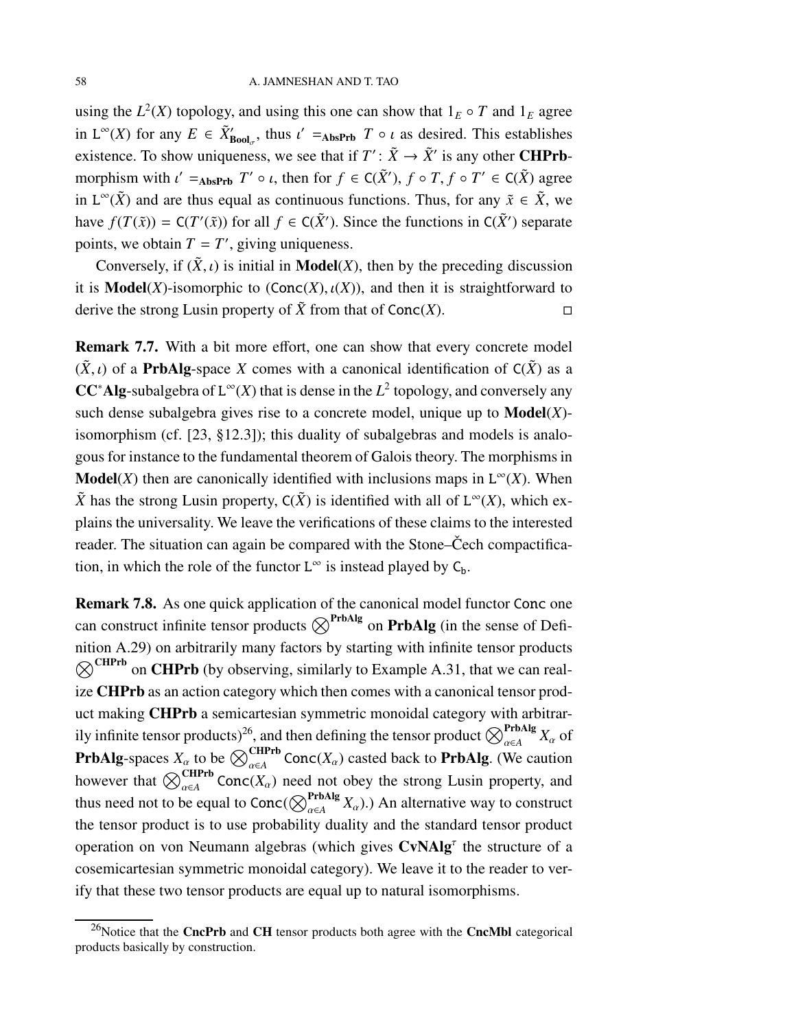using the $L^2(X)$ topology, and using this one can show that $1_E \circ T$ and $1_E$ agree in $\mathsf{L}^\infty(X)$ for any $E \in \tilde{X}'_{\mathbf{Bool}_\sigma}$, thus $\iota' =_{\mathbf{AbsPrb}} T \circ \iota$ as desired. This establishes existence. To show uniqueness, we see that if $T' \colon \tilde{X} \to \tilde{X}'$ is any other **CHPrb**-morphism with $\iota' =_{\mathbf{AbsPrb}} T' \circ \iota$, then for $f \in \mathsf{C}(\tilde{X}')$, $f \circ T, f \circ T' \in \mathsf{C}(\tilde{X})$ agree in $\mathsf{L}^\infty(\tilde{X})$ and are thus equal as continuous functions. Thus, for any $\tilde{x} \in \tilde{X}$, we have $f(T(\tilde{x})) = \mathsf{C}(T'(\tilde{x}))$ for all $f \in \mathsf{C}(\tilde{X}')$. Since the functions in $\mathsf{C}(\tilde{X}')$ separate points, we obtain $T = T'$, giving uniqueness.

Conversely, if $(\tilde{X}, \iota)$ is initial in **Model**$(X)$, then by the preceding discussion it is **Model**$(X)$-isomorphic to $(\mathsf{Conc}(X), \iota(X))$, and then it is straightforward to derive the strong Lusin property of $\tilde{X}$ from that of $\mathsf{Conc}(X)$. □

**Remark 7.7.** With a bit more effort, one can show that every concrete model $(\tilde{X}, \iota)$ of a **PrbAlg**-space $X$ comes with a canonical identification of $\mathsf{C}(\tilde{X})$ as a **CC**$^*$**Alg**-subalgebra of $\mathsf{L}^\infty(X)$ that is dense in the $L^2$ topology, and conversely any such dense subalgebra gives rise to a concrete model, unique up to **Model**$(X)$-isomorphism (cf. [23, §12.3]); this duality of subalgebras and models is analogous for instance to the fundamental theorem of Galois theory. The morphisms in **Model**$(X)$ then are canonically identified with inclusions maps in $\mathsf{L}^\infty(X)$. When $\tilde{X}$ has the strong Lusin property, $\mathsf{C}(\tilde{X})$ is identified with all of $\mathsf{L}^\infty(X)$, which explains the universality. We leave the verifications of these claims to the interested reader. The situation can again be compared with the Stone–Čech compactification, in which the role of the functor $\mathsf{L}^\infty$ is instead played by $\mathsf{C}_\mathsf{b}$.

**Remark 7.8.** As one quick application of the canonical model functor $\mathsf{Conc}$ one can construct infinite tensor products $\bigotimes^{\mathbf{PrbAlg}}$ on **PrbAlg** (in the sense of Definition A.29) on arbitrarily many factors by starting with infinite tensor products $\bigotimes^{\mathbf{CHPrb}}$ on **CHPrb** (by observing, similarly to Example A.31, that we can realize **CHPrb** as an action category which then comes with a canonical tensor product making **CHPrb** a semicartesian symmetric monoidal category with arbitrarily infinite tensor products)[26], and then defining the tensor product $\bigotimes^{\mathbf{PrbAlg}}_{\alpha \in A} X_\alpha$ of **PrbAlg**-spaces $X_\alpha$ to be $\bigotimes^{\mathbf{CHPrb}}_{\alpha \in A} \mathsf{Conc}(X_\alpha)$ casted back to **PrbAlg**. (We caution however that $\bigotimes^{\mathbf{CHPrb}}_{\alpha \in A} \mathsf{Conc}(X_\alpha)$ need not obey the strong Lusin property, and thus need not to be equal to $\mathsf{Conc}(\bigotimes^{\mathbf{PrbAlg}}_{\alpha \in A} X_\alpha)$.) An alternative way to construct the tensor product is to use probability duality and the standard tensor product operation on von Neumann algebras (which gives **CvNAlg**$^\tau$ the structure of a cosemicartesian symmetric monoidal category). We leave it to the reader to verify that these two tensor products are equal up to natural isomorphisms.

---

[26]Notice that the **CncPrb** and **CH** tensor products both agree with the **CncMbl** categorical products basically by construction.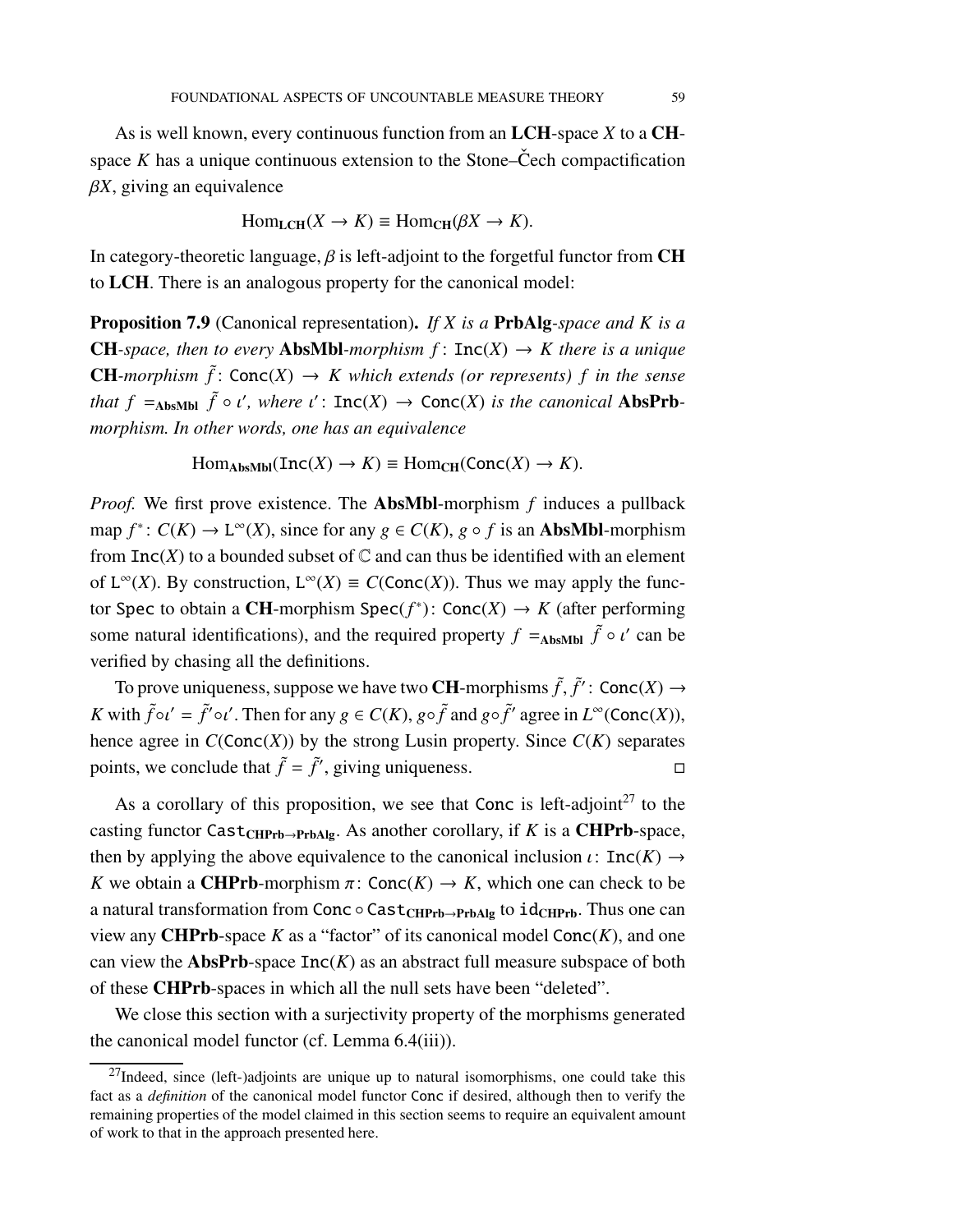As is well known, every continuous function from an **LCH**-space $X$ to a **CH**-space $K$ has a unique continuous extension to the Stone–Čech compactification $\beta X$, giving an equivalence

$$\mathrm{Hom}_{\mathbf{LCH}}(X \to K) \equiv \mathrm{Hom}_{\mathbf{CH}}(\beta X \to K).$$

In category-theoretic language, $\beta$ is left-adjoint to the forgetful functor from **CH** to **LCH**. There is an analogous property for the canonical model:

**Proposition 7.9** (Canonical representation)**.** *If $X$ is a **PrbAlg**-space and $K$ is a **CH**-space, then to every **AbsMbl**-morphism $f\colon \mathtt{Inc}(X) \to K$ there is a unique **CH**-morphism $\tilde{f}\colon \mathtt{Conc}(X) \to K$ which extends (or represents) $f$ in the sense that $f =_{\mathbf{AbsMbl}} \tilde{f} \circ \iota'$, where $\iota'\colon \mathtt{Inc}(X) \to \mathtt{Conc}(X)$ is the canonical **AbsPrb**-morphism. In other words, one has an equivalence*

$$\mathrm{Hom}_{\mathbf{AbsMbl}}(\mathtt{Inc}(X) \to K) \equiv \mathrm{Hom}_{\mathbf{CH}}(\mathtt{Conc}(X) \to K).$$

*Proof.* We first prove existence. The **AbsMbl**-morphism $f$ induces a pullback map $f^*\colon C(K) \to \mathtt{L}^\infty(X)$, since for any $g \in C(K)$, $g \circ f$ is an **AbsMbl**-morphism from $\mathtt{Inc}(X)$ to a bounded subset of $\mathbb{C}$ and can thus be identified with an element of $\mathtt{L}^\infty(X)$. By construction, $\mathtt{L}^\infty(X) \equiv C(\mathtt{Conc}(X))$. Thus we may apply the functor $\mathtt{Spec}$ to obtain a **CH**-morphism $\mathtt{Spec}(f^*)\colon \mathtt{Conc}(X) \to K$ (after performing some natural identifications), and the required property $f =_{\mathbf{AbsMbl}} \tilde{f} \circ \iota'$ can be verified by chasing all the definitions.

To prove uniqueness, suppose we have two **CH**-morphisms $\tilde{f}, \tilde{f}'\colon \mathtt{Conc}(X) \to K$ with $\tilde{f}\circ\iota' = \tilde{f}'\circ\iota'$. Then for any $g \in C(K)$, $g\circ\tilde{f}$ and $g\circ\tilde{f}'$ agree in $L^\infty(\mathtt{Conc}(X))$, hence agree in $C(\mathtt{Conc}(X))$ by the strong Lusin property. Since $C(K)$ separates points, we conclude that $\tilde{f} = \tilde{f}'$, giving uniqueness. □

As a corollary of this proposition, we see that $\mathtt{Conc}$ is left-adjoint[27] to the casting functor $\mathtt{Cast}_{\mathbf{CHPrb}\to\mathbf{PrbAlg}}$. As another corollary, if $K$ is a **CHPrb**-space, then by applying the above equivalence to the canonical inclusion $\iota\colon \mathtt{Inc}(K) \to K$ we obtain a **CHPrb**-morphism $\pi\colon \mathtt{Conc}(K) \to K$, which one can check to be a natural transformation from $\mathtt{Conc} \circ \mathtt{Cast}_{\mathbf{CHPrb}\to\mathbf{PrbAlg}}$ to $\mathtt{id}_{\mathbf{CHPrb}}$. Thus one can view any **CHPrb**-space $K$ as a "factor" of its canonical model $\mathtt{Conc}(K)$, and one can view the **AbsPrb**-space $\mathtt{Inc}(K)$ as an abstract full measure subspace of both of these **CHPrb**-spaces in which all the null sets have been "deleted".

We close this section with a surjectivity property of the morphisms generated the canonical model functor (cf. Lemma 6.4(iii)).

[27] Indeed, since (left-)adjoints are unique up to natural isomorphisms, one could take this fact as a *definition* of the canonical model functor $\mathtt{Conc}$ if desired, although then to verify the remaining properties of the model claimed in this section seems to require an equivalent amount of work to that in the approach presented here.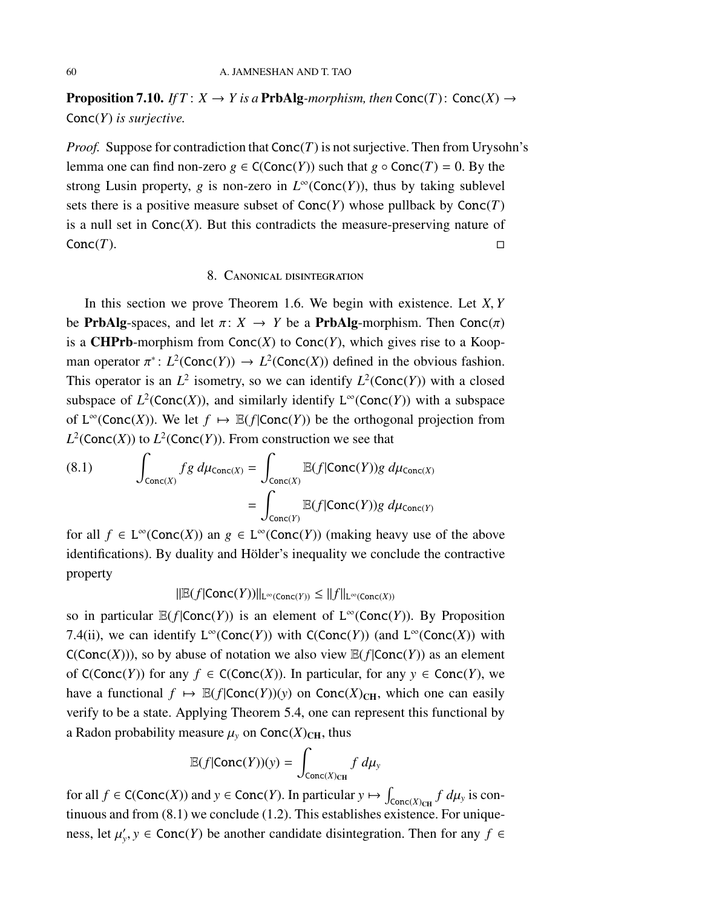**Proposition 7.10.** *If $T: X \to Y$ is a* **PrbAlg**-*morphism, then* $\mathsf{Conc}(T): \mathsf{Conc}(X) \to \mathsf{Conc}(Y)$ *is surjective.*

*Proof.* Suppose for contradiction that $\mathsf{Conc}(T)$ is not surjective. Then from Urysohn's lemma one can find non-zero $g \in \mathsf{C}(\mathsf{Conc}(Y))$ such that $g \circ \mathsf{Conc}(T) = 0$. By the strong Lusin property, $g$ is non-zero in $L^\infty(\mathsf{Conc}(Y))$, thus by taking sublevel sets there is a positive measure subset of $\mathsf{Conc}(Y)$ whose pullback by $\mathsf{Conc}(T)$ is a null set in $\mathsf{Conc}(X)$. But this contradicts the measure-preserving nature of $\mathsf{Conc}(T)$. □

## 8. Canonical disintegration

In this section we prove Theorem 1.6. We begin with existence. Let $X, Y$ be **PrbAlg**-spaces, and let $\pi: X \to Y$ be a **PrbAlg**-morphism. Then $\mathsf{Conc}(\pi)$ is a **CHPrb**-morphism from $\mathsf{Conc}(X)$ to $\mathsf{Conc}(Y)$, which gives rise to a Koopman operator $\pi^*: L^2(\mathsf{Conc}(Y)) \to L^2(\mathsf{Conc}(X))$ defined in the obvious fashion. This operator is an $L^2$ isometry, so we can identify $L^2(\mathsf{Conc}(Y))$ with a closed subspace of $L^2(\mathsf{Conc}(X))$, and similarly identify $\mathsf{L}^\infty(\mathsf{Conc}(Y))$ with a subspace of $\mathsf{L}^\infty(\mathsf{Conc}(X))$. We let $f \mapsto \mathbb{E}(f|\mathsf{Conc}(Y))$ be the orthogonal projection from $L^2(\mathsf{Conc}(X))$ to $L^2(\mathsf{Conc}(Y))$. From construction we see that

$$
\begin{aligned}
(8.1) \qquad \int_{\mathsf{Conc}(X)} fg \, d\mu_{\mathsf{Conc}(X)} &= \int_{\mathsf{Conc}(X)} \mathbb{E}(f|\mathsf{Conc}(Y)) g \, d\mu_{\mathsf{Conc}(X)} \\
&= \int_{\mathsf{Conc}(Y)} \mathbb{E}(f|\mathsf{Conc}(Y)) g \, d\mu_{\mathsf{Conc}(Y)}
\end{aligned}
$$

for all $f \in \mathsf{L}^\infty(\mathsf{Conc}(X))$ an $g \in \mathsf{L}^\infty(\mathsf{Conc}(Y))$ (making heavy use of the above identifications). By duality and Hölder's inequality we conclude the contractive property

$$\|\mathbb{E}(f|\mathsf{Conc}(Y))\|_{\mathsf{L}^\infty(\mathsf{Conc}(Y))} \leq \|f\|_{\mathsf{L}^\infty(\mathsf{Conc}(X))}$$

so in particular $\mathbb{E}(f|\mathsf{Conc}(Y))$ is an element of $\mathsf{L}^\infty(\mathsf{Conc}(Y))$. By Proposition 7.4(ii), we can identify $\mathsf{L}^\infty(\mathsf{Conc}(Y))$ with $\mathsf{C}(\mathsf{Conc}(Y))$ (and $\mathsf{L}^\infty(\mathsf{Conc}(X))$ with $\mathsf{C}(\mathsf{Conc}(X))$), so by abuse of notation we also view $\mathbb{E}(f|\mathsf{Conc}(Y))$ as an element of $\mathsf{C}(\mathsf{Conc}(Y))$ for any $f \in \mathsf{C}(\mathsf{Conc}(X))$. In particular, for any $y \in \mathsf{Conc}(Y)$, we have a functional $f \mapsto \mathbb{E}(f|\mathsf{Conc}(Y))(y)$ on $\mathsf{Conc}(X)_{\mathbf{CH}}$, which one can easily verify to be a state. Applying Theorem 5.4, one can represent this functional by a Radon probability measure $\mu_y$ on $\mathsf{Conc}(X)_{\mathbf{CH}}$, thus

$$\mathbb{E}(f|\mathsf{Conc}(Y))(y) = \int_{\mathsf{Conc}(X)_{\mathbf{CH}}} f \, d\mu_y$$

for all $f \in \mathsf{C}(\mathsf{Conc}(X))$ and $y \in \mathsf{Conc}(Y)$. In particular $y \mapsto \int_{\mathsf{Conc}(X)_{\mathbf{CH}}} f \, d\mu_y$ is continuous and from (8.1) we conclude (1.2). This establishes existence. For uniqueness, let $\mu'_y, y \in \mathsf{Conc}(Y)$ be another candidate disintegration. Then for any $f \in$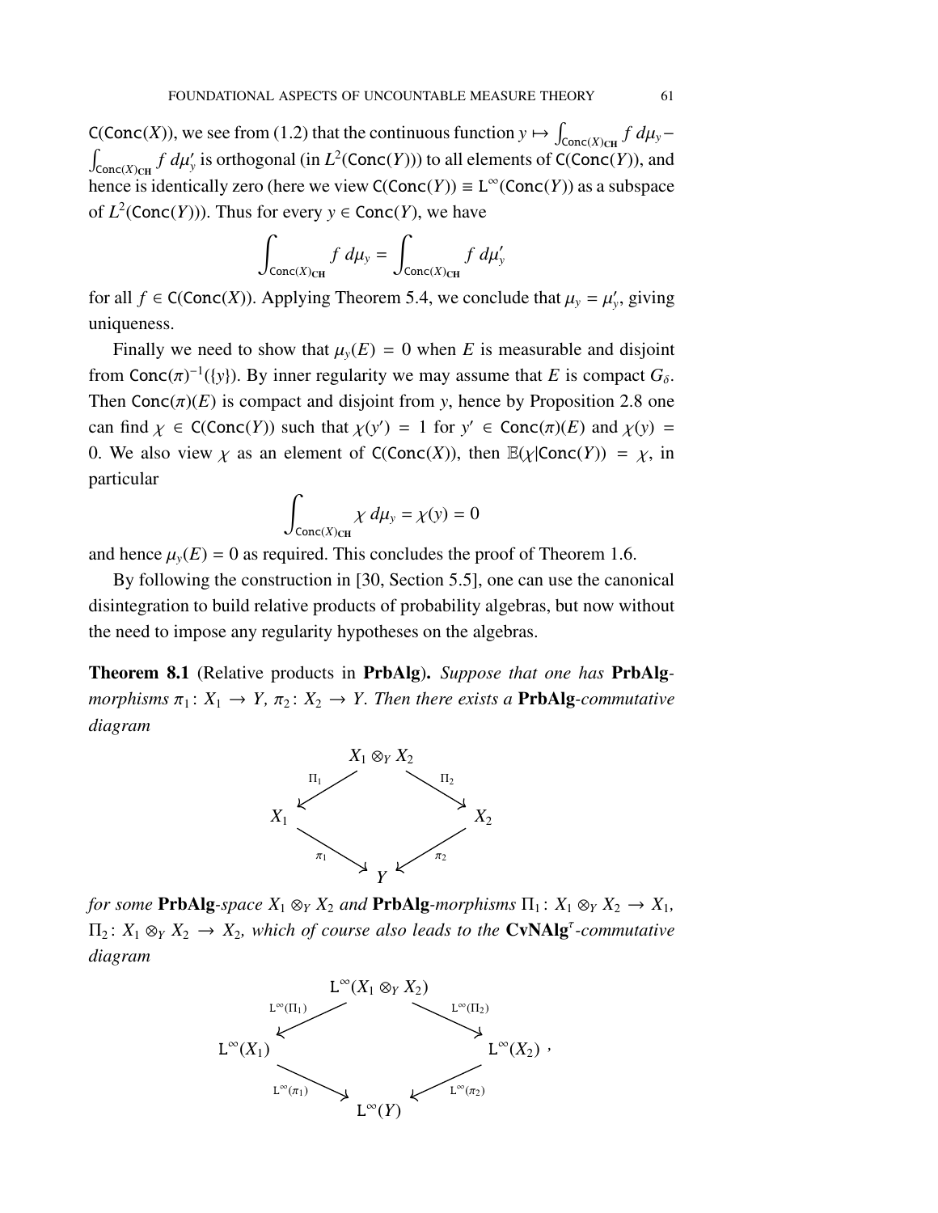$\mathsf{C}(\mathsf{Conc}(X))$, we see from (1.2) that the continuous function $y \mapsto \int_{\mathsf{Conc}(X)_{\mathbf{CH}}} f\, d\mu_y - \int_{\mathsf{Conc}(X)_{\mathbf{CH}}} f\, d\mu'_y$ is orthogonal (in $L^2(\mathsf{Conc}(Y))$) to all elements of $\mathsf{C}(\mathsf{Conc}(Y))$, and hence is identically zero (here we view $\mathsf{C}(\mathsf{Conc}(Y)) \equiv \mathsf{L}^\infty(\mathsf{Conc}(Y))$ as a subspace of $L^2(\mathsf{Conc}(Y))$). Thus for every $y \in \mathsf{Conc}(Y)$, we have

$$\int_{\mathsf{Conc}(X)_{\mathbf{CH}}} f\, d\mu_y = \int_{\mathsf{Conc}(X)_{\mathbf{CH}}} f\, d\mu'_y$$

for all $f \in \mathsf{C}(\mathsf{Conc}(X))$. Applying Theorem 5.4, we conclude that $\mu_y = \mu'_y$, giving uniqueness.

Finally we need to show that $\mu_y(E) = 0$ when $E$ is measurable and disjoint from $\mathsf{Conc}(\pi)^{-1}(\{y\})$. By inner regularity we may assume that $E$ is compact $G_\delta$. Then $\mathsf{Conc}(\pi)(E)$ is compact and disjoint from $y$, hence by Proposition 2.8 one can find $\chi \in \mathsf{C}(\mathsf{Conc}(Y))$ such that $\chi(y') = 1$ for $y' \in \mathsf{Conc}(\pi)(E)$ and $\chi(y) = 0$. We also view $\chi$ as an element of $\mathsf{C}(\mathsf{Conc}(X))$, then $\mathbb{E}(\chi|\mathsf{Conc}(Y)) = \chi$, in particular

$$\int_{\mathsf{Conc}(X)_{\mathbf{CH}}} \chi\, d\mu_y = \chi(y) = 0$$

and hence $\mu_y(E) = 0$ as required. This concludes the proof of Theorem 1.6.

By following the construction in [30, Section 5.5], one can use the canonical disintegration to build relative products of probability algebras, but now without the need to impose any regularity hypotheses on the algebras.

**Theorem 8.1** (Relative products in **PrbAlg**)**.** *Suppose that one has* **PrbAlg***-morphisms $\pi_1 \colon X_1 \to Y$, $\pi_2 \colon X_2 \to Y$. Then there exists a* **PrbAlg***-commutative diagram*

$$\begin{array}{ccccc} & & X_1 \otimes_Y X_2 & & \\ & \swarrow^{\Pi_1} & & \searrow^{\Pi_2} & \\ X_1 & & & & X_2 \\ & \searrow_{\pi_1} & & \swarrow_{\pi_2} & \\ & & Y & & \end{array}$$

*for some* **PrbAlg***-space $X_1 \otimes_Y X_2$ and* **PrbAlg***-morphisms $\Pi_1 \colon X_1 \otimes_Y X_2 \to X_1$, $\Pi_2 \colon X_1 \otimes_Y X_2 \to X_2$, which of course also leads to the* $\mathbf{CvNAlg}^\tau$*-commutative diagram*

$$\begin{array}{ccccc} & & \mathsf{L}^\infty(X_1 \otimes_Y X_2) & & \\ & \swarrow^{\mathsf{L}^\infty(\Pi_1)} & & \searrow^{\mathsf{L}^\infty(\Pi_2)} & \\ \mathsf{L}^\infty(X_1) & & & & \mathsf{L}^\infty(X_2) \\ & \searrow_{\mathsf{L}^\infty(\pi_1)} & & \swarrow_{\mathsf{L}^\infty(\pi_2)} & \\ & & \mathsf{L}^\infty(Y) & & \end{array},$$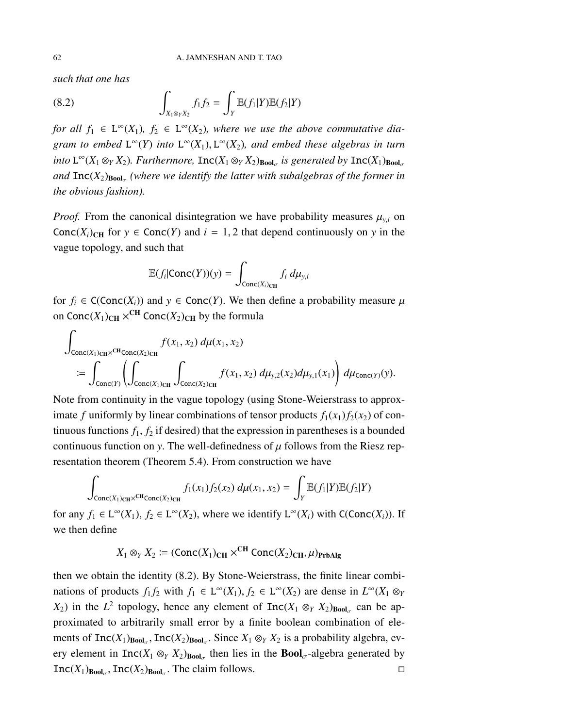*such that one has*

$$\int_{X_1 \otimes_Y X_2} f_1 f_2 = \int_Y \mathbb{E}(f_1|Y)\mathbb{E}(f_2|Y) \tag{8.2}$$

*for all* $f_1 \in \mathtt{L}^\infty(X_1)$*,* $f_2 \in \mathtt{L}^\infty(X_2)$*, where we use the above commutative diagram to embed* $\mathtt{L}^\infty(Y)$ *into* $\mathtt{L}^\infty(X_1), \mathtt{L}^\infty(X_2)$*, and embed these algebras in turn into* $\mathtt{L}^\infty(X_1 \otimes_Y X_2)$*. Furthermore,* $\mathtt{Inc}(X_1 \otimes_Y X_2)_{\mathbf{Bool}_\sigma}$ *is generated by* $\mathtt{Inc}(X_1)_{\mathbf{Bool}_\sigma}$ *and* $\mathtt{Inc}(X_2)_{\mathbf{Bool}_\sigma}$ *(where we identify the latter with subalgebras of the former in the obvious fashion).*

*Proof.* From the canonical disintegration we have probability measures $\mu_{y,i}$ on $\mathtt{Conc}(X_i)_{\mathbf{CH}}$ for $y \in \mathtt{Conc}(Y)$ and $i = 1, 2$ that depend continuously on $y$ in the vague topology, and such that

$$\mathbb{E}(f_i|\mathtt{Conc}(Y))(y) = \int_{\mathtt{Conc}(X_i)_{\mathbf{CH}}} f_i \, d\mu_{y,i}$$

for $f_i \in \mathtt{C}(\mathtt{Conc}(X_i))$ and $y \in \mathtt{Conc}(Y)$. We then define a probability measure $\mu$ on $\mathtt{Conc}(X_1)_{\mathbf{CH}} \times^{\mathbf{CH}} \mathtt{Conc}(X_2)_{\mathbf{CH}}$ by the formula

$$\begin{aligned} &\int_{\mathtt{Conc}(X_1)_{\mathbf{CH}} \times^{\mathbf{CH}} \mathtt{Conc}(X_2)_{\mathbf{CH}}} f(x_1, x_2) \, d\mu(x_1, x_2) \\ &\quad := \int_{\mathtt{Conc}(Y)} \left( \int_{\mathtt{Conc}(X_1)_{\mathbf{CH}}} \int_{\mathtt{Conc}(X_2)_{\mathbf{CH}}} f(x_1, x_2) \, d\mu_{y,2}(x_2) d\mu_{y,1}(x_1) \right) d\mu_{\mathtt{Conc}(Y)}(y). \end{aligned}$$

Note from continuity in the vague topology (using Stone-Weierstrass to approximate $f$ uniformly by linear combinations of tensor products $f_1(x_1)f_2(x_2)$ of continuous functions $f_1, f_2$ if desired) that the expression in parentheses is a bounded continuous function on $y$. The well-definedness of $\mu$ follows from the Riesz representation theorem (Theorem 5.4). From construction we have

$$\int_{\mathtt{Conc}(X_1)_{\mathbf{CH}} \times^{\mathbf{CH}} \mathtt{Conc}(X_2)_{\mathbf{CH}}} f_1(x_1) f_2(x_2) \, d\mu(x_1, x_2) = \int_Y \mathbb{E}(f_1|Y)\mathbb{E}(f_2|Y)$$

for any $f_1 \in \mathtt{L}^\infty(X_1)$, $f_2 \in \mathtt{L}^\infty(X_2)$, where we identify $\mathtt{L}^\infty(X_i)$ with $\mathtt{C}(\mathtt{Conc}(X_i))$. If we then define

$$X_1 \otimes_Y X_2 := (\mathtt{Conc}(X_1)_{\mathbf{CH}} \times^{\mathbf{CH}} \mathtt{Conc}(X_2)_{\mathbf{CH}}, \mu)_{\mathbf{PrbAlg}}$$

then we obtain the identity (8.2). By Stone-Weierstrass, the finite linear combinations of products $f_1 f_2$ with $f_1 \in \mathtt{L}^\infty(X_1), f_2 \in \mathtt{L}^\infty(X_2)$ are dense in $L^\infty(X_1 \otimes_Y X_2)$ in the $L^2$ topology, hence any element of $\mathtt{Inc}(X_1 \otimes_Y X_2)_{\mathbf{Bool}_\sigma}$ can be approximated to arbitrarily small error by a finite boolean combination of elements of $\mathtt{Inc}(X_1)_{\mathbf{Bool}_\sigma}, \mathtt{Inc}(X_2)_{\mathbf{Bool}_\sigma}$. Since $X_1 \otimes_Y X_2$ is a probability algebra, every element in $\mathtt{Inc}(X_1 \otimes_Y X_2)_{\mathbf{Bool}_\sigma}$ then lies in the $\mathbf{Bool}_\sigma$-algebra generated by $\mathtt{Inc}(X_1)_{\mathbf{Bool}_\sigma}, \mathtt{Inc}(X_2)_{\mathbf{Bool}_\sigma}$. The claim follows. ◻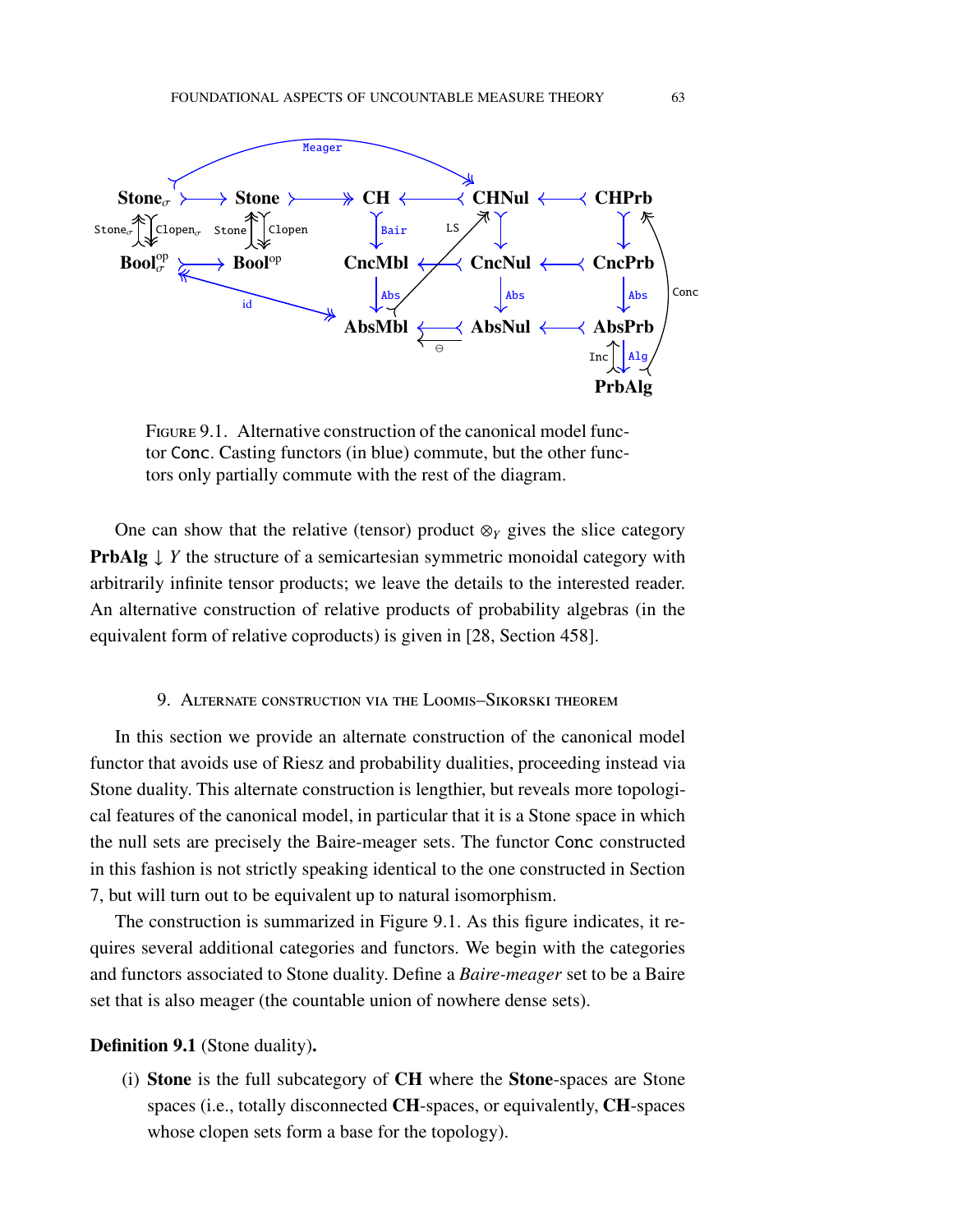FIGURE 9.1. Alternative construction of the canonical model functor Conc. Casting functors (in blue) commute, but the other functors only partially commute with the rest of the diagram.

One can show that the relative (tensor) product $\otimes_Y$ gives the slice category $\mathbf{PrbAlg} \downarrow Y$ the structure of a semicartesian symmetric monoidal category with arbitrarily infinite tensor products; we leave the details to the interested reader. An alternative construction of relative products of probability algebras (in the equivalent form of relative coproducts) is given in [28, Section 458].

## 9. Alternate construction via the Loomis–Sikorski theorem

In this section we provide an alternate construction of the canonical model functor that avoids use of Riesz and probability dualities, proceeding instead via Stone duality. This alternate construction is lengthier, but reveals more topological features of the canonical model, in particular that it is a Stone space in which the null sets are precisely the Baire-meager sets. The functor Conc constructed in this fashion is not strictly speaking identical to the one constructed in Section 7, but will turn out to be equivalent up to natural isomorphism.

The construction is summarized in Figure 9.1. As this figure indicates, it requires several additional categories and functors. We begin with the categories and functors associated to Stone duality. Define a *Baire-meager* set to be a Baire set that is also meager (the countable union of nowhere dense sets).

**Definition 9.1** (Stone duality)**.**

(i) **Stone** is the full subcategory of **CH** where the **Stone**-spaces are Stone spaces (i.e., totally disconnected **CH**-spaces, or equivalently, **CH**-spaces whose clopen sets form a base for the topology).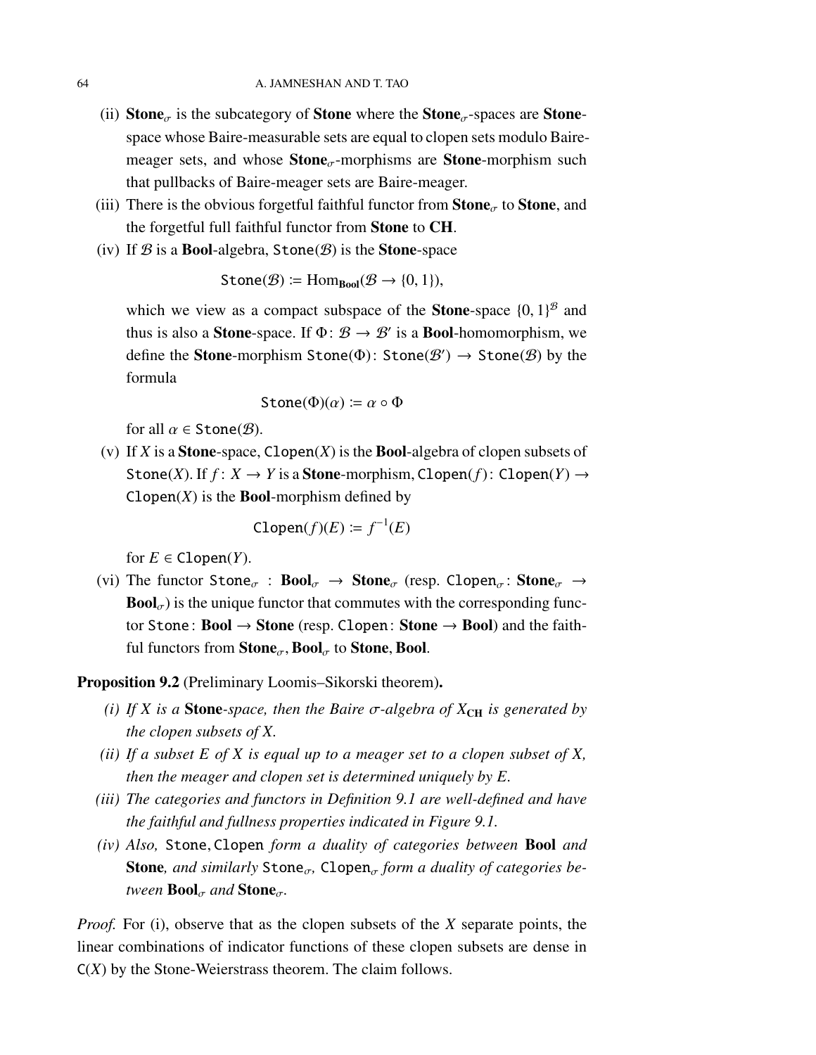(ii) **Stone**$_\sigma$ is the subcategory of **Stone** where the **Stone**$_\sigma$-spaces are **Stone**-space whose Baire-measurable sets are equal to clopen sets modulo Baire-meager sets, and whose **Stone**$_\sigma$-morphisms are **Stone**-morphism such that pullbacks of Baire-meager sets are Baire-meager.

(iii) There is the obvious forgetful faithful functor from **Stone**$_\sigma$ to **Stone**, and the forgetful full faithful functor from **Stone** to **CH**.

(iv) If $\mathcal{B}$ is a **Bool**-algebra, $\mathtt{Stone}(\mathcal{B})$ is the **Stone**-space

$$\mathtt{Stone}(\mathcal{B}) \coloneqq \mathrm{Hom}_{\mathbf{Bool}}(\mathcal{B} \to \{0,1\}),$$

which we view as a compact subspace of the **Stone**-space $\{0,1\}^{\mathcal{B}}$ and thus is also a **Stone**-space. If $\Phi\colon \mathcal{B} \to \mathcal{B}'$ is a **Bool**-homomorphism, we define the **Stone**-morphism $\mathtt{Stone}(\Phi)\colon \mathtt{Stone}(\mathcal{B}') \to \mathtt{Stone}(\mathcal{B})$ by the formula

$$\mathtt{Stone}(\Phi)(\alpha) \coloneqq \alpha \circ \Phi$$

for all $\alpha \in \mathtt{Stone}(\mathcal{B})$.

(v) If $X$ is a **Stone**-space, $\mathtt{Clopen}(X)$ is the **Bool**-algebra of clopen subsets of $\mathtt{Stone}(X)$. If $f\colon X \to Y$ is a **Stone**-morphism, $\mathtt{Clopen}(f)\colon \mathtt{Clopen}(Y) \to \mathtt{Clopen}(X)$ is the **Bool**-morphism defined by

$$\mathtt{Clopen}(f)(E) \coloneqq f^{-1}(E)$$

for $E \in \mathtt{Clopen}(Y)$.

(vi) The functor $\mathtt{Stone}_\sigma$ : **Bool**$_\sigma$ $\to$ **Stone**$_\sigma$ (resp. $\mathtt{Clopen}_\sigma$: **Stone**$_\sigma$ $\to$ **Bool**$_\sigma$) is the unique functor that commutes with the corresponding functor $\mathtt{Stone}$: **Bool** $\to$ **Stone** (resp. $\mathtt{Clopen}$: **Stone** $\to$ **Bool**) and the faithful functors from **Stone**$_\sigma$, **Bool**$_\sigma$ to **Stone**, **Bool**.

**Proposition 9.2** (Preliminary Loomis–Sikorski theorem)**.**

*(i) If $X$ is a* **Stone***-space, then the Baire $\sigma$-algebra of $X_{\mathbf{CH}}$ is generated by the clopen subsets of $X$.*

*(ii) If a subset $E$ of $X$ is equal up to a meager set to a clopen subset of $X$, then the meager and clopen set is determined uniquely by $E$.*

*(iii) The categories and functors in Definition 9.1 are well-defined and have the faithful and fullness properties indicated in Figure 9.1.*

*(iv) Also,* $\mathtt{Stone}, \mathtt{Clopen}$ *form a duality of categories between* **Bool** *and* **Stone***, and similarly* $\mathtt{Stone}_\sigma$*,* $\mathtt{Clopen}_\sigma$ *form a duality of categories between* **Bool**$_\sigma$ *and* **Stone**$_\sigma$*.*

*Proof.* For (i), observe that as the clopen subsets of the $X$ separate points, the linear combinations of indicator functions of these clopen subsets are dense in $\mathsf{C}(X)$ by the Stone-Weierstrass theorem. The claim follows.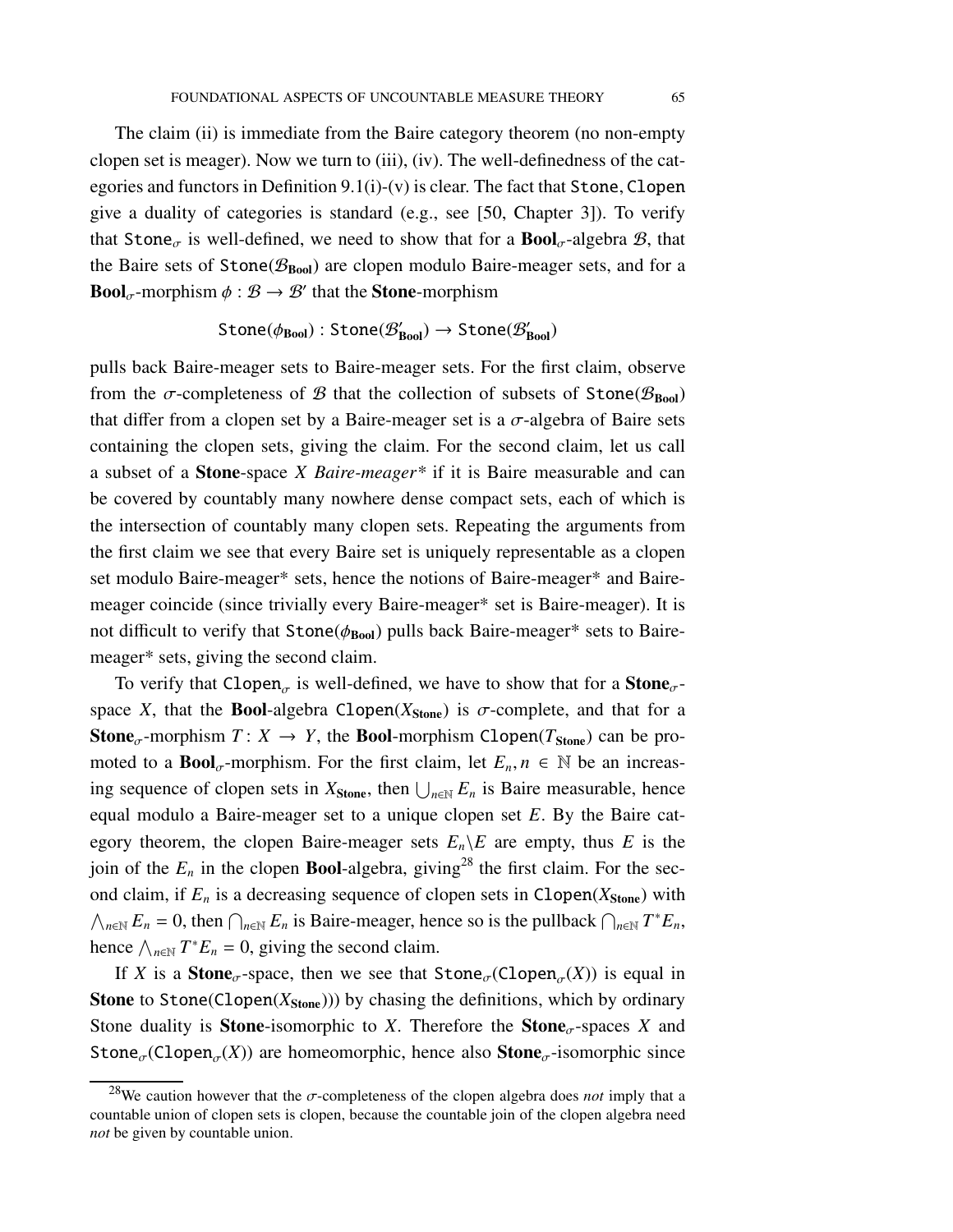The claim (ii) is immediate from the Baire category theorem (no non-empty clopen set is meager). Now we turn to (iii), (iv). The well-definedness of the categories and functors in Definition 9.1(i)-(v) is clear. The fact that $\mathtt{Stone}, \mathtt{Clopen}$ give a duality of categories is standard (e.g., see [50, Chapter 3]). To verify that $\mathtt{Stone}_\sigma$ is well-defined, we need to show that for a $\mathbf{Bool}_\sigma$-algebra $\mathcal{B}$, that the Baire sets of $\mathtt{Stone}(\mathcal{B}_{\mathbf{Bool}})$ are clopen modulo Baire-meager sets, and for a $\mathbf{Bool}_\sigma$-morphism $\phi : \mathcal{B} \to \mathcal{B}'$ that the **Stone**-morphism

$$\mathtt{Stone}(\phi_{\mathbf{Bool}}) : \mathtt{Stone}(\mathcal{B}'_{\mathbf{Bool}}) \to \mathtt{Stone}(\mathcal{B}'_{\mathbf{Bool}})$$

pulls back Baire-meager sets to Baire-meager sets. For the first claim, observe from the $\sigma$-completeness of $\mathcal{B}$ that the collection of subsets of $\mathtt{Stone}(\mathcal{B}_{\mathbf{Bool}})$ that differ from a clopen set by a Baire-meager set is a $\sigma$-algebra of Baire sets containing the clopen sets, giving the claim. For the second claim, let us call a subset of a **Stone**-space $X$ *Baire-meager\** if it is Baire measurable and can be covered by countably many nowhere dense compact sets, each of which is the intersection of countably many clopen sets. Repeating the arguments from the first claim we see that every Baire set is uniquely representable as a clopen set modulo Baire-meager* sets, hence the notions of Baire-meager* and Baire-meager coincide (since trivially every Baire-meager* set is Baire-meager). It is not difficult to verify that $\mathtt{Stone}(\phi_{\mathbf{Bool}})$ pulls back Baire-meager* sets to Baire-meager* sets, giving the second claim.

To verify that $\mathtt{Clopen}_\sigma$ is well-defined, we have to show that for a $\mathbf{Stone}_\sigma$-space $X$, that the **Bool**-algebra $\mathtt{Clopen}(X_{\mathbf{Stone}})$ is $\sigma$-complete, and that for a $\mathbf{Stone}_\sigma$-morphism $T : X \to Y$, the **Bool**-morphism $\mathtt{Clopen}(T_{\mathbf{Stone}})$ can be promoted to a $\mathbf{Bool}_\sigma$-morphism. For the first claim, let $E_n, n \in \mathbb{N}$ be an increasing sequence of clopen sets in $X_{\mathbf{Stone}}$, then $\bigcup_{n\in\mathbb{N}} E_n$ is Baire measurable, hence equal modulo a Baire-meager set to a unique clopen set $E$. By the Baire category theorem, the clopen Baire-meager sets $E_n \backslash E$ are empty, thus $E$ is the join of the $E_n$ in the clopen **Bool**-algebra, giving[28] the first claim. For the second claim, if $E_n$ is a decreasing sequence of clopen sets in $\mathtt{Clopen}(X_{\mathbf{Stone}})$ with $\bigwedge_{n\in\mathbb{N}} E_n = 0$, then $\bigcap_{n\in\mathbb{N}} E_n$ is Baire-meager, hence so is the pullback $\bigcap_{n\in\mathbb{N}} T^* E_n$, hence $\bigwedge_{n\in\mathbb{N}} T^* E_n = 0$, giving the second claim.

If $X$ is a $\mathbf{Stone}_\sigma$-space, then we see that $\mathtt{Stone}_\sigma(\mathtt{Clopen}_\sigma(X))$ is equal in **Stone** to $\mathtt{Stone}(\mathtt{Clopen}(X_{\mathbf{Stone}}))$ by chasing the definitions, which by ordinary Stone duality is **Stone**-isomorphic to $X$. Therefore the $\mathbf{Stone}_\sigma$-spaces $X$ and $\mathtt{Stone}_\sigma(\mathtt{Clopen}_\sigma(X))$ are homeomorphic, hence also $\mathbf{Stone}_\sigma$-isomorphic since

[28] We caution however that the $\sigma$-completeness of the clopen algebra does *not* imply that a countable union of clopen sets is clopen, because the countable join of the clopen algebra need *not* be given by countable union.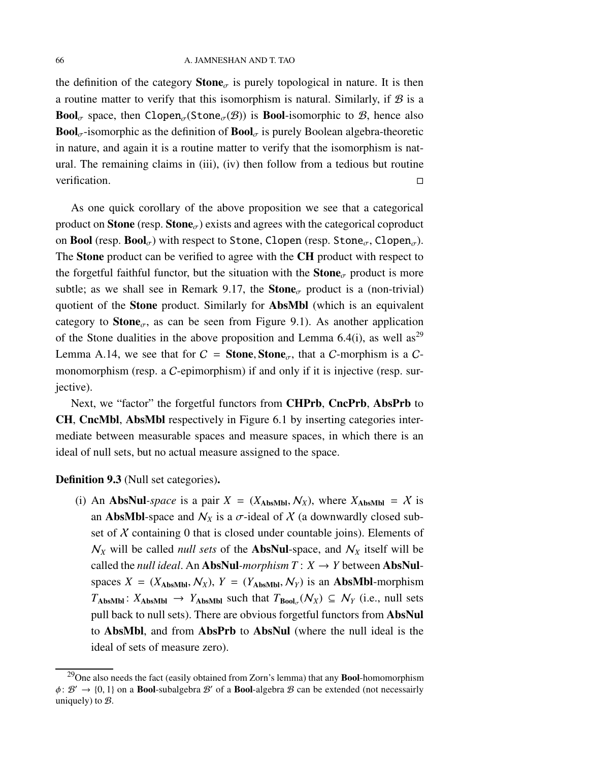the definition of the category $\mathbf{Stone}_\sigma$ is purely topological in nature. It is then a routine matter to verify that this isomorphism is natural. Similarly, if $\mathcal{B}$ is a $\mathbf{Bool}_\sigma$ space, then $\mathtt{Clopen}_\sigma(\mathtt{Stone}_\sigma(\mathcal{B}))$ is $\mathbf{Bool}$-isomorphic to $\mathcal{B}$, hence also $\mathbf{Bool}_\sigma$-isomorphic as the definition of $\mathbf{Bool}_\sigma$ is purely Boolean algebra-theoretic in nature, and again it is a routine matter to verify that the isomorphism is natural. The remaining claims in (iii), (iv) then follow from a tedious but routine verification. □

As one quick corollary of the above proposition we see that a categorical product on **Stone** (resp. $\mathbf{Stone}_\sigma$) exists and agrees with the categorical coproduct on **Bool** (resp. $\mathbf{Bool}_\sigma$) with respect to $\mathtt{Stone}$, $\mathtt{Clopen}$ (resp. $\mathtt{Stone}_\sigma$, $\mathtt{Clopen}_\sigma$). The **Stone** product can be verified to agree with the **CH** product with respect to the forgetful faithful functor, but the situation with the $\mathbf{Stone}_\sigma$ product is more subtle; as we shall see in Remark 9.17, the $\mathbf{Stone}_\sigma$ product is a (non-trivial) quotient of the **Stone** product. Similarly for **AbsMbl** (which is an equivalent category to $\mathbf{Stone}_\sigma$, as can be seen from Figure 9.1). As another application of the Stone dualities in the above proposition and Lemma 6.4(i), as well as[29] Lemma A.14, we see that for $\mathcal{C} = \mathbf{Stone}, \mathbf{Stone}_\sigma$, that a $\mathcal{C}$-morphism is a $\mathcal{C}$-monomorphism (resp. a $\mathcal{C}$-epimorphism) if and only if it is injective (resp. surjective).

Next, we "factor" the forgetful functors from **CHPrb**, **CncPrb**, **AbsPrb** to **CH**, **CncMbl**, **AbsMbl** respectively in Figure 6.1 by inserting categories intermediate between measurable spaces and measure spaces, in which there is an ideal of null sets, but no actual measure assigned to the space.

**Definition 9.3** (Null set categories)**.**

(i) An **AbsNul**-*space* is a pair $X = (X_{\mathbf{AbsMbl}}, \mathcal{N}_X)$, where $X_{\mathbf{AbsMbl}} = \mathcal{X}$ is an **AbsMbl**-space and $\mathcal{N}_X$ is a $\sigma$-ideal of $\mathcal{X}$ (a downwardly closed subset of $\mathcal{X}$ containing 0 that is closed under countable joins). Elements of $\mathcal{N}_X$ will be called *null sets* of the **AbsNul**-space, and $\mathcal{N}_X$ itself will be called the *null ideal*. An **AbsNul**-*morphism* $T: X \to Y$ between **AbsNul**-spaces $X = (X_{\mathbf{AbsMbl}}, \mathcal{N}_X)$, $Y = (Y_{\mathbf{AbsMbl}}, \mathcal{N}_Y)$ is an **AbsMbl**-morphism $T_{\mathbf{AbsMbl}}: X_{\mathbf{AbsMbl}} \to Y_{\mathbf{AbsMbl}}$ such that $T_{\mathbf{Bool}_\sigma}(\mathcal{N}_X) \subseteq \mathcal{N}_Y$ (i.e., null sets pull back to null sets). There are obvious forgetful functors from **AbsNul** to **AbsMbl**, and from **AbsPrb** to **AbsNul** (where the null ideal is the ideal of sets of measure zero).

[29]One also needs the fact (easily obtained from Zorn's lemma) that any **Bool**-homomorphism $\phi: \mathcal{B}' \to \{0, 1\}$ on a **Bool**-subalgebra $\mathcal{B}'$ of a **Bool**-algebra $\mathcal{B}$ can be extended (not necessairly uniquely) to $\mathcal{B}$.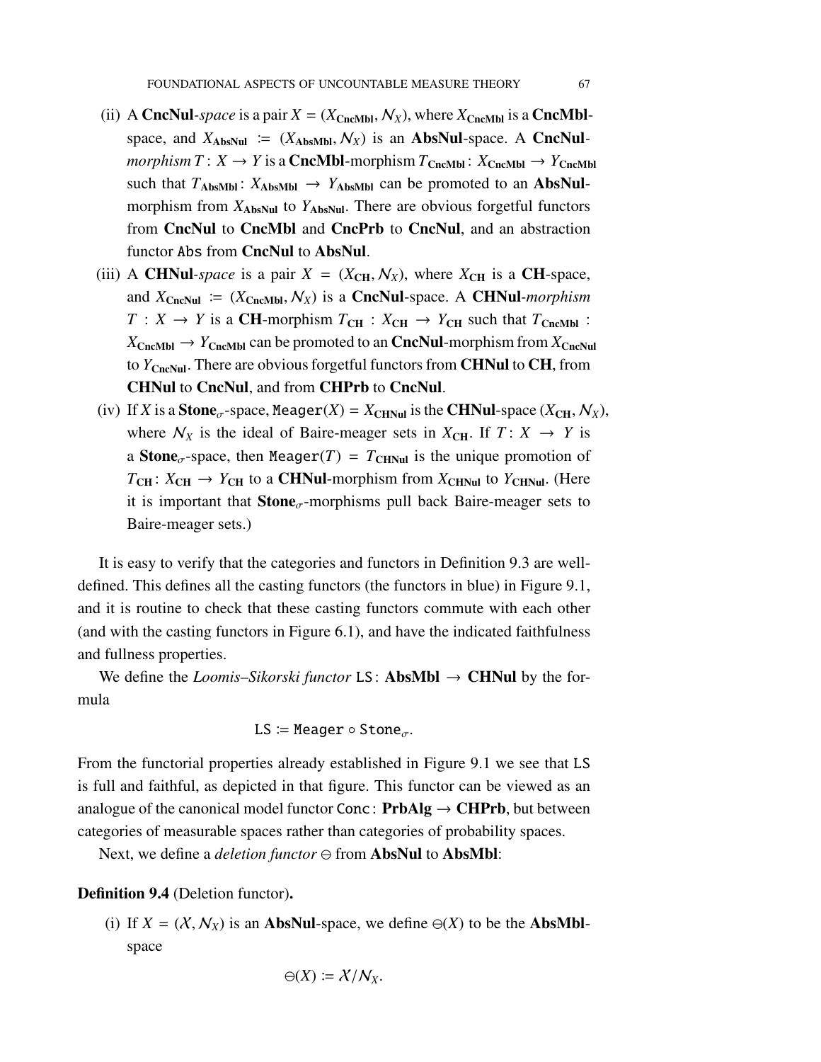(ii) A **CncNul**-*space* is a pair $X = (X_{\mathbf{CncMbl}}, \mathcal{N}_X)$, where $X_{\mathbf{CncMbl}}$ is a **CncMbl**-space, and $X_{\mathbf{AbsNul}} := (X_{\mathbf{AbsMbl}}, \mathcal{N}_X)$ is an **AbsNul**-space. A **CncNul**-*morphism* $T: X \to Y$ is a **CncMbl**-morphism $T_{\mathbf{CncMbl}}: X_{\mathbf{CncMbl}} \to Y_{\mathbf{CncMbl}}$ such that $T_{\mathbf{AbsMbl}}: X_{\mathbf{AbsMbl}} \to Y_{\mathbf{AbsMbl}}$ can be promoted to an **AbsNul**-morphism from $X_{\mathbf{AbsNul}}$ to $Y_{\mathbf{AbsNul}}$. There are obvious forgetful functors from **CncNul** to **CncMbl** and **CncPrb** to **CncNul**, and an abstraction functor `Abs` from **CncNul** to **AbsNul**.

(iii) A **CHNul**-*space* is a pair $X = (X_{\mathbf{CH}}, \mathcal{N}_X)$, where $X_{\mathbf{CH}}$ is a **CH**-space, and $X_{\mathbf{CncNul}} := (X_{\mathbf{CncMbl}}, \mathcal{N}_X)$ is a **CncNul**-space. A **CHNul**-*morphism* $T : X \to Y$ is a **CH**-morphism $T_{\mathbf{CH}} : X_{\mathbf{CH}} \to Y_{\mathbf{CH}}$ such that $T_{\mathbf{CncMbl}} : X_{\mathbf{CncMbl}} \to Y_{\mathbf{CncMbl}}$ can be promoted to an **CncNul**-morphism from $X_{\mathbf{CncNul}}$ to $Y_{\mathbf{CncNul}}$. There are obvious forgetful functors from **CHNul** to **CH**, from **CHNul** to **CncNul**, and from **CHPrb** to **CncNul**.

(iv) If $X$ is a $\mathbf{Stone}_\sigma$-space, $\mathtt{Meager}(X) = X_{\mathbf{CHNul}}$ is the **CHNul**-space $(X_{\mathbf{CH}}, \mathcal{N}_X)$, where $\mathcal{N}_X$ is the ideal of Baire-meager sets in $X_{\mathbf{CH}}$. If $T: X \to Y$ is a $\mathbf{Stone}_\sigma$-space, then $\mathtt{Meager}(T) = T_{\mathbf{CHNul}}$ is the unique promotion of $T_{\mathbf{CH}}: X_{\mathbf{CH}} \to Y_{\mathbf{CH}}$ to a **CHNul**-morphism from $X_{\mathbf{CHNul}}$ to $Y_{\mathbf{CHNul}}$. (Here it is important that $\mathbf{Stone}_\sigma$-morphisms pull back Baire-meager sets to Baire-meager sets.)

It is easy to verify that the categories and functors in Definition 9.3 are well-defined. This defines all the casting functors (the functors in blue) in Figure 9.1, and it is routine to check that these casting functors commute with each other (and with the casting functors in Figure 6.1), and have the indicated faithfulness and fullness properties.

We define the *Loomis–Sikorski functor* $\mathtt{LS}: \mathbf{AbsMbl} \to \mathbf{CHNul}$ by the formula

$$\mathtt{LS} := \mathtt{Meager} \circ \mathtt{Stone}_\sigma.$$

From the functorial properties already established in Figure 9.1 we see that `LS` is full and faithful, as depicted in that figure. This functor can be viewed as an analogue of the canonical model functor $\mathtt{Conc}: \mathbf{PrbAlg} \to \mathbf{CHPrb}$, but between categories of measurable spaces rather than categories of probability spaces.

Next, we define a *deletion functor* $\ominus$ from **AbsNul** to **AbsMbl**:

**Definition 9.4** (Deletion functor)**.**

(i) If $X = (\mathcal{X}, \mathcal{N}_X)$ is an **AbsNul**-space, we define $\ominus(X)$ to be the **AbsMbl**-space

$$\ominus(X) := \mathcal{X}/\mathcal{N}_X.$$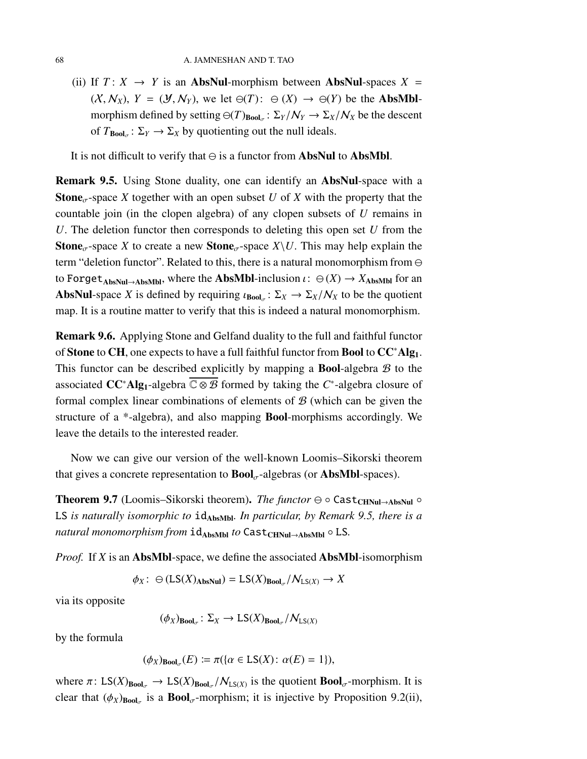(ii) If $T\colon X \to Y$ is an **AbsNul**-morphism between **AbsNul**-spaces $X = (\mathcal{X}, \mathcal{N}_X)$, $Y = (\mathcal{Y}, \mathcal{N}_Y)$, we let $\ominus(T)\colon \ominus(X) \to \ominus(Y)$ be the **AbsMbl**-morphism defined by setting $\ominus(T)_{\mathbf{Bool}_\sigma}\colon \Sigma_Y/\mathcal{N}_Y \to \Sigma_X/\mathcal{N}_X$ be the descent of $T_{\mathbf{Bool}_\sigma}\colon \Sigma_Y \to \Sigma_X$ by quotienting out the null ideals.

It is not difficult to verify that $\ominus$ is a functor from **AbsNul** to **AbsMbl**.

**Remark 9.5.** Using Stone duality, one can identify an **AbsNul**-space with a $\mathbf{Stone}_\sigma$-space $X$ together with an open subset $U$ of $X$ with the property that the countable join (in the clopen algebra) of any clopen subsets of $U$ remains in $U$. The deletion functor then corresponds to deleting this open set $U$ from the $\mathbf{Stone}_\sigma$-space $X$ to create a new $\mathbf{Stone}_\sigma$-space $X \backslash U$. This may help explain the term "deletion functor". Related to this, there is a natural monomorphism from $\ominus$ to $\mathtt{Forget}_{\mathbf{AbsNul} \to \mathbf{AbsMbl}}$, where the **AbsMbl**-inclusion $\iota\colon \ominus(X) \to X_{\mathbf{AbsMbl}}$ for an **AbsNul**-space $X$ is defined by requiring $\iota_{\mathbf{Bool}_\sigma}\colon \Sigma_X \to \Sigma_X/\mathcal{N}_X$ to be the quotient map. It is a routine matter to verify that this is indeed a natural monomorphism.

**Remark 9.6.** Applying Stone and Gelfand duality to the full and faithful functor of **Stone** to **CH**, one expects to have a full faithful functor from **Bool** to $\mathbf{CC^*Alg_1}$. This functor can be described explicitly by mapping a **Bool**-algebra $\mathcal{B}$ to the associated $\mathbf{CC^*Alg_1}$-algebra $\overline{\mathbb{C} \otimes \mathcal{B}}$ formed by taking the $C^*$-algebra closure of formal complex linear combinations of elements of $\mathcal{B}$ (which can be given the structure of a *-algebra), and also mapping **Bool**-morphisms accordingly. We leave the details to the interested reader.

Now we can give our version of the well-known Loomis–Sikorski theorem that gives a concrete representation to $\mathbf{Bool}_\sigma$-algebras (or **AbsMbl**-spaces).

**Theorem 9.7** (Loomis–Sikorski theorem)**.** *The functor $\ominus \circ \mathtt{Cast}_{\mathbf{CHNul} \to \mathbf{AbsNul}} \circ \mathtt{LS}$ is naturally isomorphic to $\mathtt{id}_{\mathbf{AbsMbl}}$. In particular, by Remark 9.5, there is a natural monomorphism from $\mathtt{id}_{\mathbf{AbsMbl}}$ to $\mathtt{Cast}_{\mathbf{CHNul} \to \mathbf{AbsMbl}} \circ \mathtt{LS}$.*

*Proof.* If $X$ is an **AbsMbl**-space, we define the associated **AbsMbl**-isomorphism

$$\phi_X\colon \ominus(\mathtt{LS}(X)_{\mathbf{AbsNul}}) = \mathtt{LS}(X)_{\mathbf{Bool}_\sigma}/\mathcal{N}_{\mathtt{LS}(X)} \to X$$

via its opposite

$$(\phi_X)_{\mathbf{Bool}_\sigma}\colon \Sigma_X \to \mathtt{LS}(X)_{\mathbf{Bool}_\sigma}/\mathcal{N}_{\mathtt{LS}(X)}$$

by the formula

$$(\phi_X)_{\mathbf{Bool}_\sigma}(E) := \pi(\{\alpha \in \mathtt{LS}(X)\colon \alpha(E) = 1\}),$$

where $\pi\colon \mathtt{LS}(X)_{\mathbf{Bool}_\sigma} \to \mathtt{LS}(X)_{\mathbf{Bool}_\sigma}/\mathcal{N}_{\mathtt{LS}(X)}$ is the quotient $\mathbf{Bool}_\sigma$-morphism. It is clear that $(\phi_X)_{\mathbf{Bool}_\sigma}$ is a $\mathbf{Bool}_\sigma$-morphism; it is injective by Proposition 9.2(ii),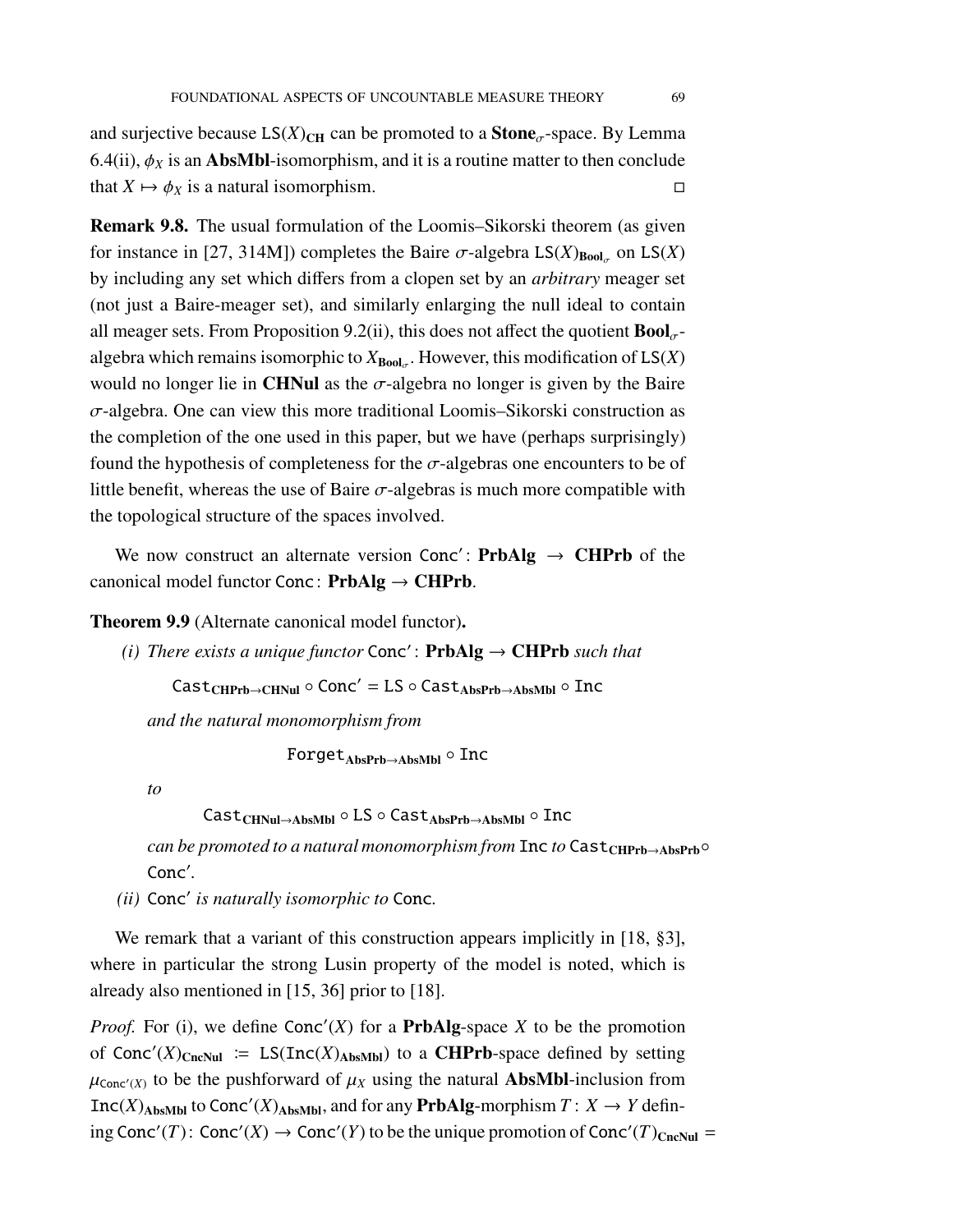and surjective because $\mathsf{LS}(X)_{\mathbf{CH}}$ can be promoted to a $\mathbf{Stone}_\sigma$-space. By Lemma 6.4(ii), $\phi_X$ is an **AbsMbl**-isomorphism, and it is a routine matter to then conclude that $X \mapsto \phi_X$ is a natural isomorphism. □

**Remark 9.8.** The usual formulation of the Loomis–Sikorski theorem (as given for instance in [27, 314M]) completes the Baire $\sigma$-algebra $\mathsf{LS}(X)_{\mathbf{Bool}_\sigma}$ on $\mathsf{LS}(X)$ by including any set which differs from a clopen set by an *arbitrary* meager set (not just a Baire-meager set), and similarly enlarging the null ideal to contain all meager sets. From Proposition 9.2(ii), this does not affect the quotient $\mathbf{Bool}_\sigma$-algebra which remains isomorphic to $X_{\mathbf{Bool}_\sigma}$. However, this modification of $\mathsf{LS}(X)$ would no longer lie in **CHNul** as the $\sigma$-algebra no longer is given by the Baire $\sigma$-algebra. One can view this more traditional Loomis–Sikorski construction as the completion of the one used in this paper, but we have (perhaps surprisingly) found the hypothesis of completeness for the $\sigma$-algebras one encounters to be of little benefit, whereas the use of Baire $\sigma$-algebras is much more compatible with the topological structure of the spaces involved.

We now construct an alternate version $\mathsf{Conc}' \colon \mathbf{PrbAlg} \to \mathbf{CHPrb}$ of the canonical model functor $\mathsf{Conc} \colon \mathbf{PrbAlg} \to \mathbf{CHPrb}$.

**Theorem 9.9** (Alternate canonical model functor)**.**

*(i) There exists a unique functor* $\mathsf{Conc}' \colon \mathbf{PrbAlg} \to \mathbf{CHPrb}$ *such that*

$$\mathsf{Cast}_{\mathbf{CHPrb}\to\mathbf{CHNul}} \circ \mathsf{Conc}' = \mathsf{LS} \circ \mathsf{Cast}_{\mathbf{AbsPrb}\to\mathbf{AbsMbl}} \circ \mathsf{Inc}$$

*and the natural monomorphism from*

$$\mathsf{Forget}_{\mathbf{AbsPrb}\to\mathbf{AbsMbl}} \circ \mathsf{Inc}$$

*to*

$$\mathsf{Cast}_{\mathbf{CHNul}\to\mathbf{AbsMbl}} \circ \mathsf{LS} \circ \mathsf{Cast}_{\mathbf{AbsPrb}\to\mathbf{AbsMbl}} \circ \mathsf{Inc}$$

*can be promoted to a natural monomorphism from* $\mathsf{Inc}$ *to* $\mathsf{Cast}_{\mathbf{CHPrb}\to\mathbf{AbsPrb}} \circ \mathsf{Conc}'$.

*(ii)* $\mathsf{Conc}'$ *is naturally isomorphic to* $\mathsf{Conc}$.

We remark that a variant of this construction appears implicitly in [18, §3], where in particular the strong Lusin property of the model is noted, which is already also mentioned in [15, 36] prior to [18].

*Proof.* For (i), we define $\mathsf{Conc}'(X)$ for a **PrbAlg**-space $X$ to be the promotion of $\mathsf{Conc}'(X)_{\mathbf{CncNul}} \coloneqq \mathsf{LS}(\mathsf{Inc}(X)_{\mathbf{AbsMbl}})$ to a **CHPrb**-space defined by setting $\mu_{\mathsf{Conc}'(X)}$ to be the pushforward of $\mu_X$ using the natural **AbsMbl**-inclusion from $\mathsf{Inc}(X)_{\mathbf{AbsMbl}}$ to $\mathsf{Conc}'(X)_{\mathbf{AbsMbl}}$, and for any **PrbAlg**-morphism $T \colon X \to Y$ defining $\mathsf{Conc}'(T) \colon \mathsf{Conc}'(X) \to \mathsf{Conc}'(Y)$ to be the unique promotion of $\mathsf{Conc}'(T)_{\mathbf{CncNul}} =$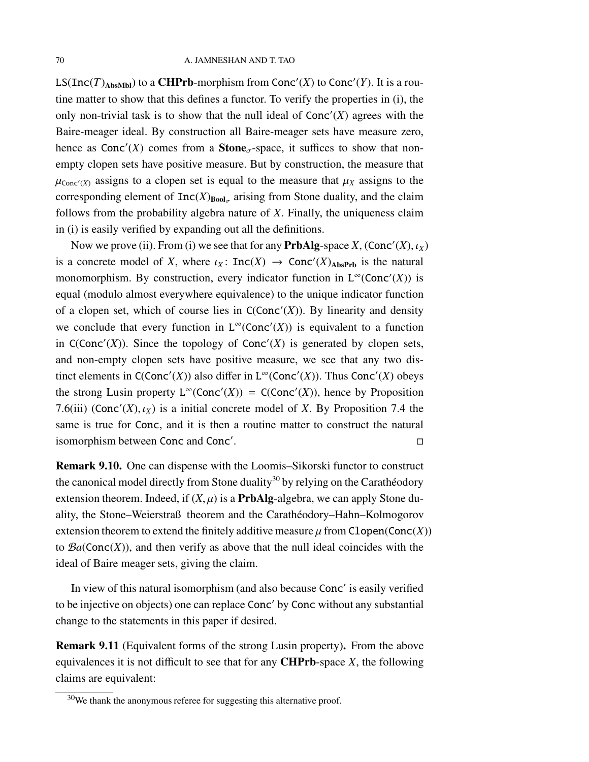$\mathtt{LS}(\mathtt{Inc}(T)_{\mathbf{AbsMbl}})$ to a **CHPrb**-morphism from $\mathtt{Conc}'(X)$ to $\mathtt{Conc}'(Y)$. It is a routine matter to show that this defines a functor. To verify the properties in (i), the only non-trivial task is to show that the null ideal of $\mathtt{Conc}'(X)$ agrees with the Baire-meager ideal. By construction all Baire-meager sets have measure zero, hence as $\mathtt{Conc}'(X)$ comes from a $\mathbf{Stone}_\sigma$-space, it suffices to show that non-empty clopen sets have positive measure. But by construction, the measure that $\mu_{\mathtt{Conc}'(X)}$ assigns to a clopen set is equal to the measure that $\mu_X$ assigns to the corresponding element of $\mathtt{Inc}(X)_{\mathbf{Bool}_\sigma}$ arising from Stone duality, and the claim follows from the probability algebra nature of $X$. Finally, the uniqueness claim in (i) is easily verified by expanding out all the definitions.

Now we prove (ii). From (i) we see that for any **PrbAlg**-space $X$, $(\mathtt{Conc}'(X), \iota_X)$ is a concrete model of $X$, where $\iota_X : \mathtt{Inc}(X) \to \mathtt{Conc}'(X)_{\mathbf{AbsPrb}}$ is the natural monomorphism. By construction, every indicator function in $\mathtt{L}^\infty(\mathtt{Conc}'(X))$ is equal (modulo almost everywhere equivalence) to the unique indicator function of a clopen set, which of course lies in $\mathtt{C}(\mathtt{Conc}'(X))$. By linearity and density we conclude that every function in $\mathtt{L}^\infty(\mathtt{Conc}'(X))$ is equivalent to a function in $\mathtt{C}(\mathtt{Conc}'(X))$. Since the topology of $\mathtt{Conc}'(X)$ is generated by clopen sets, and non-empty clopen sets have positive measure, we see that any two distinct elements in $\mathtt{C}(\mathtt{Conc}'(X))$ also differ in $\mathtt{L}^\infty(\mathtt{Conc}'(X))$. Thus $\mathtt{Conc}'(X)$ obeys the strong Lusin property $\mathtt{L}^\infty(\mathtt{Conc}'(X)) = \mathtt{C}(\mathtt{Conc}'(X))$, hence by Proposition 7.6(iii) $(\mathtt{Conc}'(X), \iota_X)$ is a initial concrete model of $X$. By Proposition 7.4 the same is true for $\mathtt{Conc}$, and it is then a routine matter to construct the natural isomorphism between $\mathtt{Conc}$ and $\mathtt{Conc}'$. ◻

**Remark 9.10.** One can dispense with the Loomis–Sikorski functor to construct the canonical model directly from Stone duality[30] by relying on the Carathéodory extension theorem. Indeed, if $(X, \mu)$ is a **PrbAlg**-algebra, we can apply Stone duality, the Stone–Weierstraß theorem and the Carathéodory–Hahn–Kolmogorov extension theorem to extend the finitely additive measure $\mu$ from $\mathtt{Clopen}(\mathtt{Conc}(X))$ to $\mathcal{Ba}(\mathtt{Conc}(X))$, and then verify as above that the null ideal coincides with the ideal of Baire meager sets, giving the claim.

In view of this natural isomorphism (and also because $\mathtt{Conc}'$ is easily verified to be injective on objects) one can replace $\mathtt{Conc}'$ by $\mathtt{Conc}$ without any substantial change to the statements in this paper if desired.

**Remark 9.11** (Equivalent forms of the strong Lusin property)**.** From the above equivalences it is not difficult to see that for any **CHPrb**-space $X$, the following claims are equivalent:

[30] We thank the anonymous referee for suggesting this alternative proof.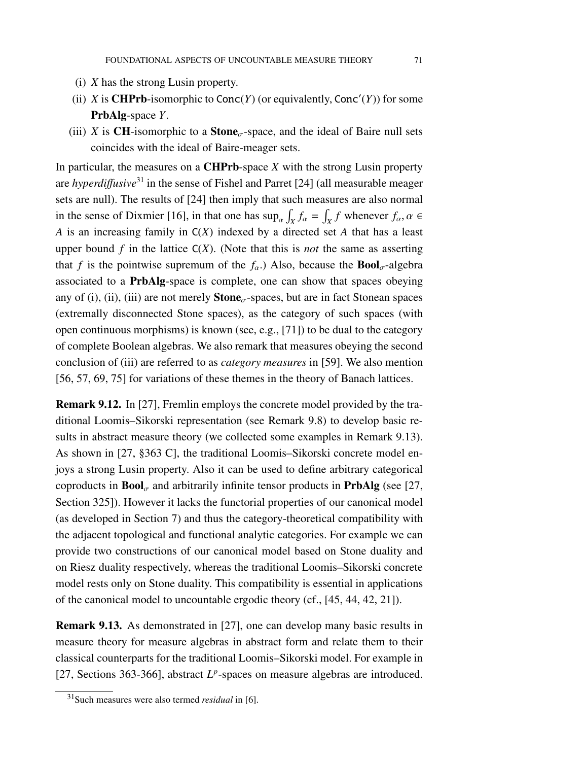(i) $X$ has the strong Lusin property.

(ii) $X$ is **CHPrb**-isomorphic to $\mathsf{Conc}(Y)$ (or equivalently, $\mathsf{Conc}'(Y)$) for some **PrbAlg**-space $Y$.

(iii) $X$ is **CH**-isomorphic to a **Stone**$_\sigma$-space, and the ideal of Baire null sets coincides with the ideal of Baire-meager sets.

In particular, the measures on a **CHPrb**-space $X$ with the strong Lusin property are *hyperdiffusive*[31] in the sense of Fishel and Parret [24] (all measurable meager sets are null). The results of [24] then imply that such measures are also normal in the sense of Dixmier [16], in that one has $\sup_\alpha \int_X f_\alpha = \int_X f$ whenever $f_\alpha, \alpha \in A$ is an increasing family in $\mathsf{C}(X)$ indexed by a directed set $A$ that has a least upper bound $f$ in the lattice $\mathsf{C}(X)$. (Note that this is *not* the same as asserting that $f$ is the pointwise supremum of the $f_\alpha$.) Also, because the **Bool**$_\sigma$-algebra associated to a **PrbAlg**-space is complete, one can show that spaces obeying any of (i), (ii), (iii) are not merely **Stone**$_\sigma$-spaces, but are in fact Stonean spaces (extremally disconnected Stone spaces), as the category of such spaces (with open continuous morphisms) is known (see, e.g., [71]) to be dual to the category of complete Boolean algebras. We also remark that measures obeying the second conclusion of (iii) are referred to as *category measures* in [59]. We also mention [56, 57, 69, 75] for variations of these themes in the theory of Banach lattices.

**Remark 9.12.** In [27], Fremlin employs the concrete model provided by the traditional Loomis–Sikorski representation (see Remark 9.8) to develop basic results in abstract measure theory (we collected some examples in Remark 9.13). As shown in [27, §363 C], the traditional Loomis–Sikorski concrete model enjoys a strong Lusin property. Also it can be used to define arbitrary categorical coproducts in **Bool**$_\sigma$ and arbitrarily infinite tensor products in **PrbAlg** (see [27, Section 325]). However it lacks the functorial properties of our canonical model (as developed in Section 7) and thus the category-theoretical compatibility with the adjacent topological and functional analytic categories. For example we can provide two constructions of our canonical model based on Stone duality and on Riesz duality respectively, whereas the traditional Loomis–Sikorski concrete model rests only on Stone duality. This compatibility is essential in applications of the canonical model to uncountable ergodic theory (cf., [45, 44, 42, 21]).

**Remark 9.13.** As demonstrated in [27], one can develop many basic results in measure theory for measure algebras in abstract form and relate them to their classical counterparts for the traditional Loomis–Sikorski model. For example in [27, Sections 363-366], abstract $L^p$-spaces on measure algebras are introduced.

[31] Such measures were also termed *residual* in [6].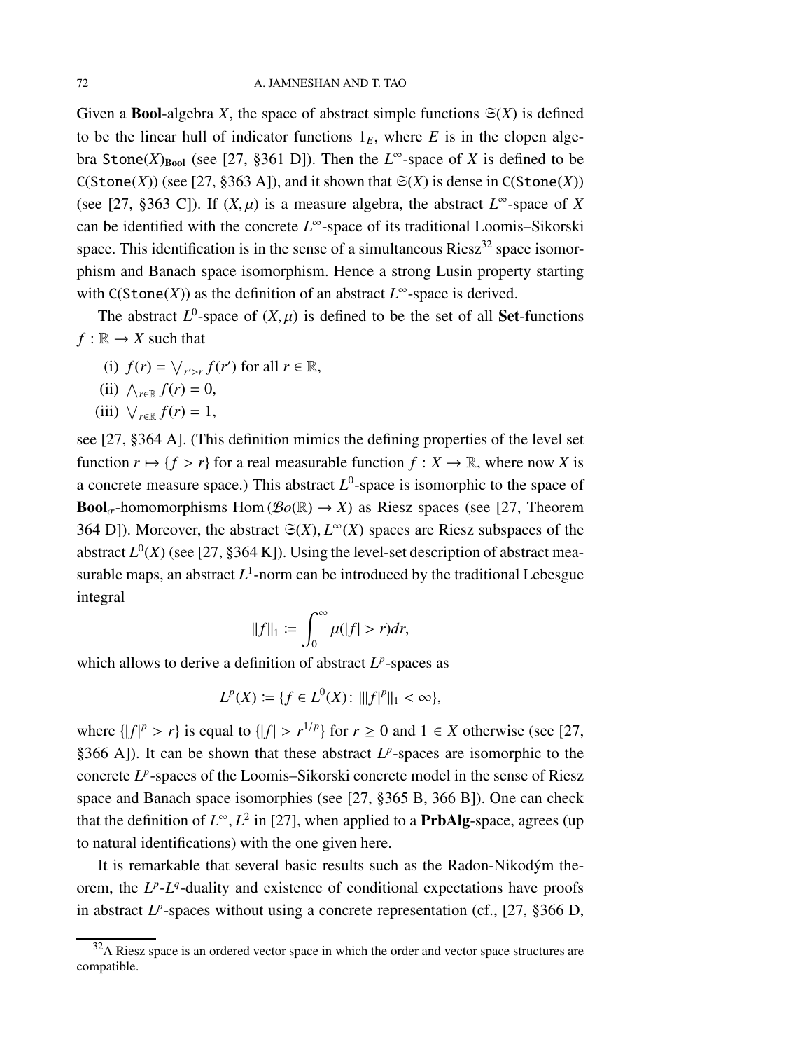Given a **Bool**-algebra $X$, the space of abstract simple functions $\mathfrak{S}(X)$ is defined to be the linear hull of indicator functions $1_E$, where $E$ is in the clopen algebra $\mathtt{Stone}(X)_{\mathbf{Bool}}$ (see [27, §361 D]). Then the $L^\infty$-space of $X$ is defined to be $\mathtt{C}(\mathtt{Stone}(X))$ (see [27, §363 A]), and it shown that $\mathfrak{S}(X)$ is dense in $\mathtt{C}(\mathtt{Stone}(X))$ (see [27, §363 C]). If $(X, \mu)$ is a measure algebra, the abstract $L^\infty$-space of $X$ can be identified with the concrete $L^\infty$-space of its traditional Loomis–Sikorski space. This identification is in the sense of a simultaneous Riesz[32] space isomorphism and Banach space isomorphism. Hence a strong Lusin property starting with $\mathtt{C}(\mathtt{Stone}(X))$ as the definition of an abstract $L^\infty$-space is derived.

The abstract $L^0$-space of $(X, \mu)$ is defined to be the set of all **Set**-functions $f : \mathbb{R} \to X$ such that

(i) $f(r) = \bigvee_{r' > r} f(r')$ for all $r \in \mathbb{R}$,
(ii) $\bigwedge_{r \in \mathbb{R}} f(r) = 0$,
(iii) $\bigvee_{r \in \mathbb{R}} f(r) = 1$,

see [27, §364 A]. (This definition mimics the defining properties of the level set function $r \mapsto \{f > r\}$ for a real measurable function $f : X \to \mathbb{R}$, where now $X$ is a concrete measure space.) This abstract $L^0$-space is isomorphic to the space of $\mathbf{Bool}_\sigma$-homomorphisms $\mathrm{Hom}(\mathcal{B}o(\mathbb{R}) \to X)$ as Riesz spaces (see [27, Theorem 364 D]). Moreover, the abstract $\mathfrak{S}(X), L^\infty(X)$ spaces are Riesz subspaces of the abstract $L^0(X)$ (see [27, §364 K]). Using the level-set description of abstract measurable maps, an abstract $L^1$-norm can be introduced by the traditional Lebesgue integral

$$\|f\|_1 := \int_0^\infty \mu(|f| > r) dr,$$

which allows to derive a definition of abstract $L^p$-spaces as

$$L^p(X) := \{f \in L^0(X) \colon \||f|^p\|_1 < \infty\},$$

where $\{|f|^p > r\}$ is equal to $\{|f| > r^{1/p}\}$ for $r \geq 0$ and $1 \in X$ otherwise (see [27, §366 A]). It can be shown that these abstract $L^p$-spaces are isomorphic to the concrete $L^p$-spaces of the Loomis–Sikorski concrete model in the sense of Riesz space and Banach space isomorphies (see [27, §365 B, 366 B]). One can check that the definition of $L^\infty, L^2$ in [27], when applied to a **PrbAlg**-space, agrees (up to natural identifications) with the one given here.

It is remarkable that several basic results such as the Radon-Nikodým theorem, the $L^p$-$L^q$-duality and existence of conditional expectations have proofs in abstract $L^p$-spaces without using a concrete representation (cf., [27, §366 D,

[32] A Riesz space is an ordered vector space in which the order and vector space structures are compatible.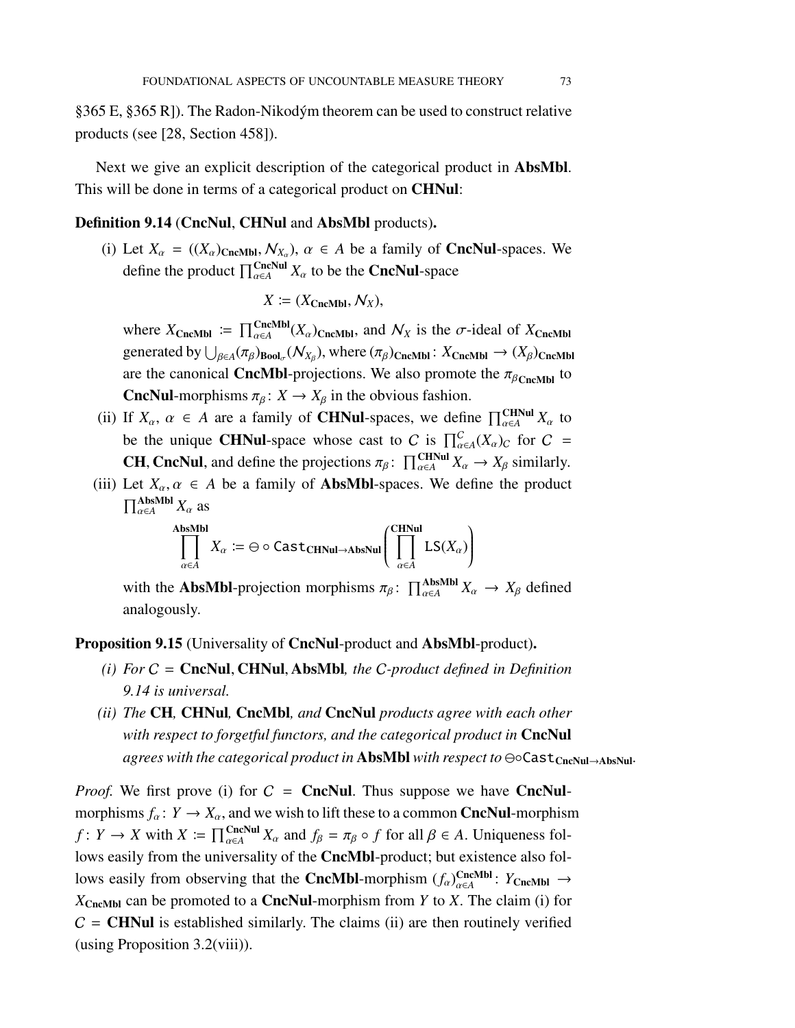§365 E, §365 R]). The Radon-Nikodým theorem can be used to construct relative products (see [28, Section 458]).

Next we give an explicit description of the categorical product in **AbsMbl**. This will be done in terms of a categorical product on **CHNul**:

**Definition 9.14** (**CncNul**, **CHNul** and **AbsMbl** products)**.**

(i) Let $X_\alpha = ((X_\alpha)_{\mathbf{CncMbl}}, \mathcal{N}_{X_\alpha})$, $\alpha \in A$ be a family of **CncNul**-spaces. We define the product $\prod_{\alpha\in A}^{\mathbf{CncNul}} X_\alpha$ to be the **CncNul**-space

$$X \coloneqq (X_{\mathbf{CncMbl}}, \mathcal{N}_X),$$

where $X_{\mathbf{CncMbl}} \coloneqq \prod_{\alpha\in A}^{\mathbf{CncMbl}} (X_\alpha)_{\mathbf{CncMbl}}$, and $\mathcal{N}_X$ is the $\sigma$-ideal of $X_{\mathbf{CncMbl}}$ generated by $\bigcup_{\beta\in A} (\pi_\beta)_{\mathbf{Bool}_\sigma}(\mathcal{N}_{X_\beta})$, where $(\pi_\beta)_{\mathbf{CncMbl}} \colon X_{\mathbf{CncMbl}} \to (X_\beta)_{\mathbf{CncMbl}}$ are the canonical **CncMbl**-projections. We also promote the $\pi_{\beta_{\mathbf{CncMbl}}}$ to **CncNul**-morphisms $\pi_\beta \colon X \to X_\beta$ in the obvious fashion.

(ii) If $X_\alpha$, $\alpha \in A$ are a family of **CHNul**-spaces, we define $\prod_{\alpha\in A}^{\mathbf{CHNul}} X_\alpha$ to be the unique **CHNul**-space whose cast to $\mathcal{C}$ is $\prod_{\alpha\in A}^{\mathcal{C}} (X_\alpha)_{\mathcal{C}}$ for $\mathcal{C} = \mathbf{CH}, \mathbf{CncNul}$, and define the projections $\pi_\beta \colon \prod_{\alpha\in A}^{\mathbf{CHNul}} X_\alpha \to X_\beta$ similarly.

(iii) Let $X_\alpha, \alpha \in A$ be a family of **AbsMbl**-spaces. We define the product $\prod_{\alpha\in A}^{\mathbf{AbsMbl}} X_\alpha$ as

$$\prod_{\alpha\in A}^{\mathbf{AbsMbl}} X_\alpha \coloneqq \ominus \circ \mathtt{Cast}_{\mathbf{CHNul}\to\mathbf{AbsNul}} \left( \prod_{\alpha\in A}^{\mathbf{CHNul}} \mathtt{LS}(X_\alpha) \right)$$

with the **AbsMbl**-projection morphisms $\pi_\beta \colon \prod_{\alpha\in A}^{\mathbf{AbsMbl}} X_\alpha \to X_\beta$ defined analogously.

**Proposition 9.15** (Universality of **CncNul**-product and **AbsMbl**-product)**.**

*(i) For $\mathcal{C} =$ **CncNul**, **CHNul**, **AbsMbl**, the $\mathcal{C}$-product defined in Definition 9.14 is universal.*

*(ii) The **CH**, **CHNul**, **CncMbl**, and **CncNul** products agree with each other with respect to forgetful functors, and the categorical product in **CncNul** agrees with the categorical product in **AbsMbl** with respect to $\ominus\circ\mathtt{Cast}_{\mathbf{CncNul}\to\mathbf{AbsNul}}$.*

*Proof.* We first prove (i) for $\mathcal{C} =$ **CncNul**. Thus suppose we have **CncNul**-morphisms $f_\alpha \colon Y \to X_\alpha$, and we wish to lift these to a common **CncNul**-morphism $f \colon Y \to X$ with $X \coloneqq \prod_{\alpha\in A}^{\mathbf{CncNul}} X_\alpha$ and $f_\beta = \pi_\beta \circ f$ for all $\beta \in A$. Uniqueness follows easily from the universality of the **CncMbl**-product; but existence also follows easily from observing that the **CncMbl**-morphism $(f_\alpha)_{\alpha\in A}^{\mathbf{CncMbl}} \colon Y_{\mathbf{CncMbl}} \to X_{\mathbf{CncMbl}}$ can be promoted to a **CncNul**-morphism from $Y$ to $X$. The claim (i) for $\mathcal{C} =$ **CHNul** is established similarly. The claims (ii) are then routinely verified (using Proposition 3.2(viii)).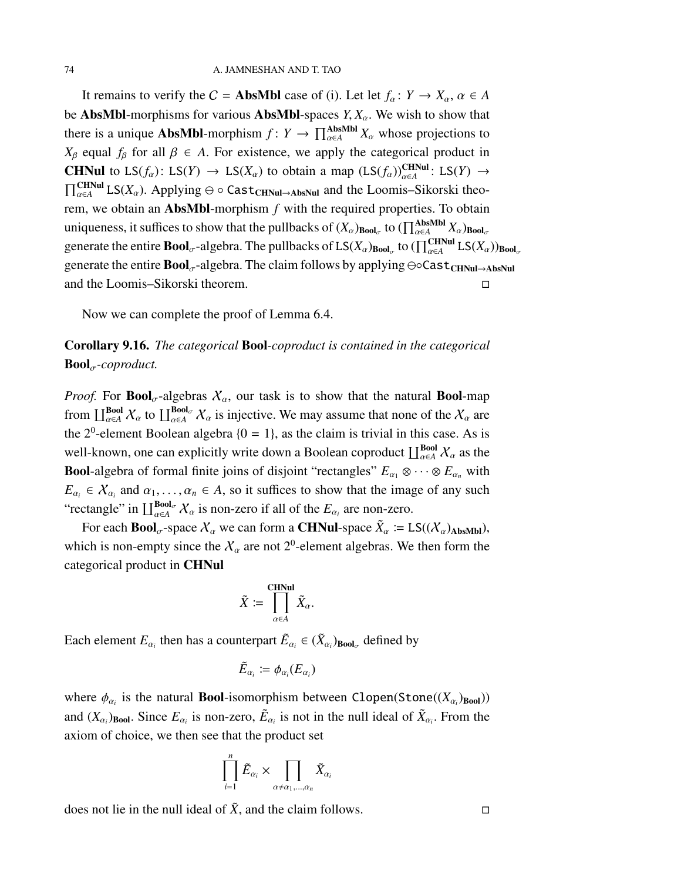It remains to verify the $C = \mathbf{AbsMbl}$ case of (i). Let let $f_\alpha \colon Y \to X_\alpha$, $\alpha \in A$ be **AbsMbl**-morphisms for various **AbsMbl**-spaces $Y, X_\alpha$. We wish to show that there is a unique **AbsMbl**-morphism $f \colon Y \to \prod_{\alpha \in A}^{\mathbf{AbsMbl}} X_\alpha$ whose projections to $X_\beta$ equal $f_\beta$ for all $\beta \in A$. For existence, we apply the categorical product in **CHNul** to $\mathtt{LS}(f_\alpha) \colon \mathtt{LS}(Y) \to \mathtt{LS}(X_\alpha)$ to obtain a map $(\mathtt{LS}(f_\alpha))_{\alpha \in A}^{\mathbf{CHNul}} \colon \mathtt{LS}(Y) \to \prod_{\alpha \in A}^{\mathbf{CHNul}} \mathtt{LS}(X_\alpha)$. Applying $\ominus \circ \mathtt{Cast}_{\mathbf{CHNul} \to \mathbf{AbsNul}}$ and the Loomis–Sikorski theorem, we obtain an **AbsMbl**-morphism $f$ with the required properties. To obtain uniqueness, it suffices to show that the pullbacks of $(X_\alpha)_{\mathbf{Bool}_\sigma}$ to $(\prod_{\alpha \in A}^{\mathbf{AbsMbl}} X_\alpha)_{\mathbf{Bool}_\sigma}$ generate the entire $\mathbf{Bool}_\sigma$-algebra. The pullbacks of $\mathtt{LS}(X_\alpha)_{\mathbf{Bool}_\sigma}$ to $(\prod_{\alpha \in A}^{\mathbf{CHNul}} \mathtt{LS}(X_\alpha))_{\mathbf{Bool}_\sigma}$ generate the entire $\mathbf{Bool}_\sigma$-algebra. The claim follows by applying $\ominus \circ \mathtt{Cast}_{\mathbf{CHNul} \to \mathbf{AbsNul}}$ and the Loomis–Sikorski theorem. □

Now we can complete the proof of Lemma 6.4.

**Corollary 9.16.** *The categorical* **Bool**-*coproduct is contained in the categorical* $\mathbf{Bool}_\sigma$-*coproduct.*

*Proof.* For $\mathbf{Bool}_\sigma$-algebras $\mathcal{X}_\alpha$, our task is to show that the natural **Bool**-map from $\coprod_{\alpha \in A}^{\mathbf{Bool}} \mathcal{X}_\alpha$ to $\coprod_{\alpha \in A}^{\mathbf{Bool}_\sigma} \mathcal{X}_\alpha$ is injective. We may assume that none of the $\mathcal{X}_\alpha$ are the $2^0$-element Boolean algebra $\{0 = 1\}$, as the claim is trivial in this case. As is well-known, one can explicitly write down a Boolean coproduct $\coprod_{\alpha \in A}^{\mathbf{Bool}} \mathcal{X}_\alpha$ as the **Bool**-algebra of formal finite joins of disjoint "rectangles" $E_{\alpha_1} \otimes \cdots \otimes E_{\alpha_n}$ with $E_{\alpha_i} \in \mathcal{X}_{\alpha_i}$ and $\alpha_1, \ldots, \alpha_n \in A$, so it suffices to show that the image of any such "rectangle" in $\coprod_{\alpha \in A}^{\mathbf{Bool}_\sigma} \mathcal{X}_\alpha$ is non-zero if all of the $E_{\alpha_i}$ are non-zero.

For each $\mathbf{Bool}_\sigma$-space $\mathcal{X}_\alpha$ we can form a **CHNul**-space $\tilde{X}_\alpha := \mathtt{LS}((\mathcal{X}_\alpha)_{\mathbf{AbsMbl}})$, which is non-empty since the $\mathcal{X}_\alpha$ are not $2^0$-element algebras. We then form the categorical product in **CHNul**

$$\tilde{X} := \prod_{\alpha \in A}^{\mathbf{CHNul}} \tilde{X}_\alpha.$$

Each element $E_{\alpha_i}$ then has a counterpart $\tilde{E}_{\alpha_i} \in (\tilde{X}_{\alpha_i})_{\mathbf{Bool}_\sigma}$ defined by

$$\tilde{E}_{\alpha_i} := \phi_{\alpha_i}(E_{\alpha_i})$$

where $\phi_{\alpha_i}$ is the natural **Bool**-isomorphism between $\mathtt{Clopen}(\mathtt{Stone}((X_{\alpha_i})_{\mathbf{Bool}}))$ and $(X_{\alpha_i})_{\mathbf{Bool}}$. Since $E_{\alpha_i}$ is non-zero, $\tilde{E}_{\alpha_i}$ is not in the null ideal of $\tilde{X}_{\alpha_i}$. From the axiom of choice, we then see that the product set

$$\prod_{i=1}^{n} \tilde{E}_{\alpha_i} \times \prod_{\alpha \neq \alpha_1, \ldots, \alpha_n} \tilde{X}_{\alpha_i}$$

does not lie in the null ideal of $\tilde{X}$, and the claim follows. □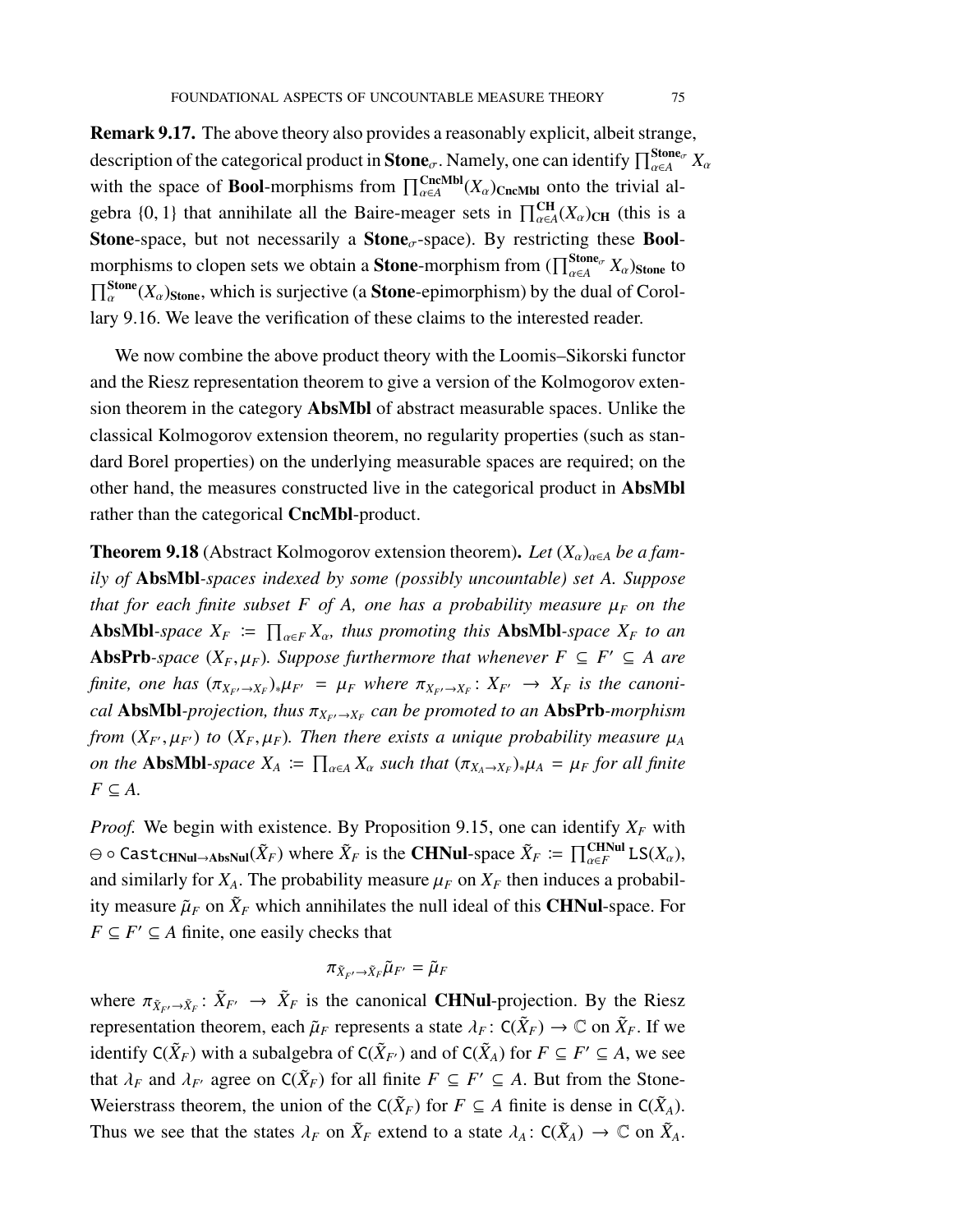**Remark 9.17.** The above theory also provides a reasonably explicit, albeit strange, description of the categorical product in $\mathbf{Stone}_\sigma$. Namely, one can identify $\prod_{\alpha\in A}^{\mathbf{Stone}_\sigma} X_\alpha$ with the space of **Bool**-morphisms from $\prod_{\alpha\in A}^{\mathbf{CncMbl}}(X_\alpha)_{\mathbf{CncMbl}}$ onto the trivial algebra $\{0,1\}$ that annihilate all the Baire-meager sets in $\prod_{\alpha\in A}^{\mathbf{CH}}(X_\alpha)_{\mathbf{CH}}$ (this is a **Stone**-space, but not necessarily a $\mathbf{Stone}_\sigma$-space). By restricting these **Bool**-morphisms to clopen sets we obtain a **Stone**-morphism from $(\prod_{\alpha\in A}^{\mathbf{Stone}_\sigma} X_\alpha)_{\mathbf{Stone}}$ to $\prod_{\alpha}^{\mathbf{Stone}}(X_\alpha)_{\mathbf{Stone}}$, which is surjective (a **Stone**-epimorphism) by the dual of Corollary 9.16. We leave the verification of these claims to the interested reader.

We now combine the above product theory with the Loomis–Sikorski functor and the Riesz representation theorem to give a version of the Kolmogorov extension theorem in the category **AbsMbl** of abstract measurable spaces. Unlike the classical Kolmogorov extension theorem, no regularity properties (such as standard Borel properties) on the underlying measurable spaces are required; on the other hand, the measures constructed live in the categorical product in **AbsMbl** rather than the categorical **CncMbl**-product.

**Theorem 9.18** (Abstract Kolmogorov extension theorem)**.** *Let $(X_\alpha)_{\alpha\in A}$ be a family of* **AbsMbl***-spaces indexed by some (possibly uncountable) set $A$. Suppose that for each finite subset $F$ of $A$, one has a probability measure $\mu_F$ on the* **AbsMbl***-space $X_F := \prod_{\alpha\in F} X_\alpha$, thus promoting this* **AbsMbl***-space $X_F$ to an* **AbsPrb***-space $(X_F, \mu_F)$. Suppose furthermore that whenever $F \subseteq F' \subseteq A$ are finite, one has $(\pi_{X_{F'}\to X_F})_*\mu_{F'} = \mu_F$ where $\pi_{X_{F'}\to X_F}\colon X_{F'} \to X_F$ is the canonical* **AbsMbl***-projection, thus $\pi_{X_{F'}\to X_F}$ can be promoted to an* **AbsPrb***-morphism from $(X_{F'}, \mu_{F'})$ to $(X_F, \mu_F)$. Then there exists a unique probability measure $\mu_A$ on the* **AbsMbl***-space $X_A := \prod_{\alpha\in A} X_\alpha$ such that $(\pi_{X_A\to X_F})_*\mu_A = \mu_F$ for all finite $F \subseteq A$.*

*Proof.* We begin with existence. By Proposition 9.15, one can identify $X_F$ with $\ominus \circ \mathtt{Cast}_{\mathbf{CHNul}\to\mathbf{AbsNul}}(\tilde{X}_F)$ where $\tilde{X}_F$ is the **CHNul**-space $\tilde{X}_F := \prod_{\alpha\in F}^{\mathbf{CHNul}} \mathtt{LS}(X_\alpha)$, and similarly for $X_A$. The probability measure $\mu_F$ on $X_F$ then induces a probability measure $\tilde{\mu}_F$ on $\tilde{X}_F$ which annihilates the null ideal of this **CHNul**-space. For $F \subseteq F' \subseteq A$ finite, one easily checks that

$$\pi_{\tilde{X}_{F'}\to\tilde{X}_F}\tilde{\mu}_{F'} = \tilde{\mu}_F$$

where $\pi_{\tilde{X}_{F'}\to\tilde{X}_F}\colon \tilde{X}_{F'} \to \tilde{X}_F$ is the canonical **CHNul**-projection. By the Riesz representation theorem, each $\tilde{\mu}_F$ represents a state $\lambda_F\colon \mathsf{C}(\tilde{X}_F) \to \mathbb{C}$ on $\tilde{X}_F$. If we identify $\mathsf{C}(\tilde{X}_F)$ with a subalgebra of $\mathsf{C}(\tilde{X}_{F'})$ and of $\mathsf{C}(\tilde{X}_A)$ for $F \subseteq F' \subseteq A$, we see that $\lambda_F$ and $\lambda_{F'}$ agree on $\mathsf{C}(\tilde{X}_F)$ for all finite $F \subseteq F' \subseteq A$. But from the Stone-Weierstrass theorem, the union of the $\mathsf{C}(\tilde{X}_F)$ for $F \subseteq A$ finite is dense in $\mathsf{C}(\tilde{X}_A)$. Thus we see that the states $\lambda_F$ on $\tilde{X}_F$ extend to a state $\lambda_A\colon \mathsf{C}(\tilde{X}_A) \to \mathbb{C}$ on $\tilde{X}_A$.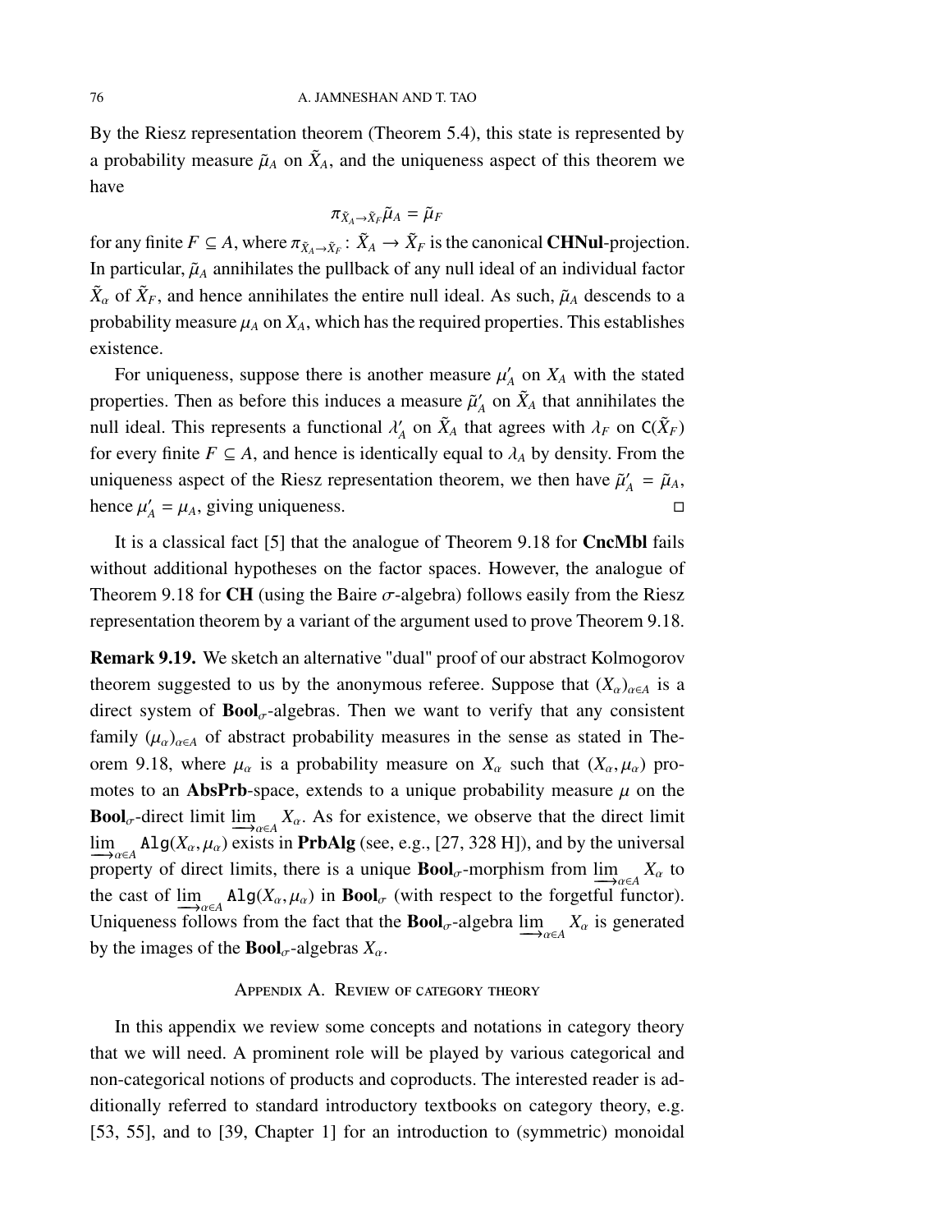By the Riesz representation theorem (Theorem 5.4), this state is represented by a probability measure $\tilde{\mu}_A$ on $\tilde{X}_A$, and the uniqueness aspect of this theorem we have

$$\pi_{\tilde{X}_A \to \tilde{X}_F} \tilde{\mu}_A = \tilde{\mu}_F$$

for any finite $F \subseteq A$, where $\pi_{\tilde{X}_A \to \tilde{X}_F} \colon \tilde{X}_A \to \tilde{X}_F$ is the canonical **CHNul**-projection. In particular, $\tilde{\mu}_A$ annihilates the pullback of any null ideal of an individual factor $\tilde{X}_\alpha$ of $\tilde{X}_F$, and hence annihilates the entire null ideal. As such, $\tilde{\mu}_A$ descends to a probability measure $\mu_A$ on $X_A$, which has the required properties. This establishes existence.

For uniqueness, suppose there is another measure $\mu'_A$ on $X_A$ with the stated properties. Then as before this induces a measure $\tilde{\mu}'_A$ on $\tilde{X}_A$ that annihilates the null ideal. This represents a functional $\lambda'_A$ on $\tilde{X}_A$ that agrees with $\lambda_F$ on $\mathsf{C}(\tilde{X}_F)$ for every finite $F \subseteq A$, and hence is identically equal to $\lambda_A$ by density. From the uniqueness aspect of the Riesz representation theorem, we then have $\tilde{\mu}'_A = \tilde{\mu}_A$, hence $\mu'_A = \mu_A$, giving uniqueness. □

It is a classical fact [5] that the analogue of Theorem 9.18 for **CncMbl** fails without additional hypotheses on the factor spaces. However, the analogue of Theorem 9.18 for **CH** (using the Baire $\sigma$-algebra) follows easily from the Riesz representation theorem by a variant of the argument used to prove Theorem 9.18.

**Remark 9.19.** We sketch an alternative "dual" proof of our abstract Kolmogorov theorem suggested to us by the anonymous referee. Suppose that $(X_\alpha)_{\alpha\in A}$ is a direct system of $\mathbf{Bool}_\sigma$-algebras. Then we want to verify that any consistent family $(\mu_\alpha)_{\alpha\in A}$ of abstract probability measures in the sense as stated in Theorem 9.18, where $\mu_\alpha$ is a probability measure on $X_\alpha$ such that $(X_\alpha, \mu_\alpha)$ promotes to an **AbsPrb**-space, extends to a unique probability measure $\mu$ on the $\mathbf{Bool}_\sigma$-direct limit $\varinjlim_{\alpha\in A} X_\alpha$. As for existence, we observe that the direct limit $\varinjlim_{\alpha\in A} \mathtt{Alg}(X_\alpha, \mu_\alpha)$ exists in **PrbAlg** (see, e.g., [27, 328 H]), and by the universal property of direct limits, there is a unique $\mathbf{Bool}_\sigma$-morphism from $\varinjlim_{\alpha\in A} X_\alpha$ to the cast of $\varinjlim_{\alpha\in A} \mathtt{Alg}(X_\alpha, \mu_\alpha)$ in $\mathbf{Bool}_\sigma$ (with respect to the forgetful functor). Uniqueness follows from the fact that the $\mathbf{Bool}_\sigma$-algebra $\varinjlim_{\alpha\in A} X_\alpha$ is generated by the images of the $\mathbf{Bool}_\sigma$-algebras $X_\alpha$.

## Appendix A. Review of category theory

In this appendix we review some concepts and notations in category theory that we will need. A prominent role will be played by various categorical and non-categorical notions of products and coproducts. The interested reader is additionally referred to standard introductory textbooks on category theory, e.g. [53, 55], and to [39, Chapter 1] for an introduction to (symmetric) monoidal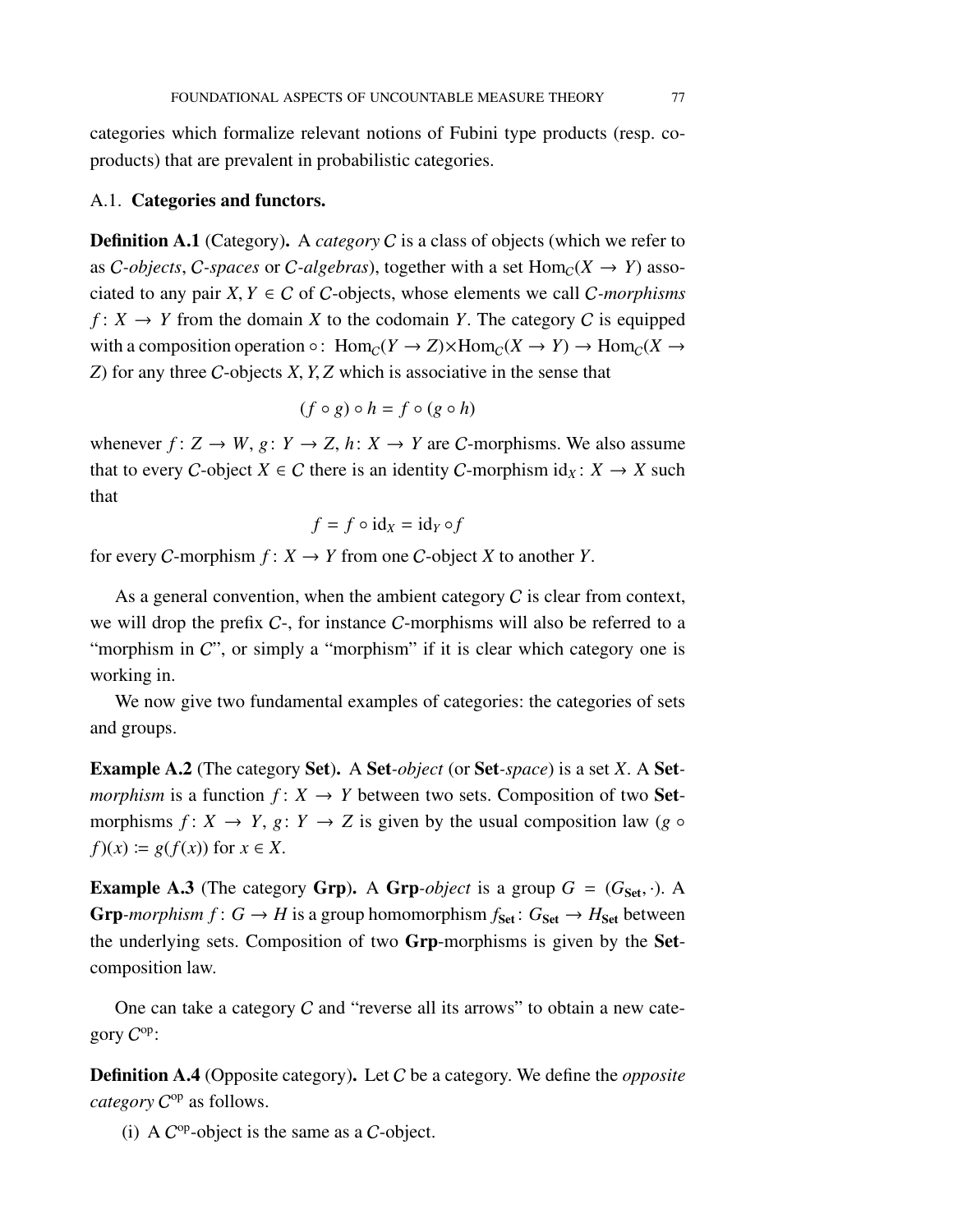categories which formalize relevant notions of Fubini type products (resp. coproducts) that are prevalent in probabilistic categories.

### A.1. **Categories and functors.**

**Definition A.1** (Category)**.** A *category* $\mathcal{C}$ is a class of objects (which we refer to as $\mathcal{C}$*-objects*, $\mathcal{C}$*-spaces* or $\mathcal{C}$*-algebras*), together with a set $\mathrm{Hom}_{\mathcal{C}}(X \to Y)$ associated to any pair $X, Y \in \mathcal{C}$ of $\mathcal{C}$-objects, whose elements we call $\mathcal{C}$*-morphisms* $f \colon X \to Y$ from the domain $X$ to the codomain $Y$. The category $\mathcal{C}$ is equipped with a composition operation $\circ\colon \mathrm{Hom}_{\mathcal{C}}(Y \to Z) \times \mathrm{Hom}_{\mathcal{C}}(X \to Y) \to \mathrm{Hom}_{\mathcal{C}}(X \to Z)$ for any three $\mathcal{C}$-objects $X, Y, Z$ which is associative in the sense that

$$(f \circ g) \circ h = f \circ (g \circ h)$$

whenever $f \colon Z \to W$, $g \colon Y \to Z$, $h \colon X \to Y$ are $\mathcal{C}$-morphisms. We also assume that to every $\mathcal{C}$-object $X \in \mathcal{C}$ there is an identity $\mathcal{C}$-morphism $\mathrm{id}_X \colon X \to X$ such that

$$f = f \circ \mathrm{id}_X = \mathrm{id}_Y \circ f$$

for every $\mathcal{C}$-morphism $f \colon X \to Y$ from one $\mathcal{C}$-object $X$ to another $Y$.

As a general convention, when the ambient category $\mathcal{C}$ is clear from context, we will drop the prefix $\mathcal{C}$-, for instance $\mathcal{C}$-morphisms will also be referred to a "morphism in $\mathcal{C}$", or simply a "morphism" if it is clear which category one is working in.

We now give two fundamental examples of categories: the categories of sets and groups.

**Example A.2** (The category **Set**)**.** A **Set**-*object* (or **Set**-*space*) is a set $X$. A **Set**-*morphism* is a function $f \colon X \to Y$ between two sets. Composition of two **Set**-morphisms $f \colon X \to Y$, $g \colon Y \to Z$ is given by the usual composition law $(g \circ f)(x) := g(f(x))$ for $x \in X$.

**Example A.3** (The category **Grp**)**.** A **Grp**-*object* is a group $G = (G_{\mathbf{Set}}, \cdot)$. A **Grp**-*morphism* $f \colon G \to H$ is a group homomorphism $f_{\mathbf{Set}} \colon G_{\mathbf{Set}} \to H_{\mathbf{Set}}$ between the underlying sets. Composition of two **Grp**-morphisms is given by the **Set**-composition law.

One can take a category $\mathcal{C}$ and "reverse all its arrows" to obtain a new category $\mathcal{C}^{\mathrm{op}}$:

**Definition A.4** (Opposite category)**.** Let $\mathcal{C}$ be a category. We define the *opposite category* $\mathcal{C}^{\mathrm{op}}$ as follows.

(i) A $\mathcal{C}^{\mathrm{op}}$-object is the same as a $\mathcal{C}$-object.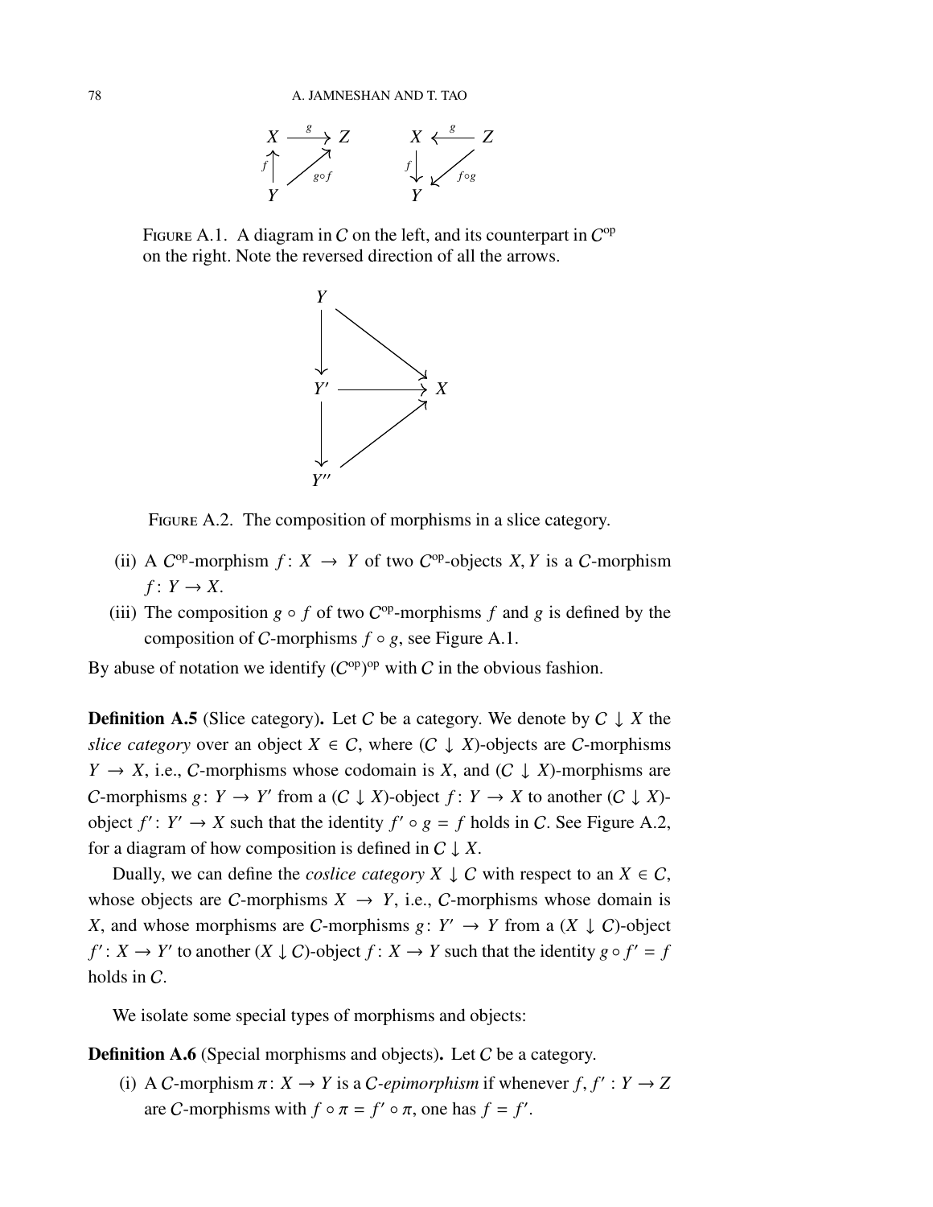FIGURE A.1. A diagram in $C$ on the left, and its counterpart in $C^{\mathrm{op}}$ on the right. Note the reversed direction of all the arrows.

FIGURE A.2. The composition of morphisms in a slice category.

(ii) A $C^{\mathrm{op}}$-morphism $f\colon X \to Y$ of two $C^{\mathrm{op}}$-objects $X, Y$ is a $C$-morphism $f\colon Y \to X$.

(iii) The composition $g \circ f$ of two $C^{\mathrm{op}}$-morphisms $f$ and $g$ is defined by the composition of $C$-morphisms $f \circ g$, see Figure A.1.

By abuse of notation we identify $(C^{\mathrm{op}})^{\mathrm{op}}$ with $C$ in the obvious fashion.

**Definition A.5** (Slice category)**.** Let $C$ be a category. We denote by $C \downarrow X$ the *slice category* over an object $X \in C$, where $(C \downarrow X)$-objects are $C$-morphisms $Y \to X$, i.e., $C$-morphisms whose codomain is $X$, and $(C \downarrow X)$-morphisms are $C$-morphisms $g\colon Y \to Y'$ from a $(C \downarrow X)$-object $f\colon Y \to X$ to another $(C \downarrow X)$-object $f'\colon Y' \to X$ such that the identity $f' \circ g = f$ holds in $C$. See Figure A.2, for a diagram of how composition is defined in $C \downarrow X$.

Dually, we can define the *coslice category* $X \downarrow C$ with respect to an $X \in C$, whose objects are $C$-morphisms $X \to Y$, i.e., $C$-morphisms whose domain is $X$, and whose morphisms are $C$-morphisms $g\colon Y' \to Y$ from a $(X \downarrow C)$-object $f'\colon X \to Y'$ to another $(X \downarrow C)$-object $f\colon X \to Y$ such that the identity $g \circ f' = f$ holds in $C$.

We isolate some special types of morphisms and objects:

**Definition A.6** (Special morphisms and objects)**.** Let $C$ be a category.

(i) A $C$-morphism $\pi\colon X \to Y$ is a $C$-*epimorphism* if whenever $f, f'\colon Y \to Z$ are $C$-morphisms with $f \circ \pi = f' \circ \pi$, one has $f = f'$.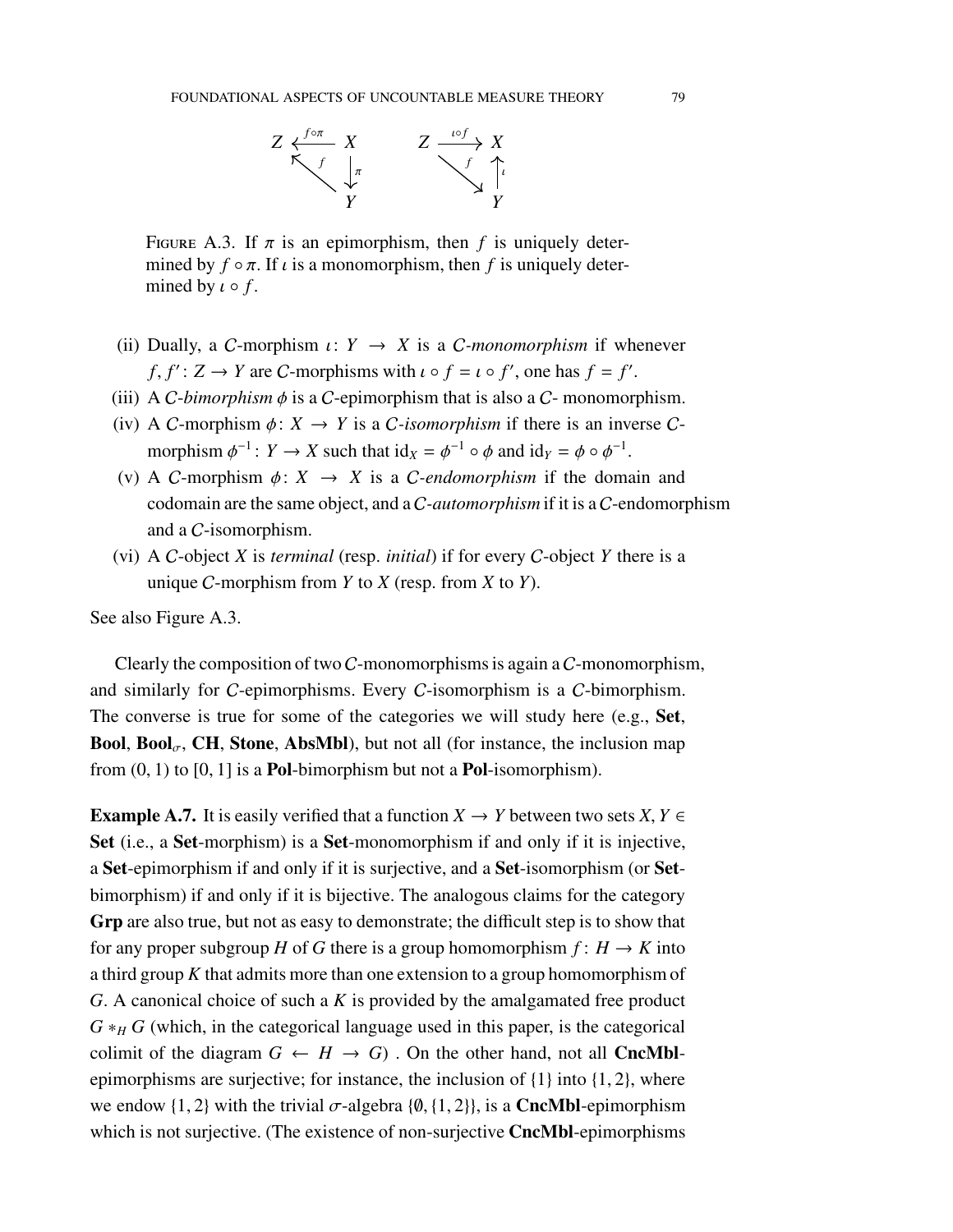$$
\begin{array}{ccc}
Z & \xleftarrow{f\circ\pi} & X \\
& \nwarrow^{f} & \downarrow \pi \\
& & Y
\end{array}
\qquad
\begin{array}{ccc}
Z & \xrightarrow{\iota\circ f} & X \\
& \searrow_{f} & \uparrow \iota \\
& & Y
\end{array}
$$

FIGURE A.3. If $\pi$ is an epimorphism, then $f$ is uniquely determined by $f \circ \pi$. If $\iota$ is a monomorphism, then $f$ is uniquely determined by $\iota \circ f$.

(ii) Dually, a $C$-morphism $\iota\colon Y \to X$ is a *$C$-monomorphism* if whenever $f, f'\colon Z \to Y$ are $C$-morphisms with $\iota \circ f = \iota \circ f'$, one has $f = f'$.

(iii) A *$C$-bimorphism* $\phi$ is a $C$-epimorphism that is also a $C$- monomorphism.

(iv) A $C$-morphism $\phi\colon X \to Y$ is a *$C$-isomorphism* if there is an inverse $C$-morphism $\phi^{-1}\colon Y \to X$ such that $\mathrm{id}_X = \phi^{-1} \circ \phi$ and $\mathrm{id}_Y = \phi \circ \phi^{-1}$.

(v) A $C$-morphism $\phi\colon X \to X$ is a *$C$-endomorphism* if the domain and codomain are the same object, and a *$C$-automorphism* if it is a $C$-endomorphism and a $C$-isomorphism.

(vi) A $C$-object $X$ is *terminal* (resp. *initial*) if for every $C$-object $Y$ there is a unique $C$-morphism from $Y$ to $X$ (resp. from $X$ to $Y$).

See also Figure A.3.

Clearly the composition of two $C$-monomorphisms is again a $C$-monomorphism, and similarly for $C$-epimorphisms. Every $C$-isomorphism is a $C$-bimorphism. The converse is true for some of the categories we will study here (e.g., **Set**, **Bool**, **Bool**$_\sigma$, **CH**, **Stone**, **AbsMbl**), but not all (for instance, the inclusion map from $(0, 1)$ to $[0, 1]$ is a **Pol**-bimorphism but not a **Pol**-isomorphism).

**Example A.7.** It is easily verified that a function $X \to Y$ between two sets $X, Y \in$ **Set** (i.e., a **Set**-morphism) is a **Set**-monomorphism if and only if it is injective, a **Set**-epimorphism if and only if it is surjective, and a **Set**-isomorphism (or **Set**-bimorphism) if and only if it is bijective. The analogous claims for the category **Grp** are also true, but not as easy to demonstrate; the difficult step is to show that for any proper subgroup $H$ of $G$ there is a group homomorphism $f\colon H \to K$ into a third group $K$ that admits more than one extension to a group homomorphism of $G$. A canonical choice of such a $K$ is provided by the amalgamated free product $G *_H G$ (which, in the categorical language used in this paper, is the categorical colimit of the diagram $G \leftarrow H \to G$) . On the other hand, not all **CncMbl**-epimorphisms are surjective; for instance, the inclusion of $\{1\}$ into $\{1, 2\}$, where we endow $\{1, 2\}$ with the trivial $\sigma$-algebra $\{\emptyset, \{1, 2\}\}$, is a **CncMbl**-epimorphism which is not surjective. (The existence of non-surjective **CncMbl**-epimorphisms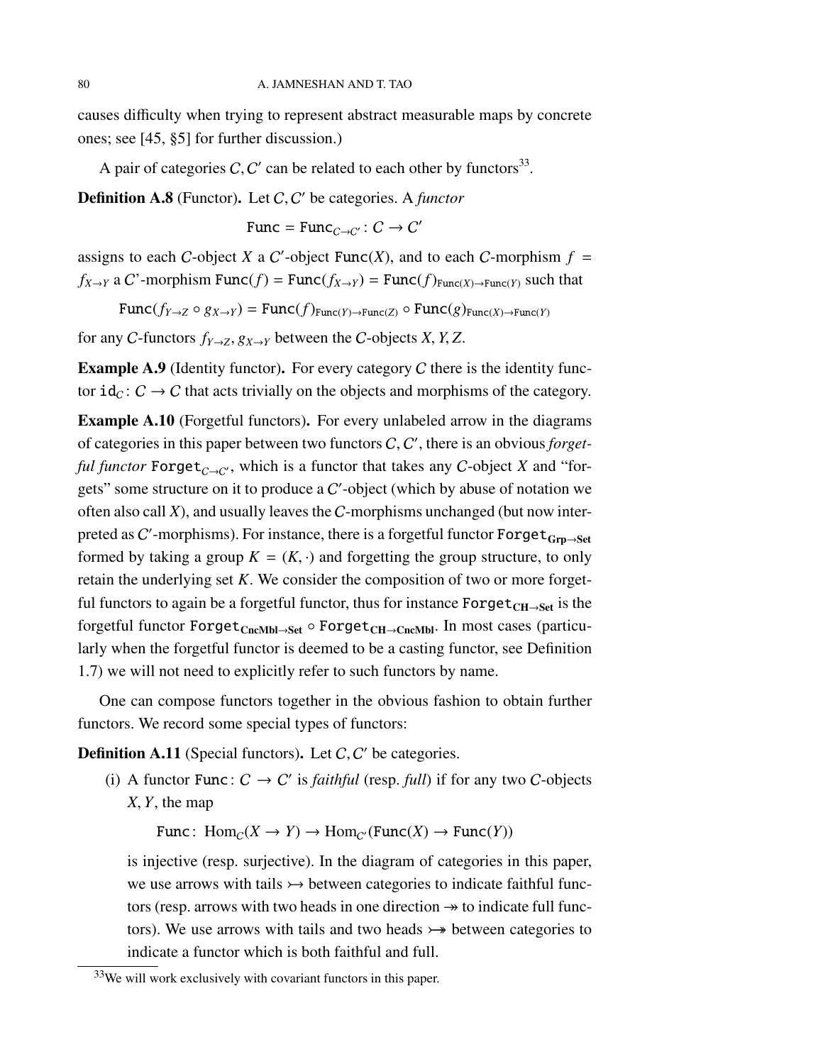causes difficulty when trying to represent abstract measurable maps by concrete ones; see [45, §5] for further discussion.)

A pair of categories $\mathcal{C}, \mathcal{C}'$ can be related to each other by functors[33].

**Definition A.8** (Functor)**.** Let $\mathcal{C}, \mathcal{C}'$ be categories. A *functor*

$$\mathtt{Func} = \mathtt{Func}_{\mathcal{C}\to\mathcal{C}'} \colon \mathcal{C} \to \mathcal{C}'$$

assigns to each $\mathcal{C}$-object $X$ a $\mathcal{C}'$-object $\mathtt{Func}(X)$, and to each $\mathcal{C}$-morphism $f = f_{X\to Y}$ a $\mathcal{C}$'-morphism $\mathtt{Func}(f) = \mathtt{Func}(f_{X\to Y}) = \mathtt{Func}(f)_{\mathtt{Func}(X)\to\mathtt{Func}(Y)}$ such that

$$\mathtt{Func}(f_{Y\to Z} \circ g_{X\to Y}) = \mathtt{Func}(f)_{\mathtt{Func}(Y)\to\mathtt{Func}(Z)} \circ \mathtt{Func}(g)_{\mathtt{Func}(X)\to\mathtt{Func}(Y)}$$

for any $\mathcal{C}$-functors $f_{Y\to Z}, g_{X\to Y}$ between the $\mathcal{C}$-objects $X, Y, Z$.

**Example A.9** (Identity functor)**.** For every category $\mathcal{C}$ there is the identity functor $\mathtt{id}_{\mathcal{C}} \colon \mathcal{C} \to \mathcal{C}$ that acts trivially on the objects and morphisms of the category.

**Example A.10** (Forgetful functors)**.** For every unlabeled arrow in the diagrams of categories in this paper between two functors $\mathcal{C}, \mathcal{C}'$, there is an obvious *forgetful functor* $\mathtt{Forget}_{\mathcal{C}\to\mathcal{C}'}$, which is a functor that takes any $\mathcal{C}$-object $X$ and "forgets" some structure on it to produce a $\mathcal{C}'$-object (which by abuse of notation we often also call $X$), and usually leaves the $\mathcal{C}$-morphisms unchanged (but now interpreted as $\mathcal{C}'$-morphisms). For instance, there is a forgetful functor $\mathtt{Forget}_{\mathbf{Grp}\to\mathbf{Set}}$ formed by taking a group $K = (K, \cdot)$ and forgetting the group structure, to only retain the underlying set $K$. We consider the composition of two or more forgetful functors to again be a forgetful functor, thus for instance $\mathtt{Forget}_{\mathbf{CH}\to\mathbf{Set}}$ is the forgetful functor $\mathtt{Forget}_{\mathbf{CncMbl}\to\mathbf{Set}} \circ \mathtt{Forget}_{\mathbf{CH}\to\mathbf{CncMbl}}$. In most cases (particularly when the forgetful functor is deemed to be a casting functor, see Definition 1.7) we will not need to explicitly refer to such functors by name.

One can compose functors together in the obvious fashion to obtain further functors. We record some special types of functors:

**Definition A.11** (Special functors)**.** Let $\mathcal{C}, \mathcal{C}'$ be categories.

(i) A functor $\mathtt{Func} \colon \mathcal{C} \to \mathcal{C}'$ is *faithful* (resp. *full*) if for any two $\mathcal{C}$-objects $X, Y$, the map

$$\mathtt{Func} \colon \operatorname{Hom}_{\mathcal{C}}(X \to Y) \to \operatorname{Hom}_{\mathcal{C}'}(\mathtt{Func}(X) \to \mathtt{Func}(Y))$$

is injective (resp. surjective). In the diagram of categories in this paper, we use arrows with tails $\rightarrowtail$ between categories to indicate faithful functors (resp. arrows with two heads in one direction $\twoheadrightarrow$ to indicate full functors). We use arrows with tails and two heads $\rightarrowtail\!\!\!\!\!\twoheadrightarrow$ between categories to indicate a functor which is both faithful and full.

[33] We will work exclusively with covariant functors in this paper.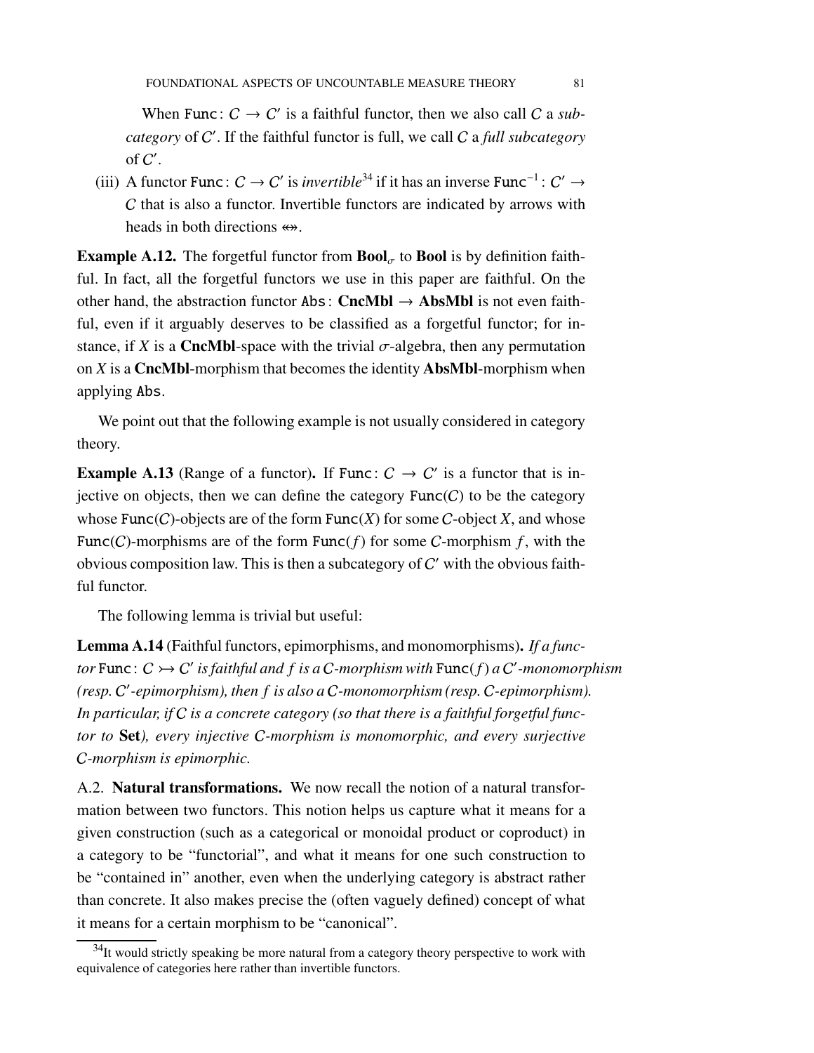When $\mathtt{Func}\colon C \to C'$ is a faithful functor, then we also call $C$ a *subcategory* of $C'$. If the faithful functor is full, we call $C$ a *full subcategory* of $C'$.

(iii) A functor $\mathtt{Func}\colon C \to C'$ is *invertible*[34] if it has an inverse $\mathtt{Func}^{-1}\colon C' \to C$ that is also a functor. Invertible functors are indicated by arrows with heads in both directions $\twoheadleftarrow\!\!\!\twoheadrightarrow$.

**Example A.12.** The forgetful functor from $\mathbf{Bool}_\sigma$ to $\mathbf{Bool}$ is by definition faithful. In fact, all the forgetful functors we use in this paper are faithful. On the other hand, the abstraction functor $\mathtt{Abs}\colon \mathbf{CncMbl} \to \mathbf{AbsMbl}$ is not even faithful, even if it arguably deserves to be classified as a forgetful functor; for instance, if $X$ is a $\mathbf{CncMbl}$-space with the trivial $\sigma$-algebra, then any permutation on $X$ is a $\mathbf{CncMbl}$-morphism that becomes the identity $\mathbf{AbsMbl}$-morphism when applying $\mathtt{Abs}$.

We point out that the following example is not usually considered in category theory.

**Example A.13** (Range of a functor)**.** If $\mathtt{Func}\colon C \to C'$ is a functor that is injective on objects, then we can define the category $\mathtt{Func}(C)$ to be the category whose $\mathtt{Func}(C)$-objects are of the form $\mathtt{Func}(X)$ for some $C$-object $X$, and whose $\mathtt{Func}(C)$-morphisms are of the form $\mathtt{Func}(f)$ for some $C$-morphism $f$, with the obvious composition law. This is then a subcategory of $C'$ with the obvious faithful functor.

The following lemma is trivial but useful:

**Lemma A.14** (Faithful functors, epimorphisms, and monomorphisms)**.** *If a functor $\mathtt{Func}\colon C \rightarrowtail C'$ is faithful and $f$ is a $C$-morphism with $\mathtt{Func}(f)$ a $C'$-monomorphism (resp. $C'$-epimorphism), then $f$ is also a $C$-monomorphism (resp. $C$-epimorphism). In particular, if $C$ is a concrete category (so that there is a faithful forgetful functor to* $\mathbf{Set}$*), every injective $C$-morphism is monomorphic, and every surjective $C$-morphism is epimorphic.*

A.2. **Natural transformations.** We now recall the notion of a natural transformation between two functors. This notion helps us capture what it means for a given construction (such as a categorical or monoidal product or coproduct) in a category to be "functorial", and what it means for one such construction to be "contained in" another, even when the underlying category is abstract rather than concrete. It also makes precise the (often vaguely defined) concept of what it means for a certain morphism to be "canonical".

[34] It would strictly speaking be more natural from a category theory perspective to work with equivalence of categories here rather than invertible functors.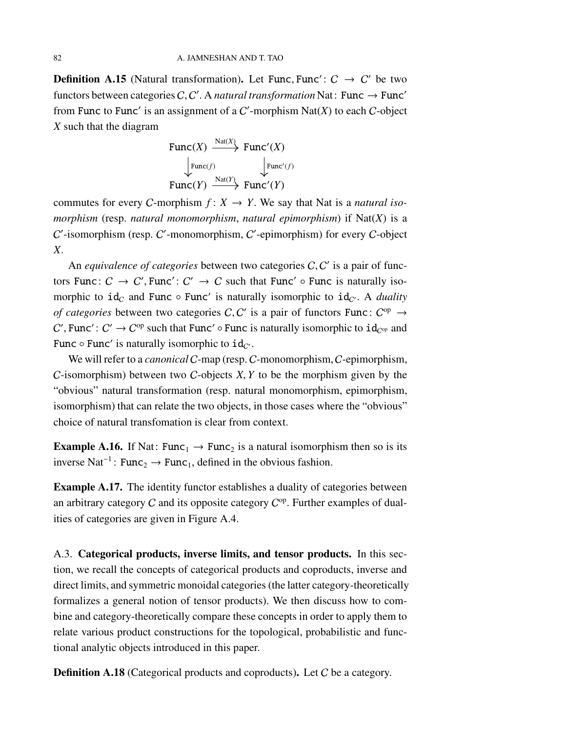**Definition A.15** (Natural transformation)**.** Let $\mathtt{Func}, \mathtt{Func}' \colon \mathcal{C} \to \mathcal{C}'$ be two functors between categories $\mathcal{C}, \mathcal{C}'$. A *natural transformation* $\mathrm{Nat} \colon \mathtt{Func} \to \mathtt{Func}'$ from $\mathtt{Func}$ to $\mathtt{Func}'$ is an assignment of a $\mathcal{C}'$-morphism $\mathrm{Nat}(X)$ to each $\mathcal{C}$-object $X$ such that the diagram

$$\begin{array}{ccc} \mathtt{Func}(X) & \xrightarrow{\mathrm{Nat}(X)} & \mathtt{Func}'(X) \\ \Big\downarrow{\scriptstyle \mathtt{Func}(f)} & & \Big\downarrow{\scriptstyle \mathtt{Func}'(f)} \\ \mathtt{Func}(Y) & \xrightarrow{\mathrm{Nat}(Y)} & \mathtt{Func}'(Y) \end{array}$$

commutes for every $\mathcal{C}$-morphism $f \colon X \to Y$. We say that Nat is a *natural isomorphism* (resp. *natural monomorphism*, *natural epimorphism*) if $\mathrm{Nat}(X)$ is a $\mathcal{C}'$-isomorphism (resp. $\mathcal{C}'$-monomorphism, $\mathcal{C}'$-epimorphism) for every $\mathcal{C}$-object $X$.

An *equivalence of categories* between two categories $\mathcal{C}, \mathcal{C}'$ is a pair of functors $\mathtt{Func} \colon \mathcal{C} \to \mathcal{C}', \mathtt{Func}' \colon \mathcal{C}' \to \mathcal{C}$ such that $\mathtt{Func}' \circ \mathtt{Func}$ is naturally isomorphic to $\mathtt{id}_{\mathcal{C}}$ and $\mathtt{Func} \circ \mathtt{Func}'$ is naturally isomorphic to $\mathtt{id}_{\mathcal{C}'}$. A *duality of categories* between two categories $\mathcal{C}, \mathcal{C}'$ is a pair of functors $\mathtt{Func} \colon \mathcal{C}^{\mathrm{op}} \to \mathcal{C}', \mathtt{Func}' \colon \mathcal{C}' \to \mathcal{C}^{\mathrm{op}}$ such that $\mathtt{Func}' \circ \mathtt{Func}$ is naturally isomorphic to $\mathtt{id}_{\mathcal{C}^{\mathrm{op}}}$ and $\mathtt{Func} \circ \mathtt{Func}'$ is naturally isomorphic to $\mathtt{id}_{\mathcal{C}'}$.

We will refer to a *canonical* $\mathcal{C}$-map (resp. $\mathcal{C}$-monomorphism, $\mathcal{C}$-epimorphism, $\mathcal{C}$-isomorphism) between two $\mathcal{C}$-objects $X, Y$ to be the morphism given by the "obvious" natural transformation (resp. natural monomorphism, epimorphism, isomorphism) that can relate the two objects, in those cases where the "obvious" choice of natural transfomation is clear from context.

**Example A.16.** If $\mathrm{Nat} \colon \mathtt{Func}_1 \to \mathtt{Func}_2$ is a natural isomorphism then so is its inverse $\mathrm{Nat}^{-1} \colon \mathtt{Func}_2 \to \mathtt{Func}_1$, defined in the obvious fashion.

**Example A.17.** The identity functor establishes a duality of categories between an arbitrary category $\mathcal{C}$ and its opposite category $\mathcal{C}^{\mathrm{op}}$. Further examples of dualities of categories are given in Figure A.4.

## A.3. **Categorical products, inverse limits, and tensor products.**

In this section, we recall the concepts of categorical products and coproducts, inverse and direct limits, and symmetric monoidal categories (the latter category-theoretically formalizes a general notion of tensor products). We then discuss how to combine and category-theoretically compare these concepts in order to apply them to relate various product constructions for the topological, probabilistic and functional analytic objects introduced in this paper.

**Definition A.18** (Categorical products and coproducts)**.** Let $\mathcal{C}$ be a category.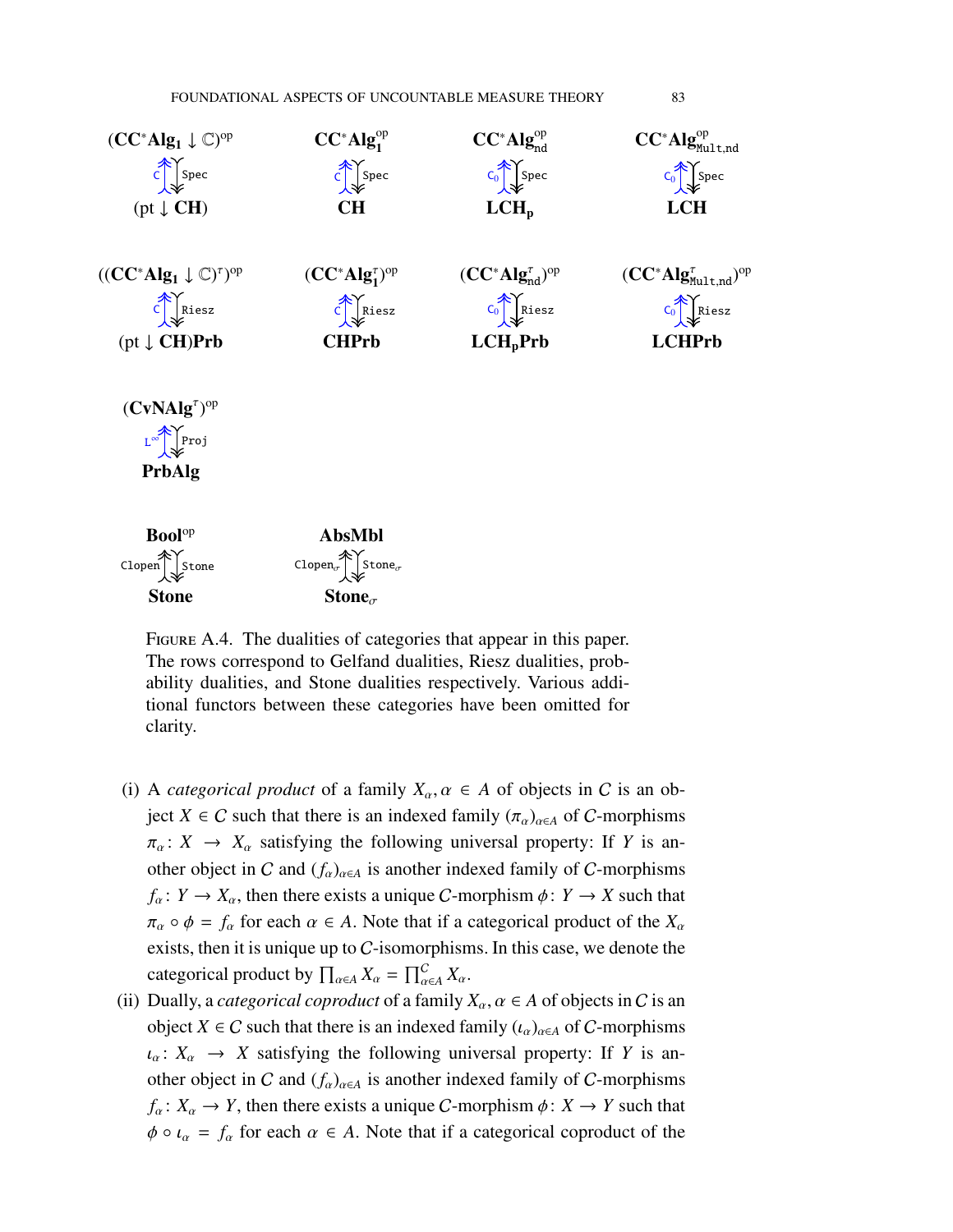$$
\begin{array}{cccc}
(\mathbf{CC^*Alg_1} \downarrow \mathbb{C})^{\mathrm{op}} & \mathbf{CC^*Alg_1^{op}} & \mathbf{CC^*Alg_{nd}^{op}} & \mathbf{CC^*Alg_{\mathtt{Mult,nd}}^{op}} \\
\mathtt{C} \uparrow \downarrow \mathtt{Spec} & \mathtt{C} \uparrow \downarrow \mathtt{Spec} & \mathtt{C_0} \uparrow \downarrow \mathtt{Spec} & \mathtt{C_0} \uparrow \downarrow \mathtt{Spec} \\
(\mathrm{pt} \downarrow \mathbf{CH}) & \mathbf{CH} & \mathbf{LCH_p} & \mathbf{LCH}
\end{array}
$$

$$
\begin{array}{cccc}
((\mathbf{CC^*Alg_1} \downarrow \mathbb{C})^{\tau})^{\mathrm{op}} & (\mathbf{CC^*Alg_1^{\tau}})^{\mathrm{op}} & (\mathbf{CC^*Alg_{nd}^{\tau}})^{\mathrm{op}} & (\mathbf{CC^*Alg_{\mathtt{Mult,nd}}^{\tau}})^{\mathrm{op}} \\
\mathtt{C} \uparrow \downarrow \mathtt{Riesz} & \mathtt{C} \uparrow \downarrow \mathtt{Riesz} & \mathtt{C_0} \uparrow \downarrow \mathtt{Riesz} & \mathtt{C_0} \uparrow \downarrow \mathtt{Riesz} \\
(\mathrm{pt} \downarrow \mathbf{CH})\mathbf{Prb} & \mathbf{CHPrb} & \mathbf{LCH_pPrb} & \mathbf{LCHPrb}
\end{array}
$$

$$
\begin{array}{c}
(\mathbf{CvNAlg^{\tau}})^{\mathrm{op}} \\
\mathtt{L^{\infty}} \uparrow \downarrow \mathtt{Proj} \\
\mathbf{PrbAlg}
\end{array}
$$

$$
\begin{array}{cc}
\mathbf{Bool^{op}} & \mathbf{AbsMbl} \\
\mathtt{Clopen} \uparrow \downarrow \mathtt{Stone} & \mathtt{Clopen_{\sigma}} \uparrow \downarrow \mathtt{Stone_{\sigma}} \\
\mathbf{Stone} & \mathbf{Stone_{\sigma}}
\end{array}
$$

FIGURE A.4. The dualities of categories that appear in this paper. The rows correspond to Gelfand dualities, Riesz dualities, probability dualities, and Stone dualities respectively. Various additional functors between these categories have been omitted for clarity.

(i) A *categorical product* of a family $X_\alpha, \alpha \in A$ of objects in $C$ is an object $X \in C$ such that there is an indexed family $(\pi_\alpha)_{\alpha \in A}$ of $C$-morphisms $\pi_\alpha \colon X \to X_\alpha$ satisfying the following universal property: If $Y$ is another object in $C$ and $(f_\alpha)_{\alpha \in A}$ is another indexed family of $C$-morphisms $f_\alpha \colon Y \to X_\alpha$, then there exists a unique $C$-morphism $\phi \colon Y \to X$ such that $\pi_\alpha \circ \phi = f_\alpha$ for each $\alpha \in A$. Note that if a categorical product of the $X_\alpha$ exists, then it is unique up to $C$-isomorphisms. In this case, we denote the categorical product by $\prod_{\alpha \in A} X_\alpha = \prod_{\alpha \in A}^{C} X_\alpha$.

(ii) Dually, a *categorical coproduct* of a family $X_\alpha, \alpha \in A$ of objects in $C$ is an object $X \in C$ such that there is an indexed family $(\iota_\alpha)_{\alpha \in A}$ of $C$-morphisms $\iota_\alpha \colon X_\alpha \to X$ satisfying the following universal property: If $Y$ is another object in $C$ and $(f_\alpha)_{\alpha \in A}$ is another indexed family of $C$-morphisms $f_\alpha \colon X_\alpha \to Y$, then there exists a unique $C$-morphism $\phi \colon X \to Y$ such that $\phi \circ \iota_\alpha = f_\alpha$ for each $\alpha \in A$. Note that if a categorical coproduct of the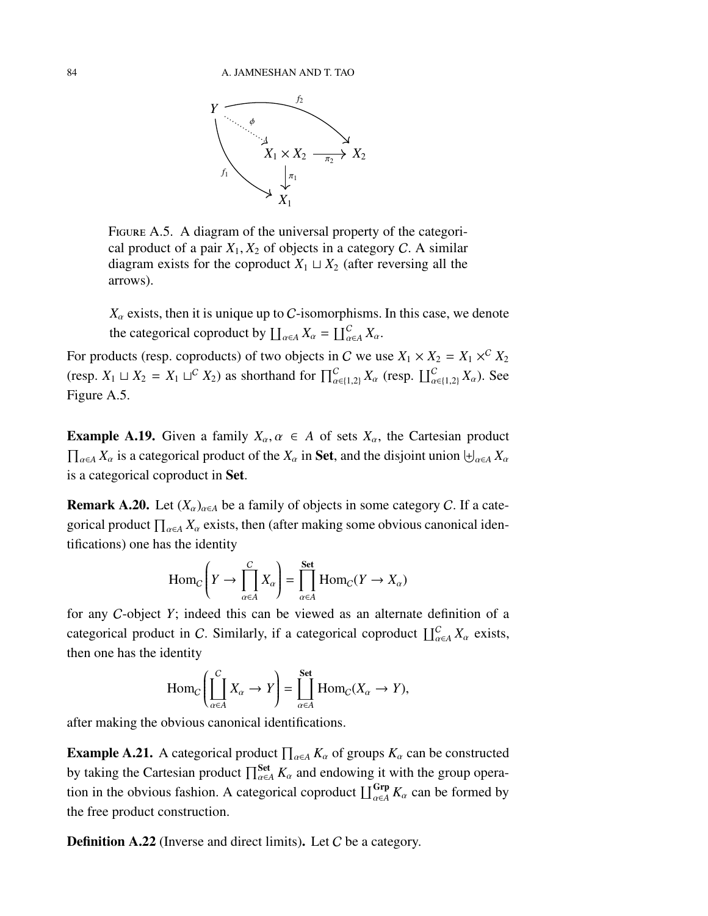FIGURE A.5. A diagram of the universal property of the categorical product of a pair $X_1, X_2$ of objects in a category $C$. A similar diagram exists for the coproduct $X_1 \sqcup X_2$ (after reversing all the arrows).

$X_\alpha$ exists, then it is unique up to $C$-isomorphisms. In this case, we denote the categorical coproduct by $\coprod_{\alpha \in A} X_\alpha = \coprod_{\alpha \in A}^{C} X_\alpha$.

For products (resp. coproducts) of two objects in $C$ we use $X_1 \times X_2 = X_1 \times^C X_2$ (resp. $X_1 \sqcup X_2 = X_1 \sqcup^C X_2$) as shorthand for $\prod_{\alpha \in \{1,2\}}^{C} X_\alpha$ (resp. $\coprod_{\alpha \in \{1,2\}}^{C} X_\alpha$). See Figure A.5.

**Example A.19.** Given a family $X_\alpha, \alpha \in A$ of sets $X_\alpha$, the Cartesian product $\prod_{\alpha \in A} X_\alpha$ is a categorical product of the $X_\alpha$ in **Set**, and the disjoint union $\biguplus_{\alpha \in A} X_\alpha$ is a categorical coproduct in **Set**.

**Remark A.20.** Let $(X_\alpha)_{\alpha \in A}$ be a family of objects in some category $C$. If a categorical product $\prod_{\alpha \in A} X_\alpha$ exists, then (after making some obvious canonical identifications) one has the identity

$$\mathrm{Hom}_C\left(Y \to \prod_{\alpha \in A}^{C} X_\alpha\right) = \prod_{\alpha \in A}^{\mathbf{Set}} \mathrm{Hom}_C(Y \to X_\alpha)$$

for any $C$-object $Y$; indeed this can be viewed as an alternate definition of a categorical product in $C$. Similarly, if a categorical coproduct $\coprod_{\alpha \in A}^{C} X_\alpha$ exists, then one has the identity

$$\mathrm{Hom}_C\left(\coprod_{\alpha \in A}^{C} X_\alpha \to Y\right) = \prod_{\alpha \in A}^{\mathbf{Set}} \mathrm{Hom}_C(X_\alpha \to Y),$$

after making the obvious canonical identifications.

**Example A.21.** A categorical product $\prod_{\alpha \in A} K_\alpha$ of groups $K_\alpha$ can be constructed by taking the Cartesian product $\prod_{\alpha \in A}^{\mathbf{Set}} K_\alpha$ and endowing it with the group operation in the obvious fashion. A categorical coproduct $\coprod_{\alpha \in A}^{\mathbf{Grp}} K_\alpha$ can be formed by the free product construction.

**Definition A.22** (Inverse and direct limits)**.** Let $C$ be a category.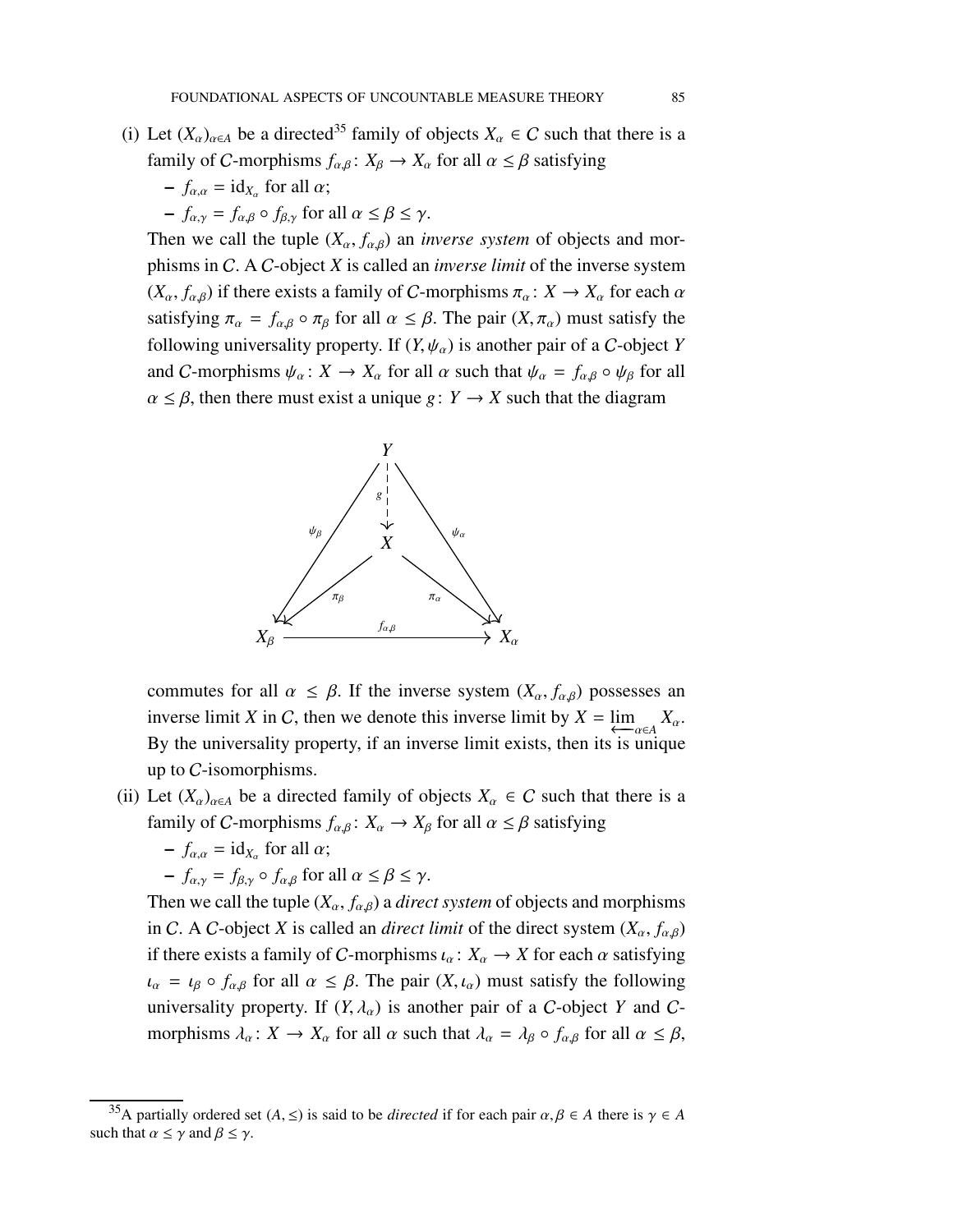(i) Let $(X_\alpha)_{\alpha\in A}$ be a directed[35] family of objects $X_\alpha \in \mathcal{C}$ such that there is a family of $\mathcal{C}$-morphisms $f_{\alpha,\beta} \colon X_\beta \to X_\alpha$ for all $\alpha \leq \beta$ satisfying

- $f_{\alpha,\alpha} = \mathrm{id}_{X_\alpha}$ for all $\alpha$;
- $f_{\alpha,\gamma} = f_{\alpha,\beta} \circ f_{\beta,\gamma}$ for all $\alpha \leq \beta \leq \gamma$.

Then we call the tuple $(X_\alpha, f_{\alpha,\beta})$ an *inverse system* of objects and morphisms in $\mathcal{C}$. A $\mathcal{C}$-object $X$ is called an *inverse limit* of the inverse system $(X_\alpha, f_{\alpha,\beta})$ if there exists a family of $\mathcal{C}$-morphisms $\pi_\alpha \colon X \to X_\alpha$ for each $\alpha$ satisfying $\pi_\alpha = f_{\alpha,\beta} \circ \pi_\beta$ for all $\alpha \leq \beta$. The pair $(X, \pi_\alpha)$ must satisfy the following universality property. If $(Y, \psi_\alpha)$ is another pair of a $\mathcal{C}$-object $Y$ and $\mathcal{C}$-morphisms $\psi_\alpha \colon X \to X_\alpha$ for all $\alpha$ such that $\psi_\alpha = f_{\alpha,\beta} \circ \psi_\beta$ for all $\alpha \leq \beta$, then there must exist a unique $g \colon Y \to X$ such that the diagram

$$
\begin{array}{ccccc}
 & & Y & & \\
 & \swarrow^{\psi_\beta} & \downarrow g & \searrow^{\psi_\alpha} & \\
 & & X & & \\
 & \swarrow_{\pi_\beta} & & \searrow_{\pi_\alpha} & \\
X_\beta & & \xrightarrow{\quad f_{\alpha,\beta} \quad} & & X_\alpha
\end{array}
$$

commutes for all $\alpha \leq \beta$. If the inverse system $(X_\alpha, f_{\alpha,\beta})$ possesses an inverse limit $X$ in $\mathcal{C}$, then we denote this inverse limit by $X = \varprojlim_{\alpha\in A} X_\alpha$. By the universality property, if an inverse limit exists, then its is unique up to $\mathcal{C}$-isomorphisms.

(ii) Let $(X_\alpha)_{\alpha\in A}$ be a directed family of objects $X_\alpha \in \mathcal{C}$ such that there is a family of $\mathcal{C}$-morphisms $f_{\alpha,\beta} \colon X_\alpha \to X_\beta$ for all $\alpha \leq \beta$ satisfying

- $f_{\alpha,\alpha} = \mathrm{id}_{X_\alpha}$ for all $\alpha$;
- $f_{\alpha,\gamma} = f_{\beta,\gamma} \circ f_{\alpha,\beta}$ for all $\alpha \leq \beta \leq \gamma$.

Then we call the tuple $(X_\alpha, f_{\alpha,\beta})$ a *direct system* of objects and morphisms in $\mathcal{C}$. A $\mathcal{C}$-object $X$ is called an *direct limit* of the direct system $(X_\alpha, f_{\alpha,\beta})$ if there exists a family of $\mathcal{C}$-morphisms $\iota_\alpha \colon X_\alpha \to X$ for each $\alpha$ satisfying $\iota_\alpha = \iota_\beta \circ f_{\alpha,\beta}$ for all $\alpha \leq \beta$. The pair $(X, \iota_\alpha)$ must satisfy the following universality property. If $(Y, \lambda_\alpha)$ is another pair of a $\mathcal{C}$-object $Y$ and $\mathcal{C}$-morphisms $\lambda_\alpha \colon X \to X_\alpha$ for all $\alpha$ such that $\lambda_\alpha = \lambda_\beta \circ f_{\alpha,\beta}$ for all $\alpha \leq \beta$,

[35] A partially ordered set $(A, \leq)$ is said to be *directed* if for each pair $\alpha, \beta \in A$ there is $\gamma \in A$ such that $\alpha \leq \gamma$ and $\beta \leq \gamma$.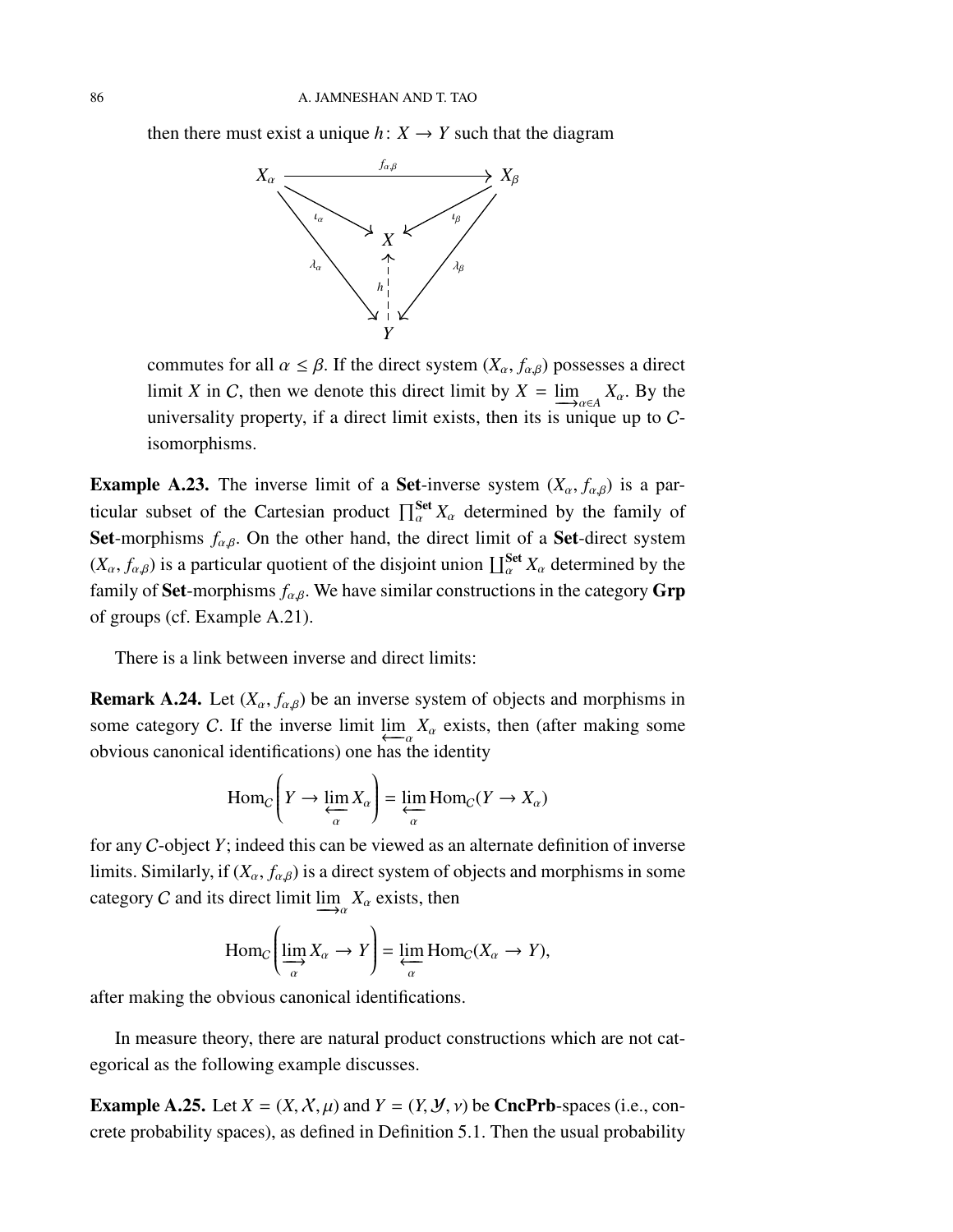then there must exist a unique $h \colon X \to Y$ such that the diagram

$$
\begin{array}{ccccc}
X_\alpha & & \xrightarrow{f_{\alpha,\beta}} & & X_\beta \\
& \searrow^{\iota_\alpha} & & \swarrow^{\iota_\beta} & \\
& & X & & \\
& {}_{\lambda_\alpha}\searrow & \vdots h & \swarrow_{\lambda_\beta} & \\
& & Y & &
\end{array}
$$

commutes for all $\alpha \leq \beta$. If the direct system $(X_\alpha, f_{\alpha,\beta})$ possesses a direct limit $X$ in $\mathcal{C}$, then we denote this direct limit by $X = \varinjlim_{\alpha \in A} X_\alpha$. By the universality property, if a direct limit exists, then its is unique up to $\mathcal{C}$-isomorphisms.

**Example A.23.** The inverse limit of a **Set**-inverse system $(X_\alpha, f_{\alpha,\beta})$ is a particular subset of the Cartesian product $\prod_\alpha^{\mathbf{Set}} X_\alpha$ determined by the family of **Set**-morphisms $f_{\alpha,\beta}$. On the other hand, the direct limit of a **Set**-direct system $(X_\alpha, f_{\alpha,\beta})$ is a particular quotient of the disjoint union $\coprod_\alpha^{\mathbf{Set}} X_\alpha$ determined by the family of **Set**-morphisms $f_{\alpha,\beta}$. We have similar constructions in the category **Grp** of groups (cf. Example A.21).

There is a link between inverse and direct limits:

**Remark A.24.** Let $(X_\alpha, f_{\alpha,\beta})$ be an inverse system of objects and morphisms in some category $\mathcal{C}$. If the inverse limit $\varprojlim_\alpha X_\alpha$ exists, then (after making some obvious canonical identifications) one has the identity

$$\mathrm{Hom}_{\mathcal{C}}\left(Y \to \varprojlim_\alpha X_\alpha\right) = \varprojlim_\alpha \mathrm{Hom}_{\mathcal{C}}(Y \to X_\alpha)$$

for any $\mathcal{C}$-object $Y$; indeed this can be viewed as an alternate definition of inverse limits. Similarly, if $(X_\alpha, f_{\alpha,\beta})$ is a direct system of objects and morphisms in some category $\mathcal{C}$ and its direct limit $\varinjlim_\alpha X_\alpha$ exists, then

$$\mathrm{Hom}_{\mathcal{C}}\left(\varinjlim_\alpha X_\alpha \to Y\right) = \varprojlim_\alpha \mathrm{Hom}_{\mathcal{C}}(X_\alpha \to Y),$$

after making the obvious canonical identifications.

In measure theory, there are natural product constructions which are not categorical as the following example discusses.

**Example A.25.** Let $X = (X, \mathcal{X}, \mu)$ and $Y = (Y, \mathcal{Y}, \nu)$ be **CncPrb**-spaces (i.e., concrete probability spaces), as defined in Definition 5.1. Then the usual probability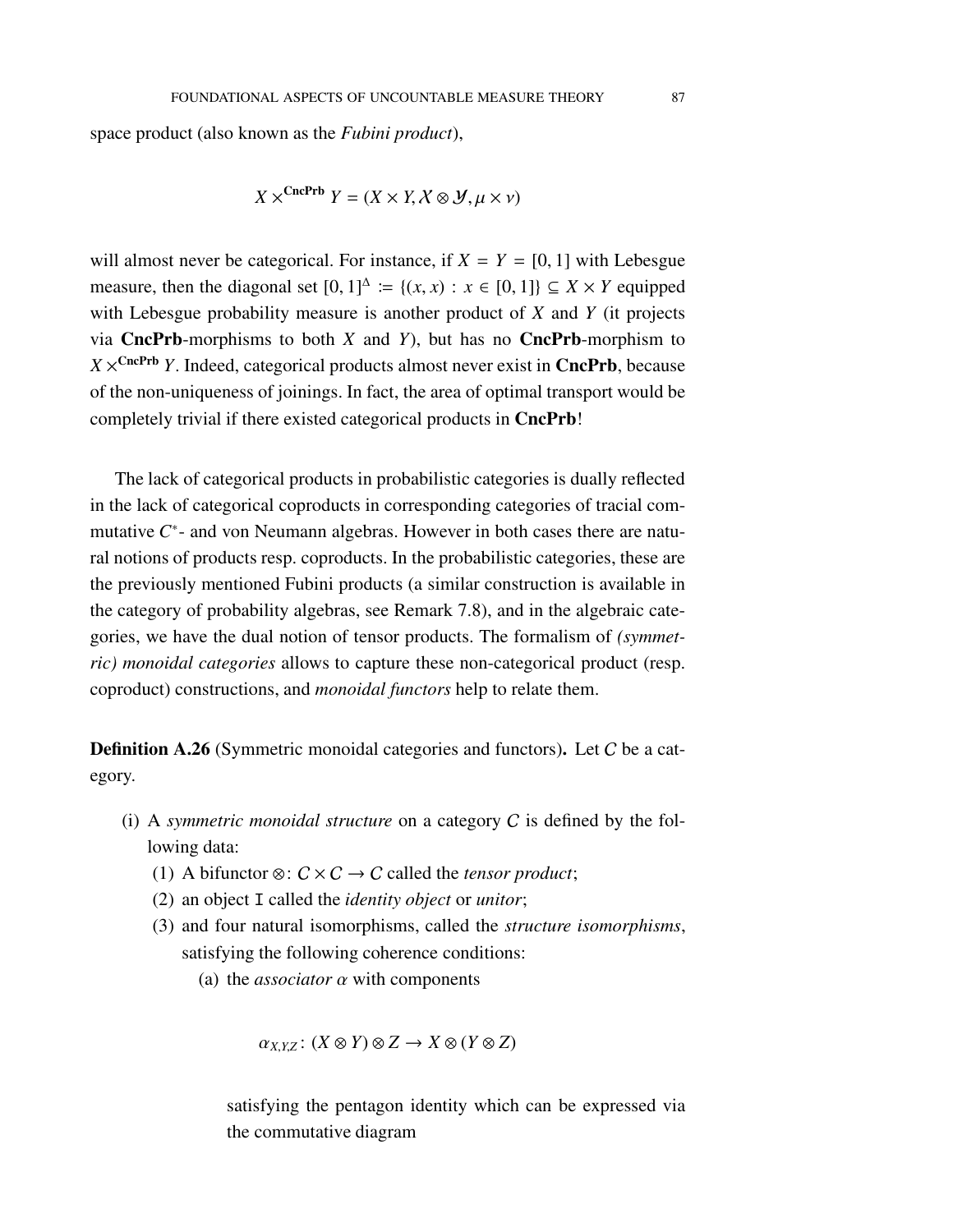space product (also known as the *Fubini product*),

$$X \times^{\mathbf{CncPrb}} Y = (X \times Y, \mathcal{X} \otimes \mathcal{Y}, \mu \times \nu)$$

will almost never be categorical. For instance, if $X = Y = [0,1]$ with Lebesgue measure, then the diagonal set $[0,1]^{\Delta} := \{(x,x) : x \in [0,1]\} \subseteq X \times Y$ equipped with Lebesgue probability measure is another product of $X$ and $Y$ (it projects via **CncPrb**-morphisms to both $X$ and $Y$), but has no **CncPrb**-morphism to $X \times^{\mathbf{CncPrb}} Y$. Indeed, categorical products almost never exist in **CncPrb**, because of the non-uniqueness of joinings. In fact, the area of optimal transport would be completely trivial if there existed categorical products in **CncPrb**!

The lack of categorical products in probabilistic categories is dually reflected in the lack of categorical coproducts in corresponding categories of tracial commutative $C^*$- and von Neumann algebras. However in both cases there are natural notions of products resp. coproducts. In the probabilistic categories, these are the previously mentioned Fubini products (a similar construction is available in the category of probability algebras, see Remark 7.8), and in the algebraic categories, we have the dual notion of tensor products. The formalism of *(symmetric) monoidal categories* allows to capture these non-categorical product (resp. coproduct) constructions, and *monoidal functors* help to relate them.

**Definition A.26** (Symmetric monoidal categories and functors)**.** Let $\mathcal{C}$ be a category.

(i) A *symmetric monoidal structure* on a category $\mathcal{C}$ is defined by the following data:
  1. A bifunctor $\otimes \colon \mathcal{C} \times \mathcal{C} \to \mathcal{C}$ called the *tensor product*;
  2. an object $\mathtt{I}$ called the *identity object* or *unitor*;
  3. and four natural isomorphisms, called the *structure isomorphisms*, satisfying the following coherence conditions:
     (a) the *associator* $\alpha$ with components

     $$\alpha_{X,Y,Z} \colon (X \otimes Y) \otimes Z \to X \otimes (Y \otimes Z)$$

     satisfying the pentagon identity which can be expressed via the commutative diagram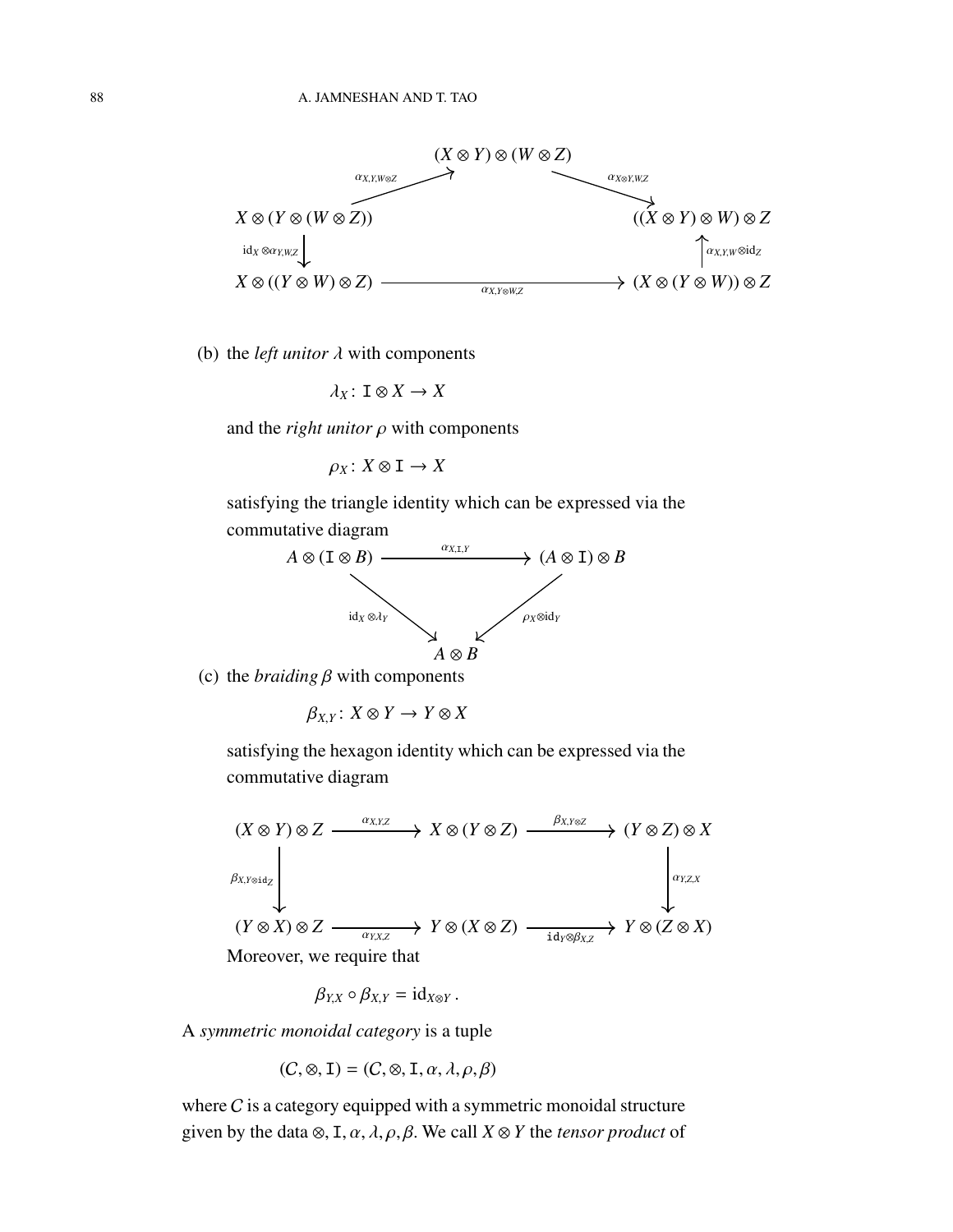$$
\begin{array}{ccccc}
 & & (X \otimes Y) \otimes (W \otimes Z) & & \\
 & \overset{\alpha_{X,Y,W\otimes Z}}{\nearrow} & & \overset{\alpha_{X\otimes Y,W,Z}}{\searrow} & \\
X \otimes (Y \otimes (W \otimes Z)) & & & & ((X \otimes Y) \otimes W) \otimes Z \\
\downarrow \mathrm{id}_X \otimes \alpha_{Y,W,Z} & & & & \uparrow \alpha_{X,Y,W} \otimes \mathrm{id}_Z \\
X \otimes ((Y \otimes W) \otimes Z) & & \xrightarrow{\alpha_{X,Y\otimes W,Z}} & & (X \otimes (Y \otimes W)) \otimes Z
\end{array}
$$

(b) the *left unitor* $\lambda$ with components

$$\lambda_X \colon \mathtt{I} \otimes X \to X$$

and the *right unitor* $\rho$ with components

$$\rho_X \colon X \otimes \mathtt{I} \to X$$

satisfying the triangle identity which can be expressed via the commutative diagram

$$
\begin{array}{ccc}
A \otimes (\mathtt{I} \otimes B) & \xrightarrow{\alpha_{X,\mathtt{I},Y}} & (A \otimes \mathtt{I}) \otimes B \\
 & \underset{\mathrm{id}_X \otimes \lambda_Y}{\searrow} \quad \underset{\rho_X \otimes \mathrm{id}_Y}{\swarrow} & \\
 & A \otimes B &
\end{array}
$$

(c) the *braiding* $\beta$ with components

$$\beta_{X,Y} \colon X \otimes Y \to Y \otimes X$$

satisfying the hexagon identity which can be expressed via the commutative diagram

$$
\begin{array}{ccccc}
(X \otimes Y) \otimes Z & \xrightarrow{\alpha_{X,Y,Z}} & X \otimes (Y \otimes Z) & \xrightarrow{\beta_{X,Y\otimes Z}} & (Y \otimes Z) \otimes X \\
\downarrow \beta_{X,Y} \otimes \mathtt{id}_Z & & & & \downarrow \alpha_{Y,Z,X} \\
(Y \otimes X) \otimes Z & \xrightarrow{\alpha_{Y,X,Z}} & Y \otimes (X \otimes Z) & \xrightarrow{\mathtt{id}_Y \otimes \beta_{X,Z}} & Y \otimes (Z \otimes X)
\end{array}
$$

Moreover, we require that

$$\beta_{Y,X} \circ \beta_{X,Y} = \mathrm{id}_{X \otimes Y}.$$

A *symmetric monoidal category* is a tuple

$$(C, \otimes, \mathtt{I}) = (C, \otimes, \mathtt{I}, \alpha, \lambda, \rho, \beta)$$

where $C$ is a category equipped with a symmetric monoidal structure given by the data $\otimes, \mathtt{I}, \alpha, \lambda, \rho, \beta$. We call $X \otimes Y$ the *tensor product* of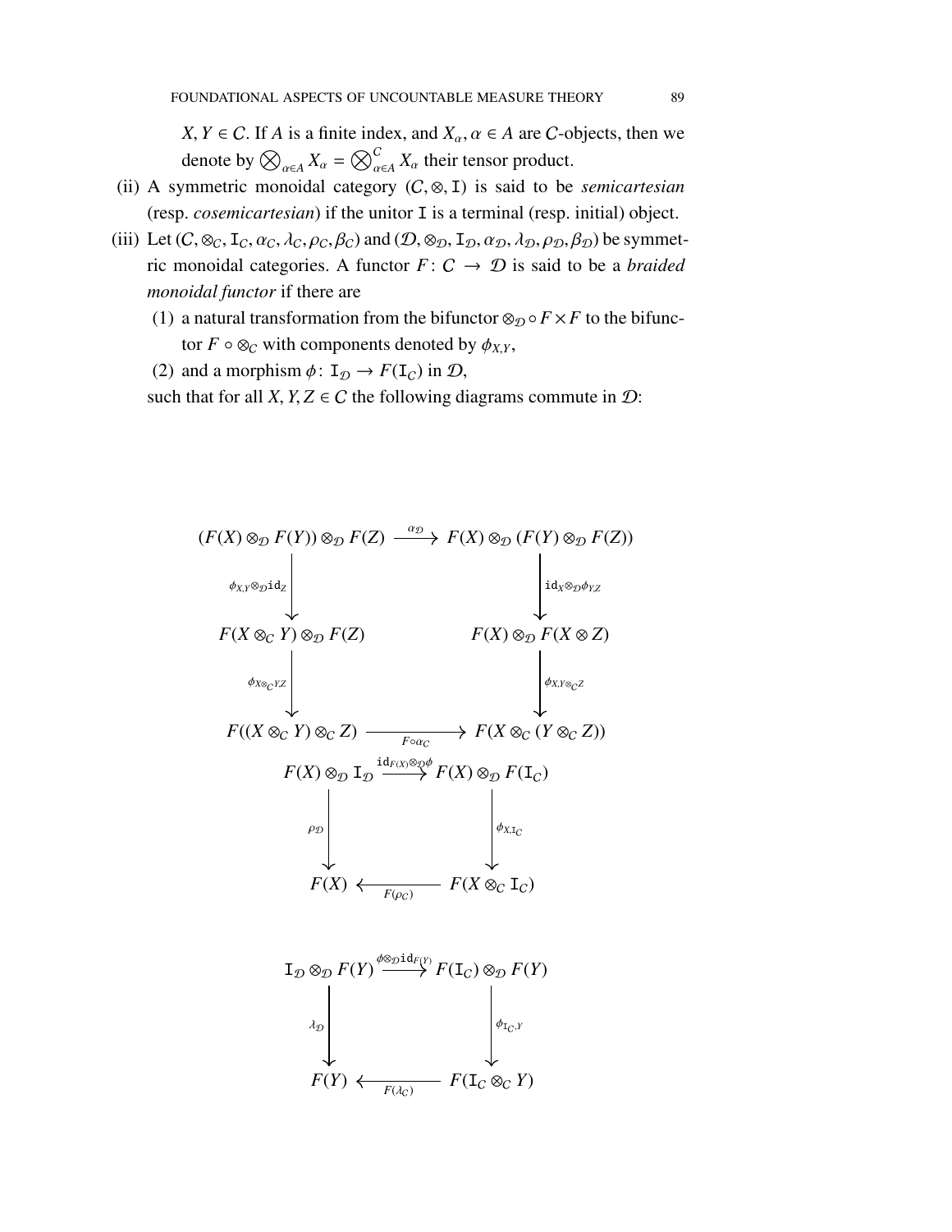$X, Y \in \mathcal{C}$. If $A$ is a finite index, and $X_\alpha, \alpha \in A$ are $\mathcal{C}$-objects, then we denote by $\bigotimes_{\alpha\in A} X_\alpha = \bigotimes_{\alpha\in A}^{\mathcal{C}} X_\alpha$ their tensor product.

(ii) A symmetric monoidal category $(\mathcal{C}, \otimes, \mathtt{I})$ is said to be *semicartesian* (resp. *cosemicartesian*) if the unitor $\mathtt{I}$ is a terminal (resp. initial) object.

(iii) Let $(\mathcal{C}, \otimes_{\mathcal{C}}, \mathtt{I}_{\mathcal{C}}, \alpha_{\mathcal{C}}, \lambda_{\mathcal{C}}, \rho_{\mathcal{C}}, \beta_{\mathcal{C}})$ and $(\mathcal{D}, \otimes_{\mathcal{D}}, \mathtt{I}_{\mathcal{D}}, \alpha_{\mathcal{D}}, \lambda_{\mathcal{D}}, \rho_{\mathcal{D}}, \beta_{\mathcal{D}})$ be symmetric monoidal categories. A functor $F\colon \mathcal{C} \to \mathcal{D}$ is said to be a *braided monoidal functor* if there are

(1) a natural transformation from the bifunctor $\otimes_{\mathcal{D}} \circ F \times F$ to the bifunctor $F \circ \otimes_{\mathcal{C}}$ with components denoted by $\phi_{X,Y}$,

(2) and a morphism $\phi\colon \mathtt{I}_{\mathcal{D}} \to F(\mathtt{I}_{\mathcal{C}})$ in $\mathcal{D}$,

such that for all $X, Y, Z \in \mathcal{C}$ the following diagrams commute in $\mathcal{D}$:

$$
\begin{array}{ccc}
(F(X) \otimes_{\mathcal{D}} F(Y)) \otimes_{\mathcal{D}} F(Z) & \xrightarrow{\alpha_{\mathcal{D}}} & F(X) \otimes_{\mathcal{D}} (F(Y) \otimes_{\mathcal{D}} F(Z)) \\
\Big\downarrow{\scriptstyle \phi_{X,Y} \otimes_{\mathcal{D}} \mathtt{id}_Z} & & \Big\downarrow{\scriptstyle \mathtt{id}_X \otimes_{\mathcal{D}} \phi_{Y,Z}} \\
F(X \otimes_{\mathcal{C}} Y) \otimes_{\mathcal{D}} F(Z) & & F(X) \otimes_{\mathcal{D}} F(X \otimes Z) \\
\Big\downarrow{\scriptstyle \phi_{X \otimes_{\mathcal{C}} Y, Z}} & & \Big\downarrow{\scriptstyle \phi_{X, Y \otimes_{\mathcal{C}} Z}} \\
F((X \otimes_{\mathcal{C}} Y) \otimes_{\mathcal{C}} Z) & \xrightarrow[F \circ \alpha_{\mathcal{C}}]{} & F(X \otimes_{\mathcal{C}} (Y \otimes_{\mathcal{C}} Z))
\end{array}
$$

$$
\begin{array}{ccc}
F(X) \otimes_{\mathcal{D}} \mathtt{I}_{\mathcal{D}} & \xrightarrow{\mathtt{id}_{F(X)} \otimes_{\mathcal{D}} \phi} & F(X) \otimes_{\mathcal{D}} F(\mathtt{I}_{\mathcal{C}}) \\
\Big\downarrow{\scriptstyle \rho_{\mathcal{D}}} & & \Big\downarrow{\scriptstyle \phi_{X, \mathtt{I}_{\mathcal{C}}}} \\
F(X) & \xleftarrow[F(\rho_{\mathcal{C}})]{} & F(X \otimes_{\mathcal{C}} \mathtt{I}_{\mathcal{C}})
\end{array}
$$

$$
\begin{array}{ccc}
\mathtt{I}_{\mathcal{D}} \otimes_{\mathcal{D}} F(Y) & \xrightarrow{\phi \otimes_{\mathcal{D}} \mathtt{id}_{F(Y)}} & F(\mathtt{I}_{\mathcal{C}}) \otimes_{\mathcal{D}} F(Y) \\
\Big\downarrow{\scriptstyle \lambda_{\mathcal{D}}} & & \Big\downarrow{\scriptstyle \phi_{\mathtt{I}_{\mathcal{C}}, Y}} \\
F(Y) & \xleftarrow[F(\lambda_{\mathcal{C}})]{} & F(\mathtt{I}_{\mathcal{C}} \otimes_{\mathcal{C}} Y)
\end{array}
$$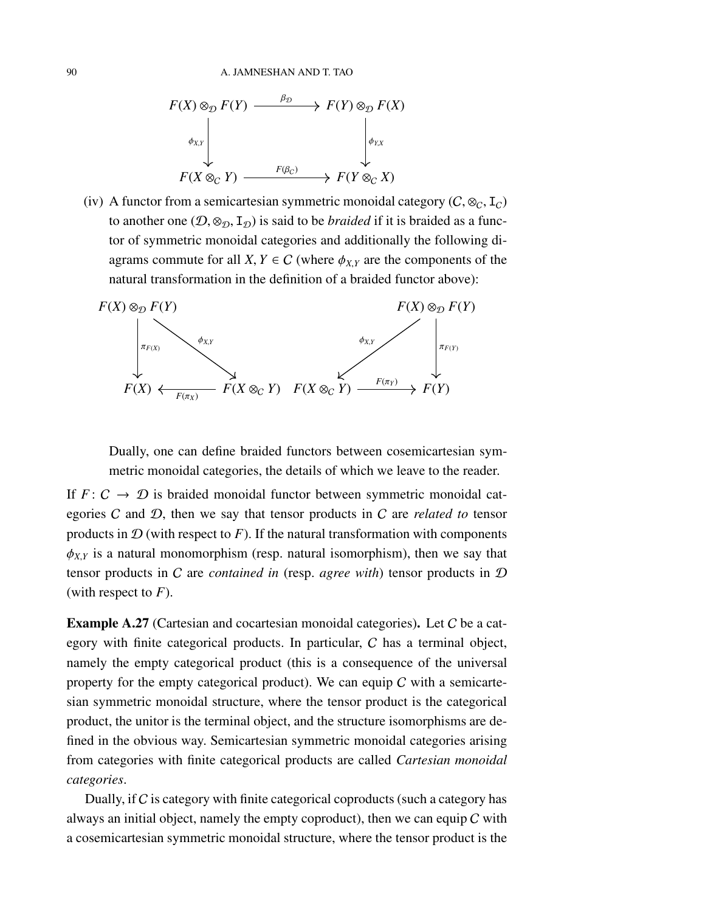$$
\begin{array}{ccc}
F(X) \otimes_{\mathcal{D}} F(Y) & \xrightarrow{\beta_{\mathcal{D}}} & F(Y) \otimes_{\mathcal{D}} F(X) \\
\Big\downarrow{\scriptstyle \phi_{X,Y}} & & \Big\downarrow{\scriptstyle \phi_{Y,X}} \\
F(X \otimes_C Y) & \xrightarrow{F(\beta_C)} & F(Y \otimes_C X)
\end{array}
$$

(iv) A functor from a semicartesian symmetric monoidal category $(C, \otimes_C, \mathtt{I}_C)$ to another one $(\mathcal{D}, \otimes_{\mathcal{D}}, \mathtt{I}_{\mathcal{D}})$ is said to be *braided* if it is braided as a functor of symmetric monoidal categories and additionally the following diagrams commute for all $X, Y \in C$ (where $\phi_{X,Y}$ are the components of the natural transformation in the definition of a braided functor above):

$$
\begin{array}{ccc}
F(X) \otimes_{\mathcal{D}} F(Y) & & \\
\Big\downarrow{\scriptstyle \pi_{F(X)}} & \searrow{\scriptstyle \phi_{X,Y}} & \\
F(X) & \xleftarrow{F(\pi_X)} & F(X \otimes_C Y)
\end{array}
\qquad
\begin{array}{ccc}
& & F(X) \otimes_{\mathcal{D}} F(Y) \\
& \swarrow{\scriptstyle \phi_{X,Y}} & \Big\downarrow{\scriptstyle \pi_{F(Y)}} \\
F(X \otimes_C Y) & \xrightarrow{F(\pi_Y)} & F(Y)
\end{array}
$$

Dually, one can define braided functors between cosemicartesian symmetric monoidal categories, the details of which we leave to the reader.

If $F \colon C \to \mathcal{D}$ is braided monoidal functor between symmetric monoidal categories $C$ and $\mathcal{D}$, then we say that tensor products in $C$ are *related to* tensor products in $\mathcal{D}$ (with respect to $F$). If the natural transformation with components $\phi_{X,Y}$ is a natural monomorphism (resp. natural isomorphism), then we say that tensor products in $C$ are *contained in* (resp. *agree with*) tensor products in $\mathcal{D}$ (with respect to $F$).

**Example A.27** (Cartesian and cocartesian monoidal categories)**.** Let $C$ be a category with finite categorical products. In particular, $C$ has a terminal object, namely the empty categorical product (this is a consequence of the universal property for the empty categorical product). We can equip $C$ with a semicartesian symmetric monoidal structure, where the tensor product is the categorical product, the unitor is the terminal object, and the structure isomorphisms are defined in the obvious way. Semicartesian symmetric monoidal categories arising from categories with finite categorical products are called *Cartesian monoidal categories*.

Dually, if $C$ is category with finite categorical coproducts (such a category has always an initial object, namely the empty coproduct), then we can equip $C$ with a cosemicartesian symmetric monoidal structure, where the tensor product is the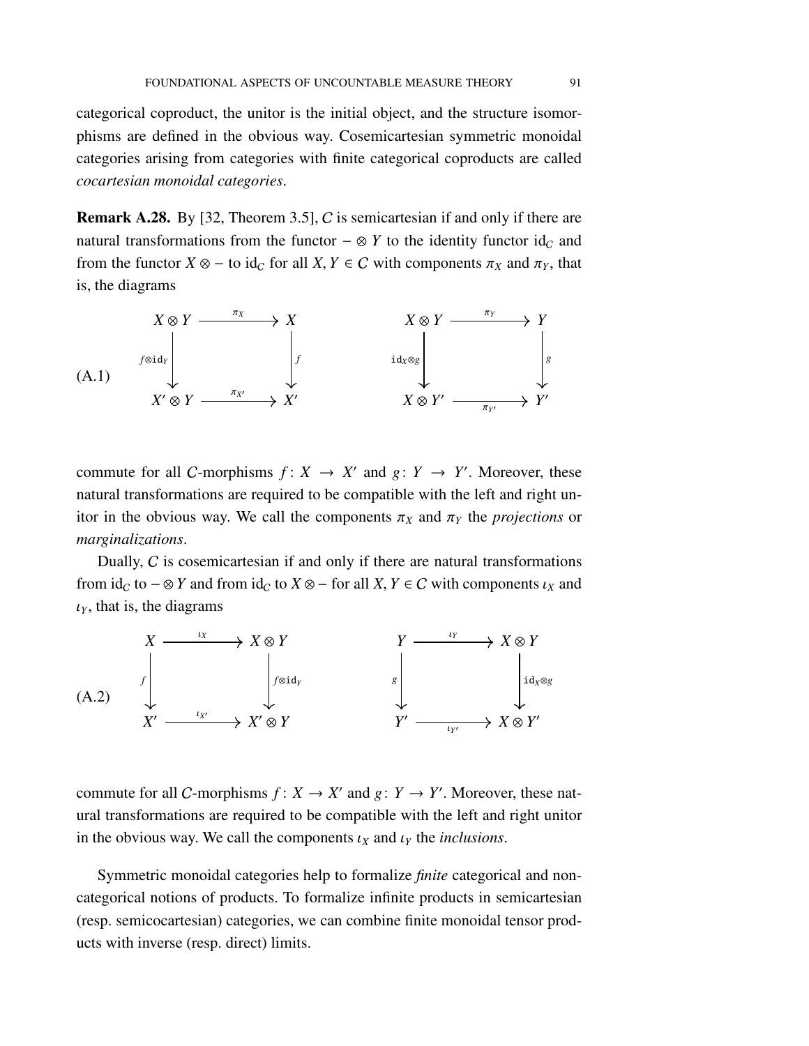categorical coproduct, the unitor is the initial object, and the structure isomorphisms are defined in the obvious way. Cosemicartesian symmetric monoidal categories arising from categories with finite categorical coproducts are called *cocartesian monoidal categories*.

**Remark A.28.** By [32, Theorem 3.5], $C$ is semicartesian if and only if there are natural transformations from the functor $-\otimes Y$ to the identity functor $\mathrm{id}_C$ and from the functor $X \otimes -$ to $\mathrm{id}_C$ for all $X, Y \in C$ with components $\pi_X$ and $\pi_Y$, that is, the diagrams

$$
\begin{array}{ccc}
X \otimes Y & \xrightarrow{\pi_X} & X \\
{\scriptstyle f\otimes \mathrm{id}_Y}\downarrow & & \downarrow{\scriptstyle f} \\
X' \otimes Y & \xrightarrow{\pi_{X'}} & X'
\end{array}
\qquad\qquad
\begin{array}{ccc}
X \otimes Y & \xrightarrow{\pi_Y} & Y \\
{\scriptstyle \mathrm{id}_X\otimes g}\downarrow & & \downarrow{\scriptstyle g} \\
X \otimes Y' & \xrightarrow{\pi_{Y'}} & Y'
\end{array}
\tag{A.1}
$$

commute for all $C$-morphisms $f: X \to X'$ and $g: Y \to Y'$. Moreover, these natural transformations are required to be compatible with the left and right unitor in the obvious way. We call the components $\pi_X$ and $\pi_Y$ the *projections* or *marginalizations*.

Dually, $C$ is cosemicartesian if and only if there are natural transformations from $\mathrm{id}_C$ to $-\otimes Y$ and from $\mathrm{id}_C$ to $X \otimes -$ for all $X, Y \in C$ with components $\iota_X$ and $\iota_Y$, that is, the diagrams

$$
\begin{array}{ccc}
X & \xrightarrow{\iota_X} & X \otimes Y \\
{\scriptstyle f}\downarrow & & \downarrow{\scriptstyle f\otimes \mathrm{id}_Y} \\
X' & \xrightarrow{\iota_{X'}} & X' \otimes Y
\end{array}
\qquad\qquad
\begin{array}{ccc}
Y & \xrightarrow{\iota_Y} & X \otimes Y \\
{\scriptstyle g}\downarrow & & \downarrow{\scriptstyle \mathrm{id}_X\otimes g} \\
Y' & \xrightarrow{\iota_{Y'}} & X \otimes Y'
\end{array}
\tag{A.2}
$$

commute for all $C$-morphisms $f: X \to X'$ and $g: Y \to Y'$. Moreover, these natural transformations are required to be compatible with the left and right unitor in the obvious way. We call the components $\iota_X$ and $\iota_Y$ the *inclusions*.

Symmetric monoidal categories help to formalize *finite* categorical and non-categorical notions of products. To formalize infinite products in semicartesian (resp. semicocartesian) categories, we can combine finite monoidal tensor products with inverse (resp. direct) limits.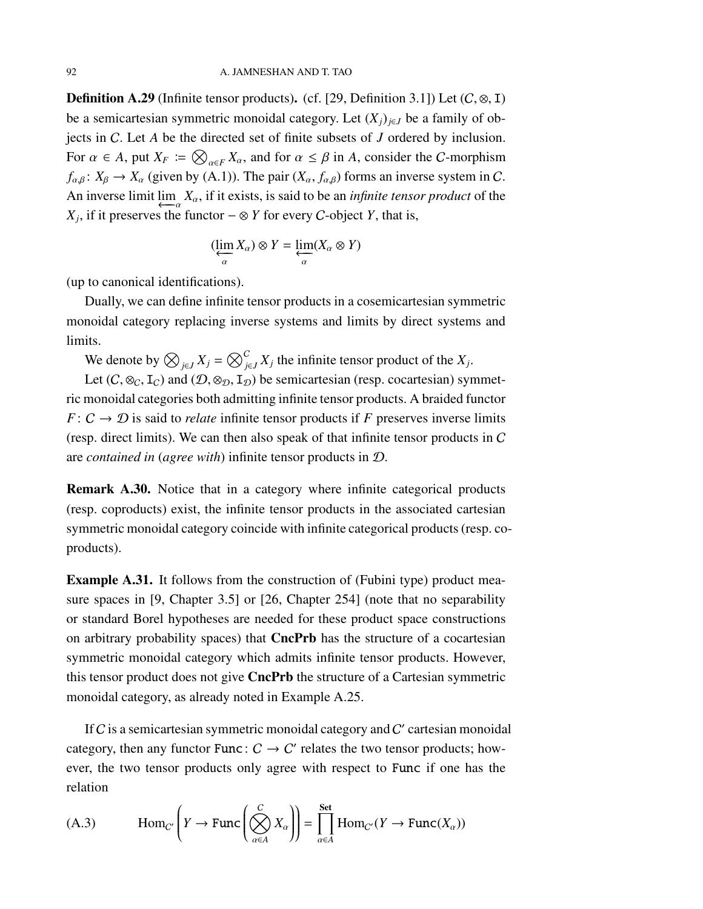**Definition A.29** (Infinite tensor products)**.** (cf. [29, Definition 3.1]) Let $(\mathcal{C}, \otimes, \mathtt{I})$ be a semicartesian symmetric monoidal category. Let $(X_j)_{j\in J}$ be a family of objects in $\mathcal{C}$. Let $A$ be the directed set of finite subsets of $J$ ordered by inclusion. For $\alpha \in A$, put $X_F := \bigotimes_{\alpha\in F} X_\alpha$, and for $\alpha \leq \beta$ in $A$, consider the $\mathcal{C}$-morphism $f_{\alpha,\beta} \colon X_\beta \to X_\alpha$ (given by (A.1)). The pair $(X_\alpha, f_{\alpha,\beta})$ forms an inverse system in $\mathcal{C}$. An inverse limit $\varprojlim_\alpha X_\alpha$, if it exists, is said to be an *infinite tensor product* of the $X_j$, if it preserves the functor $-\otimes Y$ for every $\mathcal{C}$-object $Y$, that is,

$$(\varprojlim_\alpha X_\alpha) \otimes Y = \varprojlim_\alpha (X_\alpha \otimes Y)$$

(up to canonical identifications).

Dually, we can define infinite tensor products in a cosemicartesian symmetric monoidal category replacing inverse systems and limits by direct systems and limits.

We denote by $\bigotimes_{j\in J} X_j = \bigotimes^{\mathcal{C}}_{j\in J} X_j$ the infinite tensor product of the $X_j$.

Let $(\mathcal{C}, \otimes_\mathcal{C}, \mathtt{I}_\mathcal{C})$ and $(\mathcal{D}, \otimes_\mathcal{D}, \mathtt{I}_\mathcal{D})$ be semicartesian (resp. cocartesian) symmetric monoidal categories both admitting infinite tensor products. A braided functor $F \colon \mathcal{C} \to \mathcal{D}$ is said to *relate* infinite tensor products if $F$ preserves inverse limits (resp. direct limits). We can then also speak of that infinite tensor products in $\mathcal{C}$ are *contained in* (*agree with*) infinite tensor products in $\mathcal{D}$.

**Remark A.30.** Notice that in a category where infinite categorical products (resp. coproducts) exist, the infinite tensor products in the associated cartesian symmetric monoidal category coincide with infinite categorical products (resp. coproducts).

**Example A.31.** It follows from the construction of (Fubini type) product measure spaces in [9, Chapter 3.5] or [26, Chapter 254] (note that no separability or standard Borel hypotheses are needed for these product space constructions on arbitrary probability spaces) that **CncPrb** has the structure of a cocartesian symmetric monoidal category which admits infinite tensor products. However, this tensor product does not give **CncPrb** the structure of a Cartesian symmetric monoidal category, as already noted in Example A.25.

If $\mathcal{C}$ is a semicartesian symmetric monoidal category and $\mathcal{C}'$ cartesian monoidal category, then any functor $\mathtt{Func} \colon \mathcal{C} \to \mathcal{C}'$ relates the two tensor products; however, the two tensor products only agree with respect to $\mathtt{Func}$ if one has the relation

$$\mathrm{Hom}_{\mathcal{C}'}\left(Y \to \mathtt{Func}\left(\bigotimes_{\alpha\in A}^{\mathcal{C}} X_\alpha\right)\right) = \prod_{\alpha\in A}^{\mathbf{Set}} \mathrm{Hom}_{\mathcal{C}'}(Y \to \mathtt{Func}(X_\alpha)) \tag{A.3}$$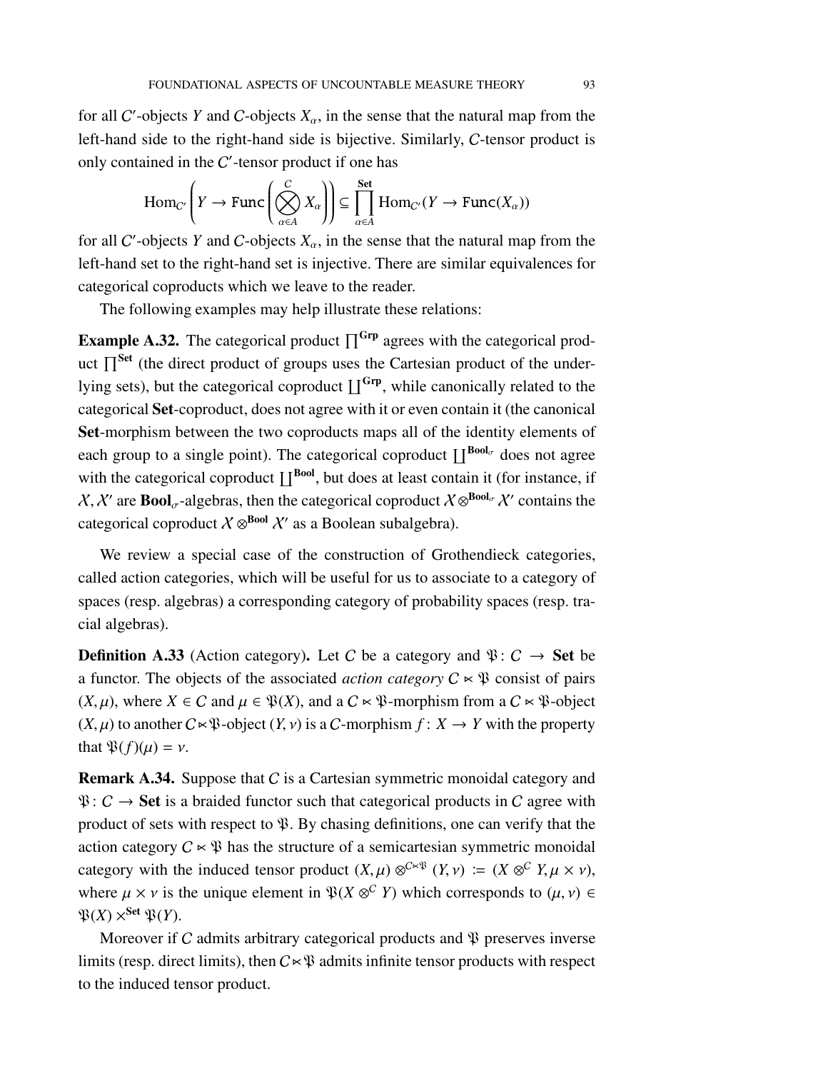for all $C'$-objects $Y$ and $C$-objects $X_\alpha$, in the sense that the natural map from the left-hand side to the right-hand side is bijective. Similarly, $C$-tensor product is only contained in the $C'$-tensor product if one has

$$\mathrm{Hom}_{C'}\left(Y \to \mathtt{Func}\left(\bigotimes_{\alpha\in A}^{C} X_\alpha\right)\right) \subseteq \prod_{\alpha\in A}^{\mathbf{Set}} \mathrm{Hom}_{C'}(Y \to \mathtt{Func}(X_\alpha))$$

for all $C'$-objects $Y$ and $C$-objects $X_\alpha$, in the sense that the natural map from the left-hand set to the right-hand set is injective. There are similar equivalences for categorical coproducts which we leave to the reader.

The following examples may help illustrate these relations:

**Example A.32.** The categorical product $\prod^{\mathbf{Grp}}$ agrees with the categorical product $\prod^{\mathbf{Set}}$ (the direct product of groups uses the Cartesian product of the underlying sets), but the categorical coproduct $\coprod^{\mathbf{Grp}}$, while canonically related to the categorical **Set**-coproduct, does not agree with it or even contain it (the canonical **Set**-morphism between the two coproducts maps all of the identity elements of each group to a single point). The categorical coproduct $\coprod^{\mathbf{Bool}_\sigma}$ does not agree with the categorical coproduct $\coprod^{\mathbf{Bool}}$, but does at least contain it (for instance, if $\mathcal{X}, \mathcal{X}'$ are $\mathbf{Bool}_\sigma$-algebras, then the categorical coproduct $\mathcal{X} \otimes^{\mathbf{Bool}_\sigma} \mathcal{X}'$ contains the categorical coproduct $\mathcal{X} \otimes^{\mathbf{Bool}} \mathcal{X}'$ as a Boolean subalgebra).

We review a special case of the construction of Grothendieck categories, called action categories, which will be useful for us to associate to a category of spaces (resp. algebras) a corresponding category of probability spaces (resp. tracial algebras).

**Definition A.33** (Action category)**.** Let $C$ be a category and $\mathfrak{P}\colon C \to \mathbf{Set}$ be a functor. The objects of the associated *action category* $C \ltimes \mathfrak{P}$ consist of pairs $(X, \mu)$, where $X \in C$ and $\mu \in \mathfrak{P}(X)$, and a $C \ltimes \mathfrak{P}$-morphism from a $C \ltimes \mathfrak{P}$-object $(X, \mu)$ to another $C \ltimes \mathfrak{P}$-object $(Y, \nu)$ is a $C$-morphism $f\colon X \to Y$ with the property that $\mathfrak{P}(f)(\mu) = \nu$.

**Remark A.34.** Suppose that $C$ is a Cartesian symmetric monoidal category and $\mathfrak{P}\colon C \to \mathbf{Set}$ is a braided functor such that categorical products in $C$ agree with product of sets with respect to $\mathfrak{P}$. By chasing definitions, one can verify that the action category $C \ltimes \mathfrak{P}$ has the structure of a semicartesian symmetric monoidal category with the induced tensor product $(X, \mu) \otimes^{C\ltimes\mathfrak{P}} (Y, \nu) := (X \otimes^{C} Y, \mu \times \nu)$, where $\mu \times \nu$ is the unique element in $\mathfrak{P}(X \otimes^{C} Y)$ which corresponds to $(\mu, \nu) \in \mathfrak{P}(X) \times^{\mathbf{Set}} \mathfrak{P}(Y)$.

Moreover if $C$ admits arbitrary categorical products and $\mathfrak{P}$ preserves inverse limits (resp. direct limits), then $C \ltimes \mathfrak{P}$ admits infinite tensor products with respect to the induced tensor product.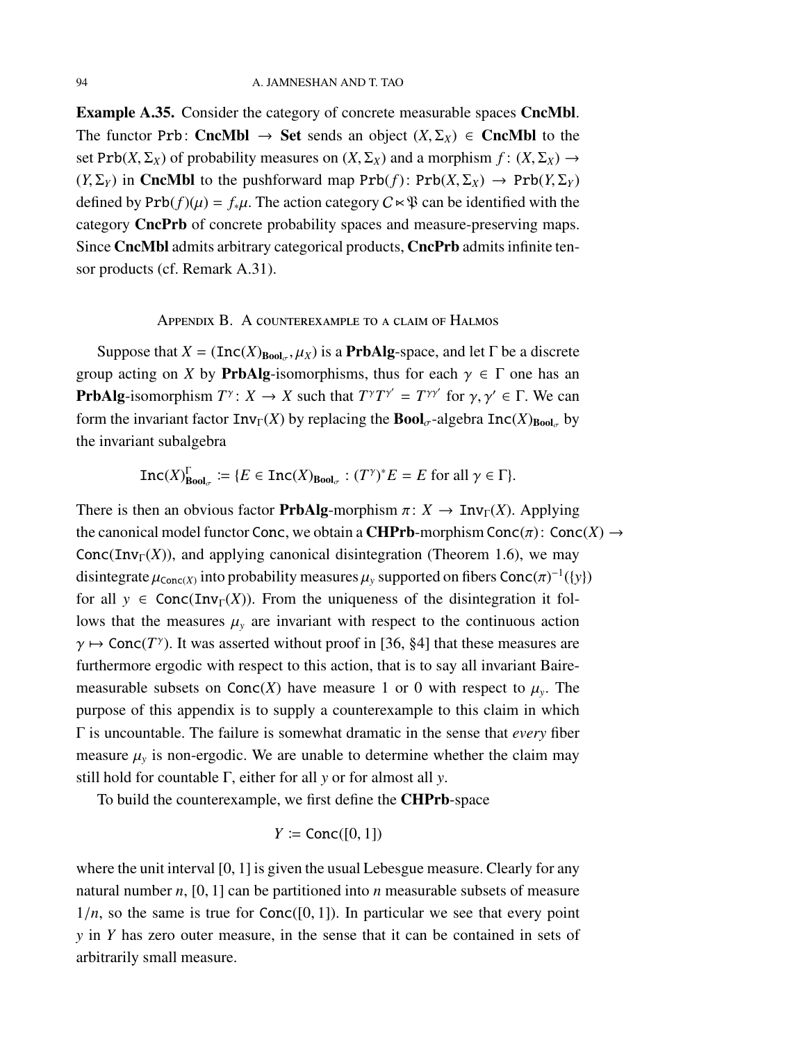**Example A.35.** Consider the category of concrete measurable spaces **CncMbl**. The functor $\mathtt{Prb}\colon \mathbf{CncMbl} \to \mathbf{Set}$ sends an object $(X, \Sigma_X) \in \mathbf{CncMbl}$ to the set $\mathtt{Prb}(X, \Sigma_X)$ of probability measures on $(X, \Sigma_X)$ and a morphism $f\colon (X, \Sigma_X) \to (Y, \Sigma_Y)$ in **CncMbl** to the pushforward map $\mathtt{Prb}(f)\colon \mathtt{Prb}(X, \Sigma_X) \to \mathtt{Prb}(Y, \Sigma_Y)$ defined by $\mathtt{Prb}(f)(\mu) = f_*\mu$. The action category $C \ltimes \mathfrak{P}$ can be identified with the category **CncPrb** of concrete probability spaces and measure-preserving maps. Since **CncMbl** admits arbitrary categorical products, **CncPrb** admits infinite tensor products (cf. Remark A.31).

## Appendix B. A counterexample to a claim of Halmos

Suppose that $X = (\mathtt{Inc}(X)_{\mathbf{Bool}_\sigma}, \mu_X)$ is a **PrbAlg**-space, and let $\Gamma$ be a discrete group acting on $X$ by **PrbAlg**-isomorphisms, thus for each $\gamma \in \Gamma$ one has an **PrbAlg**-isomorphism $T^\gamma\colon X \to X$ such that $T^\gamma T^{\gamma'} = T^{\gamma\gamma'}$ for $\gamma, \gamma' \in \Gamma$. We can form the invariant factor $\mathtt{Inv}_\Gamma(X)$ by replacing the $\mathbf{Bool}_\sigma$-algebra $\mathtt{Inc}(X)_{\mathbf{Bool}_\sigma}$ by the invariant subalgebra

$$\mathtt{Inc}(X)^\Gamma_{\mathbf{Bool}_\sigma} \coloneqq \{E \in \mathtt{Inc}(X)_{\mathbf{Bool}_\sigma} : (T^\gamma)^* E = E \text{ for all } \gamma \in \Gamma\}.$$

There is then an obvious factor **PrbAlg**-morphism $\pi\colon X \to \mathtt{Inv}_\Gamma(X)$. Applying the canonical model functor $\mathsf{Conc}$, we obtain a **CHPrb**-morphism $\mathsf{Conc}(\pi)\colon \mathsf{Conc}(X) \to \mathsf{Conc}(\mathtt{Inv}_\Gamma(X))$, and applying canonical disintegration (Theorem 1.6), we may disintegrate $\mu_{\mathsf{Conc}(X)}$ into probability measures $\mu_y$ supported on fibers $\mathsf{Conc}(\pi)^{-1}(\{y\})$ for all $y \in \mathsf{Conc}(\mathtt{Inv}_\Gamma(X))$. From the uniqueness of the disintegration it follows that the measures $\mu_y$ are invariant with respect to the continuous action $\gamma \mapsto \mathsf{Conc}(T^\gamma)$. It was asserted without proof in [36, §4] that these measures are furthermore ergodic with respect to this action, that is to say all invariant Baire-measurable subsets on $\mathsf{Conc}(X)$ have measure 1 or 0 with respect to $\mu_y$. The purpose of this appendix is to supply a counterexample to this claim in which $\Gamma$ is uncountable. The failure is somewhat dramatic in the sense that *every* fiber measure $\mu_y$ is non-ergodic. We are unable to determine whether the claim may still hold for countable $\Gamma$, either for all $y$ or for almost all $y$.

To build the counterexample, we first define the **CHPrb**-space

$$Y \coloneqq \mathsf{Conc}([0, 1])$$

where the unit interval $[0, 1]$ is given the usual Lebesgue measure. Clearly for any natural number $n$, $[0, 1]$ can be partitioned into $n$ measurable subsets of measure $1/n$, so the same is true for $\mathsf{Conc}([0, 1])$. In particular we see that every point $y$ in $Y$ has zero outer measure, in the sense that it can be contained in sets of arbitrarily small measure.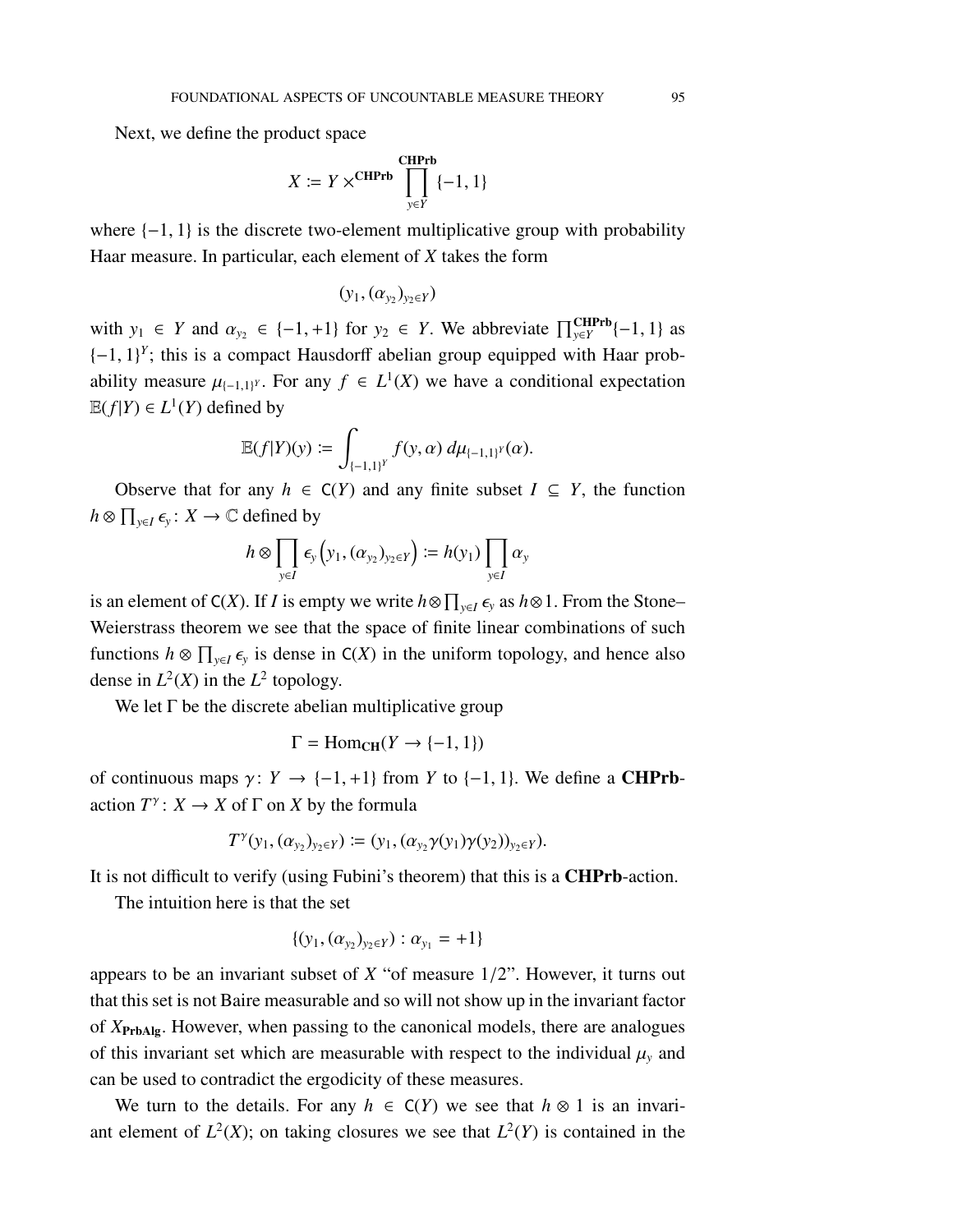Next, we define the product space

$$X := Y \times^{\mathbf{CHPrb}} \prod_{y \in Y}^{\mathbf{CHPrb}} \{-1, 1\}$$

where $\{-1, 1\}$ is the discrete two-element multiplicative group with probability Haar measure. In particular, each element of $X$ takes the form

$$(y_1, (\alpha_{y_2})_{y_2 \in Y})$$

with $y_1 \in Y$ and $\alpha_{y_2} \in \{-1, +1\}$ for $y_2 \in Y$. We abbreviate $\prod_{y \in Y}^{\mathbf{CHPrb}} \{-1, 1\}$ as $\{-1, 1\}^Y$; this is a compact Hausdorff abelian group equipped with Haar probability measure $\mu_{\{-1,1\}^Y}$. For any $f \in L^1(X)$ we have a conditional expectation $\mathbb{E}(f|Y) \in L^1(Y)$ defined by

$$\mathbb{E}(f|Y)(y) := \int_{\{-1,1\}^Y} f(y, \alpha)\, d\mu_{\{-1,1\}^Y}(\alpha).$$

Observe that for any $h \in \mathsf{C}(Y)$ and any finite subset $I \subseteq Y$, the function $h \otimes \prod_{y \in I} \epsilon_y \colon X \to \mathbb{C}$ defined by

$$h \otimes \prod_{y \in I} \epsilon_y \Big(y_1, (\alpha_{y_2})_{y_2 \in Y}\Big) := h(y_1) \prod_{y \in I} \alpha_y$$

is an element of $\mathsf{C}(X)$. If $I$ is empty we write $h \otimes \prod_{y \in I} \epsilon_y$ as $h \otimes 1$. From the Stone–Weierstrass theorem we see that the space of finite linear combinations of such functions $h \otimes \prod_{y \in I} \epsilon_y$ is dense in $\mathsf{C}(X)$ in the uniform topology, and hence also dense in $L^2(X)$ in the $L^2$ topology.

We let $\Gamma$ be the discrete abelian multiplicative group

$$\Gamma = \mathrm{Hom}_{\mathbf{CH}}(Y \to \{-1, 1\})$$

of continuous maps $\gamma \colon Y \to \{-1, +1\}$ from $Y$ to $\{-1, 1\}$. We define a **CHPrb**-action $T^\gamma \colon X \to X$ of $\Gamma$ on $X$ by the formula

$$T^\gamma(y_1, (\alpha_{y_2})_{y_2 \in Y}) := (y_1, (\alpha_{y_2} \gamma(y_1) \gamma(y_2))_{y_2 \in Y}).$$

It is not difficult to verify (using Fubini's theorem) that this is a **CHPrb**-action.

The intuition here is that the set

$$\{(y_1, (\alpha_{y_2})_{y_2 \in Y}) : \alpha_{y_1} = +1\}$$

appears to be an invariant subset of $X$ "of measure $1/2$". However, it turns out that this set is not Baire measurable and so will not show up in the invariant factor of $X_{\mathbf{PrbAlg}}$. However, when passing to the canonical models, there are analogues of this invariant set which are measurable with respect to the individual $\mu_y$ and can be used to contradict the ergodicity of these measures.

We turn to the details. For any $h \in \mathsf{C}(Y)$ we see that $h \otimes 1$ is an invariant element of $L^2(X)$; on taking closures we see that $L^2(Y)$ is contained in the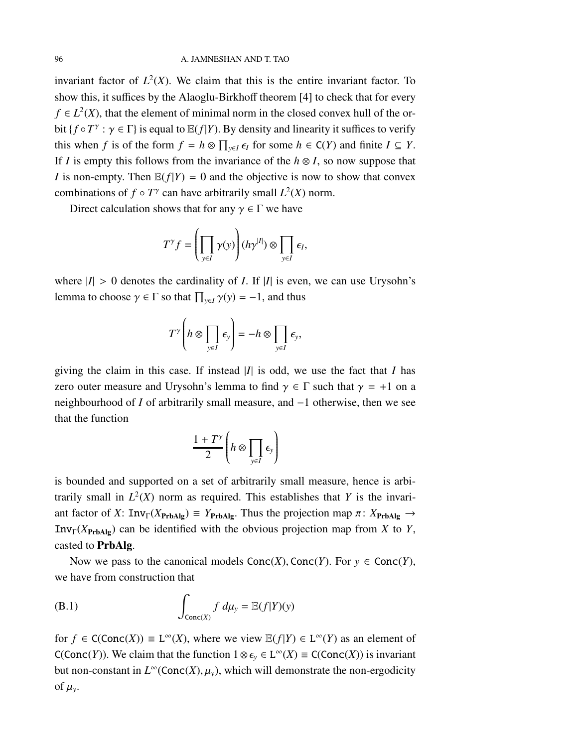invariant factor of $L^2(X)$. We claim that this is the entire invariant factor. To show this, it suffices by the Alaoglu-Birkhoff theorem [4] to check that for every $f \in L^2(X)$, that the element of minimal norm in the closed convex hull of the orbit $\{f \circ T^\gamma : \gamma \in \Gamma\}$ is equal to $\mathbb{E}(f|Y)$. By density and linearity it suffices to verify this when $f$ is of the form $f = h \otimes \prod_{y \in I} \epsilon_I$ for some $h \in \mathsf{C}(Y)$ and finite $I \subseteq Y$. If $I$ is empty this follows from the invariance of the $h \otimes I$, so now suppose that $I$ is non-empty. Then $\mathbb{E}(f|Y) = 0$ and the objective is now to show that convex combinations of $f \circ T^\gamma$ can have arbitrarily small $L^2(X)$ norm.

Direct calculation shows that for any $\gamma \in \Gamma$ we have

$$T^\gamma f = \left( \prod_{y \in I} \gamma(y) \right) (h \gamma^{|I|}) \otimes \prod_{y \in I} \epsilon_I,$$

where $|I| > 0$ denotes the cardinality of $I$. If $|I|$ is even, we can use Urysohn's lemma to choose $\gamma \in \Gamma$ so that $\prod_{y \in I} \gamma(y) = -1$, and thus

$$T^\gamma \left( h \otimes \prod_{y \in I} \epsilon_y \right) = -h \otimes \prod_{y \in I} \epsilon_y,$$

giving the claim in this case. If instead $|I|$ is odd, we use the fact that $I$ has zero outer measure and Urysohn's lemma to find $\gamma \in \Gamma$ such that $\gamma = +1$ on a neighbourhood of $I$ of arbitrarily small measure, and $-1$ otherwise, then we see that the function

$$\frac{1 + T^\gamma}{2} \left( h \otimes \prod_{y \in I} \epsilon_y \right)$$

is bounded and supported on a set of arbitrarily small measure, hence is arbitrarily small in $L^2(X)$ norm as required. This establishes that $Y$ is the invariant factor of $X$: $\mathtt{Inv}_\Gamma(X_{\mathbf{PrbAlg}}) \equiv Y_{\mathbf{PrbAlg}}$. Thus the projection map $\pi \colon X_{\mathbf{PrbAlg}} \to \mathtt{Inv}_\Gamma(X_{\mathbf{PrbAlg}})$ can be identified with the obvious projection map from $X$ to $Y$, casted to **PrbAlg**.

Now we pass to the canonical models $\mathsf{Conc}(X), \mathsf{Conc}(Y)$. For $y \in \mathsf{Conc}(Y)$, we have from construction that

$$\int_{\mathsf{Conc}(X)} f \, d\mu_y = \mathbb{E}(f|Y)(y) \tag{B.1}$$

for $f \in \mathsf{C}(\mathsf{Conc}(X)) \equiv \mathsf{L}^\infty(X)$, where we view $\mathbb{E}(f|Y) \in \mathsf{L}^\infty(Y)$ as an element of $\mathsf{C}(\mathsf{Conc}(Y))$. We claim that the function $1 \otimes \epsilon_y \in \mathsf{L}^\infty(X) \equiv \mathsf{C}(\mathsf{Conc}(X))$ is invariant but non-constant in $L^\infty(\mathsf{Conc}(X), \mu_y)$, which will demonstrate the non-ergodicity of $\mu_y$.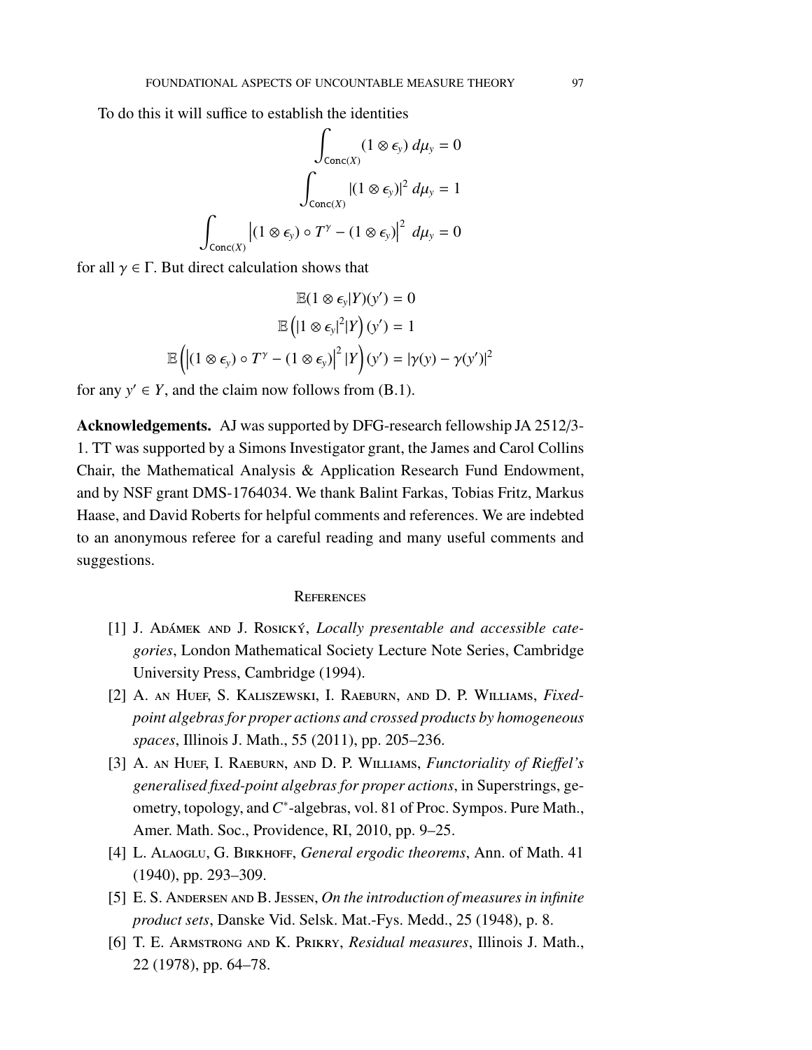To do this it will suffice to establish the identities

$$\int_{\mathtt{Conc}(X)} (1 \otimes \epsilon_y)\, d\mu_y = 0$$

$$\int_{\mathtt{Conc}(X)} |(1 \otimes \epsilon_y)|^2\, d\mu_y = 1$$

$$\int_{\mathtt{Conc}(X)} \left|(1 \otimes \epsilon_y) \circ T^\gamma - (1 \otimes \epsilon_y)\right|^2\, d\mu_y = 0$$

for all $\gamma \in \Gamma$. But direct calculation shows that

$$\mathbb{E}(1 \otimes \epsilon_y | Y)(y') = 0$$

$$\mathbb{E}\left(|1 \otimes \epsilon_y|^2 | Y\right)(y') = 1$$

$$\mathbb{E}\left(\left|(1 \otimes \epsilon_y) \circ T^\gamma - (1 \otimes \epsilon_y)\right|^2 |Y\right)(y') = |\gamma(y) - \gamma(y')|^2$$

for any $y' \in Y$, and the claim now follows from (B.1).

**Acknowledgements.** AJ was supported by DFG-research fellowship JA 2512/3-1. TT was supported by a Simons Investigator grant, the James and Carol Collins Chair, the Mathematical Analysis & Application Research Fund Endowment, and by NSF grant DMS-1764034. We thank Balint Farkas, Tobias Fritz, Markus Haase, and David Roberts for helpful comments and references. We are indebted to an anonymous referee for a careful reading and many useful comments and suggestions.

## References

[1] J. Adámek and J. Rosický, *Locally presentable and accessible categories*, London Mathematical Society Lecture Note Series, Cambridge University Press, Cambridge (1994).

[2] A. an Huef, S. Kaliszewski, I. Raeburn, and D. P. Williams, *Fixed-point algebras for proper actions and crossed products by homogeneous spaces*, Illinois J. Math., 55 (2011), pp. 205–236.

[3] A. an Huef, I. Raeburn, and D. P. Williams, *Functoriality of Rieffel's generalised fixed-point algebras for proper actions*, in Superstrings, geometry, topology, and $C^*$-algebras, vol. 81 of Proc. Sympos. Pure Math., Amer. Math. Soc., Providence, RI, 2010, pp. 9–25.

[4] L. Alaoglu, G. Birkhoff, *General ergodic theorems*, Ann. of Math. 41 (1940), pp. 293–309.

[5] E. S. Andersen and B. Jessen, *On the introduction of measures in infinite product sets*, Danske Vid. Selsk. Mat.-Fys. Medd., 25 (1948), p. 8.

[6] T. E. Armstrong and K. Prikry, *Residual measures*, Illinois J. Math., 22 (1978), pp. 64–78.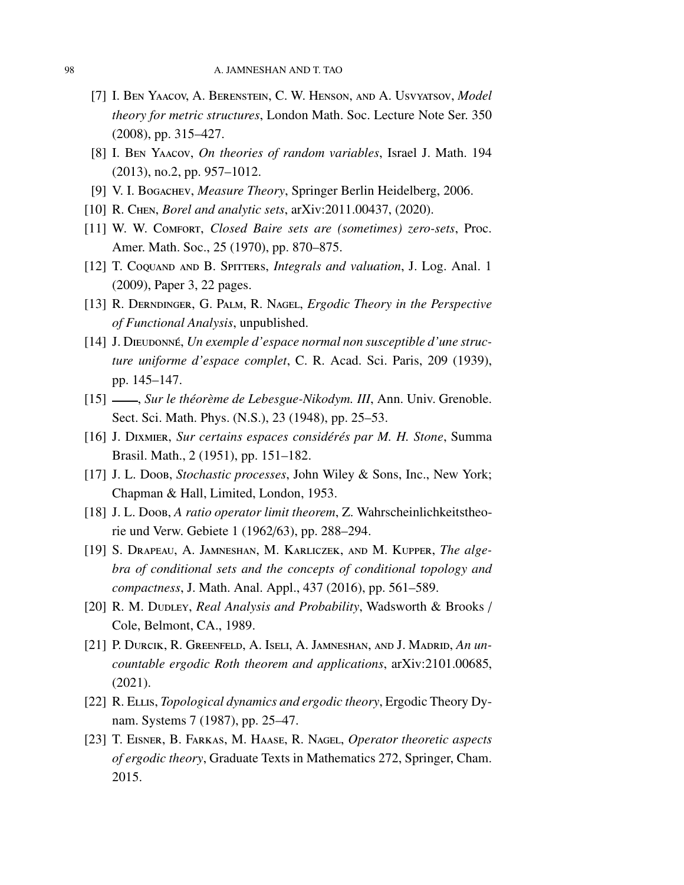[7] I. Ben Yaacov, A. Berenstein, C. W. Henson, and A. Usvyatsov, *Model theory for metric structures*, London Math. Soc. Lecture Note Ser. 350 (2008), pp. 315–427.

[8] I. Ben Yaacov, *On theories of random variables*, Israel J. Math. 194 (2013), no.2, pp. 957–1012.

[9] V. I. Bogachev, *Measure Theory*, Springer Berlin Heidelberg, 2006.

[10] R. Chen, *Borel and analytic sets*, arXiv:2011.00437, (2020).

[11] W. W. Comfort, *Closed Baire sets are (sometimes) zero-sets*, Proc. Amer. Math. Soc., 25 (1970), pp. 870–875.

[12] T. Coquand and B. Spitters, *Integrals and valuation*, J. Log. Anal. 1 (2009), Paper 3, 22 pages.

[13] R. Derndinger, G. Palm, R. Nagel, *Ergodic Theory in the Perspective of Functional Analysis*, unpublished.

[14] J. Dieudonné, *Un exemple d'espace normal non susceptible d'une structure uniforme d'espace complet*, C. R. Acad. Sci. Paris, 209 (1939), pp. 145–147.

[15] ——, *Sur le théorème de Lebesgue-Nikodym. III*, Ann. Univ. Grenoble. Sect. Sci. Math. Phys. (N.S.), 23 (1948), pp. 25–53.

[16] J. Dixmier, *Sur certains espaces considérés par M. H. Stone*, Summa Brasil. Math., 2 (1951), pp. 151–182.

[17] J. L. Doob, *Stochastic processes*, John Wiley & Sons, Inc., New York; Chapman & Hall, Limited, London, 1953.

[18] J. L. Doob, *A ratio operator limit theorem*, Z. Wahrscheinlichkeitstheorie und Verw. Gebiete 1 (1962/63), pp. 288–294.

[19] S. Drapeau, A. Jamneshan, M. Karliczek, and M. Kupper, *The algebra of conditional sets and the concepts of conditional topology and compactness*, J. Math. Anal. Appl., 437 (2016), pp. 561–589.

[20] R. M. Dudley, *Real Analysis and Probability*, Wadsworth & Brooks / Cole, Belmont, CA., 1989.

[21] P. Durcik, R. Greenfeld, A. Iseli, A. Jamneshan, and J. Madrid, *An uncountable ergodic Roth theorem and applications*, arXiv:2101.00685, (2021).

[22] R. Ellis, *Topological dynamics and ergodic theory*, Ergodic Theory Dynam. Systems 7 (1987), pp. 25–47.

[23] T. Eisner, B. Farkas, M. Haase, R. Nagel, *Operator theoretic aspects of ergodic theory*, Graduate Texts in Mathematics 272, Springer, Cham. 2015.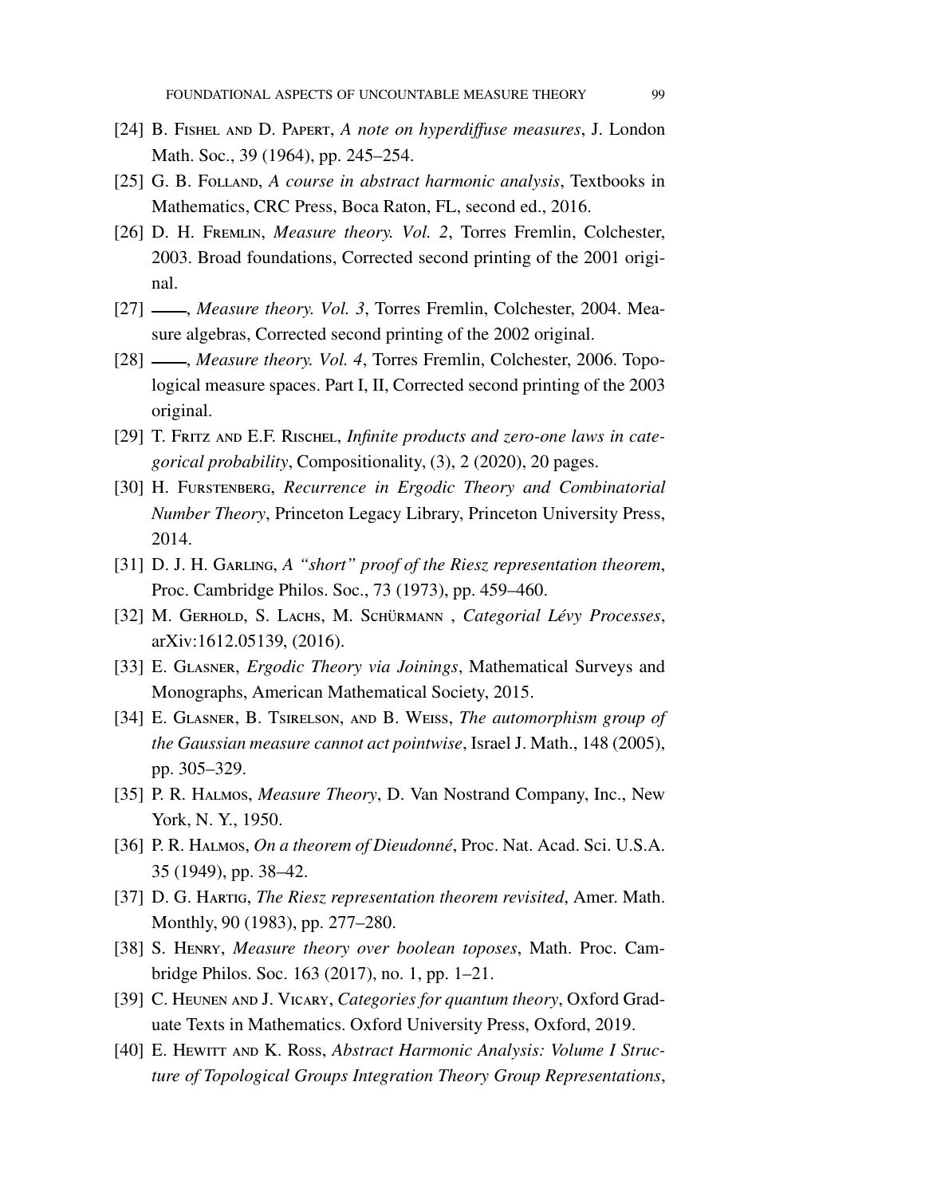[24] B. Fishel and D. Papert, *A note on hyperdiffuse measures*, J. London Math. Soc., 39 (1964), pp. 245–254.

[25] G. B. Folland, *A course in abstract harmonic analysis*, Textbooks in Mathematics, CRC Press, Boca Raton, FL, second ed., 2016.

[26] D. H. Fremlin, *Measure theory. Vol. 2*, Torres Fremlin, Colchester, 2003. Broad foundations, Corrected second printing of the 2001 original.

[27] ——, *Measure theory. Vol. 3*, Torres Fremlin, Colchester, 2004. Measure algebras, Corrected second printing of the 2002 original.

[28] ——, *Measure theory. Vol. 4*, Torres Fremlin, Colchester, 2006. Topological measure spaces. Part I, II, Corrected second printing of the 2003 original.

[29] T. Fritz and E.F. Rischel, *Infinite products and zero-one laws in categorical probability*, Compositionality, (3), 2 (2020), 20 pages.

[30] H. Furstenberg, *Recurrence in Ergodic Theory and Combinatorial Number Theory*, Princeton Legacy Library, Princeton University Press, 2014.

[31] D. J. H. Garling, *A "short" proof of the Riesz representation theorem*, Proc. Cambridge Philos. Soc., 73 (1973), pp. 459–460.

[32] M. Gerhold, S. Lachs, M. Schürmann , *Categorial Lévy Processes*, arXiv:1612.05139, (2016).

[33] E. Glasner, *Ergodic Theory via Joinings*, Mathematical Surveys and Monographs, American Mathematical Society, 2015.

[34] E. Glasner, B. Tsirelson, and B. Weiss, *The automorphism group of the Gaussian measure cannot act pointwise*, Israel J. Math., 148 (2005), pp. 305–329.

[35] P. R. Halmos, *Measure Theory*, D. Van Nostrand Company, Inc., New York, N. Y., 1950.

[36] P. R. Halmos, *On a theorem of Dieudonné*, Proc. Nat. Acad. Sci. U.S.A. 35 (1949), pp. 38–42.

[37] D. G. Hartig, *The Riesz representation theorem revisited*, Amer. Math. Monthly, 90 (1983), pp. 277–280.

[38] S. Henry, *Measure theory over boolean toposes*, Math. Proc. Cambridge Philos. Soc. 163 (2017), no. 1, pp. 1–21.

[39] C. Heunen and J. Vicary, *Categories for quantum theory*, Oxford Graduate Texts in Mathematics. Oxford University Press, Oxford, 2019.

[40] E. Hewitt and K. Ross, *Abstract Harmonic Analysis: Volume I Structure of Topological Groups Integration Theory Group Representations*,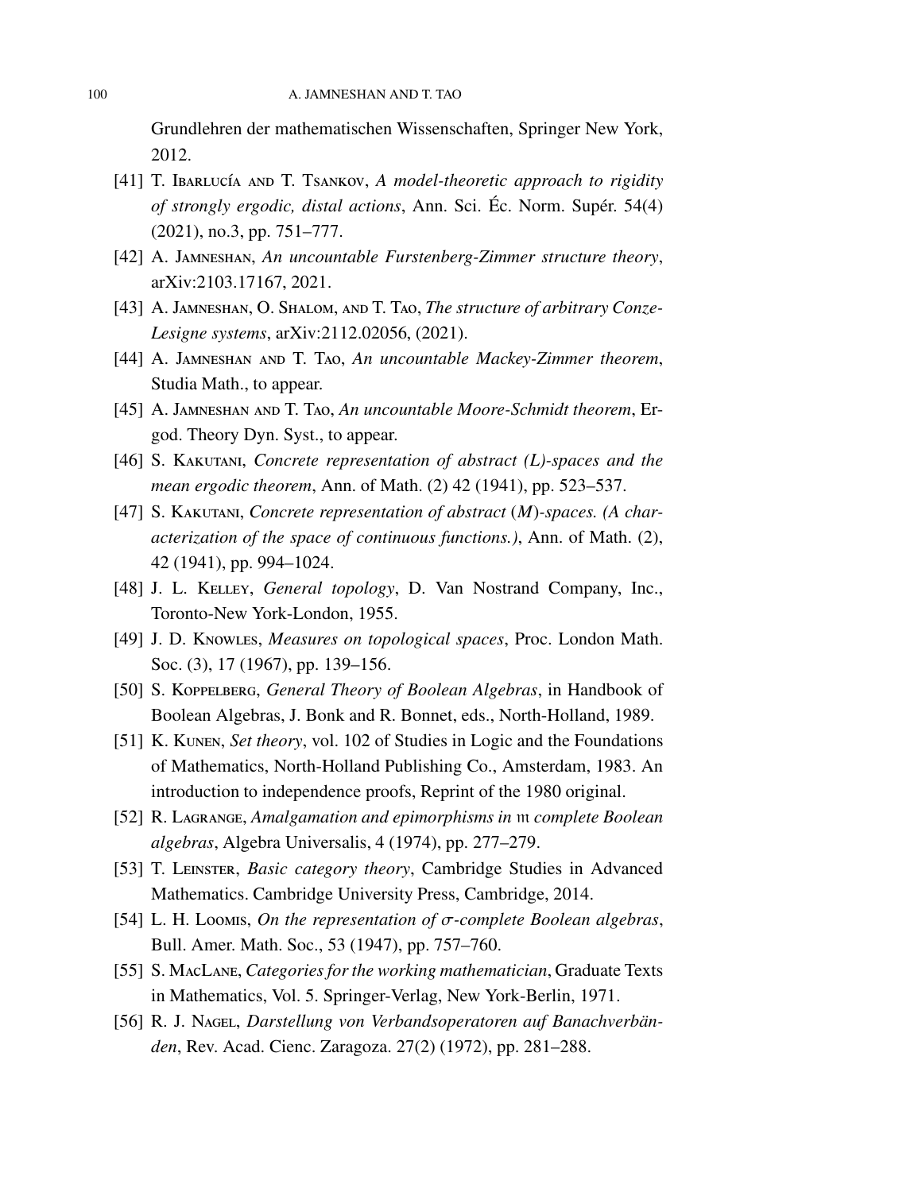Grundlehren der mathematischen Wissenschaften, Springer New York, 2012.

[41] T. Ibarlucía and T. Tsankov, *A model-theoretic approach to rigidity of strongly ergodic, distal actions*, Ann. Sci. Éc. Norm. Supér. 54(4) (2021), no.3, pp. 751–777.

[42] A. Jamneshan, *An uncountable Furstenberg-Zimmer structure theory*, arXiv:2103.17167, 2021.

[43] A. Jamneshan, O. Shalom, and T. Tao, *The structure of arbitrary Conze-Lesigne systems*, arXiv:2112.02056, (2021).

[44] A. Jamneshan and T. Tao, *An uncountable Mackey-Zimmer theorem*, Studia Math., to appear.

[45] A. Jamneshan and T. Tao, *An uncountable Moore-Schmidt theorem*, Ergod. Theory Dyn. Syst., to appear.

[46] S. Kakutani, *Concrete representation of abstract (L)-spaces and the mean ergodic theorem*, Ann. of Math. (2) 42 (1941), pp. 523–537.

[47] S. Kakutani, *Concrete representation of abstract (M)-spaces. (A characterization of the space of continuous functions.)*, Ann. of Math. (2), 42 (1941), pp. 994–1024.

[48] J. L. Kelley, *General topology*, D. Van Nostrand Company, Inc., Toronto-New York-London, 1955.

[49] J. D. Knowles, *Measures on topological spaces*, Proc. London Math. Soc. (3), 17 (1967), pp. 139–156.

[50] S. Koppelberg, *General Theory of Boolean Algebras*, in Handbook of Boolean Algebras, J. Bonk and R. Bonnet, eds., North-Holland, 1989.

[51] K. Kunen, *Set theory*, vol. 102 of Studies in Logic and the Foundations of Mathematics, North-Holland Publishing Co., Amsterdam, 1983. An introduction to independence proofs, Reprint of the 1980 original.

[52] R. Lagrange, *Amalgamation and epimorphisms in $\mathfrak{m}$ complete Boolean algebras*, Algebra Universalis, 4 (1974), pp. 277–279.

[53] T. Leinster, *Basic category theory*, Cambridge Studies in Advanced Mathematics. Cambridge University Press, Cambridge, 2014.

[54] L. H. Loomis, *On the representation of $\sigma$-complete Boolean algebras*, Bull. Amer. Math. Soc., 53 (1947), pp. 757–760.

[55] S. MacLane, *Categories for the working mathematician*, Graduate Texts in Mathematics, Vol. 5. Springer-Verlag, New York-Berlin, 1971.

[56] R. J. Nagel, *Darstellung von Verbandsoperatoren auf Banachverbänden*, Rev. Acad. Cienc. Zaragoza. 27(2) (1972), pp. 281–288.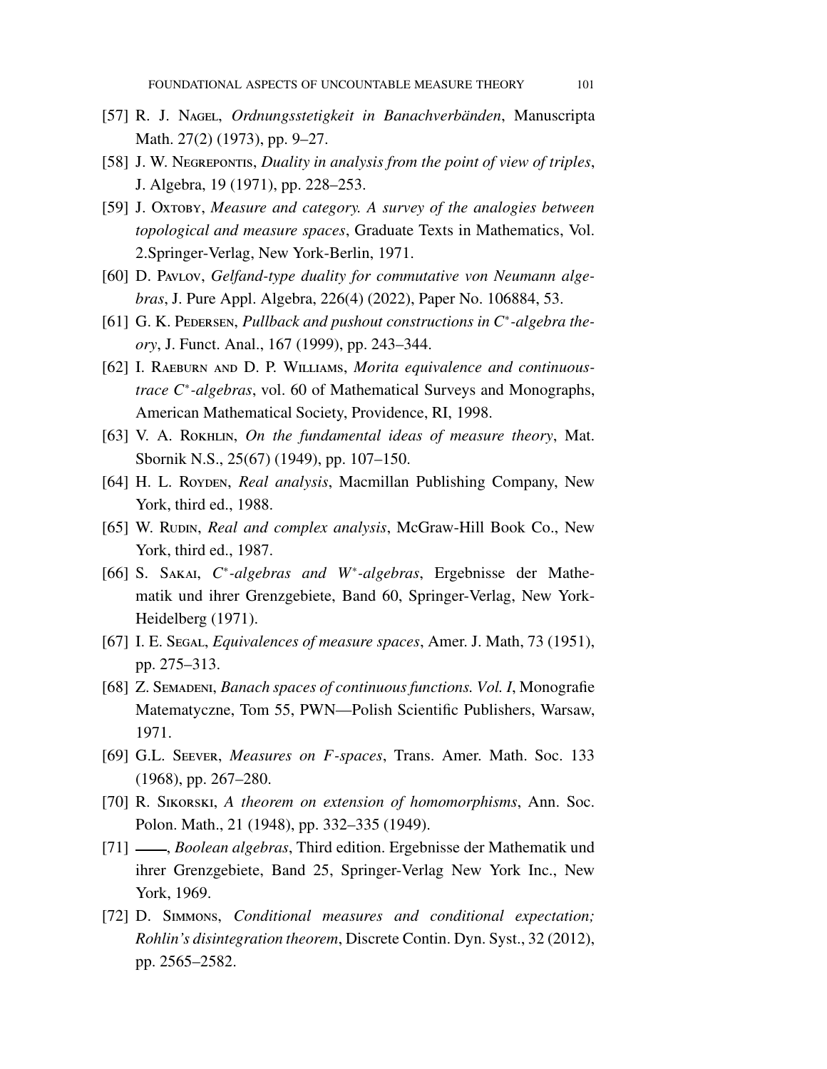[57] R. J. Nagel, *Ordnungsstetigkeit in Banachverbänden*, Manuscripta Math. 27(2) (1973), pp. 9–27.

[58] J. W. Negrepontis, *Duality in analysis from the point of view of triples*, J. Algebra, 19 (1971), pp. 228–253.

[59] J. Oxtoby, *Measure and category. A survey of the analogies between topological and measure spaces*, Graduate Texts in Mathematics, Vol. 2.Springer-Verlag, New York-Berlin, 1971.

[60] D. Pavlov, *Gelfand-type duality for commutative von Neumann algebras*, J. Pure Appl. Algebra, 226(4) (2022), Paper No. 106884, 53.

[61] G. K. Pedersen, *Pullback and pushout constructions in $C^*$-algebra theory*, J. Funct. Anal., 167 (1999), pp. 243–344.

[62] I. Raeburn and D. P. Williams, *Morita equivalence and continuous-trace $C^*$-algebras*, vol. 60 of Mathematical Surveys and Monographs, American Mathematical Society, Providence, RI, 1998.

[63] V. A. Rokhlin, *On the fundamental ideas of measure theory*, Mat. Sbornik N.S., 25(67) (1949), pp. 107–150.

[64] H. L. Royden, *Real analysis*, Macmillan Publishing Company, New York, third ed., 1988.

[65] W. Rudin, *Real and complex analysis*, McGraw-Hill Book Co., New York, third ed., 1987.

[66] S. Sakai, *$C^*$-algebras and $W^*$-algebras*, Ergebnisse der Mathematik und ihrer Grenzgebiete, Band 60, Springer-Verlag, New York-Heidelberg (1971).

[67] I. E. Segal, *Equivalences of measure spaces*, Amer. J. Math, 73 (1951), pp. 275–313.

[68] Z. Semadeni, *Banach spaces of continuous functions. Vol. I*, Monografie Matematyczne, Tom 55, PWN—Polish Scientific Publishers, Warsaw, 1971.

[69] G.L. Seever, *Measures on $F$-spaces*, Trans. Amer. Math. Soc. 133 (1968), pp. 267–280.

[70] R. Sikorski, *A theorem on extension of homomorphisms*, Ann. Soc. Polon. Math., 21 (1948), pp. 332–335 (1949).

[71] ——, *Boolean algebras*, Third edition. Ergebnisse der Mathematik und ihrer Grenzgebiete, Band 25, Springer-Verlag New York Inc., New York, 1969.

[72] D. Simmons, *Conditional measures and conditional expectation; Rohlin's disintegration theorem*, Discrete Contin. Dyn. Syst., 32 (2012), pp. 2565–2582.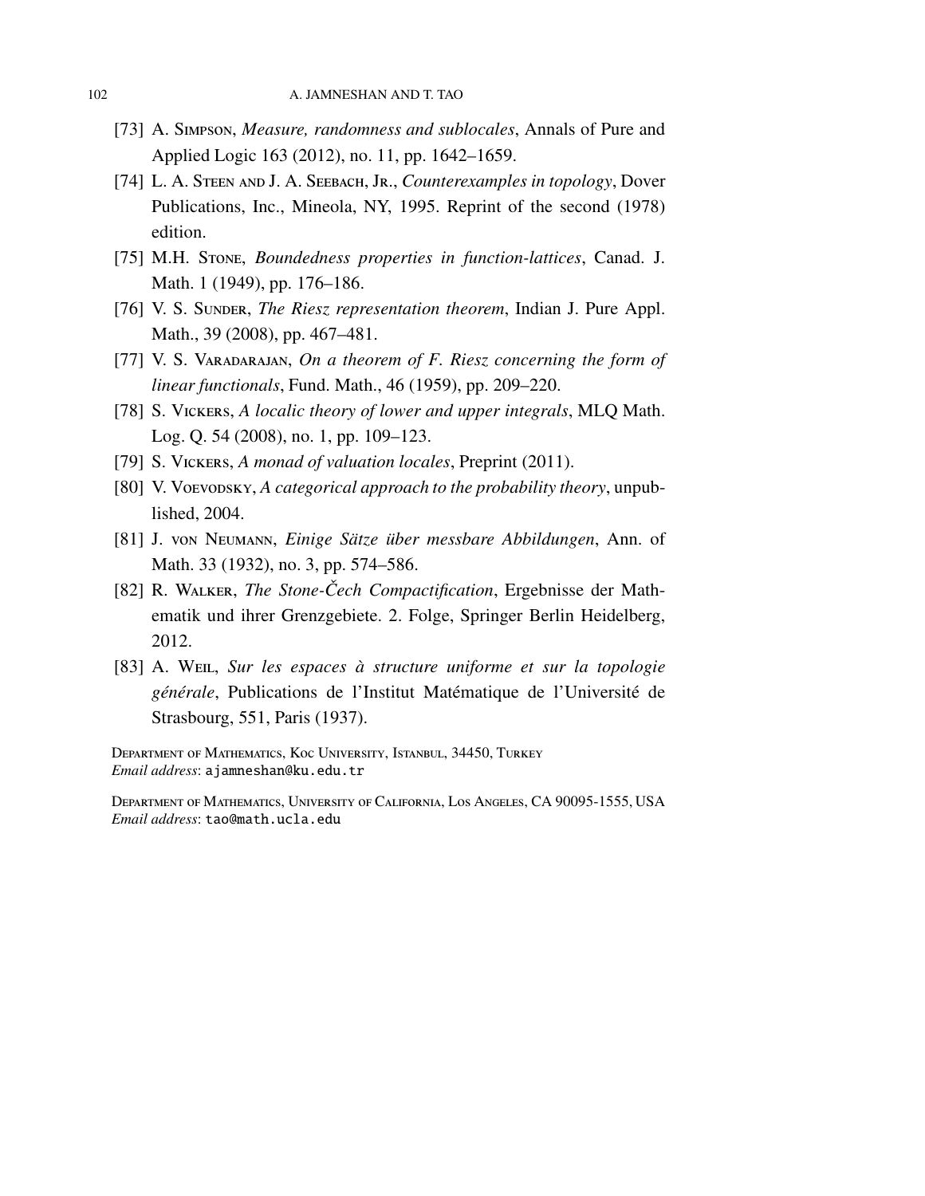[73] A. Simpson, *Measure, randomness and sublocales*, Annals of Pure and Applied Logic 163 (2012), no. 11, pp. 1642–1659.

[74] L. A. Steen and J. A. Seebach, Jr., *Counterexamples in topology*, Dover Publications, Inc., Mineola, NY, 1995. Reprint of the second (1978) edition.

[75] M.H. Stone, *Boundedness properties in function-lattices*, Canad. J. Math. 1 (1949), pp. 176–186.

[76] V. S. Sunder, *The Riesz representation theorem*, Indian J. Pure Appl. Math., 39 (2008), pp. 467–481.

[77] V. S. Varadarajan, *On a theorem of F. Riesz concerning the form of linear functionals*, Fund. Math., 46 (1959), pp. 209–220.

[78] S. Vickers, *A localic theory of lower and upper integrals*, MLQ Math. Log. Q. 54 (2008), no. 1, pp. 109–123.

[79] S. Vickers, *A monad of valuation locales*, Preprint (2011).

[80] V. Voevodsky, *A categorical approach to the probability theory*, unpublished, 2004.

[81] J. von Neumann, *Einige Sätze über messbare Abbildungen*, Ann. of Math. 33 (1932), no. 3, pp. 574–586.

[82] R. Walker, *The Stone-Čech Compactification*, Ergebnisse der Mathematik und ihrer Grenzgebiete. 2. Folge, Springer Berlin Heidelberg, 2012.

[83] A. Weil, *Sur les espaces à structure uniforme et sur la topologie générale*, Publications de l'Institut Matématique de l'Université de Strasbourg, 551, Paris (1937).

Department of Mathematics, Koc University, Istanbul, 34450, Turkey
*Email address*: ajamneshan@ku.edu.tr

Department of Mathematics, University of California, Los Angeles, CA 90095-1555, USA
*Email address*: tao@math.ucla.edu